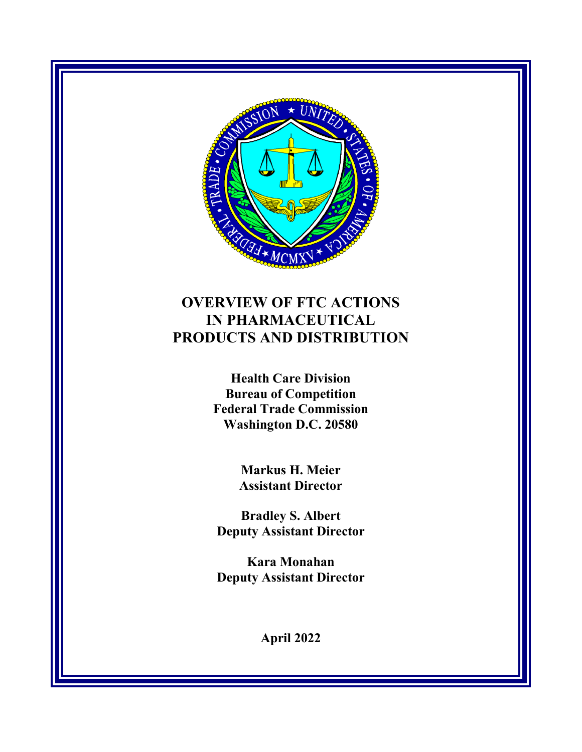# OVERVIEW OF FTC ACTIONS IN PHARMACEUTICAL PRODUCTS AND DISTRIBUTION

**Health Care Division**
**Bureau of Competition**
**Federal Trade Commission**
**Washington D.C. 20580**

**Markus H. Meier**
**Assistant Director**

**Bradley S. Albert**
**Deputy Assistant Director**

**Kara Monahan**
**Deputy Assistant Director**

**April 2022**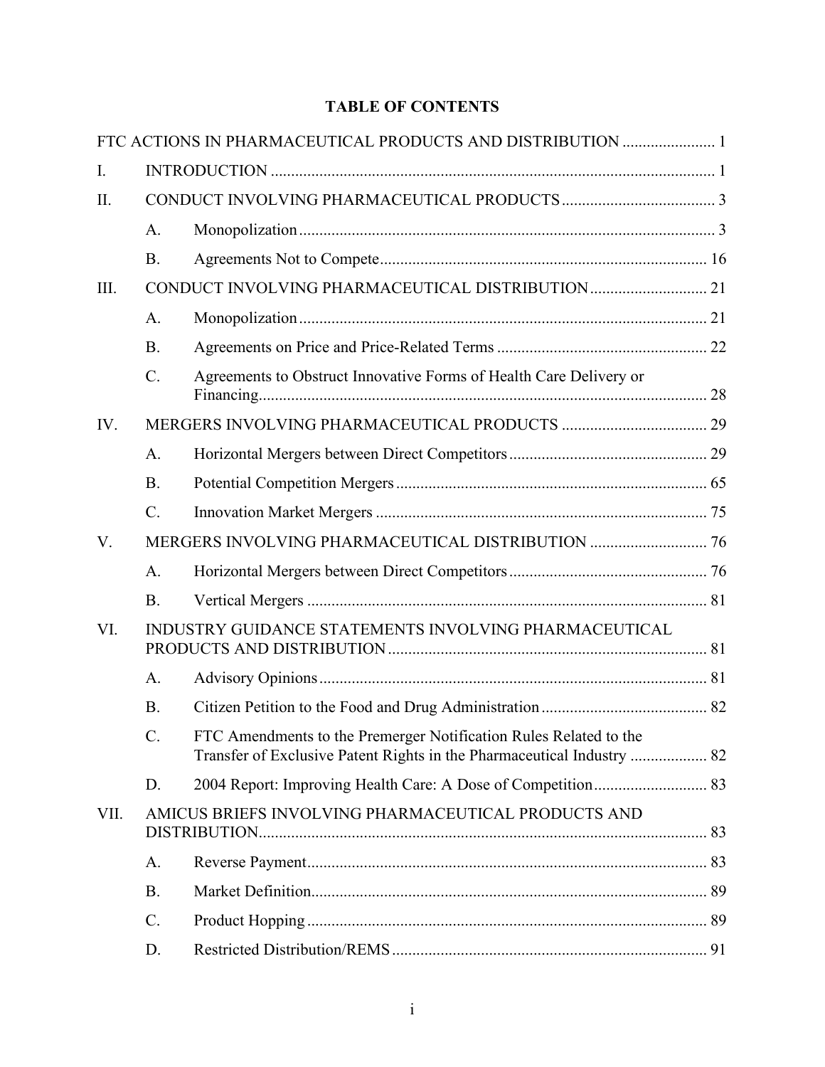# TABLE OF CONTENTS

FTC ACTIONS IN PHARMACEUTICAL PRODUCTS AND DISTRIBUTION ....................... 1

I. INTRODUCTION ............................................................................................. 1

II. CONDUCT INVOLVING PHARMACEUTICAL PRODUCTS ...................................... 3

- A. Monopolization ...................................................................................... 3
- B. Agreements Not to Compete ................................................................. 16

III. CONDUCT INVOLVING PHARMACEUTICAL DISTRIBUTION ............................. 21

- A. Monopolization ..................................................................................... 21
- B. Agreements on Price and Price-Related Terms .................................... 22
- C. Agreements to Obstruct Innovative Forms of Health Care Delivery or Financing ............................................................................................... 28

IV. MERGERS INVOLVING PHARMACEUTICAL PRODUCTS .................................... 29

- A. Horizontal Mergers between Direct Competitors ................................. 29
- B. Potential Competition Mergers ............................................................. 65
- C. Innovation Market Mergers .................................................................. 75

V. MERGERS INVOLVING PHARMACEUTICAL DISTRIBUTION ............................. 76

- A. Horizontal Mergers between Direct Competitors ................................. 76
- B. Vertical Mergers ................................................................................... 81

VI. INDUSTRY GUIDANCE STATEMENTS INVOLVING PHARMACEUTICAL PRODUCTS AND DISTRIBUTION ............................................................................... 81

- A. Advisory Opinions ................................................................................ 81
- B. Citizen Petition to the Food and Drug Administration ......................... 82
- C. FTC Amendments to the Premerger Notification Rules Related to the Transfer of Exclusive Patent Rights in the Pharmaceutical Industry ................... 82
- D. 2004 Report: Improving Health Care: A Dose of Competition ............ 83

VII. AMICUS BRIEFS INVOLVING PHARMACEUTICAL PRODUCTS AND DISTRIBUTION ............................................................................................... 83

- A. Reverse Payment ................................................................................... 83
- B. Market Definition .................................................................................. 89
- C. Product Hopping ................................................................................... 89
- D. Restricted Distribution/REMS .............................................................. 91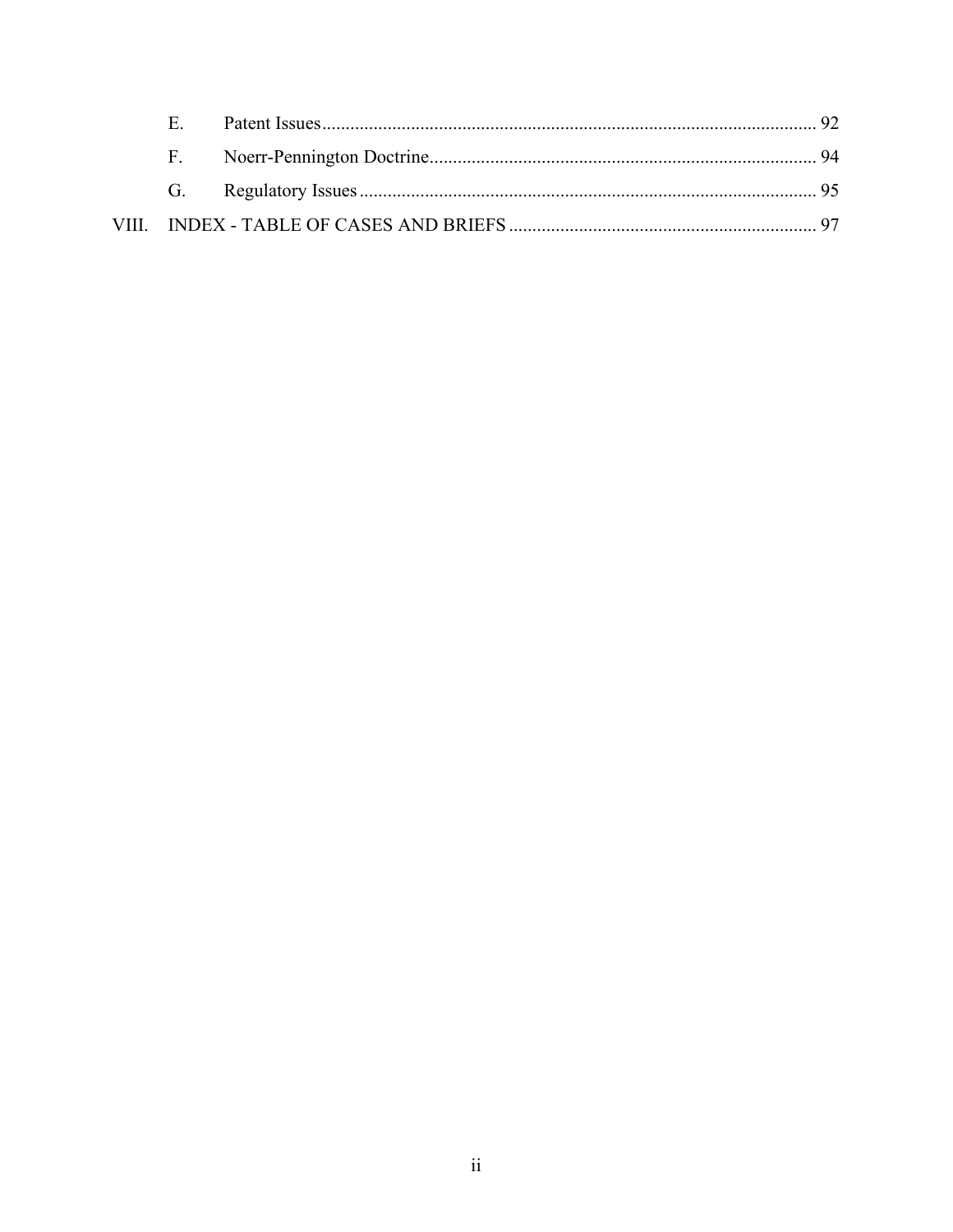E. Patent Issues ........................................................................................................ 92

F. Noerr-Pennington Doctrine .................................................................................. 94

G. Regulatory Issues ................................................................................................ 95

VIII. INDEX - TABLE OF CASES AND BRIEFS ................................................................. 97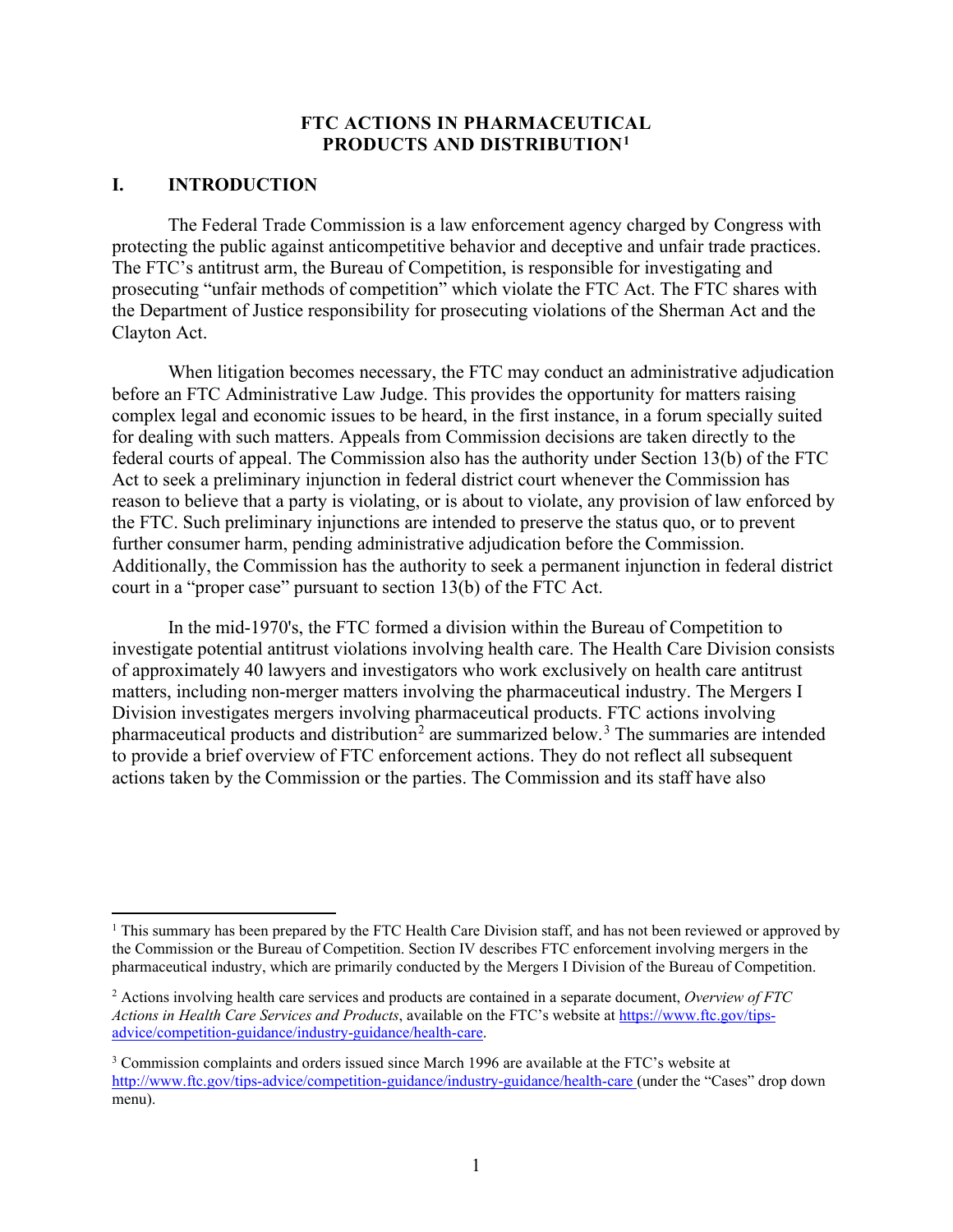**FTC ACTIONS IN PHARMACEUTICAL PRODUCTS AND DISTRIBUTION[1]**

## I. INTRODUCTION

The Federal Trade Commission is a law enforcement agency charged by Congress with protecting the public against anticompetitive behavior and deceptive and unfair trade practices. The FTC's antitrust arm, the Bureau of Competition, is responsible for investigating and prosecuting "unfair methods of competition" which violate the FTC Act. The FTC shares with the Department of Justice responsibility for prosecuting violations of the Sherman Act and the Clayton Act.

When litigation becomes necessary, the FTC may conduct an administrative adjudication before an FTC Administrative Law Judge. This provides the opportunity for matters raising complex legal and economic issues to be heard, in the first instance, in a forum specially suited for dealing with such matters. Appeals from Commission decisions are taken directly to the federal courts of appeal. The Commission also has the authority under Section 13(b) of the FTC Act to seek a preliminary injunction in federal district court whenever the Commission has reason to believe that a party is violating, or is about to violate, any provision of law enforced by the FTC. Such preliminary injunctions are intended to preserve the status quo, or to prevent further consumer harm, pending administrative adjudication before the Commission. Additionally, the Commission has the authority to seek a permanent injunction in federal district court in a "proper case" pursuant to section 13(b) of the FTC Act.

In the mid-1970's, the FTC formed a division within the Bureau of Competition to investigate potential antitrust violations involving health care. The Health Care Division consists of approximately 40 lawyers and investigators who work exclusively on health care antitrust matters, including non-merger matters involving the pharmaceutical industry. The Mergers I Division investigates mergers involving pharmaceutical products. FTC actions involving pharmaceutical products and distribution[2] are summarized below.[3] The summaries are intended to provide a brief overview of FTC enforcement actions. They do not reflect all subsequent actions taken by the Commission or the parties. The Commission and its staff have also

---

[1] This summary has been prepared by the FTC Health Care Division staff, and has not been reviewed or approved by the Commission or the Bureau of Competition. Section IV describes FTC enforcement involving mergers in the pharmaceutical industry, which are primarily conducted by the Mergers I Division of the Bureau of Competition.

[2] Actions involving health care services and products are contained in a separate document, *Overview of FTC Actions in Health Care Services and Products*, available on the FTC's website at https://www.ftc.gov/tips-advice/competition-guidance/industry-guidance/health-care.

[3] Commission complaints and orders issued since March 1996 are available at the FTC's website at http://www.ftc.gov/tips-advice/competition-guidance/industry-guidance/health-care (under the "Cases" drop down menu).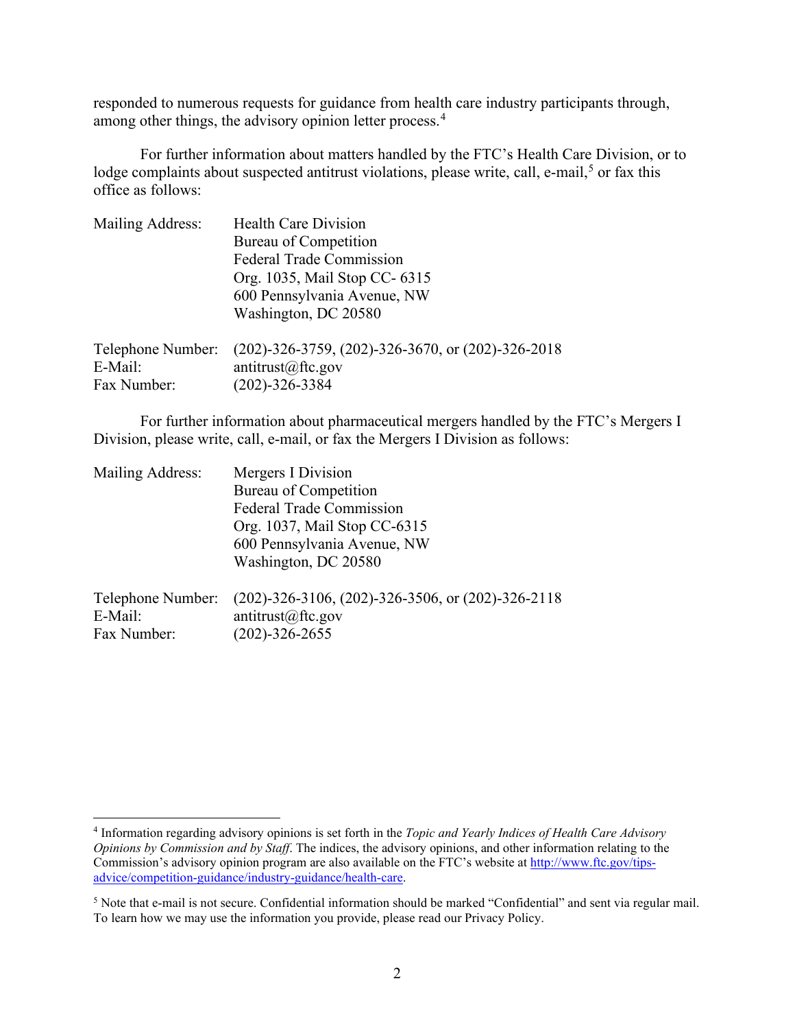responded to numerous requests for guidance from health care industry participants through, among other things, the advisory opinion letter process.[4]

For further information about matters handled by the FTC's Health Care Division, or to lodge complaints about suspected antitrust violations, please write, call, e-mail,[5] or fax this office as follows:

| | |
|---|---|
| Mailing Address: | Health Care Division<br>Bureau of Competition<br>Federal Trade Commission<br>Org. 1035, Mail Stop CC- 6315<br>600 Pennsylvania Avenue, NW<br>Washington, DC 20580 |
| Telephone Number: | (202)-326-3759, (202)-326-3670, or (202)-326-2018 |
| E-Mail: | antitrust@ftc.gov |
| Fax Number: | (202)-326-3384 |

For further information about pharmaceutical mergers handled by the FTC's Mergers I Division, please write, call, e-mail, or fax the Mergers I Division as follows:

| | |
|---|---|
| Mailing Address: | Mergers I Division<br>Bureau of Competition<br>Federal Trade Commission<br>Org. 1037, Mail Stop CC-6315<br>600 Pennsylvania Avenue, NW<br>Washington, DC 20580 |
| Telephone Number: | (202)-326-3106, (202)-326-3506, or (202)-326-2118 |
| E-Mail: | antitrust@ftc.gov |
| Fax Number: | (202)-326-2655 |

---

[4] Information regarding advisory opinions is set forth in the *Topic and Yearly Indices of Health Care Advisory Opinions by Commission and by Staff*. The indices, the advisory opinions, and other information relating to the Commission's advisory opinion program are also available on the FTC's website at http://www.ftc.gov/tips-advice/competition-guidance/industry-guidance/health-care.

[5] Note that e-mail is not secure. Confidential information should be marked "Confidential" and sent via regular mail. To learn how we may use the information you provide, please read our Privacy Policy.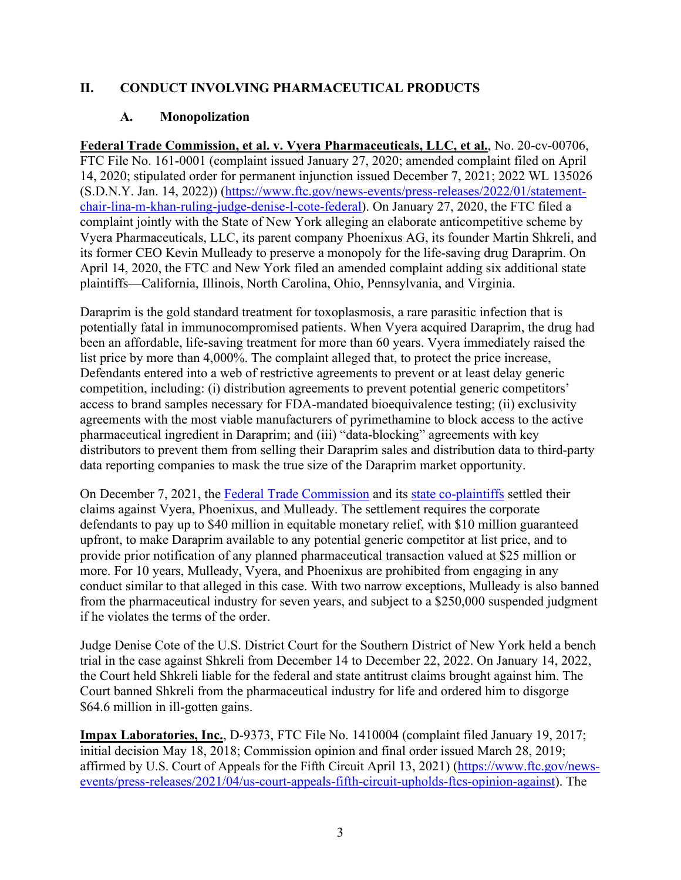## II. CONDUCT INVOLVING PHARMACEUTICAL PRODUCTS

### A. Monopolization

**Federal Trade Commission, et al. v. Vyera Pharmaceuticals, LLC, et al.**, No. 20-cv-00706, FTC File No. 161-0001 (complaint issued January 27, 2020; amended complaint filed on April 14, 2020; stipulated order for permanent injunction issued December 7, 2021; 2022 WL 135026 (S.D.N.Y. Jan. 14, 2022)) (https://www.ftc.gov/news-events/press-releases/2022/01/statement-chair-lina-m-khan-ruling-judge-denise-l-cote-federal). On January 27, 2020, the FTC filed a complaint jointly with the State of New York alleging an elaborate anticompetitive scheme by Vyera Pharmaceuticals, LLC, its parent company Phoenixus AG, its founder Martin Shkreli, and its former CEO Kevin Mulleady to preserve a monopoly for the life-saving drug Daraprim. On April 14, 2020, the FTC and New York filed an amended complaint adding six additional state plaintiffs—California, Illinois, North Carolina, Ohio, Pennsylvania, and Virginia.

Daraprim is the gold standard treatment for toxoplasmosis, a rare parasitic infection that is potentially fatal in immunocompromised patients. When Vyera acquired Daraprim, the drug had been an affordable, life-saving treatment for more than 60 years. Vyera immediately raised the list price by more than 4,000%. The complaint alleged that, to protect the price increase, Defendants entered into a web of restrictive agreements to prevent or at least delay generic competition, including: (i) distribution agreements to prevent potential generic competitors' access to brand samples necessary for FDA-mandated bioequivalence testing; (ii) exclusivity agreements with the most viable manufacturers of pyrimethamine to block access to the active pharmaceutical ingredient in Daraprim; and (iii) "data-blocking" agreements with key distributors to prevent them from selling their Daraprim sales and distribution data to third-party data reporting companies to mask the true size of the Daraprim market opportunity.

On December 7, 2021, the Federal Trade Commission and its state co-plaintiffs settled their claims against Vyera, Phoenixus, and Mulleady. The settlement requires the corporate defendants to pay up to $40 million in equitable monetary relief, with $10 million guaranteed upfront, to make Daraprim available to any potential generic competitor at list price, and to provide prior notification of any planned pharmaceutical transaction valued at $25 million or more. For 10 years, Mulleady, Vyera, and Phoenixus are prohibited from engaging in any conduct similar to that alleged in this case. With two narrow exceptions, Mulleady is also banned from the pharmaceutical industry for seven years, and subject to a $250,000 suspended judgment if he violates the terms of the order.

Judge Denise Cote of the U.S. District Court for the Southern District of New York held a bench trial in the case against Shkreli from December 14 to December 22, 2022. On January 14, 2022, the Court held Shkreli liable for the federal and state antitrust claims brought against him. The Court banned Shkreli from the pharmaceutical industry for life and ordered him to disgorge $64.6 million in ill-gotten gains.

**Impax Laboratories, Inc.**, D-9373, FTC File No. 1410004 (complaint filed January 19, 2017; initial decision May 18, 2018; Commission opinion and final order issued March 28, 2019; affirmed by U.S. Court of Appeals for the Fifth Circuit April 13, 2021) (https://www.ftc.gov/news-events/press-releases/2021/04/us-court-appeals-fifth-circuit-upholds-ftcs-opinion-against). The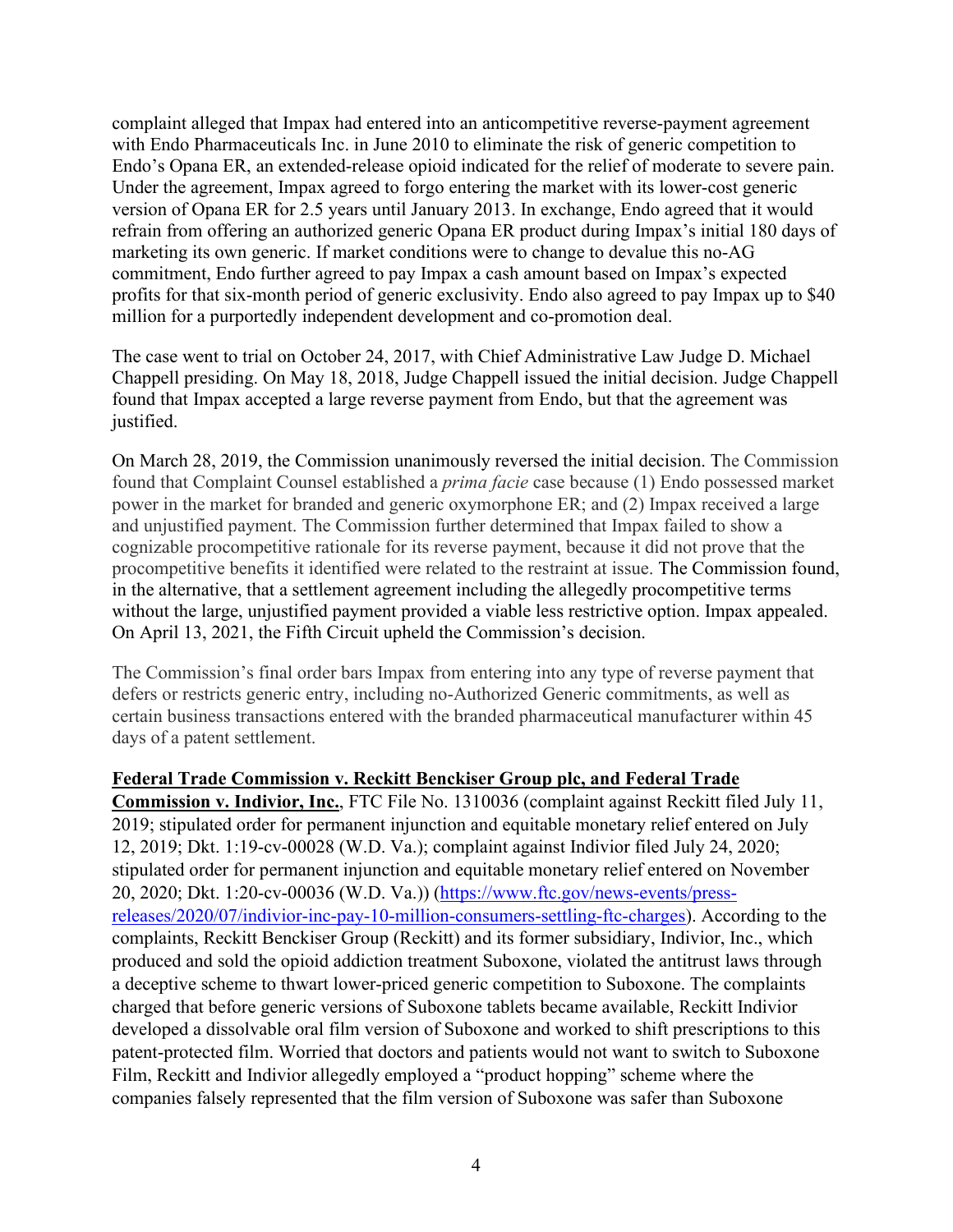complaint alleged that Impax had entered into an anticompetitive reverse-payment agreement with Endo Pharmaceuticals Inc. in June 2010 to eliminate the risk of generic competition to Endo's Opana ER, an extended-release opioid indicated for the relief of moderate to severe pain. Under the agreement, Impax agreed to forgo entering the market with its lower-cost generic version of Opana ER for 2.5 years until January 2013. In exchange, Endo agreed that it would refrain from offering an authorized generic Opana ER product during Impax's initial 180 days of marketing its own generic. If market conditions were to change to devalue this no-AG commitment, Endo further agreed to pay Impax a cash amount based on Impax's expected profits for that six-month period of generic exclusivity. Endo also agreed to pay Impax up to $40 million for a purportedly independent development and co-promotion deal.

The case went to trial on October 24, 2017, with Chief Administrative Law Judge D. Michael Chappell presiding. On May 18, 2018, Judge Chappell issued the initial decision. Judge Chappell found that Impax accepted a large reverse payment from Endo, but that the agreement was justified.

On March 28, 2019, the Commission unanimously reversed the initial decision. The Commission found that Complaint Counsel established a *prima facie* case because (1) Endo possessed market power in the market for branded and generic oxymorphone ER; and (2) Impax received a large and unjustified payment. The Commission further determined that Impax failed to show a cognizable procompetitive rationale for its reverse payment, because it did not prove that the procompetitive benefits it identified were related to the restraint at issue. The Commission found, in the alternative, that a settlement agreement including the allegedly procompetitive terms without the large, unjustified payment provided a viable less restrictive option. Impax appealed. On April 13, 2021, the Fifth Circuit upheld the Commission's decision.

The Commission's final order bars Impax from entering into any type of reverse payment that defers or restricts generic entry, including no-Authorized Generic commitments, as well as certain business transactions entered with the branded pharmaceutical manufacturer within 45 days of a patent settlement.

**Federal Trade Commission v. Reckitt Benckiser Group plc, and Federal Trade Commission v. Indivior, Inc.**, FTC File No. 1310036 (complaint against Reckitt filed July 11, 2019; stipulated order for permanent injunction and equitable monetary relief entered on July 12, 2019; Dkt. 1:19-cv-00028 (W.D. Va.); complaint against Indivior filed July 24, 2020; stipulated order for permanent injunction and equitable monetary relief entered on November 20, 2020; Dkt. 1:20-cv-00036 (W.D. Va.)) (https://www.ftc.gov/news-events/press-releases/2020/07/indivior-inc-pay-10-million-consumers-settling-ftc-charges). According to the complaints, Reckitt Benckiser Group (Reckitt) and its former subsidiary, Indivior, Inc., which produced and sold the opioid addiction treatment Suboxone, violated the antitrust laws through a deceptive scheme to thwart lower-priced generic competition to Suboxone. The complaints charged that before generic versions of Suboxone tablets became available, Reckitt Indivior developed a dissolvable oral film version of Suboxone and worked to shift prescriptions to this patent-protected film. Worried that doctors and patients would not want to switch to Suboxone Film, Reckitt and Indivior allegedly employed a "product hopping" scheme where the companies falsely represented that the film version of Suboxone was safer than Suboxone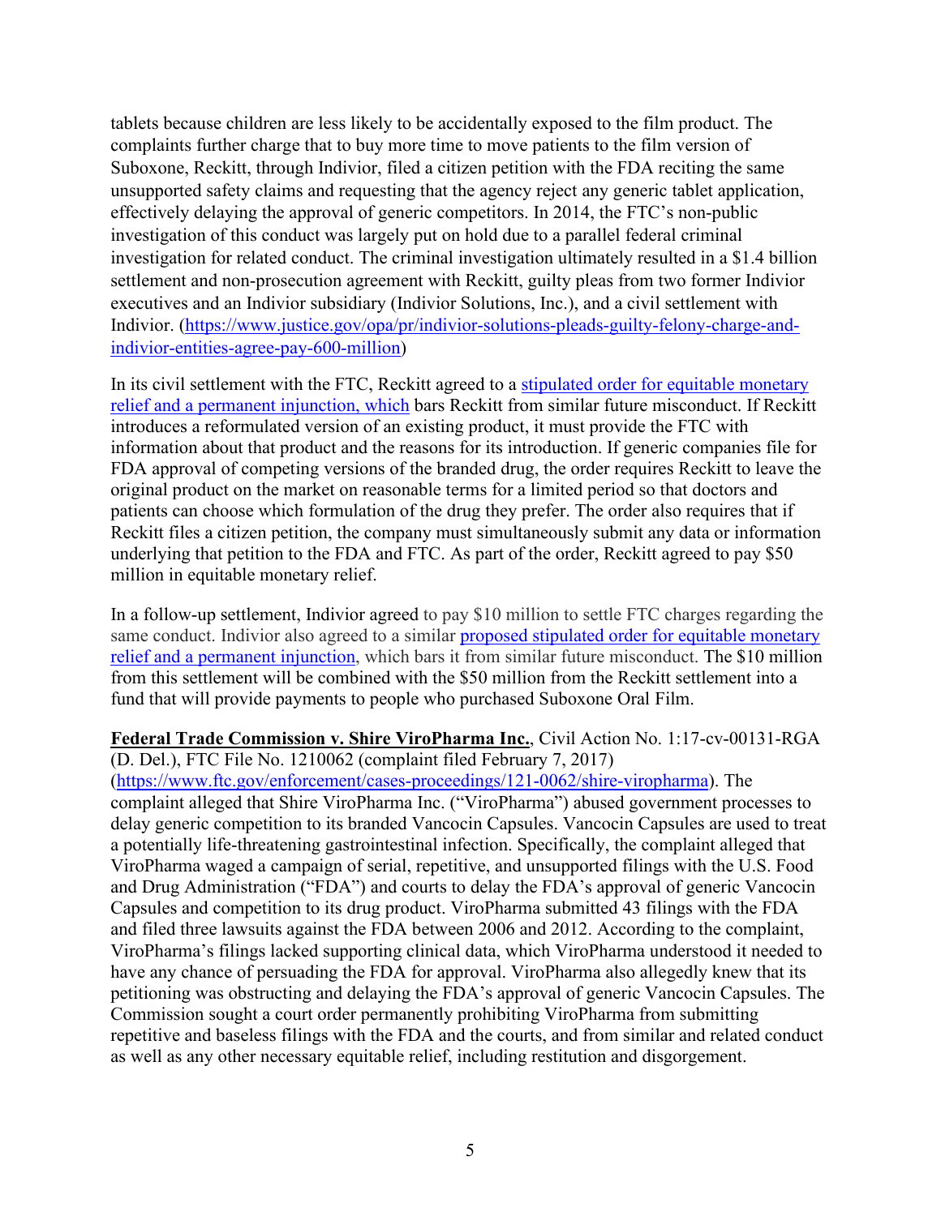tablets because children are less likely to be accidentally exposed to the film product. The complaints further charge that to buy more time to move patients to the film version of Suboxone, Reckitt, through Indivior, filed a citizen petition with the FDA reciting the same unsupported safety claims and requesting that the agency reject any generic tablet application, effectively delaying the approval of generic competitors. In 2014, the FTC's non-public investigation of this conduct was largely put on hold due to a parallel federal criminal investigation for related conduct. The criminal investigation ultimately resulted in a $1.4 billion settlement and non-prosecution agreement with Reckitt, guilty pleas from two former Indivior executives and an Indivior subsidiary (Indivior Solutions, Inc.), and a civil settlement with Indivior. (https://www.justice.gov/opa/pr/indivior-solutions-pleads-guilty-felony-charge-and-indivior-entities-agree-pay-600-million)

In its civil settlement with the FTC, Reckitt agreed to a stipulated order for equitable monetary relief and a permanent injunction, which bars Reckitt from similar future misconduct. If Reckitt introduces a reformulated version of an existing product, it must provide the FTC with information about that product and the reasons for its introduction. If generic companies file for FDA approval of competing versions of the branded drug, the order requires Reckitt to leave the original product on the market on reasonable terms for a limited period so that doctors and patients can choose which formulation of the drug they prefer. The order also requires that if Reckitt files a citizen petition, the company must simultaneously submit any data or information underlying that petition to the FDA and FTC. As part of the order, Reckitt agreed to pay $50 million in equitable monetary relief.

In a follow-up settlement, Indivior agreed to pay $10 million to settle FTC charges regarding the same conduct. Indivior also agreed to a similar proposed stipulated order for equitable monetary relief and a permanent injunction, which bars it from similar future misconduct. The $10 million from this settlement will be combined with the $50 million from the Reckitt settlement into a fund that will provide payments to people who purchased Suboxone Oral Film.

**Federal Trade Commission v. Shire ViroPharma Inc.**, Civil Action No. 1:17-cv-00131-RGA (D. Del.), FTC File No. 1210062 (complaint filed February 7, 2017) (https://www.ftc.gov/enforcement/cases-proceedings/121-0062/shire-viropharma). The complaint alleged that Shire ViroPharma Inc. ("ViroPharma") abused government processes to delay generic competition to its branded Vancocin Capsules. Vancocin Capsules are used to treat a potentially life-threatening gastrointestinal infection. Specifically, the complaint alleged that ViroPharma waged a campaign of serial, repetitive, and unsupported filings with the U.S. Food and Drug Administration ("FDA") and courts to delay the FDA's approval of generic Vancocin Capsules and competition to its drug product. ViroPharma submitted 43 filings with the FDA and filed three lawsuits against the FDA between 2006 and 2012. According to the complaint, ViroPharma's filings lacked supporting clinical data, which ViroPharma understood it needed to have any chance of persuading the FDA for approval. ViroPharma also allegedly knew that its petitioning was obstructing and delaying the FDA's approval of generic Vancocin Capsules. The Commission sought a court order permanently prohibiting ViroPharma from submitting repetitive and baseless filings with the FDA and the courts, and from similar and related conduct as well as any other necessary equitable relief, including restitution and disgorgement.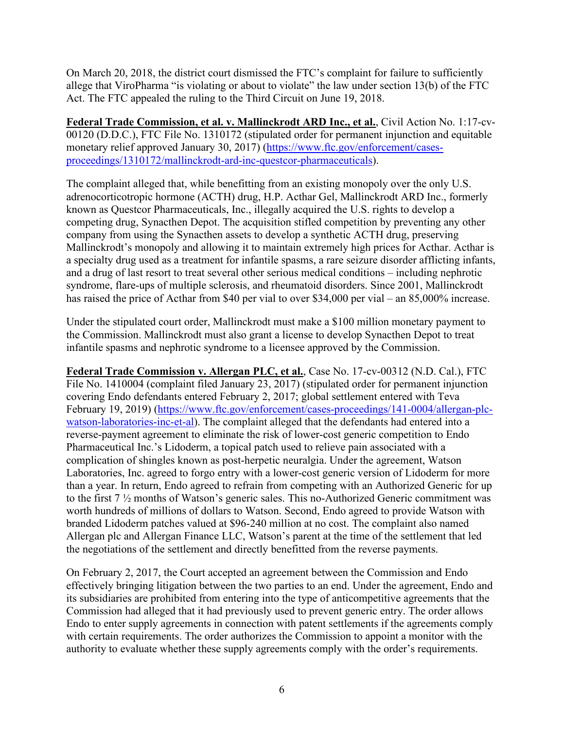On March 20, 2018, the district court dismissed the FTC's complaint for failure to sufficiently allege that ViroPharma "is violating or about to violate" the law under section 13(b) of the FTC Act. The FTC appealed the ruling to the Third Circuit on June 19, 2018.

**Federal Trade Commission, et al. v. Mallinckrodt ARD Inc., et al.**, Civil Action No. 1:17-cv-00120 (D.D.C.), FTC File No. 1310172 (stipulated order for permanent injunction and equitable monetary relief approved January 30, 2017) (https://www.ftc.gov/enforcement/cases-proceedings/1310172/mallinckrodt-ard-inc-questcor-pharmaceuticals).

The complaint alleged that, while benefitting from an existing monopoly over the only U.S. adrenocorticotropic hormone (ACTH) drug, H.P. Acthar Gel, Mallinckrodt ARD Inc., formerly known as Questcor Pharmaceuticals, Inc., illegally acquired the U.S. rights to develop a competing drug, Synacthen Depot. The acquisition stifled competition by preventing any other company from using the Synacthen assets to develop a synthetic ACTH drug, preserving Mallinckrodt's monopoly and allowing it to maintain extremely high prices for Acthar. Acthar is a specialty drug used as a treatment for infantile spasms, a rare seizure disorder afflicting infants, and a drug of last resort to treat several other serious medical conditions – including nephrotic syndrome, flare-ups of multiple sclerosis, and rheumatoid disorders. Since 2001, Mallinckrodt has raised the price of Acthar from $40 per vial to over $34,000 per vial – an 85,000% increase.

Under the stipulated court order, Mallinckrodt must make a $100 million monetary payment to the Commission. Mallinckrodt must also grant a license to develop Synacthen Depot to treat infantile spasms and nephrotic syndrome to a licensee approved by the Commission.

**Federal Trade Commission v. Allergan PLC, et al.**, Case No. 17-cv-00312 (N.D. Cal.), FTC File No. 1410004 (complaint filed January 23, 2017) (stipulated order for permanent injunction covering Endo defendants entered February 2, 2017; global settlement entered with Teva February 19, 2019) (https://www.ftc.gov/enforcement/cases-proceedings/141-0004/allergan-plc-watson-laboratories-inc-et-al). The complaint alleged that the defendants had entered into a reverse-payment agreement to eliminate the risk of lower-cost generic competition to Endo Pharmaceutical Inc.'s Lidoderm, a topical patch used to relieve pain associated with a complication of shingles known as post-herpetic neuralgia. Under the agreement, Watson Laboratories, Inc. agreed to forgo entry with a lower-cost generic version of Lidoderm for more than a year. In return, Endo agreed to refrain from competing with an Authorized Generic for up to the first 7 ½ months of Watson's generic sales. This no-Authorized Generic commitment was worth hundreds of millions of dollars to Watson. Second, Endo agreed to provide Watson with branded Lidoderm patches valued at $96-240 million at no cost. The complaint also named Allergan plc and Allergan Finance LLC, Watson's parent at the time of the settlement that led the negotiations of the settlement and directly benefitted from the reverse payments.

On February 2, 2017, the Court accepted an agreement between the Commission and Endo effectively bringing litigation between the two parties to an end. Under the agreement, Endo and its subsidiaries are prohibited from entering into the type of anticompetitive agreements that the Commission had alleged that it had previously used to prevent generic entry. The order allows Endo to enter supply agreements in connection with patent settlements if the agreements comply with certain requirements. The order authorizes the Commission to appoint a monitor with the authority to evaluate whether these supply agreements comply with the order's requirements.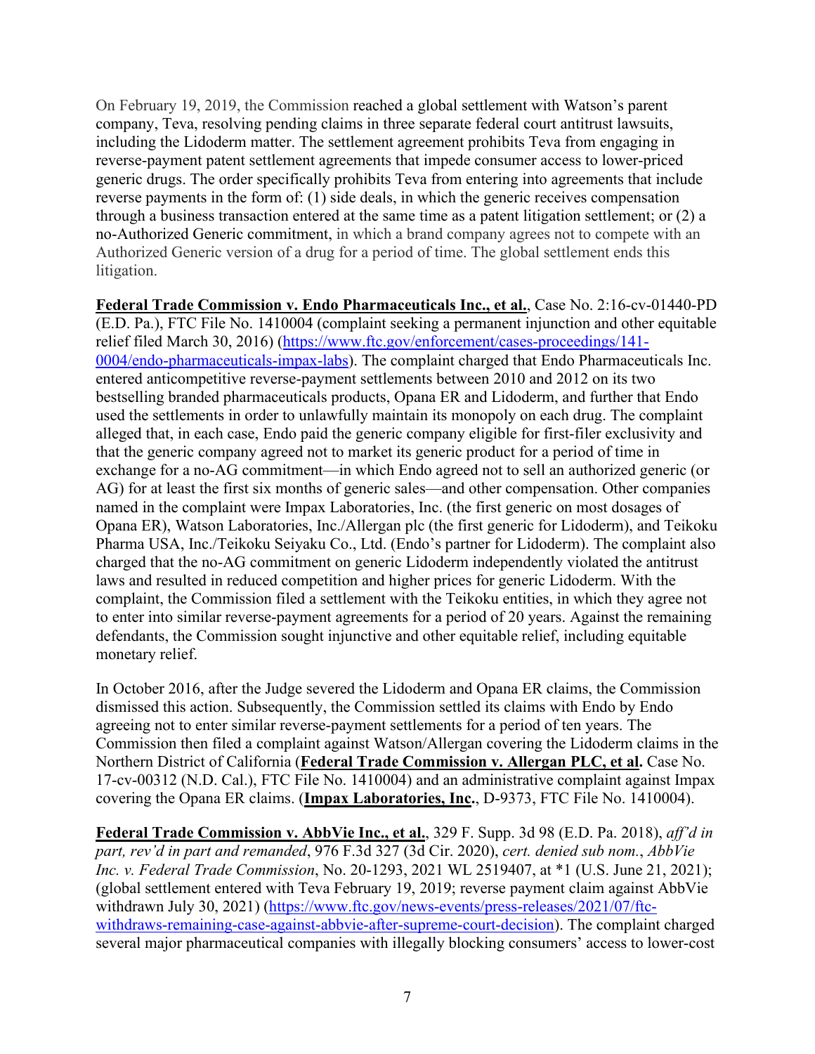On February 19, 2019, the Commission reached a global settlement with Watson's parent company, Teva, resolving pending claims in three separate federal court antitrust lawsuits, including the Lidoderm matter. The settlement agreement prohibits Teva from engaging in reverse-payment patent settlement agreements that impede consumer access to lower-priced generic drugs. The order specifically prohibits Teva from entering into agreements that include reverse payments in the form of: (1) side deals, in which the generic receives compensation through a business transaction entered at the same time as a patent litigation settlement; or (2) a no-Authorized Generic commitment, in which a brand company agrees not to compete with an Authorized Generic version of a drug for a period of time. The global settlement ends this litigation.

**Federal Trade Commission v. Endo Pharmaceuticals Inc., et al.**, Case No. 2:16-cv-01440-PD (E.D. Pa.), FTC File No. 1410004 (complaint seeking a permanent injunction and other equitable relief filed March 30, 2016) (https://www.ftc.gov/enforcement/cases-proceedings/141-0004/endo-pharmaceuticals-impax-labs). The complaint charged that Endo Pharmaceuticals Inc. entered anticompetitive reverse-payment settlements between 2010 and 2012 on its two bestselling branded pharmaceuticals products, Opana ER and Lidoderm, and further that Endo used the settlements in order to unlawfully maintain its monopoly on each drug. The complaint alleged that, in each case, Endo paid the generic company eligible for first-filer exclusivity and that the generic company agreed not to market its generic product for a period of time in exchange for a no-AG commitment—in which Endo agreed not to sell an authorized generic (or AG) for at least the first six months of generic sales—and other compensation. Other companies named in the complaint were Impax Laboratories, Inc. (the first generic on most dosages of Opana ER), Watson Laboratories, Inc./Allergan plc (the first generic for Lidoderm), and Teikoku Pharma USA, Inc./Teikoku Seiyaku Co., Ltd. (Endo's partner for Lidoderm). The complaint also charged that the no-AG commitment on generic Lidoderm independently violated the antitrust laws and resulted in reduced competition and higher prices for generic Lidoderm. With the complaint, the Commission filed a settlement with the Teikoku entities, in which they agree not to enter into similar reverse-payment agreements for a period of 20 years. Against the remaining defendants, the Commission sought injunctive and other equitable relief, including equitable monetary relief.

In October 2016, after the Judge severed the Lidoderm and Opana ER claims, the Commission dismissed this action. Subsequently, the Commission settled its claims with Endo by Endo agreeing not to enter similar reverse-payment settlements for a period of ten years. The Commission then filed a complaint against Watson/Allergan covering the Lidoderm claims in the Northern District of California (**Federal Trade Commission v. Allergan PLC, et al.** Case No. 17-cv-00312 (N.D. Cal.), FTC File No. 1410004) and an administrative complaint against Impax covering the Opana ER claims. (**Impax Laboratories, Inc.**, D-9373, FTC File No. 1410004).

**Federal Trade Commission v. AbbVie Inc., et al.**, 329 F. Supp. 3d 98 (E.D. Pa. 2018), *aff'd in part, rev'd in part and remanded*, 976 F.3d 327 (3d Cir. 2020), *cert. denied sub nom.*, *AbbVie Inc. v. Federal Trade Commission*, No. 20-1293, 2021 WL 2519407, at *1 (U.S. June 21, 2021); (global settlement entered with Teva February 19, 2019; reverse payment claim against AbbVie withdrawn July 30, 2021) (https://www.ftc.gov/news-events/press-releases/2021/07/ftc-withdraws-remaining-case-against-abbvie-after-supreme-court-decision). The complaint charged several major pharmaceutical companies with illegally blocking consumers' access to lower-cost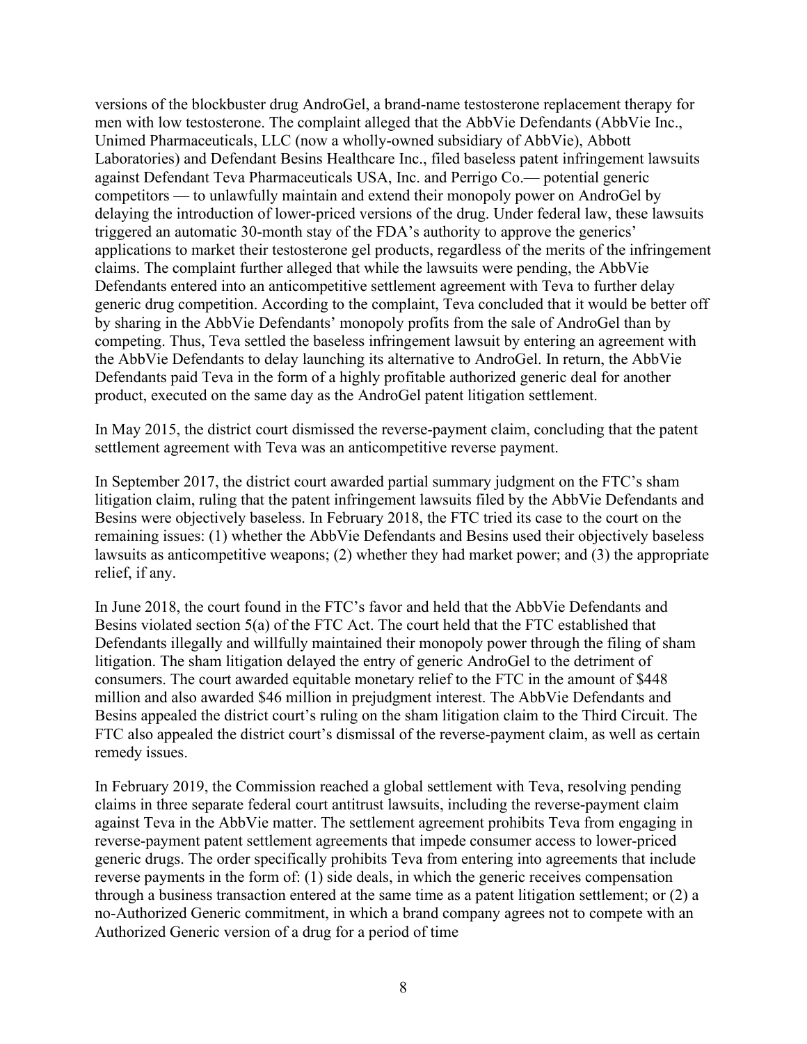versions of the blockbuster drug AndroGel, a brand-name testosterone replacement therapy for men with low testosterone. The complaint alleged that the AbbVie Defendants (AbbVie Inc., Unimed Pharmaceuticals, LLC (now a wholly-owned subsidiary of AbbVie), Abbott Laboratories) and Defendant Besins Healthcare Inc., filed baseless patent infringement lawsuits against Defendant Teva Pharmaceuticals USA, Inc. and Perrigo Co.— potential generic competitors — to unlawfully maintain and extend their monopoly power on AndroGel by delaying the introduction of lower-priced versions of the drug. Under federal law, these lawsuits triggered an automatic 30-month stay of the FDA's authority to approve the generics' applications to market their testosterone gel products, regardless of the merits of the infringement claims. The complaint further alleged that while the lawsuits were pending, the AbbVie Defendants entered into an anticompetitive settlement agreement with Teva to further delay generic drug competition. According to the complaint, Teva concluded that it would be better off by sharing in the AbbVie Defendants' monopoly profits from the sale of AndroGel than by competing. Thus, Teva settled the baseless infringement lawsuit by entering an agreement with the AbbVie Defendants to delay launching its alternative to AndroGel. In return, the AbbVie Defendants paid Teva in the form of a highly profitable authorized generic deal for another product, executed on the same day as the AndroGel patent litigation settlement.

In May 2015, the district court dismissed the reverse-payment claim, concluding that the patent settlement agreement with Teva was an anticompetitive reverse payment.

In September 2017, the district court awarded partial summary judgment on the FTC's sham litigation claim, ruling that the patent infringement lawsuits filed by the AbbVie Defendants and Besins were objectively baseless. In February 2018, the FTC tried its case to the court on the remaining issues: (1) whether the AbbVie Defendants and Besins used their objectively baseless lawsuits as anticompetitive weapons; (2) whether they had market power; and (3) the appropriate relief, if any.

In June 2018, the court found in the FTC's favor and held that the AbbVie Defendants and Besins violated section 5(a) of the FTC Act. The court held that the FTC established that Defendants illegally and willfully maintained their monopoly power through the filing of sham litigation. The sham litigation delayed the entry of generic AndroGel to the detriment of consumers. The court awarded equitable monetary relief to the FTC in the amount of $448 million and also awarded $46 million in prejudgment interest. The AbbVie Defendants and Besins appealed the district court's ruling on the sham litigation claim to the Third Circuit. The FTC also appealed the district court's dismissal of the reverse-payment claim, as well as certain remedy issues.

In February 2019, the Commission reached a global settlement with Teva, resolving pending claims in three separate federal court antitrust lawsuits, including the reverse-payment claim against Teva in the AbbVie matter. The settlement agreement prohibits Teva from engaging in reverse-payment patent settlement agreements that impede consumer access to lower-priced generic drugs. The order specifically prohibits Teva from entering into agreements that include reverse payments in the form of: (1) side deals, in which the generic receives compensation through a business transaction entered at the same time as a patent litigation settlement; or (2) a no-Authorized Generic commitment, in which a brand company agrees not to compete with an Authorized Generic version of a drug for a period of time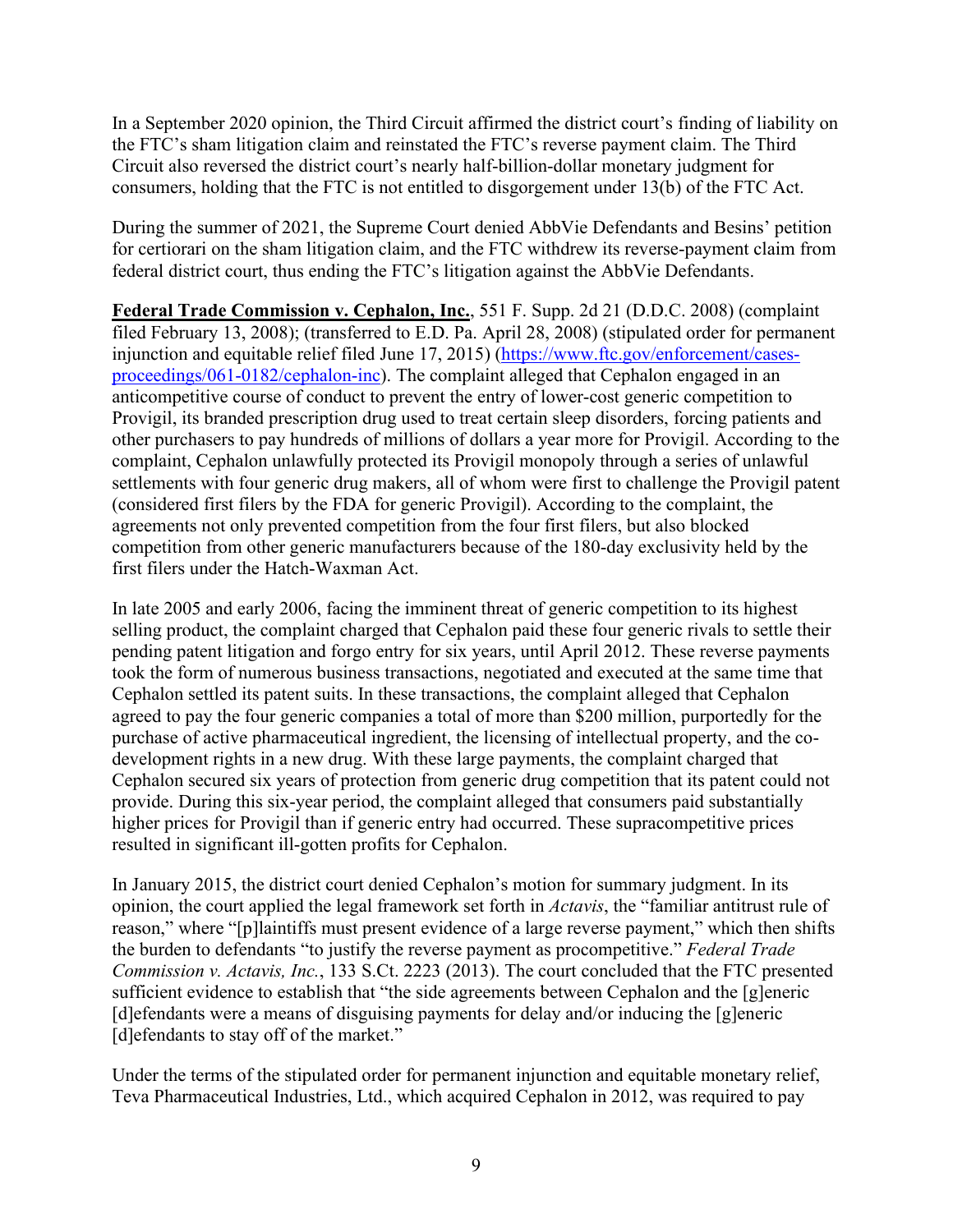In a September 2020 opinion, the Third Circuit affirmed the district court's finding of liability on the FTC's sham litigation claim and reinstated the FTC's reverse payment claim. The Third Circuit also reversed the district court's nearly half-billion-dollar monetary judgment for consumers, holding that the FTC is not entitled to disgorgement under 13(b) of the FTC Act.

During the summer of 2021, the Supreme Court denied AbbVie Defendants and Besins' petition for certiorari on the sham litigation claim, and the FTC withdrew its reverse-payment claim from federal district court, thus ending the FTC's litigation against the AbbVie Defendants.

**Federal Trade Commission v. Cephalon, Inc.**, 551 F. Supp. 2d 21 (D.D.C. 2008) (complaint filed February 13, 2008); (transferred to E.D. Pa. April 28, 2008) (stipulated order for permanent injunction and equitable relief filed June 17, 2015) (https://www.ftc.gov/enforcement/cases-proceedings/061-0182/cephalon-inc). The complaint alleged that Cephalon engaged in an anticompetitive course of conduct to prevent the entry of lower-cost generic competition to Provigil, its branded prescription drug used to treat certain sleep disorders, forcing patients and other purchasers to pay hundreds of millions of dollars a year more for Provigil. According to the complaint, Cephalon unlawfully protected its Provigil monopoly through a series of unlawful settlements with four generic drug makers, all of whom were first to challenge the Provigil patent (considered first filers by the FDA for generic Provigil). According to the complaint, the agreements not only prevented competition from the four first filers, but also blocked competition from other generic manufacturers because of the 180-day exclusivity held by the first filers under the Hatch-Waxman Act.

In late 2005 and early 2006, facing the imminent threat of generic competition to its highest selling product, the complaint charged that Cephalon paid these four generic rivals to settle their pending patent litigation and forgo entry for six years, until April 2012. These reverse payments took the form of numerous business transactions, negotiated and executed at the same time that Cephalon settled its patent suits. In these transactions, the complaint alleged that Cephalon agreed to pay the four generic companies a total of more than $200 million, purportedly for the purchase of active pharmaceutical ingredient, the licensing of intellectual property, and the co-development rights in a new drug. With these large payments, the complaint charged that Cephalon secured six years of protection from generic drug competition that its patent could not provide. During this six-year period, the complaint alleged that consumers paid substantially higher prices for Provigil than if generic entry had occurred. These supracompetitive prices resulted in significant ill-gotten profits for Cephalon.

In January 2015, the district court denied Cephalon's motion for summary judgment. In its opinion, the court applied the legal framework set forth in *Actavis*, the "familiar antitrust rule of reason," where "[p]laintiffs must present evidence of a large reverse payment," which then shifts the burden to defendants "to justify the reverse payment as procompetitive." *Federal Trade Commission v. Actavis, Inc.*, 133 S.Ct. 2223 (2013). The court concluded that the FTC presented sufficient evidence to establish that "the side agreements between Cephalon and the [g]eneric [d]efendants were a means of disguising payments for delay and/or inducing the [g]eneric [d]efendants to stay off of the market."

Under the terms of the stipulated order for permanent injunction and equitable monetary relief, Teva Pharmaceutical Industries, Ltd., which acquired Cephalon in 2012, was required to pay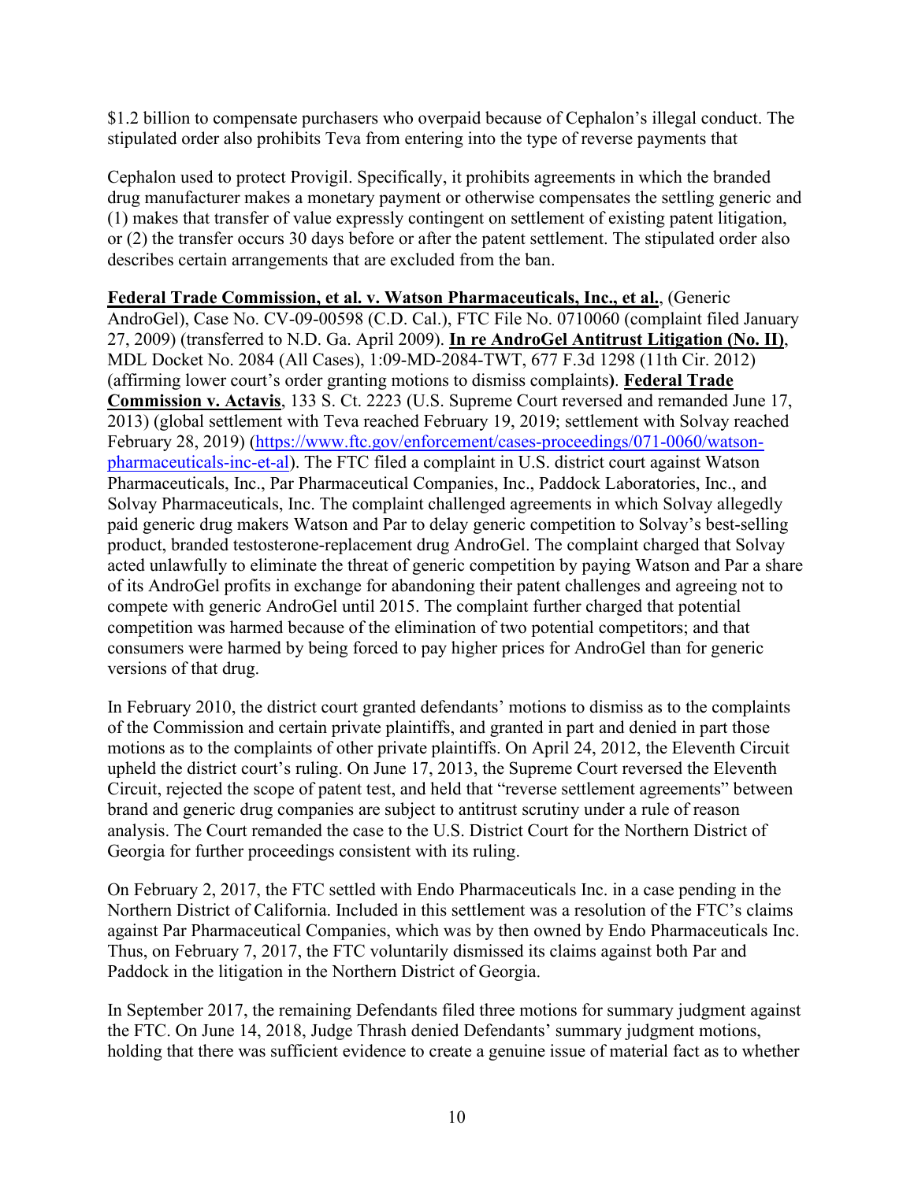$1.2 billion to compensate purchasers who overpaid because of Cephalon's illegal conduct. The stipulated order also prohibits Teva from entering into the type of reverse payments that

Cephalon used to protect Provigil. Specifically, it prohibits agreements in which the branded drug manufacturer makes a monetary payment or otherwise compensates the settling generic and (1) makes that transfer of value expressly contingent on settlement of existing patent litigation, or (2) the transfer occurs 30 days before or after the patent settlement. The stipulated order also describes certain arrangements that are excluded from the ban.

**Federal Trade Commission, et al. v. Watson Pharmaceuticals, Inc., et al.**, (Generic AndroGel), Case No. CV-09-00598 (C.D. Cal.), FTC File No. 0710060 (complaint filed January 27, 2009) (transferred to N.D. Ga. April 2009). **In re AndroGel Antitrust Litigation (No. II)**, MDL Docket No. 2084 (All Cases), 1:09-MD-2084-TWT, 677 F.3d 1298 (11th Cir. 2012) (affirming lower court's order granting motions to dismiss complaints). **Federal Trade Commission v. Actavis**, 133 S. Ct. 2223 (U.S. Supreme Court reversed and remanded June 17, 2013) (global settlement with Teva reached February 19, 2019; settlement with Solvay reached February 28, 2019) (https://www.ftc.gov/enforcement/cases-proceedings/071-0060/watson-pharmaceuticals-inc-et-al). The FTC filed a complaint in U.S. district court against Watson Pharmaceuticals, Inc., Par Pharmaceutical Companies, Inc., Paddock Laboratories, Inc., and Solvay Pharmaceuticals, Inc. The complaint challenged agreements in which Solvay allegedly paid generic drug makers Watson and Par to delay generic competition to Solvay's best-selling product, branded testosterone-replacement drug AndroGel. The complaint charged that Solvay acted unlawfully to eliminate the threat of generic competition by paying Watson and Par a share of its AndroGel profits in exchange for abandoning their patent challenges and agreeing not to compete with generic AndroGel until 2015. The complaint further charged that potential competition was harmed because of the elimination of two potential competitors; and that consumers were harmed by being forced to pay higher prices for AndroGel than for generic versions of that drug.

In February 2010, the district court granted defendants' motions to dismiss as to the complaints of the Commission and certain private plaintiffs, and granted in part and denied in part those motions as to the complaints of other private plaintiffs. On April 24, 2012, the Eleventh Circuit upheld the district court's ruling. On June 17, 2013, the Supreme Court reversed the Eleventh Circuit, rejected the scope of patent test, and held that "reverse settlement agreements" between brand and generic drug companies are subject to antitrust scrutiny under a rule of reason analysis. The Court remanded the case to the U.S. District Court for the Northern District of Georgia for further proceedings consistent with its ruling.

On February 2, 2017, the FTC settled with Endo Pharmaceuticals Inc. in a case pending in the Northern District of California. Included in this settlement was a resolution of the FTC's claims against Par Pharmaceutical Companies, which was by then owned by Endo Pharmaceuticals Inc. Thus, on February 7, 2017, the FTC voluntarily dismissed its claims against both Par and Paddock in the litigation in the Northern District of Georgia.

In September 2017, the remaining Defendants filed three motions for summary judgment against the FTC. On June 14, 2018, Judge Thrash denied Defendants' summary judgment motions, holding that there was sufficient evidence to create a genuine issue of material fact as to whether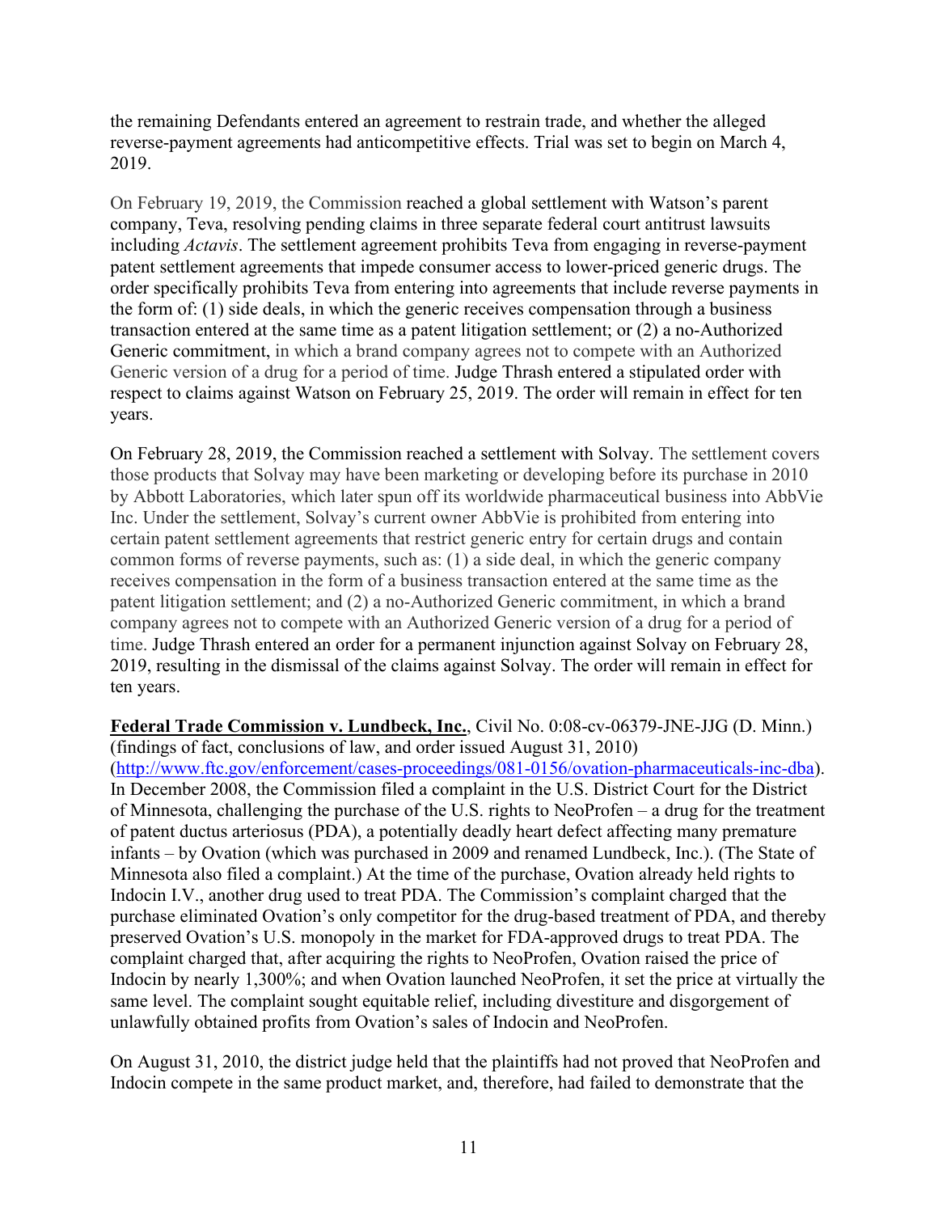the remaining Defendants entered an agreement to restrain trade, and whether the alleged reverse-payment agreements had anticompetitive effects. Trial was set to begin on March 4, 2019.

On February 19, 2019, the Commission reached a global settlement with Watson's parent company, Teva, resolving pending claims in three separate federal court antitrust lawsuits including *Actavis*. The settlement agreement prohibits Teva from engaging in reverse-payment patent settlement agreements that impede consumer access to lower-priced generic drugs. The order specifically prohibits Teva from entering into agreements that include reverse payments in the form of: (1) side deals, in which the generic receives compensation through a business transaction entered at the same time as a patent litigation settlement; or (2) a no-Authorized Generic commitment, in which a brand company agrees not to compete with an Authorized Generic version of a drug for a period of time. Judge Thrash entered a stipulated order with respect to claims against Watson on February 25, 2019. The order will remain in effect for ten years.

On February 28, 2019, the Commission reached a settlement with Solvay. The settlement covers those products that Solvay may have been marketing or developing before its purchase in 2010 by Abbott Laboratories, which later spun off its worldwide pharmaceutical business into AbbVie Inc. Under the settlement, Solvay's current owner AbbVie is prohibited from entering into certain patent settlement agreements that restrict generic entry for certain drugs and contain common forms of reverse payments, such as: (1) a side deal, in which the generic company receives compensation in the form of a business transaction entered at the same time as the patent litigation settlement; and (2) a no-Authorized Generic commitment, in which a brand company agrees not to compete with an Authorized Generic version of a drug for a period of time. Judge Thrash entered an order for a permanent injunction against Solvay on February 28, 2019, resulting in the dismissal of the claims against Solvay. The order will remain in effect for ten years.

**Federal Trade Commission v. Lundbeck, Inc.**, Civil No. 0:08-cv-06379-JNE-JJG (D. Minn.) (findings of fact, conclusions of law, and order issued August 31, 2010) ([http://www.ftc.gov/enforcement/cases-proceedings/081-0156/ovation-pharmaceuticals-inc-dba](http://www.ftc.gov/enforcement/cases-proceedings/081-0156/ovation-pharmaceuticals-inc-dba)). In December 2008, the Commission filed a complaint in the U.S. District Court for the District of Minnesota, challenging the purchase of the U.S. rights to NeoProfen – a drug for the treatment of patent ductus arteriosus (PDA), a potentially deadly heart defect affecting many premature infants – by Ovation (which was purchased in 2009 and renamed Lundbeck, Inc.). (The State of Minnesota also filed a complaint.) At the time of the purchase, Ovation already held rights to Indocin I.V., another drug used to treat PDA. The Commission's complaint charged that the purchase eliminated Ovation's only competitor for the drug-based treatment of PDA, and thereby preserved Ovation's U.S. monopoly in the market for FDA-approved drugs to treat PDA. The complaint charged that, after acquiring the rights to NeoProfen, Ovation raised the price of Indocin by nearly 1,300%; and when Ovation launched NeoProfen, it set the price at virtually the same level. The complaint sought equitable relief, including divestiture and disgorgement of unlawfully obtained profits from Ovation's sales of Indocin and NeoProfen.

On August 31, 2010, the district judge held that the plaintiffs had not proved that NeoProfen and Indocin compete in the same product market, and, therefore, had failed to demonstrate that the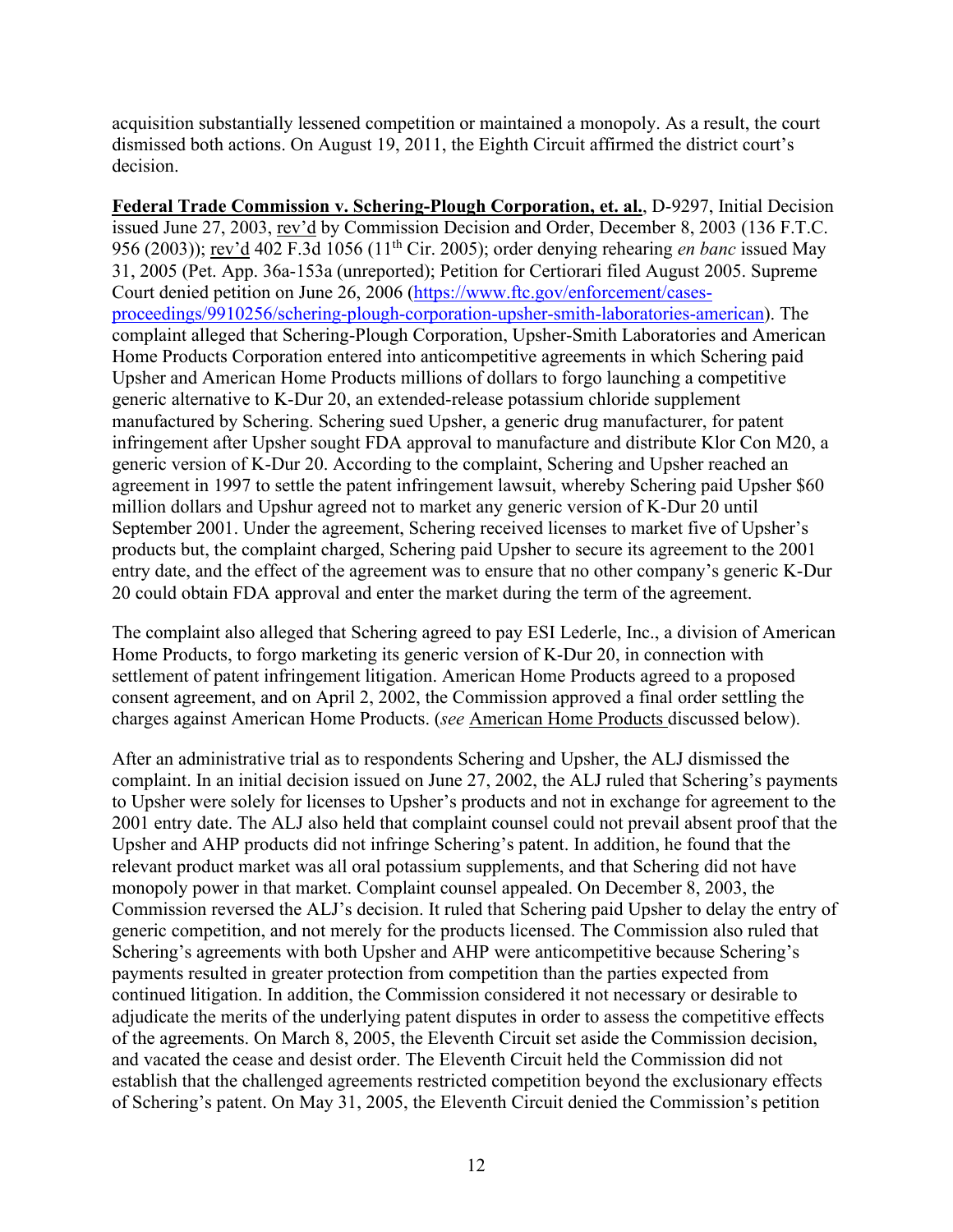acquisition substantially lessened competition or maintained a monopoly. As a result, the court dismissed both actions. On August 19, 2011, the Eighth Circuit affirmed the district court's decision.

**Federal Trade Commission v. Schering-Plough Corporation, et. al.**, D-9297, Initial Decision issued June 27, 2003, rev'd by Commission Decision and Order, December 8, 2003 (136 F.T.C. 956 (2003)); rev'd 402 F.3d 1056 (11th Cir. 2005); order denying rehearing *en banc* issued May 31, 2005 (Pet. App. 36a-153a (unreported); Petition for Certiorari filed August 2005. Supreme Court denied petition on June 26, 2006 (https://www.ftc.gov/enforcement/cases-proceedings/9910256/schering-plough-corporation-upsher-smith-laboratories-american). The complaint alleged that Schering-Plough Corporation, Upsher-Smith Laboratories and American Home Products Corporation entered into anticompetitive agreements in which Schering paid Upsher and American Home Products millions of dollars to forgo launching a competitive generic alternative to K-Dur 20, an extended-release potassium chloride supplement manufactured by Schering. Schering sued Upsher, a generic drug manufacturer, for patent infringement after Upsher sought FDA approval to manufacture and distribute Klor Con M20, a generic version of K-Dur 20. According to the complaint, Schering and Upsher reached an agreement in 1997 to settle the patent infringement lawsuit, whereby Schering paid Upsher $60 million dollars and Upshur agreed not to market any generic version of K-Dur 20 until September 2001. Under the agreement, Schering received licenses to market five of Upsher's products but, the complaint charged, Schering paid Upsher to secure its agreement to the 2001 entry date, and the effect of the agreement was to ensure that no other company's generic K-Dur 20 could obtain FDA approval and enter the market during the term of the agreement.

The complaint also alleged that Schering agreed to pay ESI Lederle, Inc., a division of American Home Products, to forgo marketing its generic version of K-Dur 20, in connection with settlement of patent infringement litigation. American Home Products agreed to a proposed consent agreement, and on April 2, 2002, the Commission approved a final order settling the charges against American Home Products. (*see* American Home Products discussed below).

After an administrative trial as to respondents Schering and Upsher, the ALJ dismissed the complaint. In an initial decision issued on June 27, 2002, the ALJ ruled that Schering's payments to Upsher were solely for licenses to Upsher's products and not in exchange for agreement to the 2001 entry date. The ALJ also held that complaint counsel could not prevail absent proof that the Upsher and AHP products did not infringe Schering's patent. In addition, he found that the relevant product market was all oral potassium supplements, and that Schering did not have monopoly power in that market. Complaint counsel appealed. On December 8, 2003, the Commission reversed the ALJ's decision. It ruled that Schering paid Upsher to delay the entry of generic competition, and not merely for the products licensed. The Commission also ruled that Schering's agreements with both Upsher and AHP were anticompetitive because Schering's payments resulted in greater protection from competition than the parties expected from continued litigation. In addition, the Commission considered it not necessary or desirable to adjudicate the merits of the underlying patent disputes in order to assess the competitive effects of the agreements. On March 8, 2005, the Eleventh Circuit set aside the Commission decision, and vacated the cease and desist order. The Eleventh Circuit held the Commission did not establish that the challenged agreements restricted competition beyond the exclusionary effects of Schering's patent. On May 31, 2005, the Eleventh Circuit denied the Commission's petition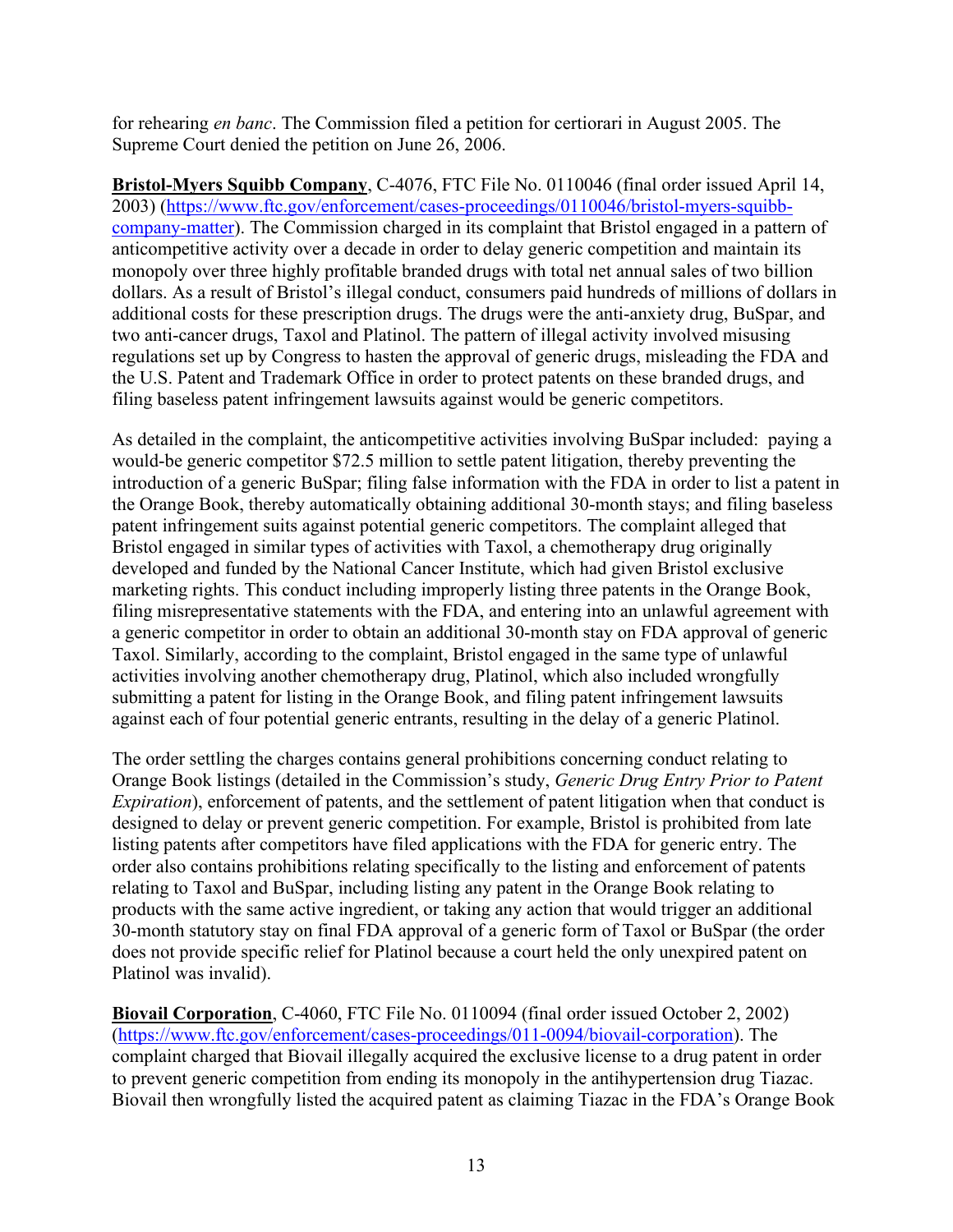for rehearing *en banc*. The Commission filed a petition for certiorari in August 2005. The Supreme Court denied the petition on June 26, 2006.

**Bristol-Myers Squibb Company**, C-4076, FTC File No. 0110046 (final order issued April 14, 2003) (https://www.ftc.gov/enforcement/cases-proceedings/0110046/bristol-myers-squibb-company-matter). The Commission charged in its complaint that Bristol engaged in a pattern of anticompetitive activity over a decade in order to delay generic competition and maintain its monopoly over three highly profitable branded drugs with total net annual sales of two billion dollars. As a result of Bristol's illegal conduct, consumers paid hundreds of millions of dollars in additional costs for these prescription drugs. The drugs were the anti-anxiety drug, BuSpar, and two anti-cancer drugs, Taxol and Platinol. The pattern of illegal activity involved misusing regulations set up by Congress to hasten the approval of generic drugs, misleading the FDA and the U.S. Patent and Trademark Office in order to protect patents on these branded drugs, and filing baseless patent infringement lawsuits against would be generic competitors.

As detailed in the complaint, the anticompetitive activities involving BuSpar included: paying a would-be generic competitor $72.5 million to settle patent litigation, thereby preventing the introduction of a generic BuSpar; filing false information with the FDA in order to list a patent in the Orange Book, thereby automatically obtaining additional 30-month stays; and filing baseless patent infringement suits against potential generic competitors. The complaint alleged that Bristol engaged in similar types of activities with Taxol, a chemotherapy drug originally developed and funded by the National Cancer Institute, which had given Bristol exclusive marketing rights. This conduct including improperly listing three patents in the Orange Book, filing misrepresentative statements with the FDA, and entering into an unlawful agreement with a generic competitor in order to obtain an additional 30-month stay on FDA approval of generic Taxol. Similarly, according to the complaint, Bristol engaged in the same type of unlawful activities involving another chemotherapy drug, Platinol, which also included wrongfully submitting a patent for listing in the Orange Book, and filing patent infringement lawsuits against each of four potential generic entrants, resulting in the delay of a generic Platinol.

The order settling the charges contains general prohibitions concerning conduct relating to Orange Book listings (detailed in the Commission's study, *Generic Drug Entry Prior to Patent Expiration*), enforcement of patents, and the settlement of patent litigation when that conduct is designed to delay or prevent generic competition. For example, Bristol is prohibited from late listing patents after competitors have filed applications with the FDA for generic entry. The order also contains prohibitions relating specifically to the listing and enforcement of patents relating to Taxol and BuSpar, including listing any patent in the Orange Book relating to products with the same active ingredient, or taking any action that would trigger an additional 30-month statutory stay on final FDA approval of a generic form of Taxol or BuSpar (the order does not provide specific relief for Platinol because a court held the only unexpired patent on Platinol was invalid).

**Biovail Corporation**, C-4060, FTC File No. 0110094 (final order issued October 2, 2002) (https://www.ftc.gov/enforcement/cases-proceedings/011-0094/biovail-corporation). The complaint charged that Biovail illegally acquired the exclusive license to a drug patent in order to prevent generic competition from ending its monopoly in the antihypertension drug Tiazac. Biovail then wrongfully listed the acquired patent as claiming Tiazac in the FDA's Orange Book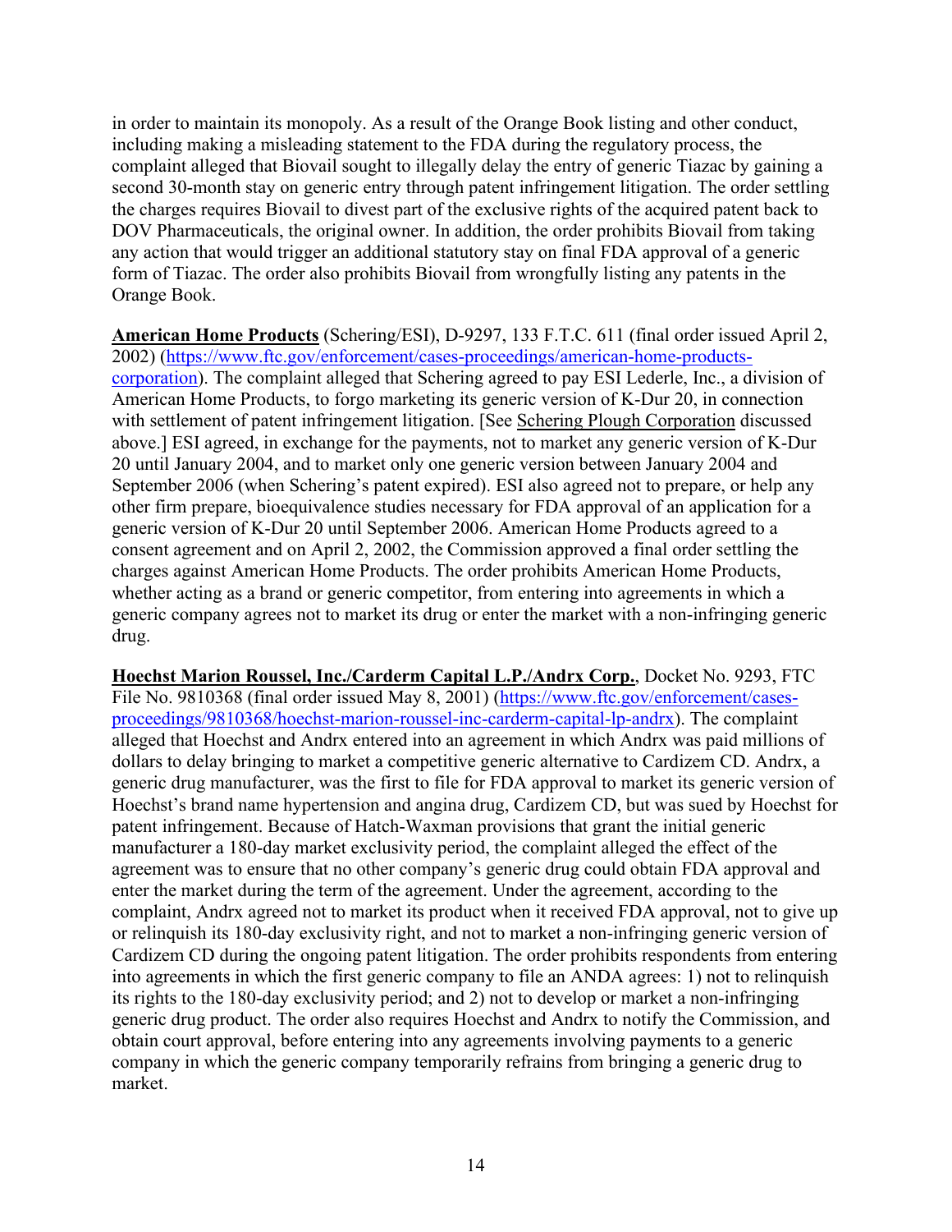in order to maintain its monopoly. As a result of the Orange Book listing and other conduct, including making a misleading statement to the FDA during the regulatory process, the complaint alleged that Biovail sought to illegally delay the entry of generic Tiazac by gaining a second 30-month stay on generic entry through patent infringement litigation. The order settling the charges requires Biovail to divest part of the exclusive rights of the acquired patent back to DOV Pharmaceuticals, the original owner. In addition, the order prohibits Biovail from taking any action that would trigger an additional statutory stay on final FDA approval of a generic form of Tiazac. The order also prohibits Biovail from wrongfully listing any patents in the Orange Book.

**American Home Products** (Schering/ESI), D-9297, 133 F.T.C. 611 (final order issued April 2, 2002) (https://www.ftc.gov/enforcement/cases-proceedings/american-home-products-corporation). The complaint alleged that Schering agreed to pay ESI Lederle, Inc., a division of American Home Products, to forgo marketing its generic version of K-Dur 20, in connection with settlement of patent infringement litigation. [See Schering Plough Corporation discussed above.] ESI agreed, in exchange for the payments, not to market any generic version of K-Dur 20 until January 2004, and to market only one generic version between January 2004 and September 2006 (when Schering's patent expired). ESI also agreed not to prepare, or help any other firm prepare, bioequivalence studies necessary for FDA approval of an application for a generic version of K-Dur 20 until September 2006. American Home Products agreed to a consent agreement and on April 2, 2002, the Commission approved a final order settling the charges against American Home Products. The order prohibits American Home Products, whether acting as a brand or generic competitor, from entering into agreements in which a generic company agrees not to market its drug or enter the market with a non-infringing generic drug.

**Hoechst Marion Roussel, Inc./Carderm Capital L.P./Andrx Corp.**, Docket No. 9293, FTC File No. 9810368 (final order issued May 8, 2001) (https://www.ftc.gov/enforcement/cases-proceedings/9810368/hoechst-marion-roussel-inc-carderm-capital-lp-andrx). The complaint alleged that Hoechst and Andrx entered into an agreement in which Andrx was paid millions of dollars to delay bringing to market a competitive generic alternative to Cardizem CD. Andrx, a generic drug manufacturer, was the first to file for FDA approval to market its generic version of Hoechst's brand name hypertension and angina drug, Cardizem CD, but was sued by Hoechst for patent infringement. Because of Hatch-Waxman provisions that grant the initial generic manufacturer a 180-day market exclusivity period, the complaint alleged the effect of the agreement was to ensure that no other company's generic drug could obtain FDA approval and enter the market during the term of the agreement. Under the agreement, according to the complaint, Andrx agreed not to market its product when it received FDA approval, not to give up or relinquish its 180-day exclusivity right, and not to market a non-infringing generic version of Cardizem CD during the ongoing patent litigation. The order prohibits respondents from entering into agreements in which the first generic company to file an ANDA agrees: 1) not to relinquish its rights to the 180-day exclusivity period; and 2) not to develop or market a non-infringing generic drug product. The order also requires Hoechst and Andrx to notify the Commission, and obtain court approval, before entering into any agreements involving payments to a generic company in which the generic company temporarily refrains from bringing a generic drug to market.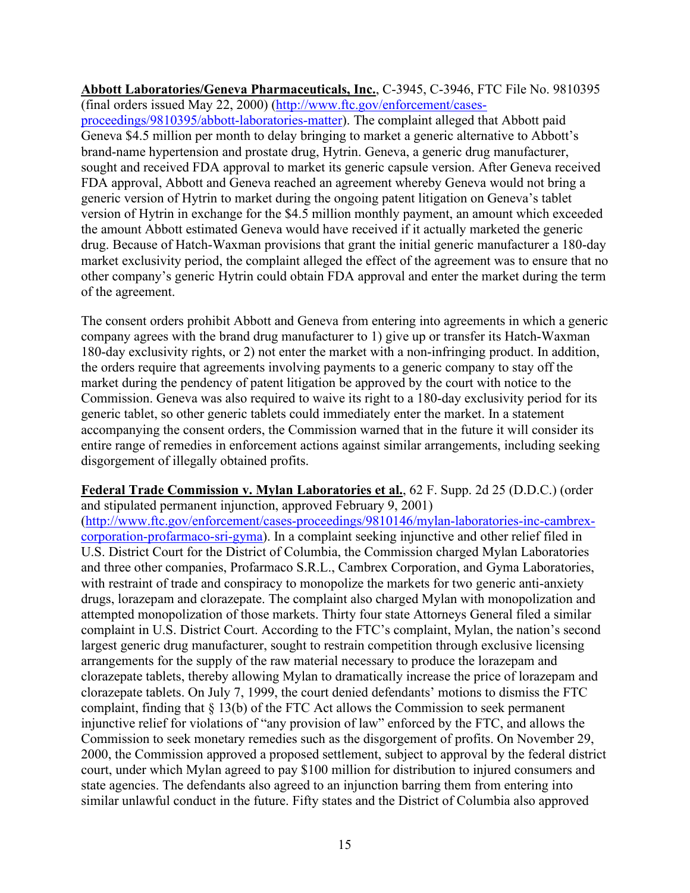**Abbott Laboratories/Geneva Pharmaceuticals, Inc.**, C-3945, C-3946, FTC File No. 9810395 (final orders issued May 22, 2000) (http://www.ftc.gov/enforcement/cases-proceedings/9810395/abbott-laboratories-matter). The complaint alleged that Abbott paid Geneva $4.5 million per month to delay bringing to market a generic alternative to Abbott's brand-name hypertension and prostate drug, Hytrin. Geneva, a generic drug manufacturer, sought and received FDA approval to market its generic capsule version. After Geneva received FDA approval, Abbott and Geneva reached an agreement whereby Geneva would not bring a generic version of Hytrin to market during the ongoing patent litigation on Geneva's tablet version of Hytrin in exchange for the $4.5 million monthly payment, an amount which exceeded the amount Abbott estimated Geneva would have received if it actually marketed the generic drug. Because of Hatch-Waxman provisions that grant the initial generic manufacturer a 180-day market exclusivity period, the complaint alleged the effect of the agreement was to ensure that no other company's generic Hytrin could obtain FDA approval and enter the market during the term of the agreement.

The consent orders prohibit Abbott and Geneva from entering into agreements in which a generic company agrees with the brand drug manufacturer to 1) give up or transfer its Hatch-Waxman 180-day exclusivity rights, or 2) not enter the market with a non-infringing product. In addition, the orders require that agreements involving payments to a generic company to stay off the market during the pendency of patent litigation be approved by the court with notice to the Commission. Geneva was also required to waive its right to a 180-day exclusivity period for its generic tablet, so other generic tablets could immediately enter the market. In a statement accompanying the consent orders, the Commission warned that in the future it will consider its entire range of remedies in enforcement actions against similar arrangements, including seeking disgorgement of illegally obtained profits.

**Federal Trade Commission v. Mylan Laboratories et al.**, 62 F. Supp. 2d 25 (D.D.C.) (order and stipulated permanent injunction, approved February 9, 2001) (http://www.ftc.gov/enforcement/cases-proceedings/9810146/mylan-laboratories-inc-cambrex-corporation-profarmaco-sri-gyma). In a complaint seeking injunctive and other relief filed in U.S. District Court for the District of Columbia, the Commission charged Mylan Laboratories and three other companies, Profarmaco S.R.L., Cambrex Corporation, and Gyma Laboratories, with restraint of trade and conspiracy to monopolize the markets for two generic anti-anxiety drugs, lorazepam and clorazepate. The complaint also charged Mylan with monopolization and attempted monopolization of those markets. Thirty four state Attorneys General filed a similar complaint in U.S. District Court. According to the FTC's complaint, Mylan, the nation's second largest generic drug manufacturer, sought to restrain competition through exclusive licensing arrangements for the supply of the raw material necessary to produce the lorazepam and clorazepate tablets, thereby allowing Mylan to dramatically increase the price of lorazepam and clorazepate tablets. On July 7, 1999, the court denied defendants' motions to dismiss the FTC complaint, finding that § 13(b) of the FTC Act allows the Commission to seek permanent injunctive relief for violations of "any provision of law" enforced by the FTC, and allows the Commission to seek monetary remedies such as the disgorgement of profits. On November 29, 2000, the Commission approved a proposed settlement, subject to approval by the federal district court, under which Mylan agreed to pay $100 million for distribution to injured consumers and state agencies. The defendants also agreed to an injunction barring them from entering into similar unlawful conduct in the future. Fifty states and the District of Columbia also approved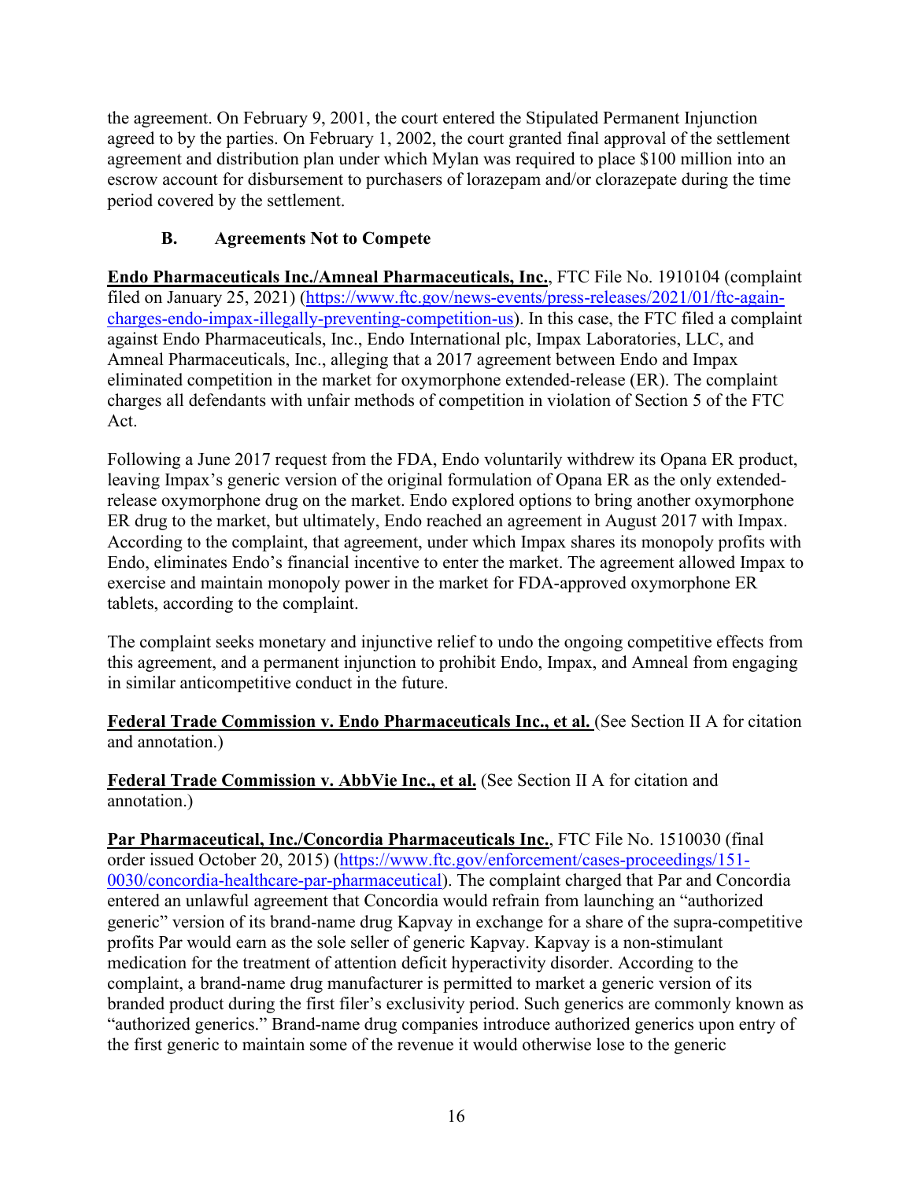the agreement. On February 9, 2001, the court entered the Stipulated Permanent Injunction agreed to by the parties. On February 1, 2002, the court granted final approval of the settlement agreement and distribution plan under which Mylan was required to place $100 million into an escrow account for disbursement to purchasers of lorazepam and/or clorazepate during the time period covered by the settlement.

### B. Agreements Not to Compete

**Endo Pharmaceuticals Inc./Amneal Pharmaceuticals, Inc.**, FTC File No. 1910104 (complaint filed on January 25, 2021) (https://www.ftc.gov/news-events/press-releases/2021/01/ftc-again-charges-endo-impax-illegally-preventing-competition-us). In this case, the FTC filed a complaint against Endo Pharmaceuticals, Inc., Endo International plc, Impax Laboratories, LLC, and Amneal Pharmaceuticals, Inc., alleging that a 2017 agreement between Endo and Impax eliminated competition in the market for oxymorphone extended-release (ER). The complaint charges all defendants with unfair methods of competition in violation of Section 5 of the FTC Act.

Following a June 2017 request from the FDA, Endo voluntarily withdrew its Opana ER product, leaving Impax's generic version of the original formulation of Opana ER as the only extended-release oxymorphone drug on the market. Endo explored options to bring another oxymorphone ER drug to the market, but ultimately, Endo reached an agreement in August 2017 with Impax. According to the complaint, that agreement, under which Impax shares its monopoly profits with Endo, eliminates Endo's financial incentive to enter the market. The agreement allowed Impax to exercise and maintain monopoly power in the market for FDA-approved oxymorphone ER tablets, according to the complaint.

The complaint seeks monetary and injunctive relief to undo the ongoing competitive effects from this agreement, and a permanent injunction to prohibit Endo, Impax, and Amneal from engaging in similar anticompetitive conduct in the future.

**Federal Trade Commission v. Endo Pharmaceuticals Inc., et al.** (See Section II A for citation and annotation.)

**Federal Trade Commission v. AbbVie Inc., et al.** (See Section II A for citation and annotation.)

**Par Pharmaceutical, Inc./Concordia Pharmaceuticals Inc.**, FTC File No. 1510030 (final order issued October 20, 2015) (https://www.ftc.gov/enforcement/cases-proceedings/151-0030/concordia-healthcare-par-pharmaceutical). The complaint charged that Par and Concordia entered an unlawful agreement that Concordia would refrain from launching an "authorized generic" version of its brand-name drug Kapvay in exchange for a share of the supra-competitive profits Par would earn as the sole seller of generic Kapvay. Kapvay is a non-stimulant medication for the treatment of attention deficit hyperactivity disorder. According to the complaint, a brand-name drug manufacturer is permitted to market a generic version of its branded product during the first filer's exclusivity period. Such generics are commonly known as "authorized generics." Brand-name drug companies introduce authorized generics upon entry of the first generic to maintain some of the revenue it would otherwise lose to the generic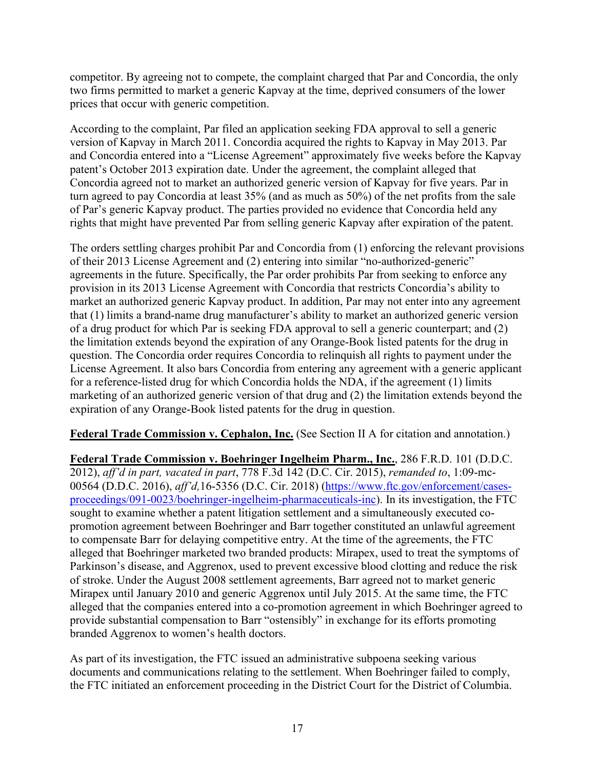competitor. By agreeing not to compete, the complaint charged that Par and Concordia, the only two firms permitted to market a generic Kapvay at the time, deprived consumers of the lower prices that occur with generic competition.

According to the complaint, Par filed an application seeking FDA approval to sell a generic version of Kapvay in March 2011. Concordia acquired the rights to Kapvay in May 2013. Par and Concordia entered into a "License Agreement" approximately five weeks before the Kapvay patent's October 2013 expiration date. Under the agreement, the complaint alleged that Concordia agreed not to market an authorized generic version of Kapvay for five years. Par in turn agreed to pay Concordia at least 35% (and as much as 50%) of the net profits from the sale of Par's generic Kapvay product. The parties provided no evidence that Concordia held any rights that might have prevented Par from selling generic Kapvay after expiration of the patent.

The orders settling charges prohibit Par and Concordia from (1) enforcing the relevant provisions of their 2013 License Agreement and (2) entering into similar "no-authorized-generic" agreements in the future. Specifically, the Par order prohibits Par from seeking to enforce any provision in its 2013 License Agreement with Concordia that restricts Concordia's ability to market an authorized generic Kapvay product. In addition, Par may not enter into any agreement that (1) limits a brand-name drug manufacturer's ability to market an authorized generic version of a drug product for which Par is seeking FDA approval to sell a generic counterpart; and (2) the limitation extends beyond the expiration of any Orange-Book listed patents for the drug in question. The Concordia order requires Concordia to relinquish all rights to payment under the License Agreement. It also bars Concordia from entering any agreement with a generic applicant for a reference-listed drug for which Concordia holds the NDA, if the agreement (1) limits marketing of an authorized generic version of that drug and (2) the limitation extends beyond the expiration of any Orange-Book listed patents for the drug in question.

**Federal Trade Commission v. Cephalon, Inc.** (See Section II A for citation and annotation.)

**Federal Trade Commission v. Boehringer Ingelheim Pharm., Inc.**, 286 F.R.D. 101 (D.D.C. 2012), *aff'd in part, vacated in part*, 778 F.3d 142 (D.C. Cir. 2015), *remanded to*, 1:09-mc-00564 (D.D.C. 2016), *aff'd,*16-5356 (D.C. Cir. 2018) (https://www.ftc.gov/enforcement/cases-proceedings/091-0023/boehringer-ingelheim-pharmaceuticals-inc). In its investigation, the FTC sought to examine whether a patent litigation settlement and a simultaneously executed co-promotion agreement between Boehringer and Barr together constituted an unlawful agreement to compensate Barr for delaying competitive entry. At the time of the agreements, the FTC alleged that Boehringer marketed two branded products: Mirapex, used to treat the symptoms of Parkinson's disease, and Aggrenox, used to prevent excessive blood clotting and reduce the risk of stroke. Under the August 2008 settlement agreements, Barr agreed not to market generic Mirapex until January 2010 and generic Aggrenox until July 2015. At the same time, the FTC alleged that the companies entered into a co-promotion agreement in which Boehringer agreed to provide substantial compensation to Barr "ostensibly" in exchange for its efforts promoting branded Aggrenox to women's health doctors.

As part of its investigation, the FTC issued an administrative subpoena seeking various documents and communications relating to the settlement. When Boehringer failed to comply, the FTC initiated an enforcement proceeding in the District Court for the District of Columbia.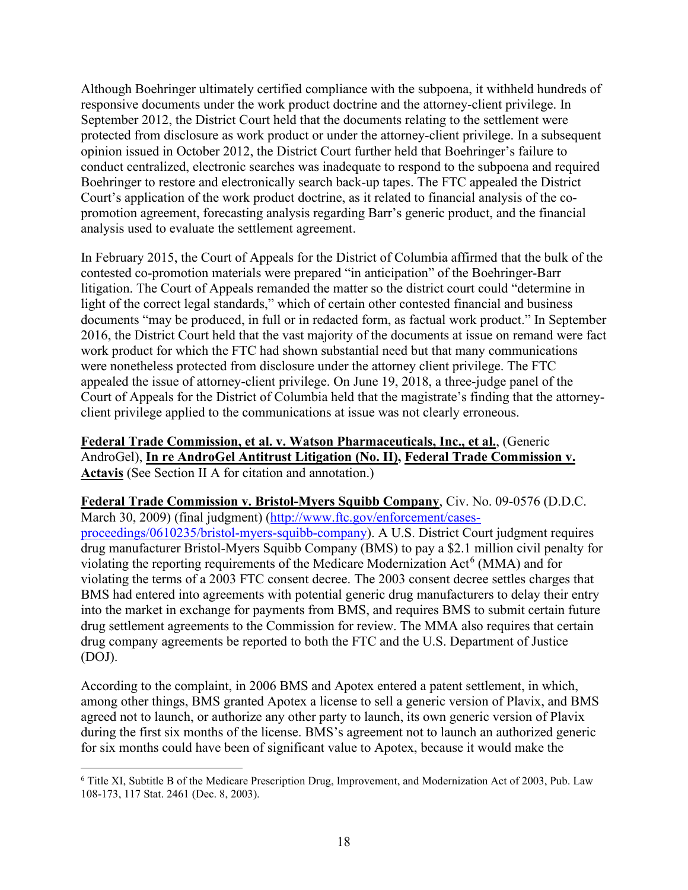Although Boehringer ultimately certified compliance with the subpoena, it withheld hundreds of responsive documents under the work product doctrine and the attorney-client privilege. In September 2012, the District Court held that the documents relating to the settlement were protected from disclosure as work product or under the attorney-client privilege. In a subsequent opinion issued in October 2012, the District Court further held that Boehringer's failure to conduct centralized, electronic searches was inadequate to respond to the subpoena and required Boehringer to restore and electronically search back-up tapes. The FTC appealed the District Court's application of the work product doctrine, as it related to financial analysis of the co-promotion agreement, forecasting analysis regarding Barr's generic product, and the financial analysis used to evaluate the settlement agreement.

In February 2015, the Court of Appeals for the District of Columbia affirmed that the bulk of the contested co-promotion materials were prepared "in anticipation" of the Boehringer-Barr litigation. The Court of Appeals remanded the matter so the district court could "determine in light of the correct legal standards," which of certain other contested financial and business documents "may be produced, in full or in redacted form, as factual work product." In September 2016, the District Court held that the vast majority of the documents at issue on remand were fact work product for which the FTC had shown substantial need but that many communications were nonetheless protected from disclosure under the attorney client privilege. The FTC appealed the issue of attorney-client privilege. On June 19, 2018, a three-judge panel of the Court of Appeals for the District of Columbia held that the magistrate's finding that the attorney-client privilege applied to the communications at issue was not clearly erroneous.

**Federal Trade Commission, et al. v. Watson Pharmaceuticals, Inc., et al.**, (Generic AndroGel), **In re AndroGel Antitrust Litigation (No. II), Federal Trade Commission v. Actavis** (See Section II A for citation and annotation.)

**Federal Trade Commission v. Bristol-Myers Squibb Company**, Civ. No. 09-0576 (D.D.C. March 30, 2009) (final judgment) (http://www.ftc.gov/enforcement/cases-proceedings/0610235/bristol-myers-squibb-company). A U.S. District Court judgment requires drug manufacturer Bristol-Myers Squibb Company (BMS) to pay a $2.1 million civil penalty for violating the reporting requirements of the Medicare Modernization Act[6] (MMA) and for violating the terms of a 2003 FTC consent decree. The 2003 consent decree settles charges that BMS had entered into agreements with potential generic drug manufacturers to delay their entry into the market in exchange for payments from BMS, and requires BMS to submit certain future drug settlement agreements to the Commission for review. The MMA also requires that certain drug company agreements be reported to both the FTC and the U.S. Department of Justice (DOJ).

According to the complaint, in 2006 BMS and Apotex entered a patent settlement, in which, among other things, BMS granted Apotex a license to sell a generic version of Plavix, and BMS agreed not to launch, or authorize any other party to launch, its own generic version of Plavix during the first six months of the license. BMS's agreement not to launch an authorized generic for six months could have been of significant value to Apotex, because it would make the

[6] Title XI, Subtitle B of the Medicare Prescription Drug, Improvement, and Modernization Act of 2003, Pub. Law 108-173, 117 Stat. 2461 (Dec. 8, 2003).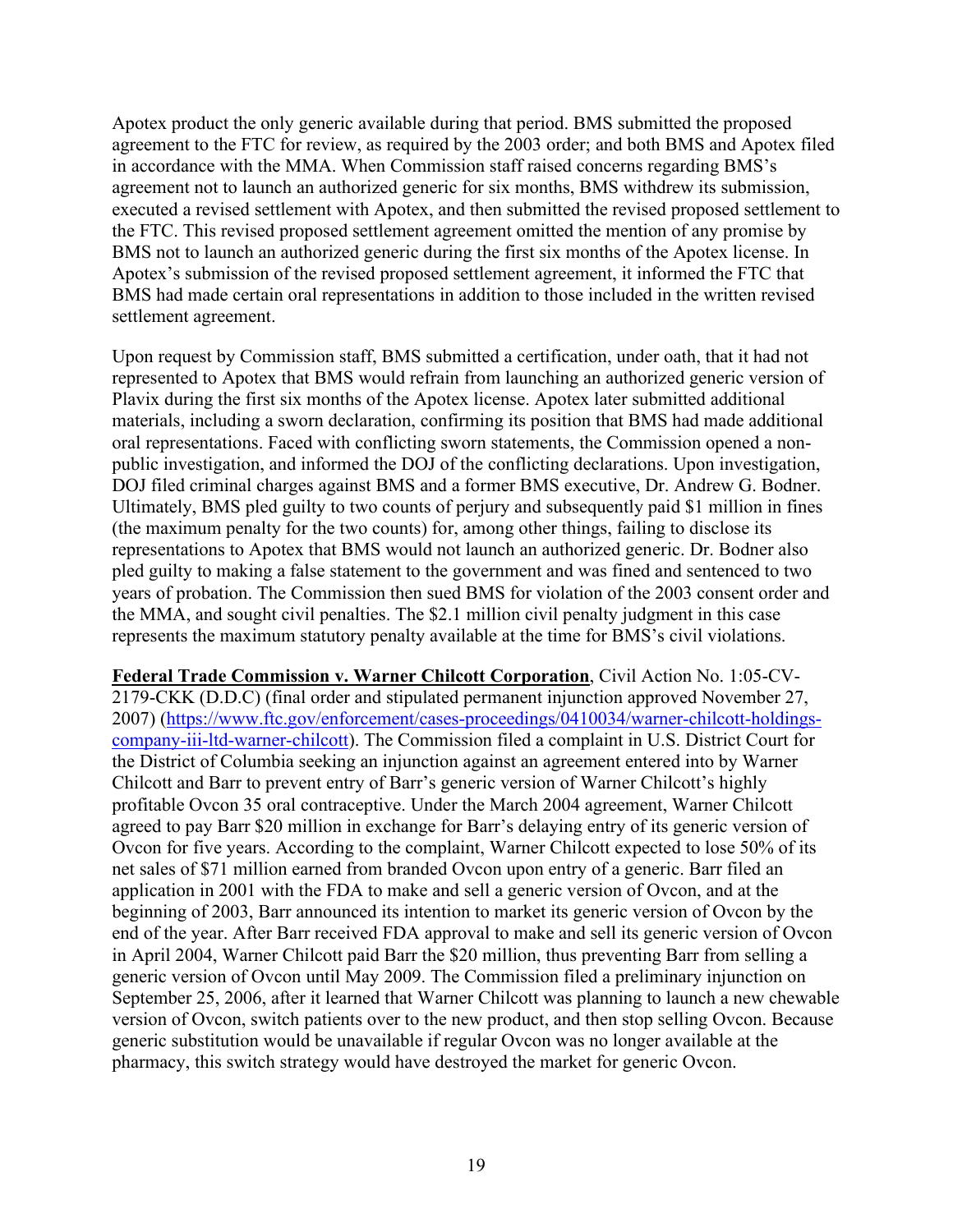Apotex product the only generic available during that period. BMS submitted the proposed agreement to the FTC for review, as required by the 2003 order; and both BMS and Apotex filed in accordance with the MMA. When Commission staff raised concerns regarding BMS's agreement not to launch an authorized generic for six months, BMS withdrew its submission, executed a revised settlement with Apotex, and then submitted the revised proposed settlement to the FTC. This revised proposed settlement agreement omitted the mention of any promise by BMS not to launch an authorized generic during the first six months of the Apotex license. In Apotex's submission of the revised proposed settlement agreement, it informed the FTC that BMS had made certain oral representations in addition to those included in the written revised settlement agreement.

Upon request by Commission staff, BMS submitted a certification, under oath, that it had not represented to Apotex that BMS would refrain from launching an authorized generic version of Plavix during the first six months of the Apotex license. Apotex later submitted additional materials, including a sworn declaration, confirming its position that BMS had made additional oral representations. Faced with conflicting sworn statements, the Commission opened a non-public investigation, and informed the DOJ of the conflicting declarations. Upon investigation, DOJ filed criminal charges against BMS and a former BMS executive, Dr. Andrew G. Bodner. Ultimately, BMS pled guilty to two counts of perjury and subsequently paid $1 million in fines (the maximum penalty for the two counts) for, among other things, failing to disclose its representations to Apotex that BMS would not launch an authorized generic. Dr. Bodner also pled guilty to making a false statement to the government and was fined and sentenced to two years of probation. The Commission then sued BMS for violation of the 2003 consent order and the MMA, and sought civil penalties. The $2.1 million civil penalty judgment in this case represents the maximum statutory penalty available at the time for BMS's civil violations.

**Federal Trade Commission v. Warner Chilcott Corporation**, Civil Action No. 1:05-CV-2179-CKK (D.D.C) (final order and stipulated permanent injunction approved November 27, 2007) ([https://www.ftc.gov/enforcement/cases-proceedings/0410034/warner-chilcott-holdings-company-iii-ltd-warner-chilcott](https://www.ftc.gov/enforcement/cases-proceedings/0410034/warner-chilcott-holdings-company-iii-ltd-warner-chilcott)). The Commission filed a complaint in U.S. District Court for the District of Columbia seeking an injunction against an agreement entered into by Warner Chilcott and Barr to prevent entry of Barr's generic version of Warner Chilcott's highly profitable Ovcon 35 oral contraceptive. Under the March 2004 agreement, Warner Chilcott agreed to pay Barr $20 million in exchange for Barr's delaying entry of its generic version of Ovcon for five years. According to the complaint, Warner Chilcott expected to lose 50% of its net sales of $71 million earned from branded Ovcon upon entry of a generic. Barr filed an application in 2001 with the FDA to make and sell a generic version of Ovcon, and at the beginning of 2003, Barr announced its intention to market its generic version of Ovcon by the end of the year. After Barr received FDA approval to make and sell its generic version of Ovcon in April 2004, Warner Chilcott paid Barr the $20 million, thus preventing Barr from selling a generic version of Ovcon until May 2009. The Commission filed a preliminary injunction on September 25, 2006, after it learned that Warner Chilcott was planning to launch a new chewable version of Ovcon, switch patients over to the new product, and then stop selling Ovcon. Because generic substitution would be unavailable if regular Ovcon was no longer available at the pharmacy, this switch strategy would have destroyed the market for generic Ovcon.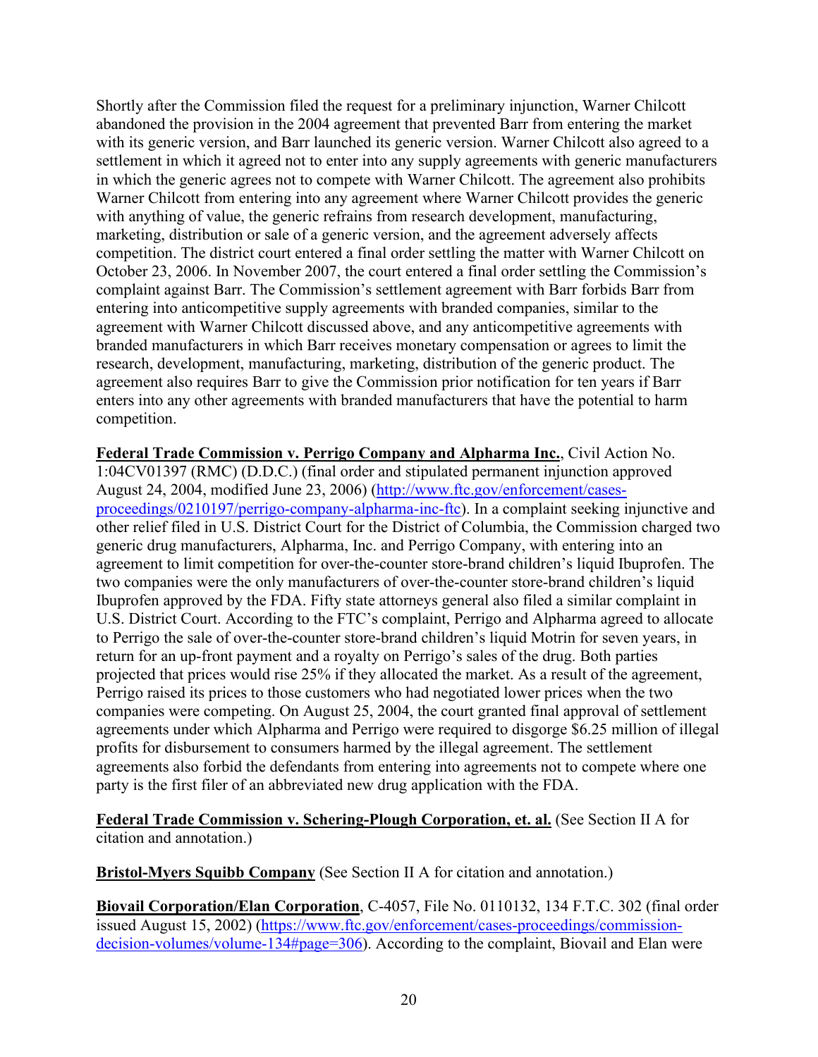Shortly after the Commission filed the request for a preliminary injunction, Warner Chilcott abandoned the provision in the 2004 agreement that prevented Barr from entering the market with its generic version, and Barr launched its generic version. Warner Chilcott also agreed to a settlement in which it agreed not to enter into any supply agreements with generic manufacturers in which the generic agrees not to compete with Warner Chilcott. The agreement also prohibits Warner Chilcott from entering into any agreement where Warner Chilcott provides the generic with anything of value, the generic refrains from research development, manufacturing, marketing, distribution or sale of a generic version, and the agreement adversely affects competition. The district court entered a final order settling the matter with Warner Chilcott on October 23, 2006. In November 2007, the court entered a final order settling the Commission's complaint against Barr. The Commission's settlement agreement with Barr forbids Barr from entering into anticompetitive supply agreements with branded companies, similar to the agreement with Warner Chilcott discussed above, and any anticompetitive agreements with branded manufacturers in which Barr receives monetary compensation or agrees to limit the research, development, manufacturing, marketing, distribution of the generic product. The agreement also requires Barr to give the Commission prior notification for ten years if Barr enters into any other agreements with branded manufacturers that have the potential to harm competition.

**Federal Trade Commission v. Perrigo Company and Alpharma Inc.**, Civil Action No. 1:04CV01397 (RMC) (D.D.C.) (final order and stipulated permanent injunction approved August 24, 2004, modified June 23, 2006) (http://www.ftc.gov/enforcement/cases-proceedings/0210197/perrigo-company-alpharma-inc-ftc). In a complaint seeking injunctive and other relief filed in U.S. District Court for the District of Columbia, the Commission charged two generic drug manufacturers, Alpharma, Inc. and Perrigo Company, with entering into an agreement to limit competition for over-the-counter store-brand children's liquid Ibuprofen. The two companies were the only manufacturers of over-the-counter store-brand children's liquid Ibuprofen approved by the FDA. Fifty state attorneys general also filed a similar complaint in U.S. District Court. According to the FTC's complaint, Perrigo and Alpharma agreed to allocate to Perrigo the sale of over-the-counter store-brand children's liquid Motrin for seven years, in return for an up-front payment and a royalty on Perrigo's sales of the drug. Both parties projected that prices would rise 25% if they allocated the market. As a result of the agreement, Perrigo raised its prices to those customers who had negotiated lower prices when the two companies were competing. On August 25, 2004, the court granted final approval of settlement agreements under which Alpharma and Perrigo were required to disgorge $6.25 million of illegal profits for disbursement to consumers harmed by the illegal agreement. The settlement agreements also forbid the defendants from entering into agreements not to compete where one party is the first filer of an abbreviated new drug application with the FDA.

**Federal Trade Commission v. Schering-Plough Corporation, et. al.** (See Section II A for citation and annotation.)

**Bristol-Myers Squibb Company** (See Section II A for citation and annotation.)

**Biovail Corporation/Elan Corporation**, C-4057, File No. 0110132, 134 F.T.C. 302 (final order issued August 15, 2002) (https://www.ftc.gov/enforcement/cases-proceedings/commission-decision-volumes/volume-134#page=306). According to the complaint, Biovail and Elan were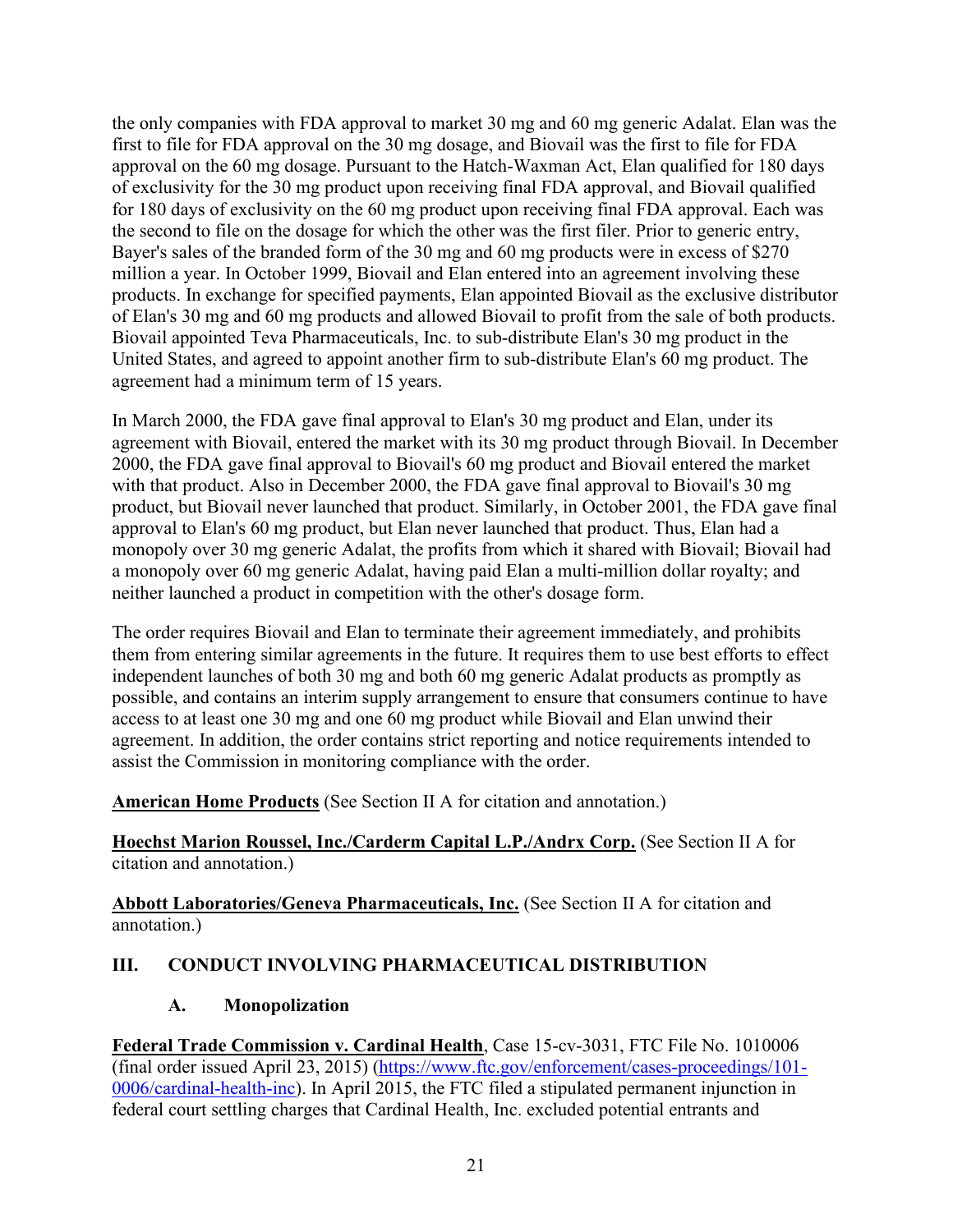the only companies with FDA approval to market 30 mg and 60 mg generic Adalat. Elan was the first to file for FDA approval on the 30 mg dosage, and Biovail was the first to file for FDA approval on the 60 mg dosage. Pursuant to the Hatch-Waxman Act, Elan qualified for 180 days of exclusivity for the 30 mg product upon receiving final FDA approval, and Biovail qualified for 180 days of exclusivity on the 60 mg product upon receiving final FDA approval. Each was the second to file on the dosage for which the other was the first filer. Prior to generic entry, Bayer's sales of the branded form of the 30 mg and 60 mg products were in excess of $270 million a year. In October 1999, Biovail and Elan entered into an agreement involving these products. In exchange for specified payments, Elan appointed Biovail as the exclusive distributor of Elan's 30 mg and 60 mg products and allowed Biovail to profit from the sale of both products. Biovail appointed Teva Pharmaceuticals, Inc. to sub-distribute Elan's 30 mg product in the United States, and agreed to appoint another firm to sub-distribute Elan's 60 mg product. The agreement had a minimum term of 15 years.

In March 2000, the FDA gave final approval to Elan's 30 mg product and Elan, under its agreement with Biovail, entered the market with its 30 mg product through Biovail. In December 2000, the FDA gave final approval to Biovail's 60 mg product and Biovail entered the market with that product. Also in December 2000, the FDA gave final approval to Biovail's 30 mg product, but Biovail never launched that product. Similarly, in October 2001, the FDA gave final approval to Elan's 60 mg product, but Elan never launched that product. Thus, Elan had a monopoly over 30 mg generic Adalat, the profits from which it shared with Biovail; Biovail had a monopoly over 60 mg generic Adalat, having paid Elan a multi-million dollar royalty; and neither launched a product in competition with the other's dosage form.

The order requires Biovail and Elan to terminate their agreement immediately, and prohibits them from entering similar agreements in the future. It requires them to use best efforts to effect independent launches of both 30 mg and both 60 mg generic Adalat products as promptly as possible, and contains an interim supply arrangement to ensure that consumers continue to have access to at least one 30 mg and one 60 mg product while Biovail and Elan unwind their agreement. In addition, the order contains strict reporting and notice requirements intended to assist the Commission in monitoring compliance with the order.

**American Home Products** (See Section II A for citation and annotation.)

**Hoechst Marion Roussel, Inc./Carderm Capital L.P./Andrx Corp.** (See Section II A for citation and annotation.)

**Abbott Laboratories/Geneva Pharmaceuticals, Inc.** (See Section II A for citation and annotation.)

## III. CONDUCT INVOLVING PHARMACEUTICAL DISTRIBUTION

### A. Monopolization

**Federal Trade Commission v. Cardinal Health**, Case 15-cv-3031, FTC File No. 1010006 (final order issued April 23, 2015) (https://www.ftc.gov/enforcement/cases-proceedings/101-0006/cardinal-health-inc). In April 2015, the FTC filed a stipulated permanent injunction in federal court settling charges that Cardinal Health, Inc. excluded potential entrants and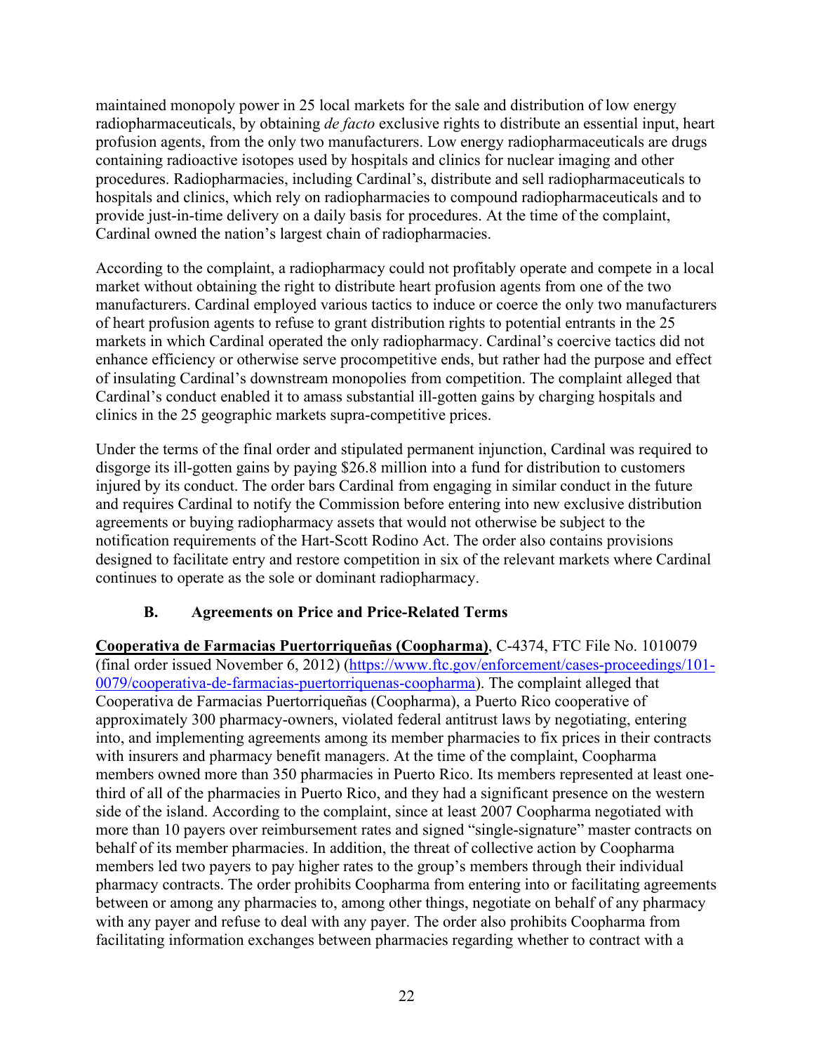maintained monopoly power in 25 local markets for the sale and distribution of low energy radiopharmaceuticals, by obtaining *de facto* exclusive rights to distribute an essential input, heart profusion agents, from the only two manufacturers. Low energy radiopharmaceuticals are drugs containing radioactive isotopes used by hospitals and clinics for nuclear imaging and other procedures. Radiopharmacies, including Cardinal's, distribute and sell radiopharmaceuticals to hospitals and clinics, which rely on radiopharmacies to compound radiopharmaceuticals and to provide just-in-time delivery on a daily basis for procedures. At the time of the complaint, Cardinal owned the nation's largest chain of radiopharmacies.

According to the complaint, a radiopharmacy could not profitably operate and compete in a local market without obtaining the right to distribute heart profusion agents from one of the two manufacturers. Cardinal employed various tactics to induce or coerce the only two manufacturers of heart profusion agents to refuse to grant distribution rights to potential entrants in the 25 markets in which Cardinal operated the only radiopharmacy. Cardinal's coercive tactics did not enhance efficiency or otherwise serve procompetitive ends, but rather had the purpose and effect of insulating Cardinal's downstream monopolies from competition. The complaint alleged that Cardinal's conduct enabled it to amass substantial ill-gotten gains by charging hospitals and clinics in the 25 geographic markets supra-competitive prices.

Under the terms of the final order and stipulated permanent injunction, Cardinal was required to disgorge its ill-gotten gains by paying $26.8 million into a fund for distribution to customers injured by its conduct. The order bars Cardinal from engaging in similar conduct in the future and requires Cardinal to notify the Commission before entering into new exclusive distribution agreements or buying radiopharmacy assets that would not otherwise be subject to the notification requirements of the Hart-Scott Rodino Act. The order also contains provisions designed to facilitate entry and restore competition in six of the relevant markets where Cardinal continues to operate as the sole or dominant radiopharmacy.

### B. Agreements on Price and Price-Related Terms

**Cooperativa de Farmacias Puertorriqueñas (Coopharma)**, C-4374, FTC File No. 1010079 (final order issued November 6, 2012) (https://www.ftc.gov/enforcement/cases-proceedings/101-0079/cooperativa-de-farmacias-puertorriquenas-coopharma). The complaint alleged that Cooperativa de Farmacias Puertorriqueñas (Coopharma), a Puerto Rico cooperative of approximately 300 pharmacy-owners, violated federal antitrust laws by negotiating, entering into, and implementing agreements among its member pharmacies to fix prices in their contracts with insurers and pharmacy benefit managers. At the time of the complaint, Coopharma members owned more than 350 pharmacies in Puerto Rico. Its members represented at least one-third of all of the pharmacies in Puerto Rico, and they had a significant presence on the western side of the island. According to the complaint, since at least 2007 Coopharma negotiated with more than 10 payers over reimbursement rates and signed "single-signature" master contracts on behalf of its member pharmacies. In addition, the threat of collective action by Coopharma members led two payers to pay higher rates to the group's members through their individual pharmacy contracts. The order prohibits Coopharma from entering into or facilitating agreements between or among any pharmacies to, among other things, negotiate on behalf of any pharmacy with any payer and refuse to deal with any payer. The order also prohibits Coopharma from facilitating information exchanges between pharmacies regarding whether to contract with a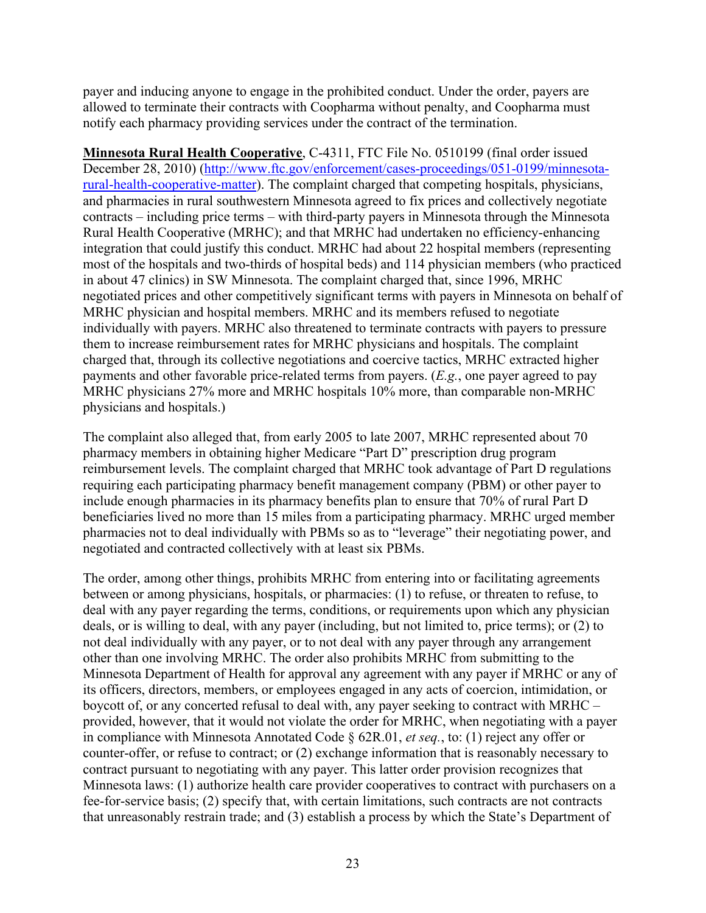payer and inducing anyone to engage in the prohibited conduct. Under the order, payers are allowed to terminate their contracts with Coopharma without penalty, and Coopharma must notify each pharmacy providing services under the contract of the termination.

**Minnesota Rural Health Cooperative**, C-4311, FTC File No. 0510199 (final order issued December 28, 2010) (http://www.ftc.gov/enforcement/cases-proceedings/051-0199/minnesota-rural-health-cooperative-matter). The complaint charged that competing hospitals, physicians, and pharmacies in rural southwestern Minnesota agreed to fix prices and collectively negotiate contracts – including price terms – with third-party payers in Minnesota through the Minnesota Rural Health Cooperative (MRHC); and that MRHC had undertaken no efficiency-enhancing integration that could justify this conduct. MRHC had about 22 hospital members (representing most of the hospitals and two-thirds of hospital beds) and 114 physician members (who practiced in about 47 clinics) in SW Minnesota. The complaint charged that, since 1996, MRHC negotiated prices and other competitively significant terms with payers in Minnesota on behalf of MRHC physician and hospital members. MRHC and its members refused to negotiate individually with payers. MRHC also threatened to terminate contracts with payers to pressure them to increase reimbursement rates for MRHC physicians and hospitals. The complaint charged that, through its collective negotiations and coercive tactics, MRHC extracted higher payments and other favorable price-related terms from payers. (*E.g.*, one payer agreed to pay MRHC physicians 27% more and MRHC hospitals 10% more, than comparable non-MRHC physicians and hospitals.)

The complaint also alleged that, from early 2005 to late 2007, MRHC represented about 70 pharmacy members in obtaining higher Medicare "Part D" prescription drug program reimbursement levels. The complaint charged that MRHC took advantage of Part D regulations requiring each participating pharmacy benefit management company (PBM) or other payer to include enough pharmacies in its pharmacy benefits plan to ensure that 70% of rural Part D beneficiaries lived no more than 15 miles from a participating pharmacy. MRHC urged member pharmacies not to deal individually with PBMs so as to "leverage" their negotiating power, and negotiated and contracted collectively with at least six PBMs.

The order, among other things, prohibits MRHC from entering into or facilitating agreements between or among physicians, hospitals, or pharmacies: (1) to refuse, or threaten to refuse, to deal with any payer regarding the terms, conditions, or requirements upon which any physician deals, or is willing to deal, with any payer (including, but not limited to, price terms); or (2) to not deal individually with any payer, or to not deal with any payer through any arrangement other than one involving MRHC. The order also prohibits MRHC from submitting to the Minnesota Department of Health for approval any agreement with any payer if MRHC or any of its officers, directors, members, or employees engaged in any acts of coercion, intimidation, or boycott of, or any concerted refusal to deal with, any payer seeking to contract with MRHC – provided, however, that it would not violate the order for MRHC, when negotiating with a payer in compliance with Minnesota Annotated Code § 62R.01, *et seq.*, to: (1) reject any offer or counter-offer, or refuse to contract; or (2) exchange information that is reasonably necessary to contract pursuant to negotiating with any payer. This latter order provision recognizes that Minnesota laws: (1) authorize health care provider cooperatives to contract with purchasers on a fee-for-service basis; (2) specify that, with certain limitations, such contracts are not contracts that unreasonably restrain trade; and (3) establish a process by which the State's Department of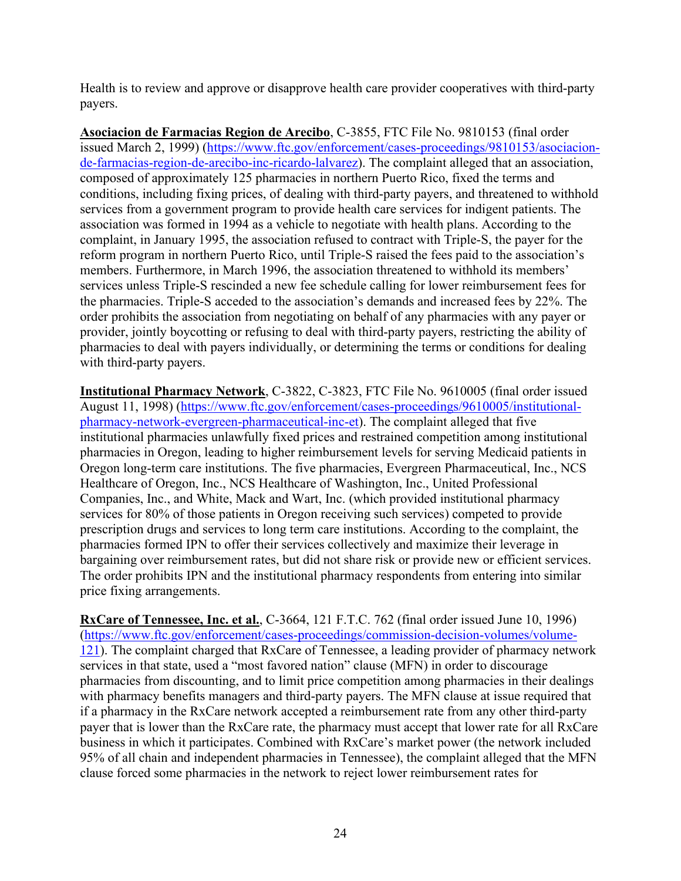Health is to review and approve or disapprove health care provider cooperatives with third-party payers.

**Asociacion de Farmacias Region de Arecibo**, C-3855, FTC File No. 9810153 (final order issued March 2, 1999) (https://www.ftc.gov/enforcement/cases-proceedings/9810153/asociacion-de-farmacias-region-de-arecibo-inc-ricardo-lalvarez). The complaint alleged that an association, composed of approximately 125 pharmacies in northern Puerto Rico, fixed the terms and conditions, including fixing prices, of dealing with third-party payers, and threatened to withhold services from a government program to provide health care services for indigent patients. The association was formed in 1994 as a vehicle to negotiate with health plans. According to the complaint, in January 1995, the association refused to contract with Triple-S, the payer for the reform program in northern Puerto Rico, until Triple-S raised the fees paid to the association's members. Furthermore, in March 1996, the association threatened to withhold its members' services unless Triple-S rescinded a new fee schedule calling for lower reimbursement fees for the pharmacies. Triple-S acceded to the association's demands and increased fees by 22%. The order prohibits the association from negotiating on behalf of any pharmacies with any payer or provider, jointly boycotting or refusing to deal with third-party payers, restricting the ability of pharmacies to deal with payers individually, or determining the terms or conditions for dealing with third-party payers.

**Institutional Pharmacy Network**, C-3822, C-3823, FTC File No. 9610005 (final order issued August 11, 1998) (https://www.ftc.gov/enforcement/cases-proceedings/9610005/institutional-pharmacy-network-evergreen-pharmaceutical-inc-et). The complaint alleged that five institutional pharmacies unlawfully fixed prices and restrained competition among institutional pharmacies in Oregon, leading to higher reimbursement levels for serving Medicaid patients in Oregon long-term care institutions. The five pharmacies, Evergreen Pharmaceutical, Inc., NCS Healthcare of Oregon, Inc., NCS Healthcare of Washington, Inc., United Professional Companies, Inc., and White, Mack and Wart, Inc. (which provided institutional pharmacy services for 80% of those patients in Oregon receiving such services) competed to provide prescription drugs and services to long term care institutions. According to the complaint, the pharmacies formed IPN to offer their services collectively and maximize their leverage in bargaining over reimbursement rates, but did not share risk or provide new or efficient services. The order prohibits IPN and the institutional pharmacy respondents from entering into similar price fixing arrangements.

**RxCare of Tennessee, Inc. et al.**, C-3664, 121 F.T.C. 762 (final order issued June 10, 1996) (https://www.ftc.gov/enforcement/cases-proceedings/commission-decision-volumes/volume-121). The complaint charged that RxCare of Tennessee, a leading provider of pharmacy network services in that state, used a "most favored nation" clause (MFN) in order to discourage pharmacies from discounting, and to limit price competition among pharmacies in their dealings with pharmacy benefits managers and third-party payers. The MFN clause at issue required that if a pharmacy in the RxCare network accepted a reimbursement rate from any other third-party payer that is lower than the RxCare rate, the pharmacy must accept that lower rate for all RxCare business in which it participates. Combined with RxCare's market power (the network included 95% of all chain and independent pharmacies in Tennessee), the complaint alleged that the MFN clause forced some pharmacies in the network to reject lower reimbursement rates for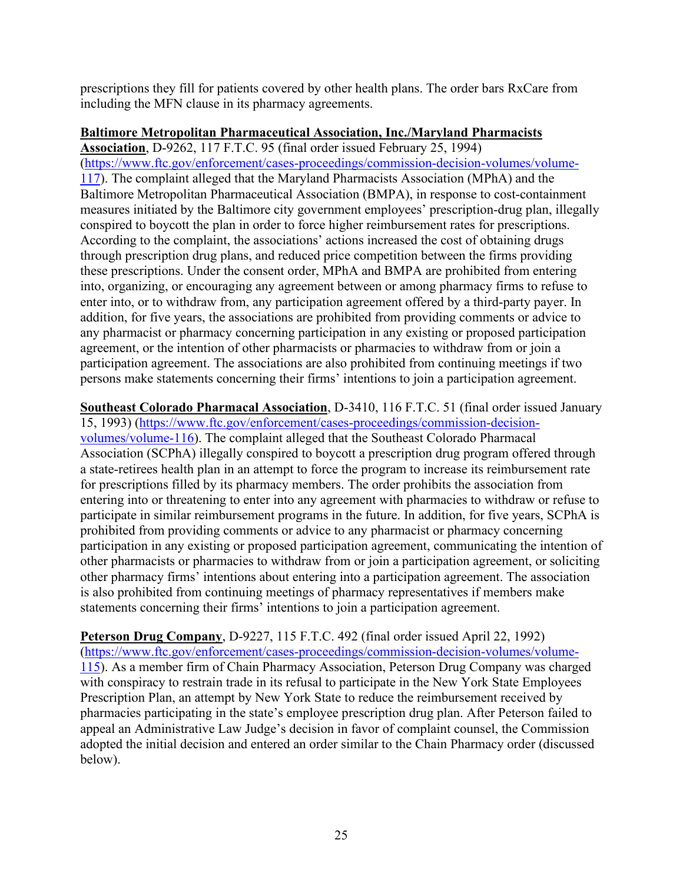prescriptions they fill for patients covered by other health plans. The order bars RxCare from including the MFN clause in its pharmacy agreements.

**Baltimore Metropolitan Pharmaceutical Association, Inc./Maryland Pharmacists Association**, D-9262, 117 F.T.C. 95 (final order issued February 25, 1994) (https://www.ftc.gov/enforcement/cases-proceedings/commission-decision-volumes/volume-117). The complaint alleged that the Maryland Pharmacists Association (MPhA) and the Baltimore Metropolitan Pharmaceutical Association (BMPA), in response to cost-containment measures initiated by the Baltimore city government employees' prescription-drug plan, illegally conspired to boycott the plan in order to force higher reimbursement rates for prescriptions. According to the complaint, the associations' actions increased the cost of obtaining drugs through prescription drug plans, and reduced price competition between the firms providing these prescriptions. Under the consent order, MPhA and BMPA are prohibited from entering into, organizing, or encouraging any agreement between or among pharmacy firms to refuse to enter into, or to withdraw from, any participation agreement offered by a third-party payer. In addition, for five years, the associations are prohibited from providing comments or advice to any pharmacist or pharmacy concerning participation in any existing or proposed participation agreement, or the intention of other pharmacists or pharmacies to withdraw from or join a participation agreement. The associations are also prohibited from continuing meetings if two persons make statements concerning their firms' intentions to join a participation agreement.

**Southeast Colorado Pharmacal Association**, D-3410, 116 F.T.C. 51 (final order issued January 15, 1993) (https://www.ftc.gov/enforcement/cases-proceedings/commission-decision-volumes/volume-116). The complaint alleged that the Southeast Colorado Pharmacal Association (SCPhA) illegally conspired to boycott a prescription drug program offered through a state-retirees health plan in an attempt to force the program to increase its reimbursement rate for prescriptions filled by its pharmacy members. The order prohibits the association from entering into or threatening to enter into any agreement with pharmacies to withdraw or refuse to participate in similar reimbursement programs in the future. In addition, for five years, SCPhA is prohibited from providing comments or advice to any pharmacist or pharmacy concerning participation in any existing or proposed participation agreement, communicating the intention of other pharmacists or pharmacies to withdraw from or join a participation agreement, or soliciting other pharmacy firms' intentions about entering into a participation agreement. The association is also prohibited from continuing meetings of pharmacy representatives if members make statements concerning their firms' intentions to join a participation agreement.

**Peterson Drug Company**, D-9227, 115 F.T.C. 492 (final order issued April 22, 1992) (https://www.ftc.gov/enforcement/cases-proceedings/commission-decision-volumes/volume-115). As a member firm of Chain Pharmacy Association, Peterson Drug Company was charged with conspiracy to restrain trade in its refusal to participate in the New York State Employees Prescription Plan, an attempt by New York State to reduce the reimbursement received by pharmacies participating in the state's employee prescription drug plan. After Peterson failed to appeal an Administrative Law Judge's decision in favor of complaint counsel, the Commission adopted the initial decision and entered an order similar to the Chain Pharmacy order (discussed below).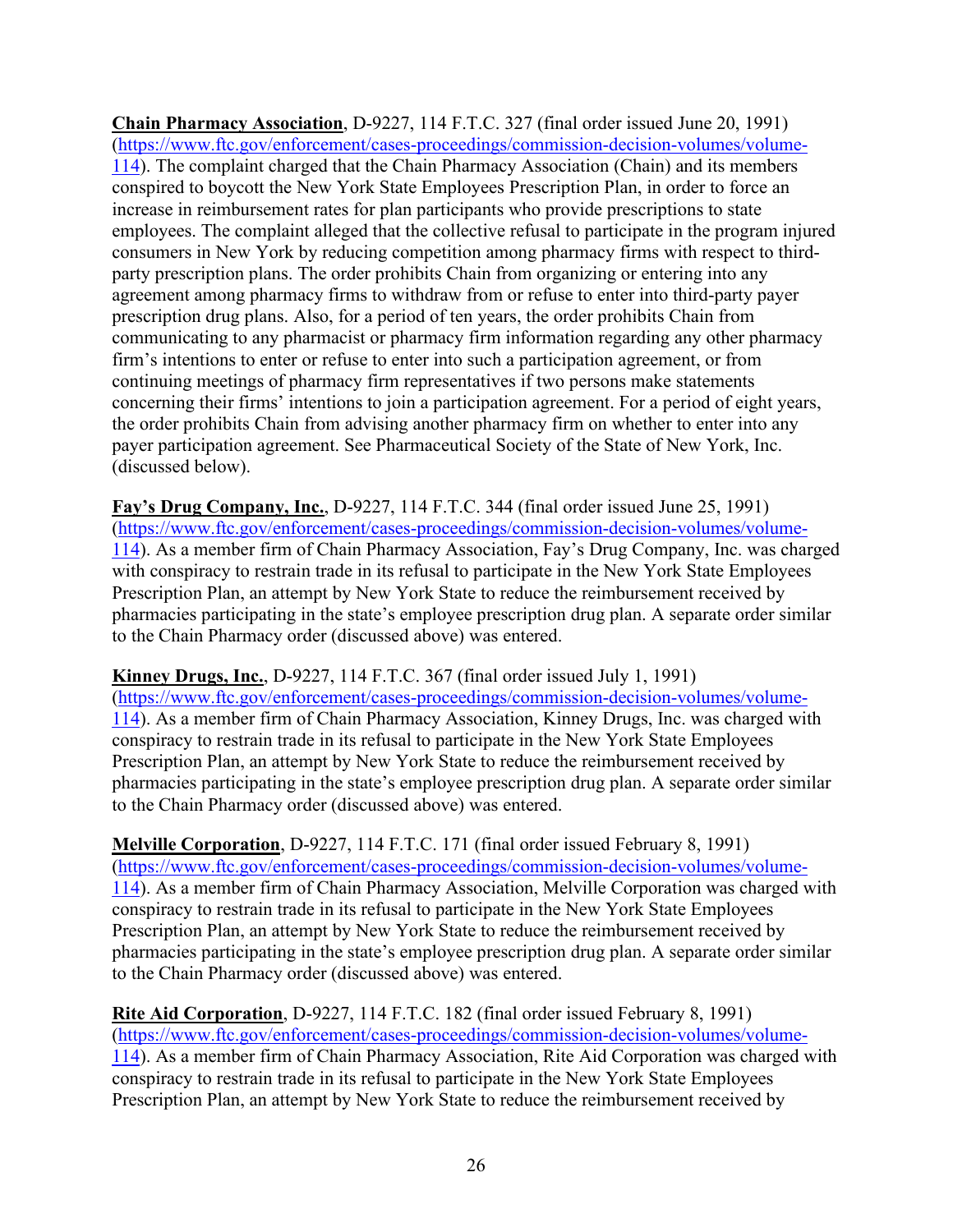**Chain Pharmacy Association**, D-9227, 114 F.T.C. 327 (final order issued June 20, 1991) (https://www.ftc.gov/enforcement/cases-proceedings/commission-decision-volumes/volume-114). The complaint charged that the Chain Pharmacy Association (Chain) and its members conspired to boycott the New York State Employees Prescription Plan, in order to force an increase in reimbursement rates for plan participants who provide prescriptions to state employees. The complaint alleged that the collective refusal to participate in the program injured consumers in New York by reducing competition among pharmacy firms with respect to third-party prescription plans. The order prohibits Chain from organizing or entering into any agreement among pharmacy firms to withdraw from or refuse to enter into third-party payer prescription drug plans. Also, for a period of ten years, the order prohibits Chain from communicating to any pharmacist or pharmacy firm information regarding any other pharmacy firm's intentions to enter or refuse to enter into such a participation agreement, or from continuing meetings of pharmacy firm representatives if two persons make statements concerning their firms' intentions to join a participation agreement. For a period of eight years, the order prohibits Chain from advising another pharmacy firm on whether to enter into any payer participation agreement. See Pharmaceutical Society of the State of New York, Inc. (discussed below).

**Fay's Drug Company, Inc.**, D-9227, 114 F.T.C. 344 (final order issued June 25, 1991) (https://www.ftc.gov/enforcement/cases-proceedings/commission-decision-volumes/volume-114). As a member firm of Chain Pharmacy Association, Fay's Drug Company, Inc. was charged with conspiracy to restrain trade in its refusal to participate in the New York State Employees Prescription Plan, an attempt by New York State to reduce the reimbursement received by pharmacies participating in the state's employee prescription drug plan. A separate order similar to the Chain Pharmacy order (discussed above) was entered.

**Kinney Drugs, Inc.**, D-9227, 114 F.T.C. 367 (final order issued July 1, 1991) (https://www.ftc.gov/enforcement/cases-proceedings/commission-decision-volumes/volume-114). As a member firm of Chain Pharmacy Association, Kinney Drugs, Inc. was charged with conspiracy to restrain trade in its refusal to participate in the New York State Employees Prescription Plan, an attempt by New York State to reduce the reimbursement received by pharmacies participating in the state's employee prescription drug plan. A separate order similar to the Chain Pharmacy order (discussed above) was entered.

**Melville Corporation**, D-9227, 114 F.T.C. 171 (final order issued February 8, 1991) (https://www.ftc.gov/enforcement/cases-proceedings/commission-decision-volumes/volume-114). As a member firm of Chain Pharmacy Association, Melville Corporation was charged with conspiracy to restrain trade in its refusal to participate in the New York State Employees Prescription Plan, an attempt by New York State to reduce the reimbursement received by pharmacies participating in the state's employee prescription drug plan. A separate order similar to the Chain Pharmacy order (discussed above) was entered.

**Rite Aid Corporation**, D-9227, 114 F.T.C. 182 (final order issued February 8, 1991) (https://www.ftc.gov/enforcement/cases-proceedings/commission-decision-volumes/volume-114). As a member firm of Chain Pharmacy Association, Rite Aid Corporation was charged with conspiracy to restrain trade in its refusal to participate in the New York State Employees Prescription Plan, an attempt by New York State to reduce the reimbursement received by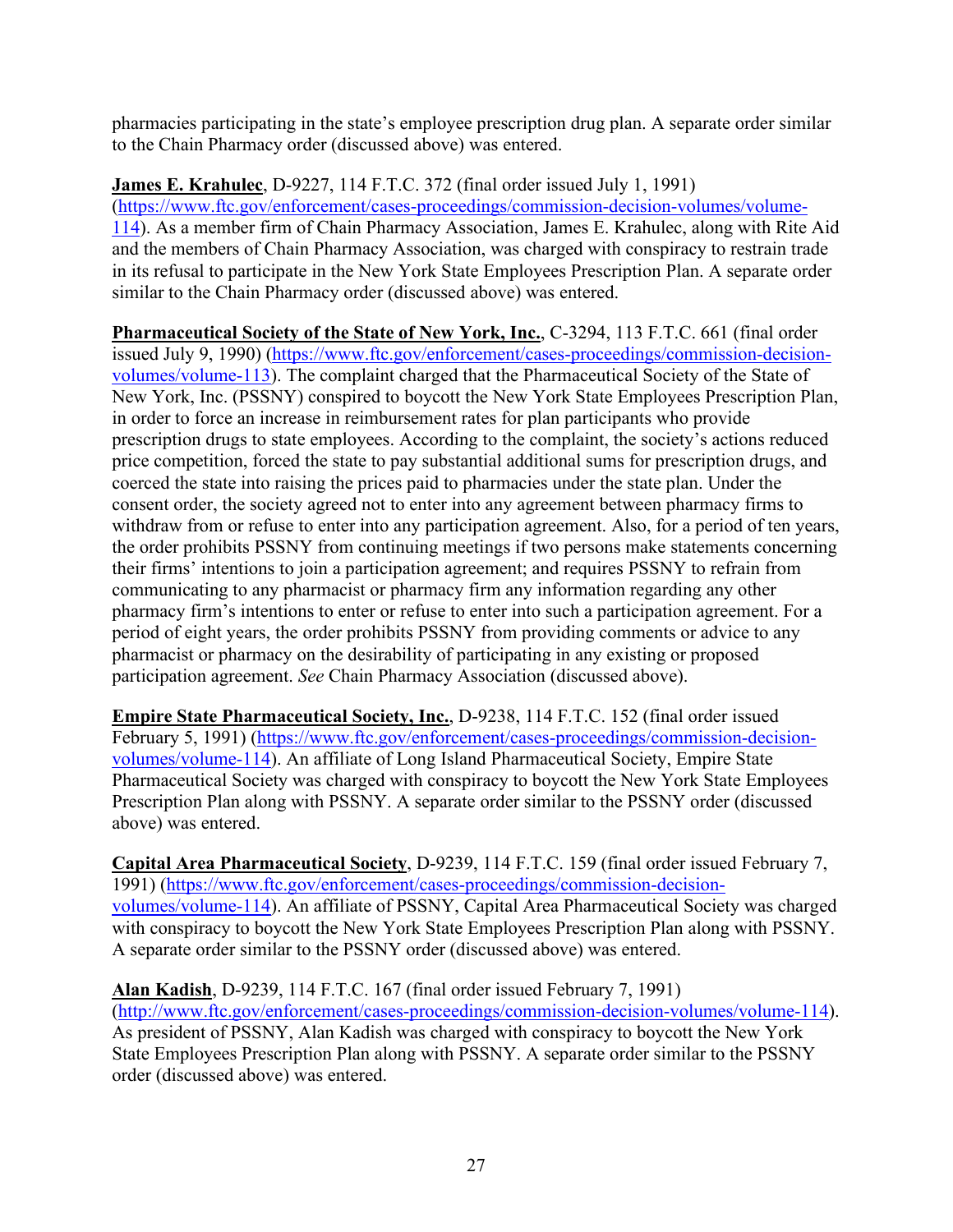pharmacies participating in the state's employee prescription drug plan. A separate order similar to the Chain Pharmacy order (discussed above) was entered.

**James E. Krahulec**, D-9227, 114 F.T.C. 372 (final order issued July 1, 1991) (https://www.ftc.gov/enforcement/cases-proceedings/commission-decision-volumes/volume-114). As a member firm of Chain Pharmacy Association, James E. Krahulec, along with Rite Aid and the members of Chain Pharmacy Association, was charged with conspiracy to restrain trade in its refusal to participate in the New York State Employees Prescription Plan. A separate order similar to the Chain Pharmacy order (discussed above) was entered.

**Pharmaceutical Society of the State of New York, Inc.**, C-3294, 113 F.T.C. 661 (final order issued July 9, 1990) (https://www.ftc.gov/enforcement/cases-proceedings/commission-decision-volumes/volume-113). The complaint charged that the Pharmaceutical Society of the State of New York, Inc. (PSSNY) conspired to boycott the New York State Employees Prescription Plan, in order to force an increase in reimbursement rates for plan participants who provide prescription drugs to state employees. According to the complaint, the society's actions reduced price competition, forced the state to pay substantial additional sums for prescription drugs, and coerced the state into raising the prices paid to pharmacies under the state plan. Under the consent order, the society agreed not to enter into any agreement between pharmacy firms to withdraw from or refuse to enter into any participation agreement. Also, for a period of ten years, the order prohibits PSSNY from continuing meetings if two persons make statements concerning their firms' intentions to join a participation agreement; and requires PSSNY to refrain from communicating to any pharmacist or pharmacy firm any information regarding any other pharmacy firm's intentions to enter or refuse to enter into such a participation agreement. For a period of eight years, the order prohibits PSSNY from providing comments or advice to any pharmacist or pharmacy on the desirability of participating in any existing or proposed participation agreement. *See* Chain Pharmacy Association (discussed above).

**Empire State Pharmaceutical Society, Inc.**, D-9238, 114 F.T.C. 152 (final order issued February 5, 1991) (https://www.ftc.gov/enforcement/cases-proceedings/commission-decision-volumes/volume-114). An affiliate of Long Island Pharmaceutical Society, Empire State Pharmaceutical Society was charged with conspiracy to boycott the New York State Employees Prescription Plan along with PSSNY. A separate order similar to the PSSNY order (discussed above) was entered.

**Capital Area Pharmaceutical Society**, D-9239, 114 F.T.C. 159 (final order issued February 7, 1991) (https://www.ftc.gov/enforcement/cases-proceedings/commission-decision-volumes/volume-114). An affiliate of PSSNY, Capital Area Pharmaceutical Society was charged with conspiracy to boycott the New York State Employees Prescription Plan along with PSSNY. A separate order similar to the PSSNY order (discussed above) was entered.

**Alan Kadish**, D-9239, 114 F.T.C. 167 (final order issued February 7, 1991) (http://www.ftc.gov/enforcement/cases-proceedings/commission-decision-volumes/volume-114). As president of PSSNY, Alan Kadish was charged with conspiracy to boycott the New York State Employees Prescription Plan along with PSSNY. A separate order similar to the PSSNY order (discussed above) was entered.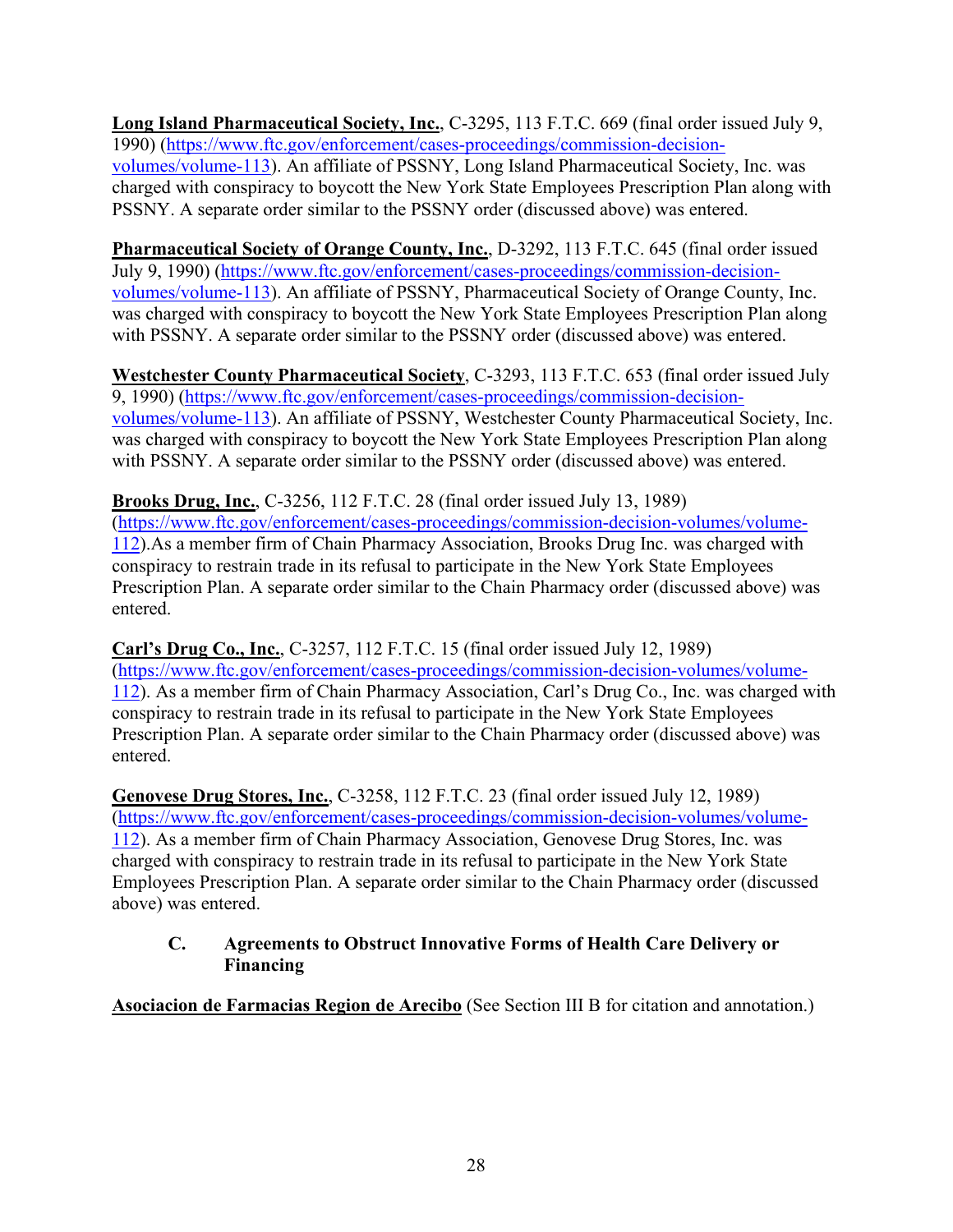**Long Island Pharmaceutical Society, Inc.**, C-3295, 113 F.T.C. 669 (final order issued July 9, 1990) (https://www.ftc.gov/enforcement/cases-proceedings/commission-decision-volumes/volume-113). An affiliate of PSSNY, Long Island Pharmaceutical Society, Inc. was charged with conspiracy to boycott the New York State Employees Prescription Plan along with PSSNY. A separate order similar to the PSSNY order (discussed above) was entered.

**Pharmaceutical Society of Orange County, Inc.**, D-3292, 113 F.T.C. 645 (final order issued July 9, 1990) (https://www.ftc.gov/enforcement/cases-proceedings/commission-decision-volumes/volume-113). An affiliate of PSSNY, Pharmaceutical Society of Orange County, Inc. was charged with conspiracy to boycott the New York State Employees Prescription Plan along with PSSNY. A separate order similar to the PSSNY order (discussed above) was entered.

**Westchester County Pharmaceutical Society**, C-3293, 113 F.T.C. 653 (final order issued July 9, 1990) (https://www.ftc.gov/enforcement/cases-proceedings/commission-decision-volumes/volume-113). An affiliate of PSSNY, Westchester County Pharmaceutical Society, Inc. was charged with conspiracy to boycott the New York State Employees Prescription Plan along with PSSNY. A separate order similar to the PSSNY order (discussed above) was entered.

**Brooks Drug, Inc.**, C-3256, 112 F.T.C. 28 (final order issued July 13, 1989) (https://www.ftc.gov/enforcement/cases-proceedings/commission-decision-volumes/volume-112).As a member firm of Chain Pharmacy Association, Brooks Drug Inc. was charged with conspiracy to restrain trade in its refusal to participate in the New York State Employees Prescription Plan. A separate order similar to the Chain Pharmacy order (discussed above) was entered.

**Carl's Drug Co., Inc.**, C-3257, 112 F.T.C. 15 (final order issued July 12, 1989) (https://www.ftc.gov/enforcement/cases-proceedings/commission-decision-volumes/volume-112). As a member firm of Chain Pharmacy Association, Carl's Drug Co., Inc. was charged with conspiracy to restrain trade in its refusal to participate in the New York State Employees Prescription Plan. A separate order similar to the Chain Pharmacy order (discussed above) was entered.

**Genovese Drug Stores, Inc.**, C-3258, 112 F.T.C. 23 (final order issued July 12, 1989) (https://www.ftc.gov/enforcement/cases-proceedings/commission-decision-volumes/volume-112). As a member firm of Chain Pharmacy Association, Genovese Drug Stores, Inc. was charged with conspiracy to restrain trade in its refusal to participate in the New York State Employees Prescription Plan. A separate order similar to the Chain Pharmacy order (discussed above) was entered.

### C. Agreements to Obstruct Innovative Forms of Health Care Delivery or Financing

**Asociacion de Farmacias Region de Arecibo** (See Section III B for citation and annotation.)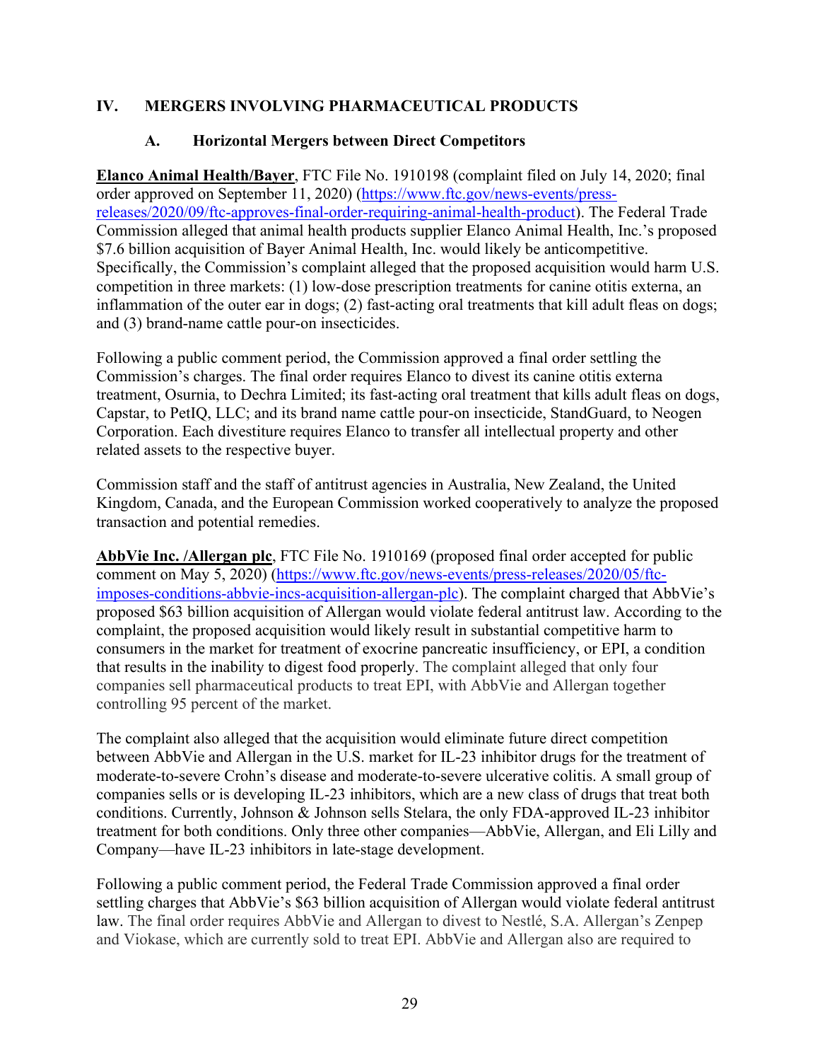## IV. MERGERS INVOLVING PHARMACEUTICAL PRODUCTS

### A. Horizontal Mergers between Direct Competitors

**Elanco Animal Health/Bayer**, FTC File No. 1910198 (complaint filed on July 14, 2020; final order approved on September 11, 2020) (https://www.ftc.gov/news-events/press-releases/2020/09/ftc-approves-final-order-requiring-animal-health-product). The Federal Trade Commission alleged that animal health products supplier Elanco Animal Health, Inc.'s proposed $7.6 billion acquisition of Bayer Animal Health, Inc. would likely be anticompetitive. Specifically, the Commission's complaint alleged that the proposed acquisition would harm U.S. competition in three markets: (1) low-dose prescription treatments for canine otitis externa, an inflammation of the outer ear in dogs; (2) fast-acting oral treatments that kill adult fleas on dogs; and (3) brand-name cattle pour-on insecticides.

Following a public comment period, the Commission approved a final order settling the Commission's charges. The final order requires Elanco to divest its canine otitis externa treatment, Osurnia, to Dechra Limited; its fast-acting oral treatment that kills adult fleas on dogs, Capstar, to PetIQ, LLC; and its brand name cattle pour-on insecticide, StandGuard, to Neogen Corporation. Each divestiture requires Elanco to transfer all intellectual property and other related assets to the respective buyer.

Commission staff and the staff of antitrust agencies in Australia, New Zealand, the United Kingdom, Canada, and the European Commission worked cooperatively to analyze the proposed transaction and potential remedies.

**AbbVie Inc. /Allergan plc**, FTC File No. 1910169 (proposed final order accepted for public comment on May 5, 2020) (https://www.ftc.gov/news-events/press-releases/2020/05/ftc-imposes-conditions-abbvie-incs-acquisition-allergan-plc). The complaint charged that AbbVie's proposed $63 billion acquisition of Allergan would violate federal antitrust law. According to the complaint, the proposed acquisition would likely result in substantial competitive harm to consumers in the market for treatment of exocrine pancreatic insufficiency, or EPI, a condition that results in the inability to digest food properly. The complaint alleged that only four companies sell pharmaceutical products to treat EPI, with AbbVie and Allergan together controlling 95 percent of the market.

The complaint also alleged that the acquisition would eliminate future direct competition between AbbVie and Allergan in the U.S. market for IL-23 inhibitor drugs for the treatment of moderate-to-severe Crohn's disease and moderate-to-severe ulcerative colitis. A small group of companies sells or is developing IL-23 inhibitors, which are a new class of drugs that treat both conditions. Currently, Johnson & Johnson sells Stelara, the only FDA-approved IL-23 inhibitor treatment for both conditions. Only three other companies—AbbVie, Allergan, and Eli Lilly and Company—have IL-23 inhibitors in late-stage development.

Following a public comment period, the Federal Trade Commission approved a final order settling charges that AbbVie's $63 billion acquisition of Allergan would violate federal antitrust law. The final order requires AbbVie and Allergan to divest to Nestlé, S.A. Allergan's Zenpep and Viokase, which are currently sold to treat EPI. AbbVie and Allergan also are required to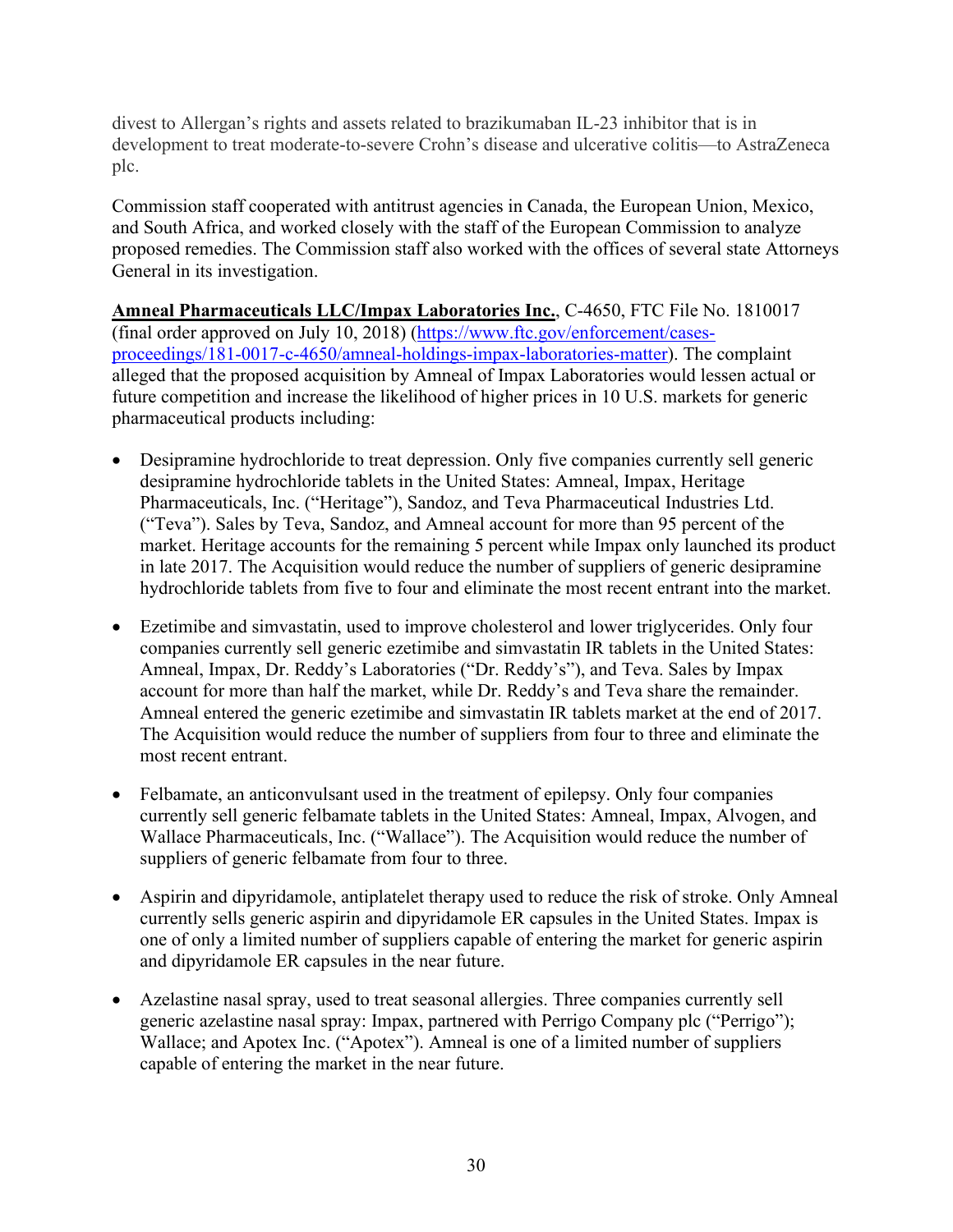divest to Allergan's rights and assets related to brazikumaban IL-23 inhibitor that is in development to treat moderate-to-severe Crohn's disease and ulcerative colitis—to AstraZeneca plc.

Commission staff cooperated with antitrust agencies in Canada, the European Union, Mexico, and South Africa, and worked closely with the staff of the European Commission to analyze proposed remedies. The Commission staff also worked with the offices of several state Attorneys General in its investigation.

**Amneal Pharmaceuticals LLC/Impax Laboratories Inc.**, C-4650, FTC File No. 1810017 (final order approved on July 10, 2018) (https://www.ftc.gov/enforcement/cases-proceedings/181-0017-c-4650/amneal-holdings-impax-laboratories-matter). The complaint alleged that the proposed acquisition by Amneal of Impax Laboratories would lessen actual or future competition and increase the likelihood of higher prices in 10 U.S. markets for generic pharmaceutical products including:

- Desipramine hydrochloride to treat depression. Only five companies currently sell generic desipramine hydrochloride tablets in the United States: Amneal, Impax, Heritage Pharmaceuticals, Inc. ("Heritage"), Sandoz, and Teva Pharmaceutical Industries Ltd. ("Teva"). Sales by Teva, Sandoz, and Amneal account for more than 95 percent of the market. Heritage accounts for the remaining 5 percent while Impax only launched its product in late 2017. The Acquisition would reduce the number of suppliers of generic desipramine hydrochloride tablets from five to four and eliminate the most recent entrant into the market.
- Ezetimibe and simvastatin, used to improve cholesterol and lower triglycerides. Only four companies currently sell generic ezetimibe and simvastatin IR tablets in the United States: Amneal, Impax, Dr. Reddy's Laboratories ("Dr. Reddy's"), and Teva. Sales by Impax account for more than half the market, while Dr. Reddy's and Teva share the remainder. Amneal entered the generic ezetimibe and simvastatin IR tablets market at the end of 2017. The Acquisition would reduce the number of suppliers from four to three and eliminate the most recent entrant.
- Felbamate, an anticonvulsant used in the treatment of epilepsy. Only four companies currently sell generic felbamate tablets in the United States: Amneal, Impax, Alvogen, and Wallace Pharmaceuticals, Inc. ("Wallace"). The Acquisition would reduce the number of suppliers of generic felbamate from four to three.
- Aspirin and dipyridamole, antiplatelet therapy used to reduce the risk of stroke. Only Amneal currently sells generic aspirin and dipyridamole ER capsules in the United States. Impax is one of only a limited number of suppliers capable of entering the market for generic aspirin and dipyridamole ER capsules in the near future.
- Azelastine nasal spray, used to treat seasonal allergies. Three companies currently sell generic azelastine nasal spray: Impax, partnered with Perrigo Company plc ("Perrigo"); Wallace; and Apotex Inc. ("Apotex"). Amneal is one of a limited number of suppliers capable of entering the market in the near future.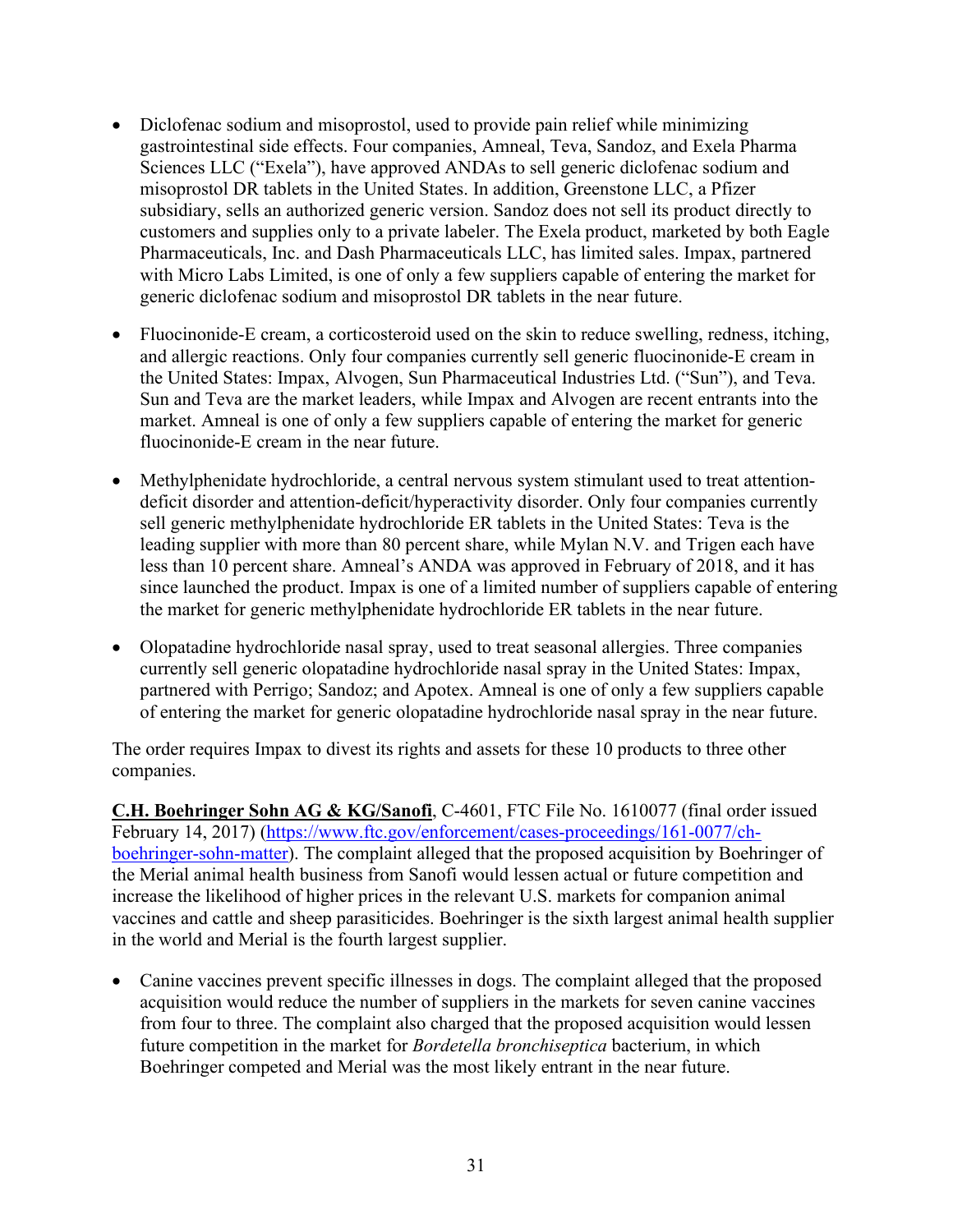- Diclofenac sodium and misoprostol, used to provide pain relief while minimizing gastrointestinal side effects. Four companies, Amneal, Teva, Sandoz, and Exela Pharma Sciences LLC ("Exela"), have approved ANDAs to sell generic diclofenac sodium and misoprostol DR tablets in the United States. In addition, Greenstone LLC, a Pfizer subsidiary, sells an authorized generic version. Sandoz does not sell its product directly to customers and supplies only to a private labeler. The Exela product, marketed by both Eagle Pharmaceuticals, Inc. and Dash Pharmaceuticals LLC, has limited sales. Impax, partnered with Micro Labs Limited, is one of only a few suppliers capable of entering the market for generic diclofenac sodium and misoprostol DR tablets in the near future.

- Fluocinonide-E cream, a corticosteroid used on the skin to reduce swelling, redness, itching, and allergic reactions. Only four companies currently sell generic fluocinonide-E cream in the United States: Impax, Alvogen, Sun Pharmaceutical Industries Ltd. ("Sun"), and Teva. Sun and Teva are the market leaders, while Impax and Alvogen are recent entrants into the market. Amneal is one of only a few suppliers capable of entering the market for generic fluocinonide-E cream in the near future.

- Methylphenidate hydrochloride, a central nervous system stimulant used to treat attention-deficit disorder and attention-deficit/hyperactivity disorder. Only four companies currently sell generic methylphenidate hydrochloride ER tablets in the United States: Teva is the leading supplier with more than 80 percent share, while Mylan N.V. and Trigen each have less than 10 percent share. Amneal's ANDA was approved in February of 2018, and it has since launched the product. Impax is one of a limited number of suppliers capable of entering the market for generic methylphenidate hydrochloride ER tablets in the near future.

- Olopatadine hydrochloride nasal spray, used to treat seasonal allergies. Three companies currently sell generic olopatadine hydrochloride nasal spray in the United States: Impax, partnered with Perrigo; Sandoz; and Apotex. Amneal is one of only a few suppliers capable of entering the market for generic olopatadine hydrochloride nasal spray in the near future.

The order requires Impax to divest its rights and assets for these 10 products to three other companies.

**C.H. Boehringer Sohn AG & KG/Sanofi**, C-4601, FTC File No. 1610077 (final order issued February 14, 2017) (https://www.ftc.gov/enforcement/cases-proceedings/161-0077/ch-boehringer-sohn-matter). The complaint alleged that the proposed acquisition by Boehringer of the Merial animal health business from Sanofi would lessen actual or future competition and increase the likelihood of higher prices in the relevant U.S. markets for companion animal vaccines and cattle and sheep parasiticides. Boehringer is the sixth largest animal health supplier in the world and Merial is the fourth largest supplier.

- Canine vaccines prevent specific illnesses in dogs. The complaint alleged that the proposed acquisition would reduce the number of suppliers in the markets for seven canine vaccines from four to three. The complaint also charged that the proposed acquisition would lessen future competition in the market for *Bordetella bronchiseptica* bacterium, in which Boehringer competed and Merial was the most likely entrant in the near future.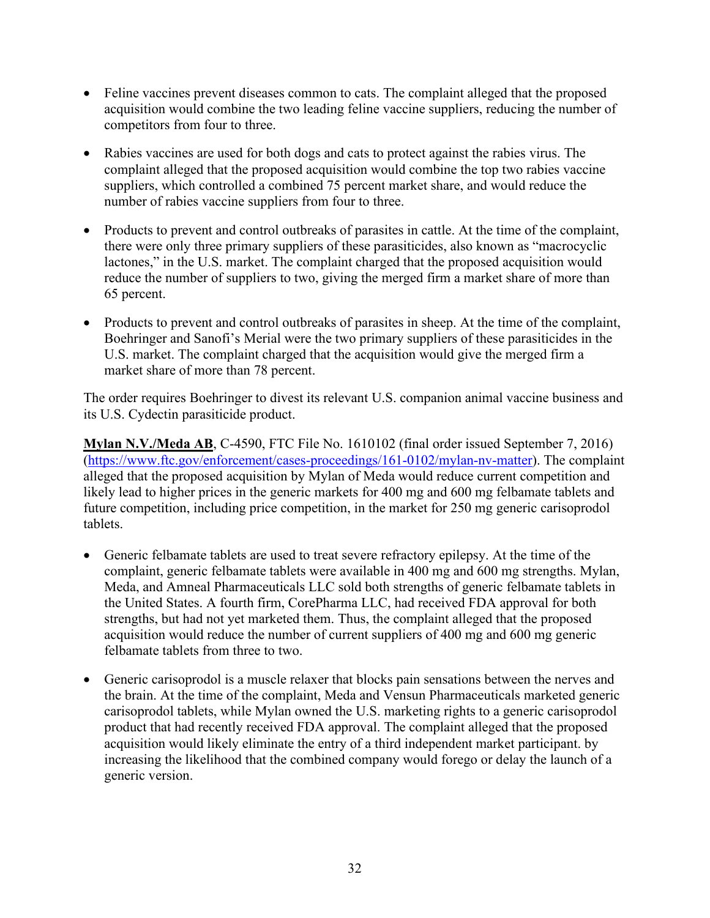- Feline vaccines prevent diseases common to cats. The complaint alleged that the proposed acquisition would combine the two leading feline vaccine suppliers, reducing the number of competitors from four to three.

- Rabies vaccines are used for both dogs and cats to protect against the rabies virus. The complaint alleged that the proposed acquisition would combine the top two rabies vaccine suppliers, which controlled a combined 75 percent market share, and would reduce the number of rabies vaccine suppliers from four to three.

- Products to prevent and control outbreaks of parasites in cattle. At the time of the complaint, there were only three primary suppliers of these parasiticides, also known as "macrocyclic lactones," in the U.S. market. The complaint charged that the proposed acquisition would reduce the number of suppliers to two, giving the merged firm a market share of more than 65 percent.

- Products to prevent and control outbreaks of parasites in sheep. At the time of the complaint, Boehringer and Sanofi's Merial were the two primary suppliers of these parasiticides in the U.S. market. The complaint charged that the acquisition would give the merged firm a market share of more than 78 percent.

The order requires Boehringer to divest its relevant U.S. companion animal vaccine business and its U.S. Cydectin parasiticide product.

**Mylan N.V./Meda AB**, C-4590, FTC File No. 1610102 (final order issued September 7, 2016) (https://www.ftc.gov/enforcement/cases-proceedings/161-0102/mylan-nv-matter). The complaint alleged that the proposed acquisition by Mylan of Meda would reduce current competition and likely lead to higher prices in the generic markets for 400 mg and 600 mg felbamate tablets and future competition, including price competition, in the market for 250 mg generic carisoprodol tablets.

- Generic felbamate tablets are used to treat severe refractory epilepsy. At the time of the complaint, generic felbamate tablets were available in 400 mg and 600 mg strengths. Mylan, Meda, and Amneal Pharmaceuticals LLC sold both strengths of generic felbamate tablets in the United States. A fourth firm, CorePharma LLC, had received FDA approval for both strengths, but had not yet marketed them. Thus, the complaint alleged that the proposed acquisition would reduce the number of current suppliers of 400 mg and 600 mg generic felbamate tablets from three to two.

- Generic carisoprodol is a muscle relaxer that blocks pain sensations between the nerves and the brain. At the time of the complaint, Meda and Vensun Pharmaceuticals marketed generic carisoprodol tablets, while Mylan owned the U.S. marketing rights to a generic carisoprodol product that had recently received FDA approval. The complaint alleged that the proposed acquisition would likely eliminate the entry of a third independent market participant. by increasing the likelihood that the combined company would forego or delay the launch of a generic version.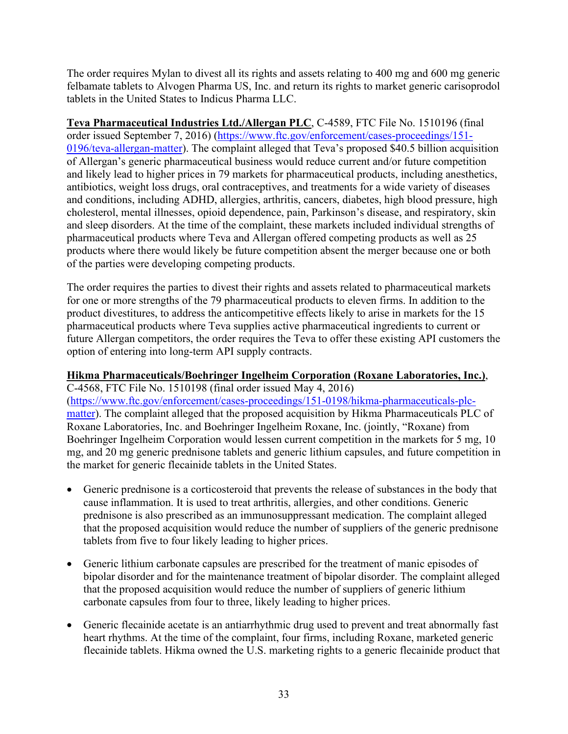The order requires Mylan to divest all its rights and assets relating to 400 mg and 600 mg generic felbamate tablets to Alvogen Pharma US, Inc. and return its rights to market generic carisoprodol tablets in the United States to Indicus Pharma LLC.

**Teva Pharmaceutical Industries Ltd./Allergan PLC**, C-4589, FTC File No. 1510196 (final order issued September 7, 2016) (https://www.ftc.gov/enforcement/cases-proceedings/151-0196/teva-allergan-matter). The complaint alleged that Teva's proposed $40.5 billion acquisition of Allergan's generic pharmaceutical business would reduce current and/or future competition and likely lead to higher prices in 79 markets for pharmaceutical products, including anesthetics, antibiotics, weight loss drugs, oral contraceptives, and treatments for a wide variety of diseases and conditions, including ADHD, allergies, arthritis, cancers, diabetes, high blood pressure, high cholesterol, mental illnesses, opioid dependence, pain, Parkinson's disease, and respiratory, skin and sleep disorders. At the time of the complaint, these markets included individual strengths of pharmaceutical products where Teva and Allergan offered competing products as well as 25 products where there would likely be future competition absent the merger because one or both of the parties were developing competing products.

The order requires the parties to divest their rights and assets related to pharmaceutical markets for one or more strengths of the 79 pharmaceutical products to eleven firms. In addition to the product divestitures, to address the anticompetitive effects likely to arise in markets for the 15 pharmaceutical products where Teva supplies active pharmaceutical ingredients to current or future Allergan competitors, the order requires the Teva to offer these existing API customers the option of entering into long-term API supply contracts.

**Hikma Pharmaceuticals/Boehringer Ingelheim Corporation (Roxane Laboratories, Inc.)**, C-4568, FTC File No. 1510198 (final order issued May 4, 2016) (https://www.ftc.gov/enforcement/cases-proceedings/151-0198/hikma-pharmaceuticals-plc-matter). The complaint alleged that the proposed acquisition by Hikma Pharmaceuticals PLC of Roxane Laboratories, Inc. and Boehringer Ingelheim Roxane, Inc. (jointly, "Roxane) from Boehringer Ingelheim Corporation would lessen current competition in the markets for 5 mg, 10 mg, and 20 mg generic prednisone tablets and generic lithium capsules, and future competition in the market for generic flecainide tablets in the United States.

- Generic prednisone is a corticosteroid that prevents the release of substances in the body that cause inflammation. It is used to treat arthritis, allergies, and other conditions. Generic prednisone is also prescribed as an immunosuppressant medication. The complaint alleged that the proposed acquisition would reduce the number of suppliers of the generic prednisone tablets from five to four likely leading to higher prices.

- Generic lithium carbonate capsules are prescribed for the treatment of manic episodes of bipolar disorder and for the maintenance treatment of bipolar disorder. The complaint alleged that the proposed acquisition would reduce the number of suppliers of generic lithium carbonate capsules from four to three, likely leading to higher prices.

- Generic flecainide acetate is an antiarrhythmic drug used to prevent and treat abnormally fast heart rhythms. At the time of the complaint, four firms, including Roxane, marketed generic flecainide tablets. Hikma owned the U.S. marketing rights to a generic flecainide product that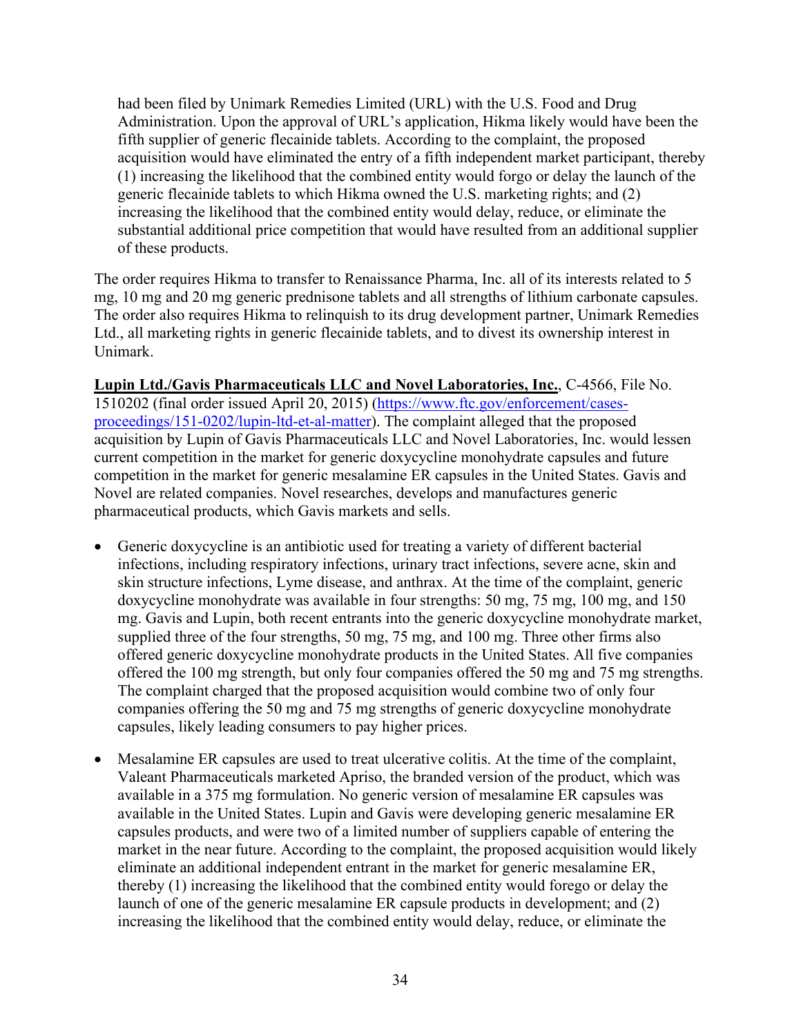had been filed by Unimark Remedies Limited (URL) with the U.S. Food and Drug Administration. Upon the approval of URL's application, Hikma likely would have been the fifth supplier of generic flecainide tablets. According to the complaint, the proposed acquisition would have eliminated the entry of a fifth independent market participant, thereby (1) increasing the likelihood that the combined entity would forgo or delay the launch of the generic flecainide tablets to which Hikma owned the U.S. marketing rights; and (2) increasing the likelihood that the combined entity would delay, reduce, or eliminate the substantial additional price competition that would have resulted from an additional supplier of these products.

The order requires Hikma to transfer to Renaissance Pharma, Inc. all of its interests related to 5 mg, 10 mg and 20 mg generic prednisone tablets and all strengths of lithium carbonate capsules. The order also requires Hikma to relinquish to its drug development partner, Unimark Remedies Ltd., all marketing rights in generic flecainide tablets, and to divest its ownership interest in Unimark.

**Lupin Ltd./Gavis Pharmaceuticals LLC and Novel Laboratories, Inc.**, C-4566, File No. 1510202 (final order issued April 20, 2015) ([https://www.ftc.gov/enforcement/cases-proceedings/151-0202/lupin-ltd-et-al-matter](https://www.ftc.gov/enforcement/cases-proceedings/151-0202/lupin-ltd-et-al-matter)). The complaint alleged that the proposed acquisition by Lupin of Gavis Pharmaceuticals LLC and Novel Laboratories, Inc. would lessen current competition in the market for generic doxycycline monohydrate capsules and future competition in the market for generic mesalamine ER capsules in the United States. Gavis and Novel are related companies. Novel researches, develops and manufactures generic pharmaceutical products, which Gavis markets and sells.

- Generic doxycycline is an antibiotic used for treating a variety of different bacterial infections, including respiratory infections, urinary tract infections, severe acne, skin and skin structure infections, Lyme disease, and anthrax. At the time of the complaint, generic doxycycline monohydrate was available in four strengths: 50 mg, 75 mg, 100 mg, and 150 mg. Gavis and Lupin, both recent entrants into the generic doxycycline monohydrate market, supplied three of the four strengths, 50 mg, 75 mg, and 100 mg. Three other firms also offered generic doxycycline monohydrate products in the United States. All five companies offered the 100 mg strength, but only four companies offered the 50 mg and 75 mg strengths. The complaint charged that the proposed acquisition would combine two of only four companies offering the 50 mg and 75 mg strengths of generic doxycycline monohydrate capsules, likely leading consumers to pay higher prices.

- Mesalamine ER capsules are used to treat ulcerative colitis. At the time of the complaint, Valeant Pharmaceuticals marketed Apriso, the branded version of the product, which was available in a 375 mg formulation. No generic version of mesalamine ER capsules was available in the United States. Lupin and Gavis were developing generic mesalamine ER capsules products, and were two of a limited number of suppliers capable of entering the market in the near future. According to the complaint, the proposed acquisition would likely eliminate an additional independent entrant in the market for generic mesalamine ER, thereby (1) increasing the likelihood that the combined entity would forego or delay the launch of one of the generic mesalamine ER capsule products in development; and (2) increasing the likelihood that the combined entity would delay, reduce, or eliminate the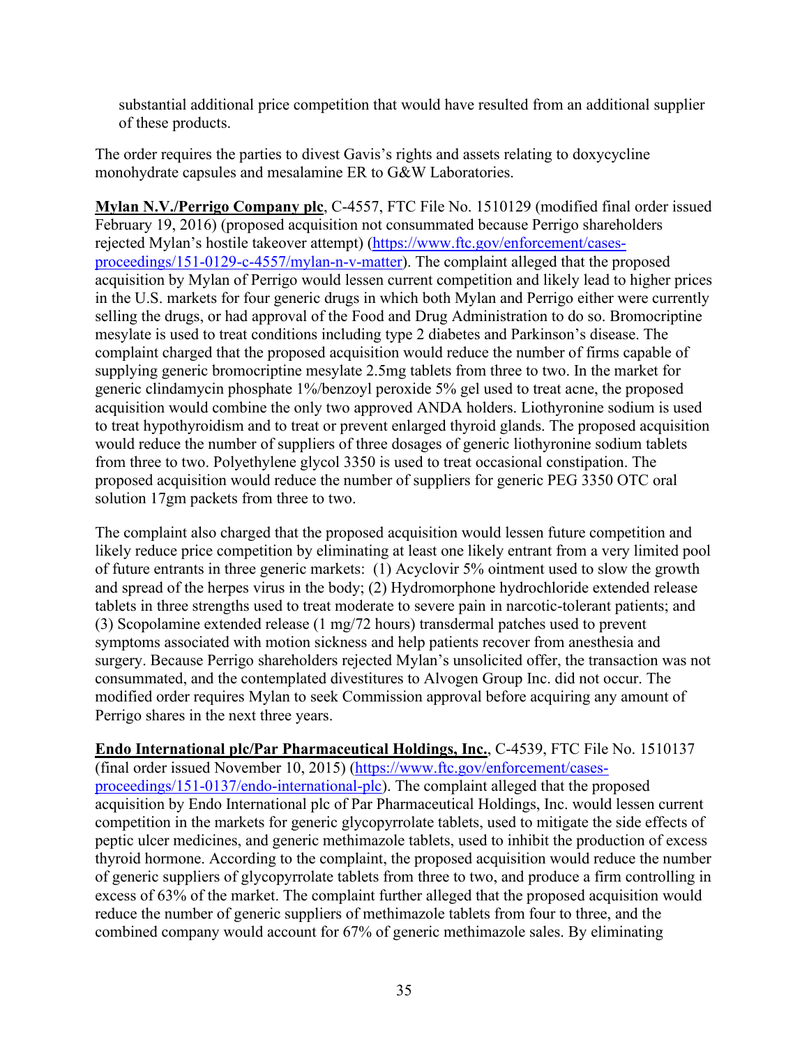substantial additional price competition that would have resulted from an additional supplier of these products.

The order requires the parties to divest Gavis's rights and assets relating to doxycycline monohydrate capsules and mesalamine ER to G&W Laboratories.

**Mylan N.V./Perrigo Company plc**, C-4557, FTC File No. 1510129 (modified final order issued February 19, 2016) (proposed acquisition not consummated because Perrigo shareholders rejected Mylan's hostile takeover attempt) (https://www.ftc.gov/enforcement/cases-proceedings/151-0129-c-4557/mylan-n-v-matter). The complaint alleged that the proposed acquisition by Mylan of Perrigo would lessen current competition and likely lead to higher prices in the U.S. markets for four generic drugs in which both Mylan and Perrigo either were currently selling the drugs, or had approval of the Food and Drug Administration to do so. Bromocriptine mesylate is used to treat conditions including type 2 diabetes and Parkinson's disease. The complaint charged that the proposed acquisition would reduce the number of firms capable of supplying generic bromocriptine mesylate 2.5mg tablets from three to two. In the market for generic clindamycin phosphate 1%/benzoyl peroxide 5% gel used to treat acne, the proposed acquisition would combine the only two approved ANDA holders. Liothyronine sodium is used to treat hypothyroidism and to treat or prevent enlarged thyroid glands. The proposed acquisition would reduce the number of suppliers of three dosages of generic liothyronine sodium tablets from three to two. Polyethylene glycol 3350 is used to treat occasional constipation. The proposed acquisition would reduce the number of suppliers for generic PEG 3350 OTC oral solution 17gm packets from three to two.

The complaint also charged that the proposed acquisition would lessen future competition and likely reduce price competition by eliminating at least one likely entrant from a very limited pool of future entrants in three generic markets: (1) Acyclovir 5% ointment used to slow the growth and spread of the herpes virus in the body; (2) Hydromorphone hydrochloride extended release tablets in three strengths used to treat moderate to severe pain in narcotic-tolerant patients; and (3) Scopolamine extended release (1 mg/72 hours) transdermal patches used to prevent symptoms associated with motion sickness and help patients recover from anesthesia and surgery. Because Perrigo shareholders rejected Mylan's unsolicited offer, the transaction was not consummated, and the contemplated divestitures to Alvogen Group Inc. did not occur. The modified order requires Mylan to seek Commission approval before acquiring any amount of Perrigo shares in the next three years.

**Endo International plc/Par Pharmaceutical Holdings, Inc.**, C-4539, FTC File No. 1510137 (final order issued November 10, 2015) (https://www.ftc.gov/enforcement/cases-proceedings/151-0137/endo-international-plc). The complaint alleged that the proposed acquisition by Endo International plc of Par Pharmaceutical Holdings, Inc. would lessen current competition in the markets for generic glycopyrrolate tablets, used to mitigate the side effects of peptic ulcer medicines, and generic methimazole tablets, used to inhibit the production of excess thyroid hormone. According to the complaint, the proposed acquisition would reduce the number of generic suppliers of glycopyrrolate tablets from three to two, and produce a firm controlling in excess of 63% of the market. The complaint further alleged that the proposed acquisition would reduce the number of generic suppliers of methimazole tablets from four to three, and the combined company would account for 67% of generic methimazole sales. By eliminating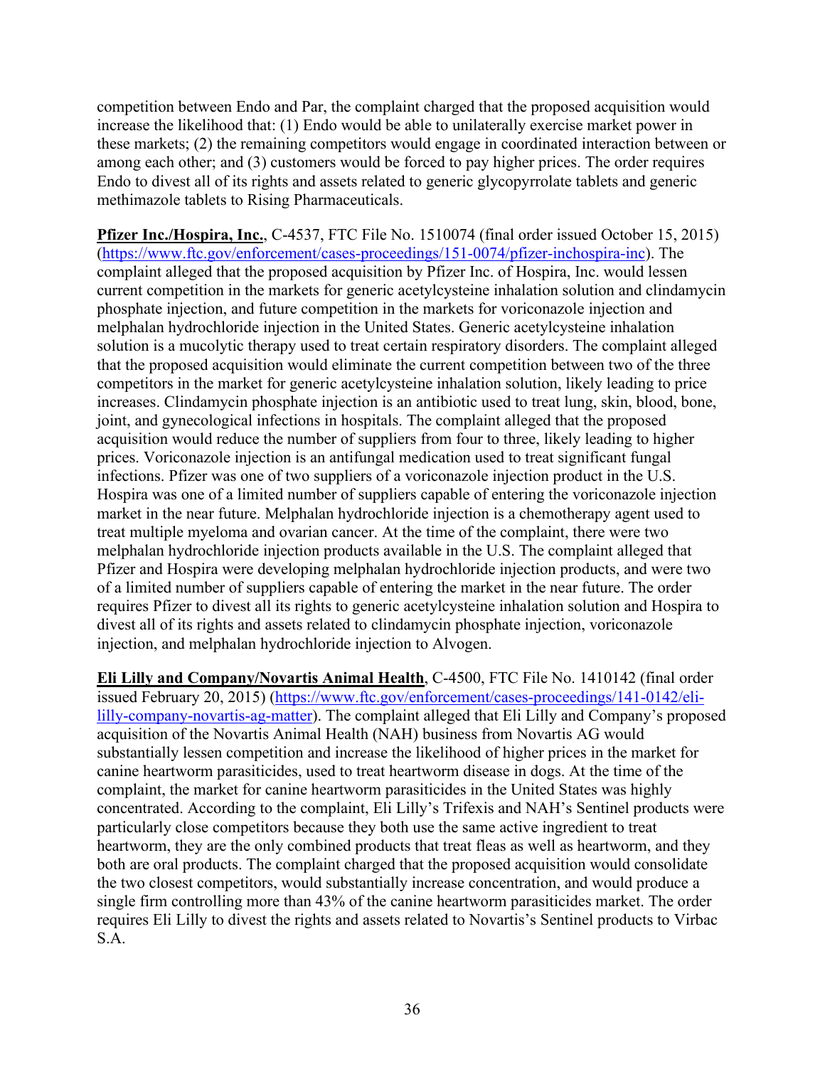competition between Endo and Par, the complaint charged that the proposed acquisition would increase the likelihood that: (1) Endo would be able to unilaterally exercise market power in these markets; (2) the remaining competitors would engage in coordinated interaction between or among each other; and (3) customers would be forced to pay higher prices. The order requires Endo to divest all of its rights and assets related to generic glycopyrrolate tablets and generic methimazole tablets to Rising Pharmaceuticals.

**Pfizer Inc./Hospira, Inc.**, C-4537, FTC File No. 1510074 (final order issued October 15, 2015) (https://www.ftc.gov/enforcement/cases-proceedings/151-0074/pfizer-inchospira-inc). The complaint alleged that the proposed acquisition by Pfizer Inc. of Hospira, Inc. would lessen current competition in the markets for generic acetylcysteine inhalation solution and clindamycin phosphate injection, and future competition in the markets for voriconazole injection and melphalan hydrochloride injection in the United States. Generic acetylcysteine inhalation solution is a mucolytic therapy used to treat certain respiratory disorders. The complaint alleged that the proposed acquisition would eliminate the current competition between two of the three competitors in the market for generic acetylcysteine inhalation solution, likely leading to price increases. Clindamycin phosphate injection is an antibiotic used to treat lung, skin, blood, bone, joint, and gynecological infections in hospitals. The complaint alleged that the proposed acquisition would reduce the number of suppliers from four to three, likely leading to higher prices. Voriconazole injection is an antifungal medication used to treat significant fungal infections. Pfizer was one of two suppliers of a voriconazole injection product in the U.S. Hospira was one of a limited number of suppliers capable of entering the voriconazole injection market in the near future. Melphalan hydrochloride injection is a chemotherapy agent used to treat multiple myeloma and ovarian cancer. At the time of the complaint, there were two melphalan hydrochloride injection products available in the U.S. The complaint alleged that Pfizer and Hospira were developing melphalan hydrochloride injection products, and were two of a limited number of suppliers capable of entering the market in the near future. The order requires Pfizer to divest all its rights to generic acetylcysteine inhalation solution and Hospira to divest all of its rights and assets related to clindamycin phosphate injection, voriconazole injection, and melphalan hydrochloride injection to Alvogen.

**Eli Lilly and Company/Novartis Animal Health**, C-4500, FTC File No. 1410142 (final order issued February 20, 2015) (https://www.ftc.gov/enforcement/cases-proceedings/141-0142/eli-lilly-company-novartis-ag-matter). The complaint alleged that Eli Lilly and Company's proposed acquisition of the Novartis Animal Health (NAH) business from Novartis AG would substantially lessen competition and increase the likelihood of higher prices in the market for canine heartworm parasiticides, used to treat heartworm disease in dogs. At the time of the complaint, the market for canine heartworm parasiticides in the United States was highly concentrated. According to the complaint, Eli Lilly's Trifexis and NAH's Sentinel products were particularly close competitors because they both use the same active ingredient to treat heartworm, they are the only combined products that treat fleas as well as heartworm, and they both are oral products. The complaint charged that the proposed acquisition would consolidate the two closest competitors, would substantially increase concentration, and would produce a single firm controlling more than 43% of the canine heartworm parasiticides market. The order requires Eli Lilly to divest the rights and assets related to Novartis's Sentinel products to Virbac S.A.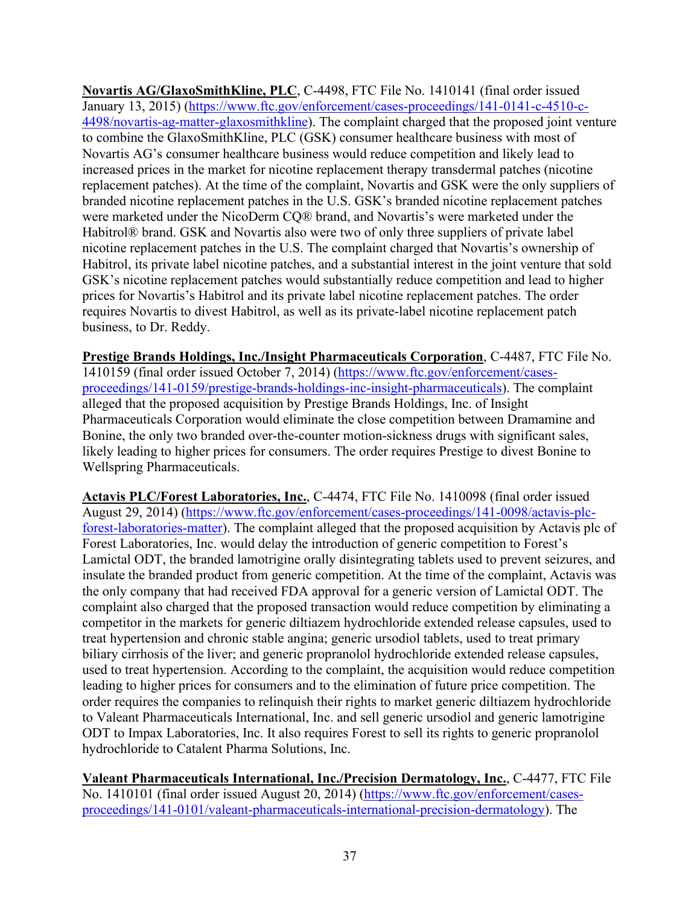**Novartis AG/GlaxoSmithKline, PLC**, C-4498, FTC File No. 1410141 (final order issued January 13, 2015) (https://www.ftc.gov/enforcement/cases-proceedings/141-0141-c-4510-c-4498/novartis-ag-matter-glaxosmithkline). The complaint charged that the proposed joint venture to combine the GlaxoSmithKline, PLC (GSK) consumer healthcare business with most of Novartis AG's consumer healthcare business would reduce competition and likely lead to increased prices in the market for nicotine replacement therapy transdermal patches (nicotine replacement patches). At the time of the complaint, Novartis and GSK were the only suppliers of branded nicotine replacement patches in the U.S. GSK's branded nicotine replacement patches were marketed under the NicoDerm CQ® brand, and Novartis's were marketed under the Habitrol® brand. GSK and Novartis also were two of only three suppliers of private label nicotine replacement patches in the U.S. The complaint charged that Novartis's ownership of Habitrol, its private label nicotine patches, and a substantial interest in the joint venture that sold GSK's nicotine replacement patches would substantially reduce competition and lead to higher prices for Novartis's Habitrol and its private label nicotine replacement patches. The order requires Novartis to divest Habitrol, as well as its private-label nicotine replacement patch business, to Dr. Reddy.

**Prestige Brands Holdings, Inc./Insight Pharmaceuticals Corporation**, C-4487, FTC File No. 1410159 (final order issued October 7, 2014) (https://www.ftc.gov/enforcement/cases-proceedings/141-0159/prestige-brands-holdings-inc-insight-pharmaceuticals). The complaint alleged that the proposed acquisition by Prestige Brands Holdings, Inc. of Insight Pharmaceuticals Corporation would eliminate the close competition between Dramamine and Bonine, the only two branded over-the-counter motion-sickness drugs with significant sales, likely leading to higher prices for consumers. The order requires Prestige to divest Bonine to Wellspring Pharmaceuticals.

**Actavis PLC/Forest Laboratories, Inc.**, C-4474, FTC File No. 1410098 (final order issued August 29, 2014) (https://www.ftc.gov/enforcement/cases-proceedings/141-0098/actavis-plc-forest-laboratories-matter). The complaint alleged that the proposed acquisition by Actavis plc of Forest Laboratories, Inc. would delay the introduction of generic competition to Forest's Lamictal ODT, the branded lamotrigine orally disintegrating tablets used to prevent seizures, and insulate the branded product from generic competition. At the time of the complaint, Actavis was the only company that had received FDA approval for a generic version of Lamictal ODT. The complaint also charged that the proposed transaction would reduce competition by eliminating a competitor in the markets for generic diltiazem hydrochloride extended release capsules, used to treat hypertension and chronic stable angina; generic ursodiol tablets, used to treat primary biliary cirrhosis of the liver; and generic propranolol hydrochloride extended release capsules, used to treat hypertension. According to the complaint, the acquisition would reduce competition leading to higher prices for consumers and to the elimination of future price competition. The order requires the companies to relinquish their rights to market generic diltiazem hydrochloride to Valeant Pharmaceuticals International, Inc. and sell generic ursodiol and generic lamotrigine ODT to Impax Laboratories, Inc. It also requires Forest to sell its rights to generic propranolol hydrochloride to Catalent Pharma Solutions, Inc.

**Valeant Pharmaceuticals International, Inc./Precision Dermatology, Inc.**, C-4477, FTC File No. 1410101 (final order issued August 20, 2014) (https://www.ftc.gov/enforcement/cases-proceedings/141-0101/valeant-pharmaceuticals-international-precision-dermatology). The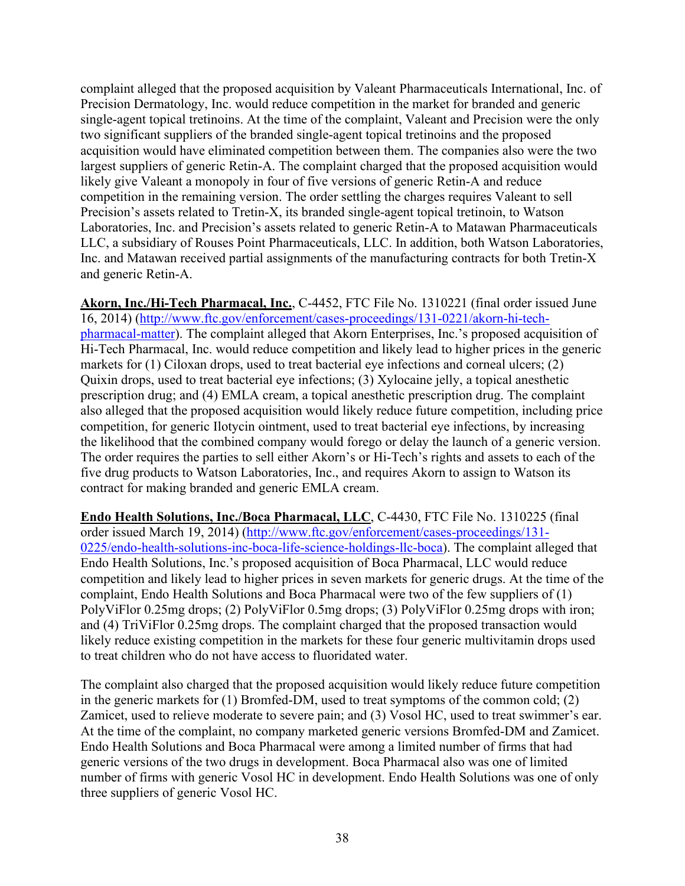complaint alleged that the proposed acquisition by Valeant Pharmaceuticals International, Inc. of Precision Dermatology, Inc. would reduce competition in the market for branded and generic single-agent topical tretinoins. At the time of the complaint, Valeant and Precision were the only two significant suppliers of the branded single-agent topical tretinoins and the proposed acquisition would have eliminated competition between them. The companies also were the two largest suppliers of generic Retin-A. The complaint charged that the proposed acquisition would likely give Valeant a monopoly in four of five versions of generic Retin-A and reduce competition in the remaining version. The order settling the charges requires Valeant to sell Precision's assets related to Tretin-X, its branded single-agent topical tretinoin, to Watson Laboratories, Inc. and Precision's assets related to generic Retin-A to Matawan Pharmaceuticals LLC, a subsidiary of Rouses Point Pharmaceuticals, LLC. In addition, both Watson Laboratories, Inc. and Matawan received partial assignments of the manufacturing contracts for both Tretin-X and generic Retin-A.

**Akorn, Inc./Hi-Tech Pharmacal, Inc.**, C-4452, FTC File No. 1310221 (final order issued June 16, 2014) (http://www.ftc.gov/enforcement/cases-proceedings/131-0221/akorn-hi-tech-pharmacal-matter). The complaint alleged that Akorn Enterprises, Inc.'s proposed acquisition of Hi-Tech Pharmacal, Inc. would reduce competition and likely lead to higher prices in the generic markets for (1) Ciloxan drops, used to treat bacterial eye infections and corneal ulcers; (2) Quixin drops, used to treat bacterial eye infections; (3) Xylocaine jelly, a topical anesthetic prescription drug; and (4) EMLA cream, a topical anesthetic prescription drug. The complaint also alleged that the proposed acquisition would likely reduce future competition, including price competition, for generic Ilotycin ointment, used to treat bacterial eye infections, by increasing the likelihood that the combined company would forego or delay the launch of a generic version. The order requires the parties to sell either Akorn's or Hi-Tech's rights and assets to each of the five drug products to Watson Laboratories, Inc., and requires Akorn to assign to Watson its contract for making branded and generic EMLA cream.

**Endo Health Solutions, Inc./Boca Pharmacal, LLC**, C-4430, FTC File No. 1310225 (final order issued March 19, 2014) (http://www.ftc.gov/enforcement/cases-proceedings/131-0225/endo-health-solutions-inc-boca-life-science-holdings-llc-boca). The complaint alleged that Endo Health Solutions, Inc.'s proposed acquisition of Boca Pharmacal, LLC would reduce competition and likely lead to higher prices in seven markets for generic drugs. At the time of the complaint, Endo Health Solutions and Boca Pharmacal were two of the few suppliers of (1) PolyViFlor 0.25mg drops; (2) PolyViFlor 0.5mg drops; (3) PolyViFlor 0.25mg drops with iron; and (4) TriViFlor 0.25mg drops. The complaint charged that the proposed transaction would likely reduce existing competition in the markets for these four generic multivitamin drops used to treat children who do not have access to fluoridated water.

The complaint also charged that the proposed acquisition would likely reduce future competition in the generic markets for (1) Bromfed-DM, used to treat symptoms of the common cold; (2) Zamicet, used to relieve moderate to severe pain; and (3) Vosol HC, used to treat swimmer's ear. At the time of the complaint, no company marketed generic versions Bromfed-DM and Zamicet. Endo Health Solutions and Boca Pharmacal were among a limited number of firms that had generic versions of the two drugs in development. Boca Pharmacal also was one of limited number of firms with generic Vosol HC in development. Endo Health Solutions was one of only three suppliers of generic Vosol HC.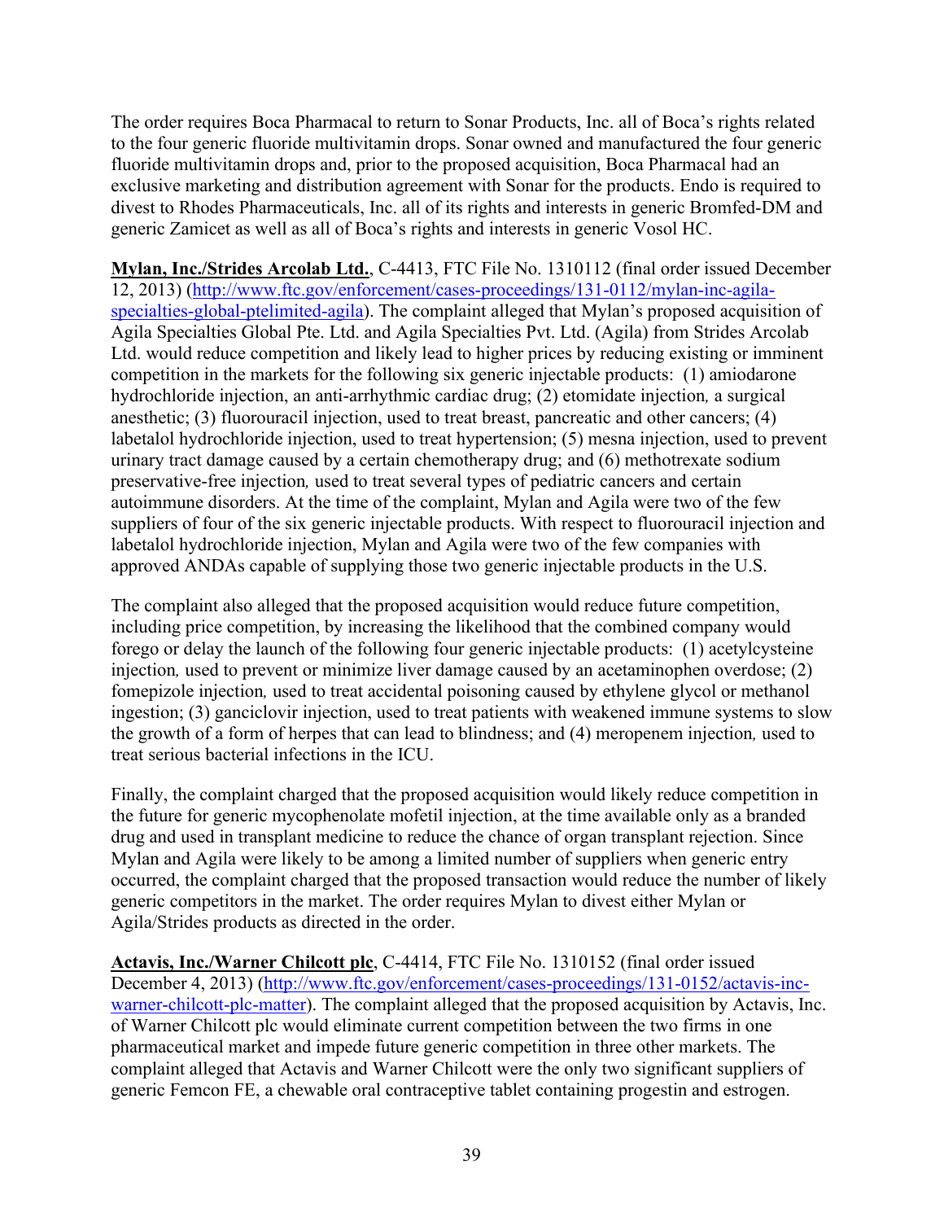The order requires Boca Pharmacal to return to Sonar Products, Inc. all of Boca's rights related to the four generic fluoride multivitamin drops. Sonar owned and manufactured the four generic fluoride multivitamin drops and, prior to the proposed acquisition, Boca Pharmacal had an exclusive marketing and distribution agreement with Sonar for the products. Endo is required to divest to Rhodes Pharmaceuticals, Inc. all of its rights and interests in generic Bromfed-DM and generic Zamicet as well as all of Boca's rights and interests in generic Vosol HC.

**Mylan, Inc./Strides Arcolab Ltd.**, C-4413, FTC File No. 1310112 (final order issued December 12, 2013) (http://www.ftc.gov/enforcement/cases-proceedings/131-0112/mylan-inc-agila-specialties-global-ptelimited-agila). The complaint alleged that Mylan's proposed acquisition of Agila Specialties Global Pte. Ltd. and Agila Specialties Pvt. Ltd. (Agila) from Strides Arcolab Ltd. would reduce competition and likely lead to higher prices by reducing existing or imminent competition in the markets for the following six generic injectable products: (1) amiodarone hydrochloride injection, an anti-arrhythmic cardiac drug; (2) etomidate injection*,* a surgical anesthetic; (3) fluorouracil injection, used to treat breast, pancreatic and other cancers; (4) labetalol hydrochloride injection, used to treat hypertension; (5) mesna injection, used to prevent urinary tract damage caused by a certain chemotherapy drug; and (6) methotrexate sodium preservative-free injection*,* used to treat several types of pediatric cancers and certain autoimmune disorders. At the time of the complaint, Mylan and Agila were two of the few suppliers of four of the six generic injectable products. With respect to fluorouracil injection and labetalol hydrochloride injection, Mylan and Agila were two of the few companies with approved ANDAs capable of supplying those two generic injectable products in the U.S.

The complaint also alleged that the proposed acquisition would reduce future competition, including price competition, by increasing the likelihood that the combined company would forego or delay the launch of the following four generic injectable products: (1) acetylcysteine injection*,* used to prevent or minimize liver damage caused by an acetaminophen overdose; (2) fomepizole injection*,* used to treat accidental poisoning caused by ethylene glycol or methanol ingestion; (3) ganciclovir injection, used to treat patients with weakened immune systems to slow the growth of a form of herpes that can lead to blindness; and (4) meropenem injection*,* used to treat serious bacterial infections in the ICU.

Finally, the complaint charged that the proposed acquisition would likely reduce competition in the future for generic mycophenolate mofetil injection, at the time available only as a branded drug and used in transplant medicine to reduce the chance of organ transplant rejection. Since Mylan and Agila were likely to be among a limited number of suppliers when generic entry occurred, the complaint charged that the proposed transaction would reduce the number of likely generic competitors in the market. The order requires Mylan to divest either Mylan or Agila/Strides products as directed in the order.

**Actavis, Inc./Warner Chilcott plc**, C-4414, FTC File No. 1310152 (final order issued December 4, 2013) (http://www.ftc.gov/enforcement/cases-proceedings/131-0152/actavis-inc-warner-chilcott-plc-matter). The complaint alleged that the proposed acquisition by Actavis, Inc. of Warner Chilcott plc would eliminate current competition between the two firms in one pharmaceutical market and impede future generic competition in three other markets. The complaint alleged that Actavis and Warner Chilcott were the only two significant suppliers of generic Femcon FE, a chewable oral contraceptive tablet containing progestin and estrogen.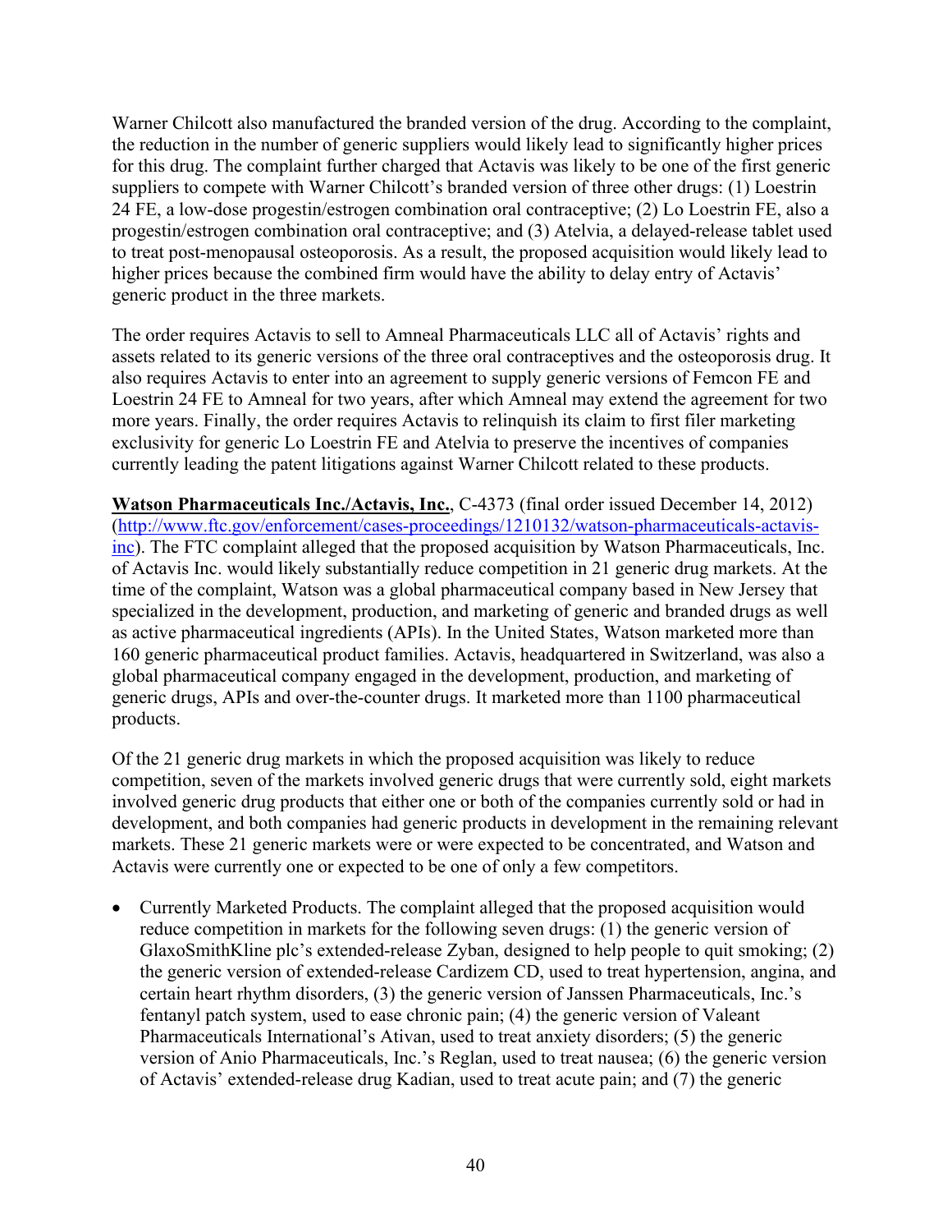Warner Chilcott also manufactured the branded version of the drug. According to the complaint, the reduction in the number of generic suppliers would likely lead to significantly higher prices for this drug. The complaint further charged that Actavis was likely to be one of the first generic suppliers to compete with Warner Chilcott's branded version of three other drugs: (1) Loestrin 24 FE, a low-dose progestin/estrogen combination oral contraceptive; (2) Lo Loestrin FE, also a progestin/estrogen combination oral contraceptive; and (3) Atelvia, a delayed-release tablet used to treat post-menopausal osteoporosis. As a result, the proposed acquisition would likely lead to higher prices because the combined firm would have the ability to delay entry of Actavis' generic product in the three markets.

The order requires Actavis to sell to Amneal Pharmaceuticals LLC all of Actavis' rights and assets related to its generic versions of the three oral contraceptives and the osteoporosis drug. It also requires Actavis to enter into an agreement to supply generic versions of Femcon FE and Loestrin 24 FE to Amneal for two years, after which Amneal may extend the agreement for two more years. Finally, the order requires Actavis to relinquish its claim to first filer marketing exclusivity for generic Lo Loestrin FE and Atelvia to preserve the incentives of companies currently leading the patent litigations against Warner Chilcott related to these products.

**Watson Pharmaceuticals Inc./Actavis, Inc.**, C-4373 (final order issued December 14, 2012) (http://www.ftc.gov/enforcement/cases-proceedings/1210132/watson-pharmaceuticals-actavis-inc). The FTC complaint alleged that the proposed acquisition by Watson Pharmaceuticals, Inc. of Actavis Inc. would likely substantially reduce competition in 21 generic drug markets. At the time of the complaint, Watson was a global pharmaceutical company based in New Jersey that specialized in the development, production, and marketing of generic and branded drugs as well as active pharmaceutical ingredients (APIs). In the United States, Watson marketed more than 160 generic pharmaceutical product families. Actavis, headquartered in Switzerland, was also a global pharmaceutical company engaged in the development, production, and marketing of generic drugs, APIs and over-the-counter drugs. It marketed more than 1100 pharmaceutical products.

Of the 21 generic drug markets in which the proposed acquisition was likely to reduce competition, seven of the markets involved generic drugs that were currently sold, eight markets involved generic drug products that either one or both of the companies currently sold or had in development, and both companies had generic products in development in the remaining relevant markets. These 21 generic markets were or were expected to be concentrated, and Watson and Actavis were currently one or expected to be one of only a few competitors.

- Currently Marketed Products. The complaint alleged that the proposed acquisition would reduce competition in markets for the following seven drugs: (1) the generic version of GlaxoSmithKline plc's extended-release Zyban, designed to help people to quit smoking; (2) the generic version of extended-release Cardizem CD, used to treat hypertension, angina, and certain heart rhythm disorders, (3) the generic version of Janssen Pharmaceuticals, Inc.'s fentanyl patch system, used to ease chronic pain; (4) the generic version of Valeant Pharmaceuticals International's Ativan, used to treat anxiety disorders; (5) the generic version of Anio Pharmaceuticals, Inc.'s Reglan, used to treat nausea; (6) the generic version of Actavis' extended-release drug Kadian, used to treat acute pain; and (7) the generic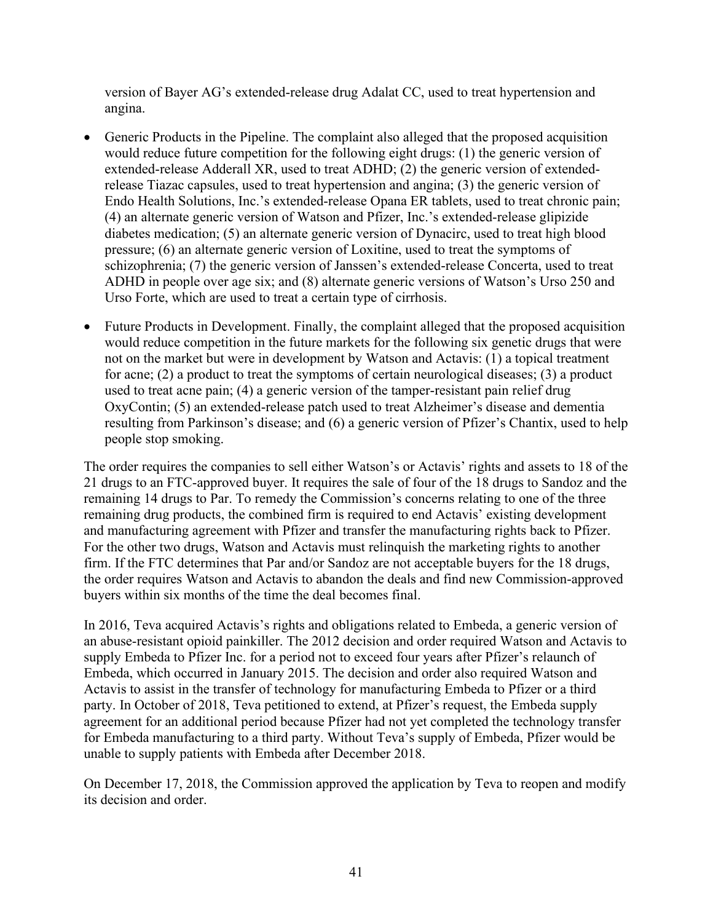version of Bayer AG's extended-release drug Adalat CC, used to treat hypertension and angina.

- Generic Products in the Pipeline. The complaint also alleged that the proposed acquisition would reduce future competition for the following eight drugs: (1) the generic version of extended-release Adderall XR, used to treat ADHD; (2) the generic version of extended-release Tiazac capsules, used to treat hypertension and angina; (3) the generic version of Endo Health Solutions, Inc.'s extended-release Opana ER tablets, used to treat chronic pain; (4) an alternate generic version of Watson and Pfizer, Inc.'s extended-release glipizide diabetes medication; (5) an alternate generic version of Dynacirc, used to treat high blood pressure; (6) an alternate generic version of Loxitine, used to treat the symptoms of schizophrenia; (7) the generic version of Janssen's extended-release Concerta, used to treat ADHD in people over age six; and (8) alternate generic versions of Watson's Urso 250 and Urso Forte, which are used to treat a certain type of cirrhosis.
- Future Products in Development. Finally, the complaint alleged that the proposed acquisition would reduce competition in the future markets for the following six genetic drugs that were not on the market but were in development by Watson and Actavis: (1) a topical treatment for acne; (2) a product to treat the symptoms of certain neurological diseases; (3) a product used to treat acne pain; (4) a generic version of the tamper-resistant pain relief drug OxyContin; (5) an extended-release patch used to treat Alzheimer's disease and dementia resulting from Parkinson's disease; and (6) a generic version of Pfizer's Chantix, used to help people stop smoking.

The order requires the companies to sell either Watson's or Actavis' rights and assets to 18 of the 21 drugs to an FTC-approved buyer. It requires the sale of four of the 18 drugs to Sandoz and the remaining 14 drugs to Par. To remedy the Commission's concerns relating to one of the three remaining drug products, the combined firm is required to end Actavis' existing development and manufacturing agreement with Pfizer and transfer the manufacturing rights back to Pfizer. For the other two drugs, Watson and Actavis must relinquish the marketing rights to another firm. If the FTC determines that Par and/or Sandoz are not acceptable buyers for the 18 drugs, the order requires Watson and Actavis to abandon the deals and find new Commission-approved buyers within six months of the time the deal becomes final.

In 2016, Teva acquired Actavis's rights and obligations related to Embeda, a generic version of an abuse-resistant opioid painkiller. The 2012 decision and order required Watson and Actavis to supply Embeda to Pfizer Inc. for a period not to exceed four years after Pfizer's relaunch of Embeda, which occurred in January 2015. The decision and order also required Watson and Actavis to assist in the transfer of technology for manufacturing Embeda to Pfizer or a third party. In October of 2018, Teva petitioned to extend, at Pfizer's request, the Embeda supply agreement for an additional period because Pfizer had not yet completed the technology transfer for Embeda manufacturing to a third party. Without Teva's supply of Embeda, Pfizer would be unable to supply patients with Embeda after December 2018.

On December 17, 2018, the Commission approved the application by Teva to reopen and modify its decision and order.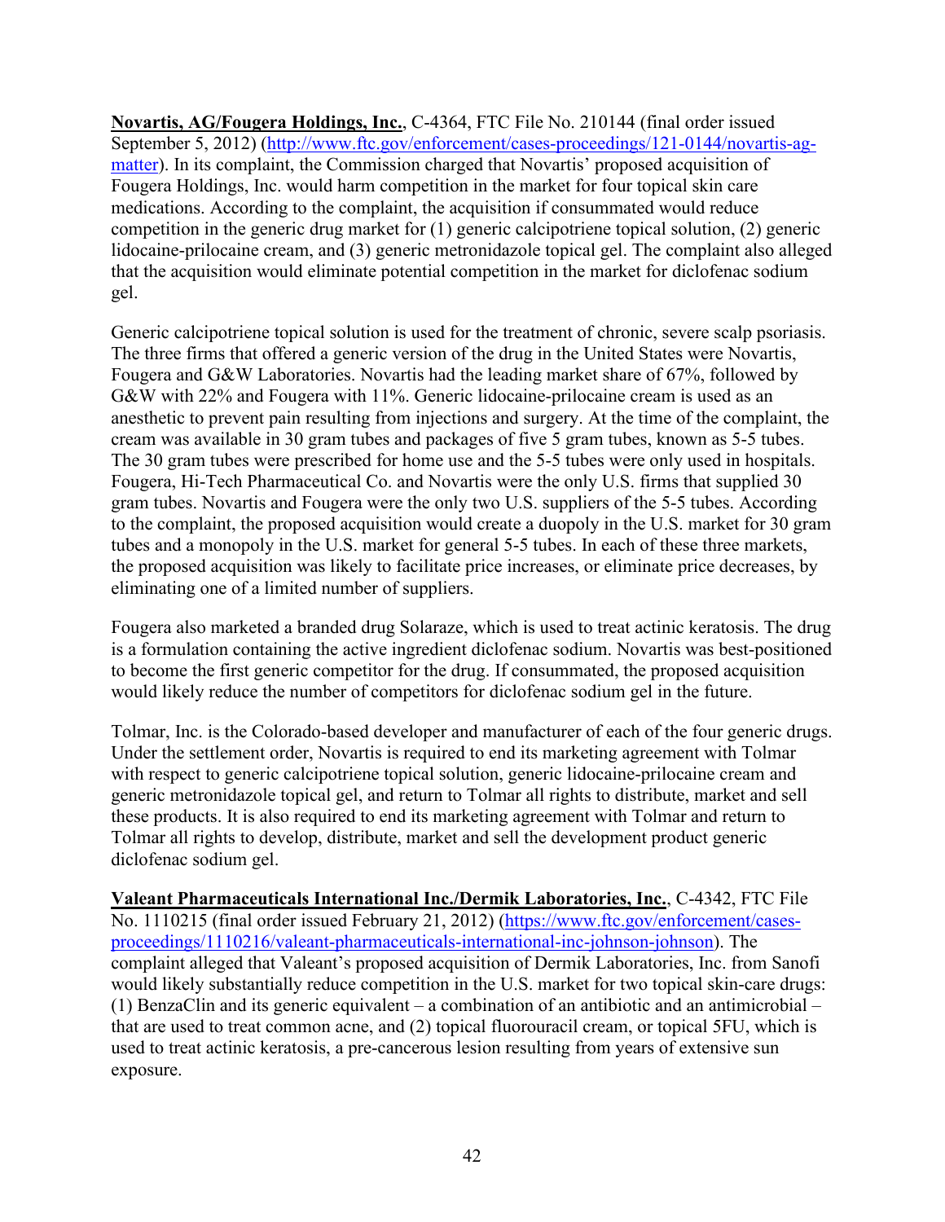**Novartis, AG/Fougera Holdings, Inc.**, C-4364, FTC File No. 210144 (final order issued September 5, 2012) (http://www.ftc.gov/enforcement/cases-proceedings/121-0144/novartis-ag-matter). In its complaint, the Commission charged that Novartis' proposed acquisition of Fougera Holdings, Inc. would harm competition in the market for four topical skin care medications. According to the complaint, the acquisition if consummated would reduce competition in the generic drug market for (1) generic calcipotriene topical solution, (2) generic lidocaine-prilocaine cream, and (3) generic metronidazole topical gel. The complaint also alleged that the acquisition would eliminate potential competition in the market for diclofenac sodium gel.

Generic calcipotriene topical solution is used for the treatment of chronic, severe scalp psoriasis. The three firms that offered a generic version of the drug in the United States were Novartis, Fougera and G&W Laboratories. Novartis had the leading market share of 67%, followed by G&W with 22% and Fougera with 11%. Generic lidocaine-prilocaine cream is used as an anesthetic to prevent pain resulting from injections and surgery. At the time of the complaint, the cream was available in 30 gram tubes and packages of five 5 gram tubes, known as 5-5 tubes. The 30 gram tubes were prescribed for home use and the 5-5 tubes were only used in hospitals. Fougera, Hi-Tech Pharmaceutical Co. and Novartis were the only U.S. firms that supplied 30 gram tubes. Novartis and Fougera were the only two U.S. suppliers of the 5-5 tubes. According to the complaint, the proposed acquisition would create a duopoly in the U.S. market for 30 gram tubes and a monopoly in the U.S. market for general 5-5 tubes. In each of these three markets, the proposed acquisition was likely to facilitate price increases, or eliminate price decreases, by eliminating one of a limited number of suppliers.

Fougera also marketed a branded drug Solaraze, which is used to treat actinic keratosis. The drug is a formulation containing the active ingredient diclofenac sodium. Novartis was best-positioned to become the first generic competitor for the drug. If consummated, the proposed acquisition would likely reduce the number of competitors for diclofenac sodium gel in the future.

Tolmar, Inc. is the Colorado-based developer and manufacturer of each of the four generic drugs. Under the settlement order, Novartis is required to end its marketing agreement with Tolmar with respect to generic calcipotriene topical solution, generic lidocaine-prilocaine cream and generic metronidazole topical gel, and return to Tolmar all rights to distribute, market and sell these products. It is also required to end its marketing agreement with Tolmar and return to Tolmar all rights to develop, distribute, market and sell the development product generic diclofenac sodium gel.

**Valeant Pharmaceuticals International Inc./Dermik Laboratories, Inc.**, C-4342, FTC File No. 1110215 (final order issued February 21, 2012) (https://www.ftc.gov/enforcement/cases-proceedings/1110216/valeant-pharmaceuticals-international-inc-johnson-johnson). The complaint alleged that Valeant's proposed acquisition of Dermik Laboratories, Inc. from Sanofi would likely substantially reduce competition in the U.S. market for two topical skin-care drugs: (1) BenzaClin and its generic equivalent – a combination of an antibiotic and an antimicrobial – that are used to treat common acne, and (2) topical fluorouracil cream, or topical 5FU, which is used to treat actinic keratosis, a pre-cancerous lesion resulting from years of extensive sun exposure.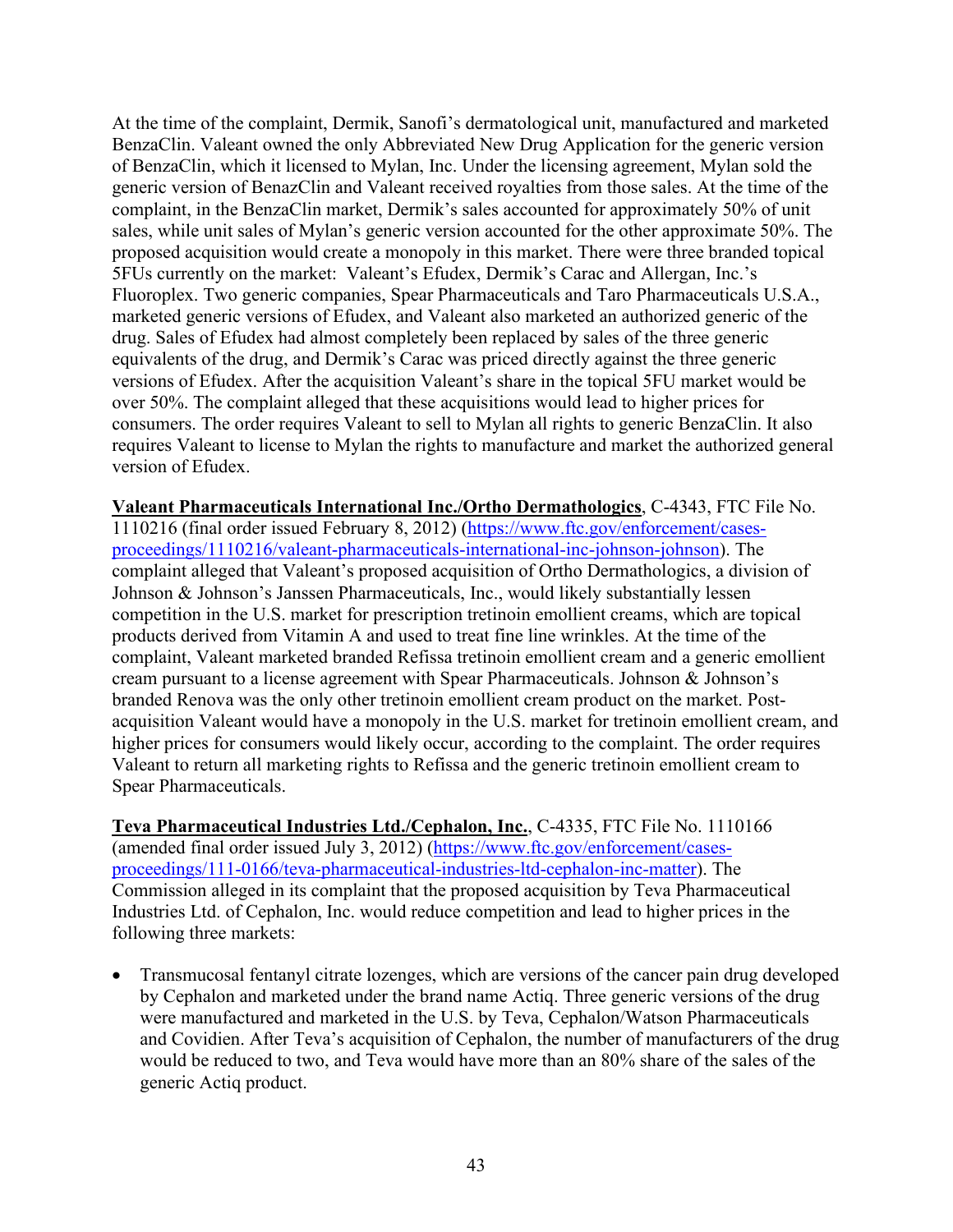At the time of the complaint, Dermik, Sanofi's dermatological unit, manufactured and marketed BenzaClin. Valeant owned the only Abbreviated New Drug Application for the generic version of BenzaClin, which it licensed to Mylan, Inc. Under the licensing agreement, Mylan sold the generic version of BenazClin and Valeant received royalties from those sales. At the time of the complaint, in the BenzaClin market, Dermik's sales accounted for approximately 50% of unit sales, while unit sales of Mylan's generic version accounted for the other approximate 50%. The proposed acquisition would create a monopoly in this market. There were three branded topical 5FUs currently on the market: Valeant's Efudex, Dermik's Carac and Allergan, Inc.'s Fluoroplex. Two generic companies, Spear Pharmaceuticals and Taro Pharmaceuticals U.S.A., marketed generic versions of Efudex, and Valeant also marketed an authorized generic of the drug. Sales of Efudex had almost completely been replaced by sales of the three generic equivalents of the drug, and Dermik's Carac was priced directly against the three generic versions of Efudex. After the acquisition Valeant's share in the topical 5FU market would be over 50%. The complaint alleged that these acquisitions would lead to higher prices for consumers. The order requires Valeant to sell to Mylan all rights to generic BenzaClin. It also requires Valeant to license to Mylan the rights to manufacture and market the authorized general version of Efudex.

**Valeant Pharmaceuticals International Inc./Ortho Dermathologics**, C-4343, FTC File No. 1110216 (final order issued February 8, 2012) (https://www.ftc.gov/enforcement/cases-proceedings/1110216/valeant-pharmaceuticals-international-inc-johnson-johnson). The complaint alleged that Valeant's proposed acquisition of Ortho Dermathologics, a division of Johnson & Johnson's Janssen Pharmaceuticals, Inc., would likely substantially lessen competition in the U.S. market for prescription tretinoin emollient creams, which are topical products derived from Vitamin A and used to treat fine line wrinkles. At the time of the complaint, Valeant marketed branded Refissa tretinoin emollient cream and a generic emollient cream pursuant to a license agreement with Spear Pharmaceuticals. Johnson & Johnson's branded Renova was the only other tretinoin emollient cream product on the market. Post-acquisition Valeant would have a monopoly in the U.S. market for tretinoin emollient cream, and higher prices for consumers would likely occur, according to the complaint. The order requires Valeant to return all marketing rights to Refissa and the generic tretinoin emollient cream to Spear Pharmaceuticals.

**Teva Pharmaceutical Industries Ltd./Cephalon, Inc.**, C-4335, FTC File No. 1110166 (amended final order issued July 3, 2012) (https://www.ftc.gov/enforcement/cases-proceedings/111-0166/teva-pharmaceutical-industries-ltd-cephalon-inc-matter). The Commission alleged in its complaint that the proposed acquisition by Teva Pharmaceutical Industries Ltd. of Cephalon, Inc. would reduce competition and lead to higher prices in the following three markets:

- Transmucosal fentanyl citrate lozenges, which are versions of the cancer pain drug developed by Cephalon and marketed under the brand name Actiq. Three generic versions of the drug were manufactured and marketed in the U.S. by Teva, Cephalon/Watson Pharmaceuticals and Covidien. After Teva's acquisition of Cephalon, the number of manufacturers of the drug would be reduced to two, and Teva would have more than an 80% share of the sales of the generic Actiq product.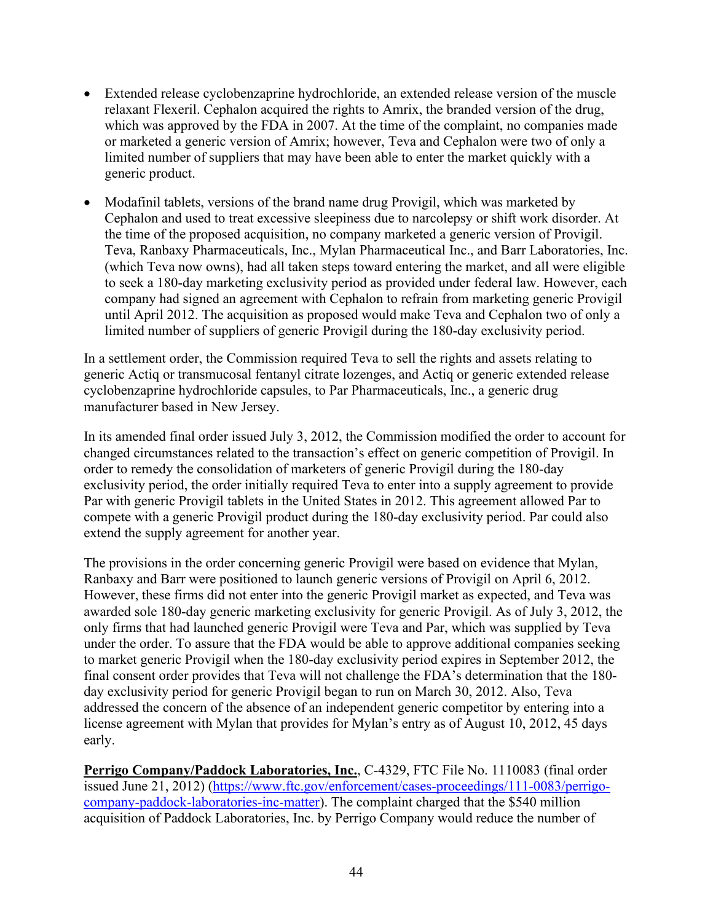- Extended release cyclobenzaprine hydrochloride, an extended release version of the muscle relaxant Flexeril. Cephalon acquired the rights to Amrix, the branded version of the drug, which was approved by the FDA in 2007. At the time of the complaint, no companies made or marketed a generic version of Amrix; however, Teva and Cephalon were two of only a limited number of suppliers that may have been able to enter the market quickly with a generic product.

- Modafinil tablets, versions of the brand name drug Provigil, which was marketed by Cephalon and used to treat excessive sleepiness due to narcolepsy or shift work disorder. At the time of the proposed acquisition, no company marketed a generic version of Provigil. Teva, Ranbaxy Pharmaceuticals, Inc., Mylan Pharmaceutical Inc., and Barr Laboratories, Inc. (which Teva now owns), had all taken steps toward entering the market, and all were eligible to seek a 180-day marketing exclusivity period as provided under federal law. However, each company had signed an agreement with Cephalon to refrain from marketing generic Provigil until April 2012. The acquisition as proposed would make Teva and Cephalon two of only a limited number of suppliers of generic Provigil during the 180-day exclusivity period.

In a settlement order, the Commission required Teva to sell the rights and assets relating to generic Actiq or transmucosal fentanyl citrate lozenges, and Actiq or generic extended release cyclobenzaprine hydrochloride capsules, to Par Pharmaceuticals, Inc., a generic drug manufacturer based in New Jersey.

In its amended final order issued July 3, 2012, the Commission modified the order to account for changed circumstances related to the transaction's effect on generic competition of Provigil. In order to remedy the consolidation of marketers of generic Provigil during the 180-day exclusivity period, the order initially required Teva to enter into a supply agreement to provide Par with generic Provigil tablets in the United States in 2012. This agreement allowed Par to compete with a generic Provigil product during the 180-day exclusivity period. Par could also extend the supply agreement for another year.

The provisions in the order concerning generic Provigil were based on evidence that Mylan, Ranbaxy and Barr were positioned to launch generic versions of Provigil on April 6, 2012. However, these firms did not enter into the generic Provigil market as expected, and Teva was awarded sole 180-day generic marketing exclusivity for generic Provigil. As of July 3, 2012, the only firms that had launched generic Provigil were Teva and Par, which was supplied by Teva under the order. To assure that the FDA would be able to approve additional companies seeking to market generic Provigil when the 180-day exclusivity period expires in September 2012, the final consent order provides that Teva will not challenge the FDA's determination that the 180-day exclusivity period for generic Provigil began to run on March 30, 2012. Also, Teva addressed the concern of the absence of an independent generic competitor by entering into a license agreement with Mylan that provides for Mylan's entry as of August 10, 2012, 45 days early.

**Perrigo Company/Paddock Laboratories, Inc.**, C-4329, FTC File No. 1110083 (final order issued June 21, 2012) (https://www.ftc.gov/enforcement/cases-proceedings/111-0083/perrigo-company-paddock-laboratories-inc-matter). The complaint charged that the $540 million acquisition of Paddock Laboratories, Inc. by Perrigo Company would reduce the number of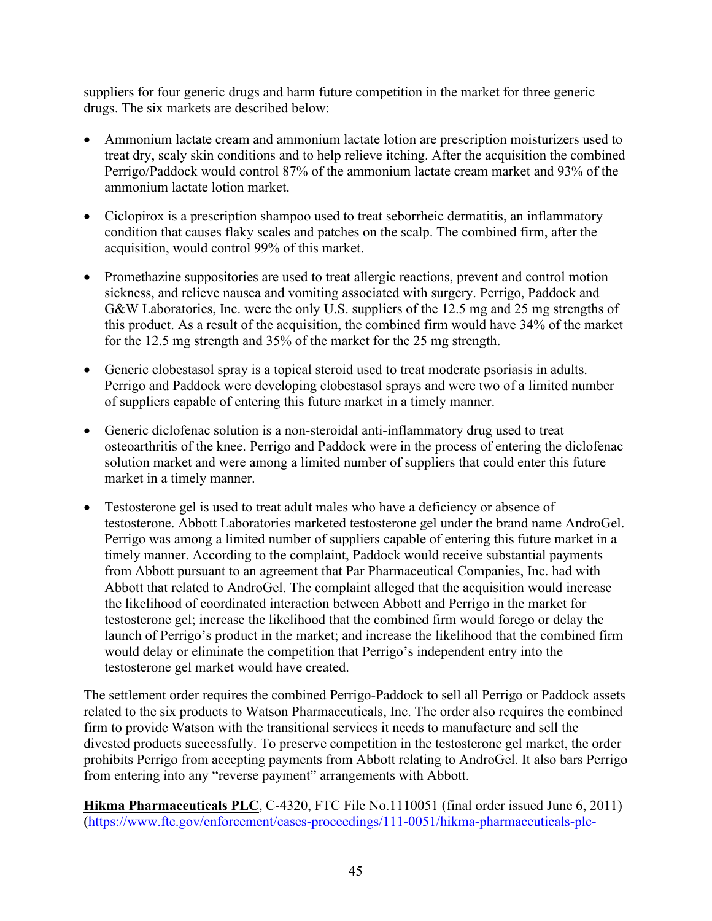suppliers for four generic drugs and harm future competition in the market for three generic drugs. The six markets are described below:

- Ammonium lactate cream and ammonium lactate lotion are prescription moisturizers used to treat dry, scaly skin conditions and to help relieve itching. After the acquisition the combined Perrigo/Paddock would control 87% of the ammonium lactate cream market and 93% of the ammonium lactate lotion market.
- Ciclopirox is a prescription shampoo used to treat seborrheic dermatitis, an inflammatory condition that causes flaky scales and patches on the scalp. The combined firm, after the acquisition, would control 99% of this market.
- Promethazine suppositories are used to treat allergic reactions, prevent and control motion sickness, and relieve nausea and vomiting associated with surgery. Perrigo, Paddock and G&W Laboratories, Inc. were the only U.S. suppliers of the 12.5 mg and 25 mg strengths of this product. As a result of the acquisition, the combined firm would have 34% of the market for the 12.5 mg strength and 35% of the market for the 25 mg strength.
- Generic clobestasol spray is a topical steroid used to treat moderate psoriasis in adults. Perrigo and Paddock were developing clobestasol sprays and were two of a limited number of suppliers capable of entering this future market in a timely manner.
- Generic diclofenac solution is a non-steroidal anti-inflammatory drug used to treat osteoarthritis of the knee. Perrigo and Paddock were in the process of entering the diclofenac solution market and were among a limited number of suppliers that could enter this future market in a timely manner.
- Testosterone gel is used to treat adult males who have a deficiency or absence of testosterone. Abbott Laboratories marketed testosterone gel under the brand name AndroGel. Perrigo was among a limited number of suppliers capable of entering this future market in a timely manner. According to the complaint, Paddock would receive substantial payments from Abbott pursuant to an agreement that Par Pharmaceutical Companies, Inc. had with Abbott that related to AndroGel. The complaint alleged that the acquisition would increase the likelihood of coordinated interaction between Abbott and Perrigo in the market for testosterone gel; increase the likelihood that the combined firm would forego or delay the launch of Perrigo's product in the market; and increase the likelihood that the combined firm would delay or eliminate the competition that Perrigo's independent entry into the testosterone gel market would have created.

The settlement order requires the combined Perrigo-Paddock to sell all Perrigo or Paddock assets related to the six products to Watson Pharmaceuticals, Inc. The order also requires the combined firm to provide Watson with the transitional services it needs to manufacture and sell the divested products successfully. To preserve competition in the testosterone gel market, the order prohibits Perrigo from accepting payments from Abbott relating to AndroGel. It also bars Perrigo from entering into any "reverse payment" arrangements with Abbott.

**Hikma Pharmaceuticals PLC**, C-4320, FTC File No.1110051 (final order issued June 6, 2011) (https://www.ftc.gov/enforcement/cases-proceedings/111-0051/hikma-pharmaceuticals-plc-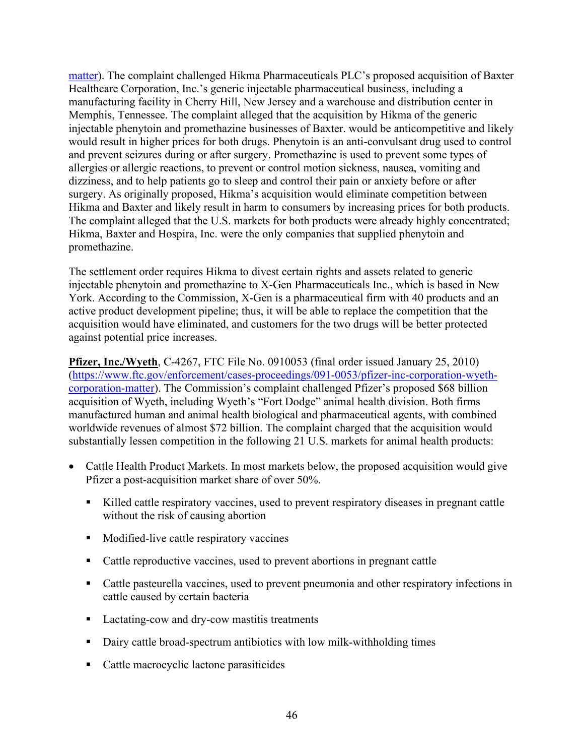matter). The complaint challenged Hikma Pharmaceuticals PLC's proposed acquisition of Baxter Healthcare Corporation, Inc.'s generic injectable pharmaceutical business, including a manufacturing facility in Cherry Hill, New Jersey and a warehouse and distribution center in Memphis, Tennessee. The complaint alleged that the acquisition by Hikma of the generic injectable phenytoin and promethazine businesses of Baxter. would be anticompetitive and likely would result in higher prices for both drugs. Phenytoin is an anti-convulsant drug used to control and prevent seizures during or after surgery. Promethazine is used to prevent some types of allergies or allergic reactions, to prevent or control motion sickness, nausea, vomiting and dizziness, and to help patients go to sleep and control their pain or anxiety before or after surgery. As originally proposed, Hikma's acquisition would eliminate competition between Hikma and Baxter and likely result in harm to consumers by increasing prices for both products. The complaint alleged that the U.S. markets for both products were already highly concentrated; Hikma, Baxter and Hospira, Inc. were the only companies that supplied phenytoin and promethazine.

The settlement order requires Hikma to divest certain rights and assets related to generic injectable phenytoin and promethazine to X-Gen Pharmaceuticals Inc., which is based in New York. According to the Commission, X-Gen is a pharmaceutical firm with 40 products and an active product development pipeline; thus, it will be able to replace the competition that the acquisition would have eliminated, and customers for the two drugs will be better protected against potential price increases.

**Pfizer, Inc./Wyeth**, C-4267, FTC File No. 0910053 (final order issued January 25, 2010) (https://www.ftc.gov/enforcement/cases-proceedings/091-0053/pfizer-inc-corporation-wyeth-corporation-matter). The Commission's complaint challenged Pfizer's proposed $68 billion acquisition of Wyeth, including Wyeth's "Fort Dodge" animal health division. Both firms manufactured human and animal health biological and pharmaceutical agents, with combined worldwide revenues of almost $72 billion. The complaint charged that the acquisition would substantially lessen competition in the following 21 U.S. markets for animal health products:

- Cattle Health Product Markets. In most markets below, the proposed acquisition would give Pfizer a post-acquisition market share of over 50%.
  - Killed cattle respiratory vaccines, used to prevent respiratory diseases in pregnant cattle without the risk of causing abortion
  - Modified-live cattle respiratory vaccines
  - Cattle reproductive vaccines, used to prevent abortions in pregnant cattle
  - Cattle pasteurella vaccines, used to prevent pneumonia and other respiratory infections in cattle caused by certain bacteria
  - Lactating-cow and dry-cow mastitis treatments
  - Dairy cattle broad-spectrum antibiotics with low milk-withholding times
  - Cattle macrocyclic lactone parasiticides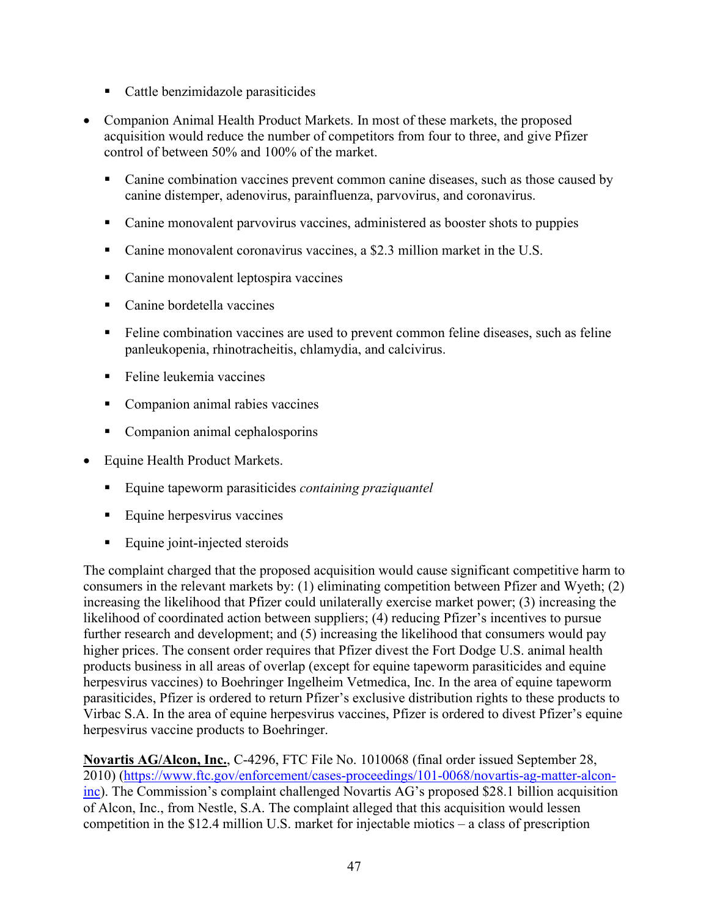- Cattle benzimidazole parasiticides

- Companion Animal Health Product Markets. In most of these markets, the proposed acquisition would reduce the number of competitors from four to three, and give Pfizer control of between 50% and 100% of the market.
    - Canine combination vaccines prevent common canine diseases, such as those caused by canine distemper, adenovirus, parainfluenza, parvovirus, and coronavirus.
    - Canine monovalent parvovirus vaccines, administered as booster shots to puppies
    - Canine monovalent coronavirus vaccines, a $2.3 million market in the U.S.
    - Canine monovalent leptospira vaccines
    - Canine bordetella vaccines
    - Feline combination vaccines are used to prevent common feline diseases, such as feline panleukopenia, rhinotracheitis, chlamydia, and calcivirus.
    - Feline leukemia vaccines
    - Companion animal rabies vaccines
    - Companion animal cephalosporins
- Equine Health Product Markets.
    - Equine tapeworm parasiticides *containing praziquantel*
    - Equine herpesvirus vaccines
    - Equine joint-injected steroids

The complaint charged that the proposed acquisition would cause significant competitive harm to consumers in the relevant markets by: (1) eliminating competition between Pfizer and Wyeth; (2) increasing the likelihood that Pfizer could unilaterally exercise market power; (3) increasing the likelihood of coordinated action between suppliers; (4) reducing Pfizer's incentives to pursue further research and development; and (5) increasing the likelihood that consumers would pay higher prices. The consent order requires that Pfizer divest the Fort Dodge U.S. animal health products business in all areas of overlap (except for equine tapeworm parasiticides and equine herpesvirus vaccines) to Boehringer Ingelheim Vetmedica, Inc. In the area of equine tapeworm parasiticides, Pfizer is ordered to return Pfizer's exclusive distribution rights to these products to Virbac S.A. In the area of equine herpesvirus vaccines, Pfizer is ordered to divest Pfizer's equine herpesvirus vaccine products to Boehringer.

**Novartis AG/Alcon, Inc.**, C-4296, FTC File No. 1010068 (final order issued September 28, 2010) (https://www.ftc.gov/enforcement/cases-proceedings/101-0068/novartis-ag-matter-alcon-inc). The Commission's complaint challenged Novartis AG's proposed $28.1 billion acquisition of Alcon, Inc., from Nestle, S.A. The complaint alleged that this acquisition would lessen competition in the $12.4 million U.S. market for injectable miotics – a class of prescription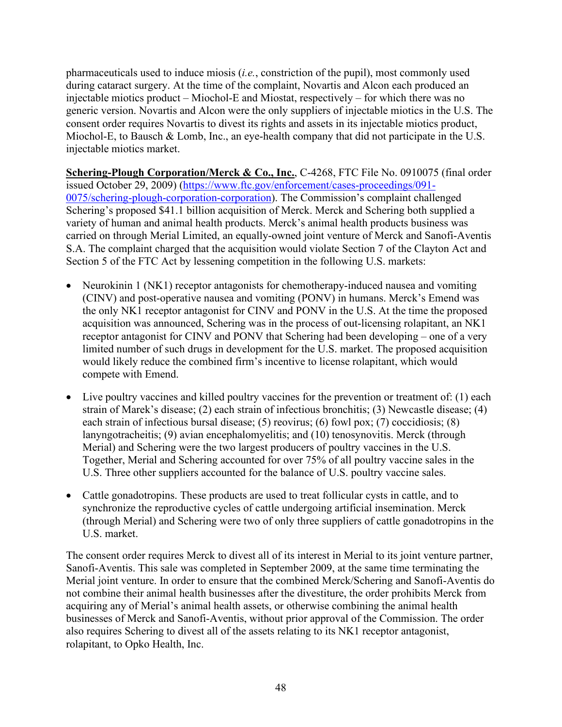pharmaceuticals used to induce miosis (*i.e.*, constriction of the pupil), most commonly used during cataract surgery. At the time of the complaint, Novartis and Alcon each produced an injectable miotics product – Miochol-E and Miostat, respectively – for which there was no generic version. Novartis and Alcon were the only suppliers of injectable miotics in the U.S. The consent order requires Novartis to divest its rights and assets in its injectable miotics product, Miochol-E, to Bausch & Lomb, Inc., an eye-health company that did not participate in the U.S. injectable miotics market.

**Schering-Plough Corporation/Merck & Co., Inc.**, C-4268, FTC File No. 0910075 (final order issued October 29, 2009) (https://www.ftc.gov/enforcement/cases-proceedings/091-0075/schering-plough-corporation-corporation). The Commission's complaint challenged Schering's proposed $41.1 billion acquisition of Merck. Merck and Schering both supplied a variety of human and animal health products. Merck's animal health products business was carried on through Merial Limited, an equally-owned joint venture of Merck and Sanofi-Aventis S.A. The complaint charged that the acquisition would violate Section 7 of the Clayton Act and Section 5 of the FTC Act by lessening competition in the following U.S. markets:

- Neurokinin 1 (NK1) receptor antagonists for chemotherapy-induced nausea and vomiting (CINV) and post-operative nausea and vomiting (PONV) in humans. Merck's Emend was the only NK1 receptor antagonist for CINV and PONV in the U.S. At the time the proposed acquisition was announced, Schering was in the process of out-licensing rolapitant, an NK1 receptor antagonist for CINV and PONV that Schering had been developing – one of a very limited number of such drugs in development for the U.S. market. The proposed acquisition would likely reduce the combined firm's incentive to license rolapitant, which would compete with Emend.

- Live poultry vaccines and killed poultry vaccines for the prevention or treatment of: (1) each strain of Marek's disease; (2) each strain of infectious bronchitis; (3) Newcastle disease; (4) each strain of infectious bursal disease; (5) reovirus; (6) fowl pox; (7) coccidiosis; (8) lanyngotracheitis; (9) avian encephalomyelitis; and (10) tenosynovitis. Merck (through Merial) and Schering were the two largest producers of poultry vaccines in the U.S. Together, Merial and Schering accounted for over 75% of all poultry vaccine sales in the U.S. Three other suppliers accounted for the balance of U.S. poultry vaccine sales.

- Cattle gonadotropins. These products are used to treat follicular cysts in cattle, and to synchronize the reproductive cycles of cattle undergoing artificial insemination. Merck (through Merial) and Schering were two of only three suppliers of cattle gonadotropins in the U.S. market.

The consent order requires Merck to divest all of its interest in Merial to its joint venture partner, Sanofi-Aventis. This sale was completed in September 2009, at the same time terminating the Merial joint venture. In order to ensure that the combined Merck/Schering and Sanofi-Aventis do not combine their animal health businesses after the divestiture, the order prohibits Merck from acquiring any of Merial's animal health assets, or otherwise combining the animal health businesses of Merck and Sanofi-Aventis, without prior approval of the Commission. The order also requires Schering to divest all of the assets relating to its NK1 receptor antagonist, rolapitant, to Opko Health, Inc.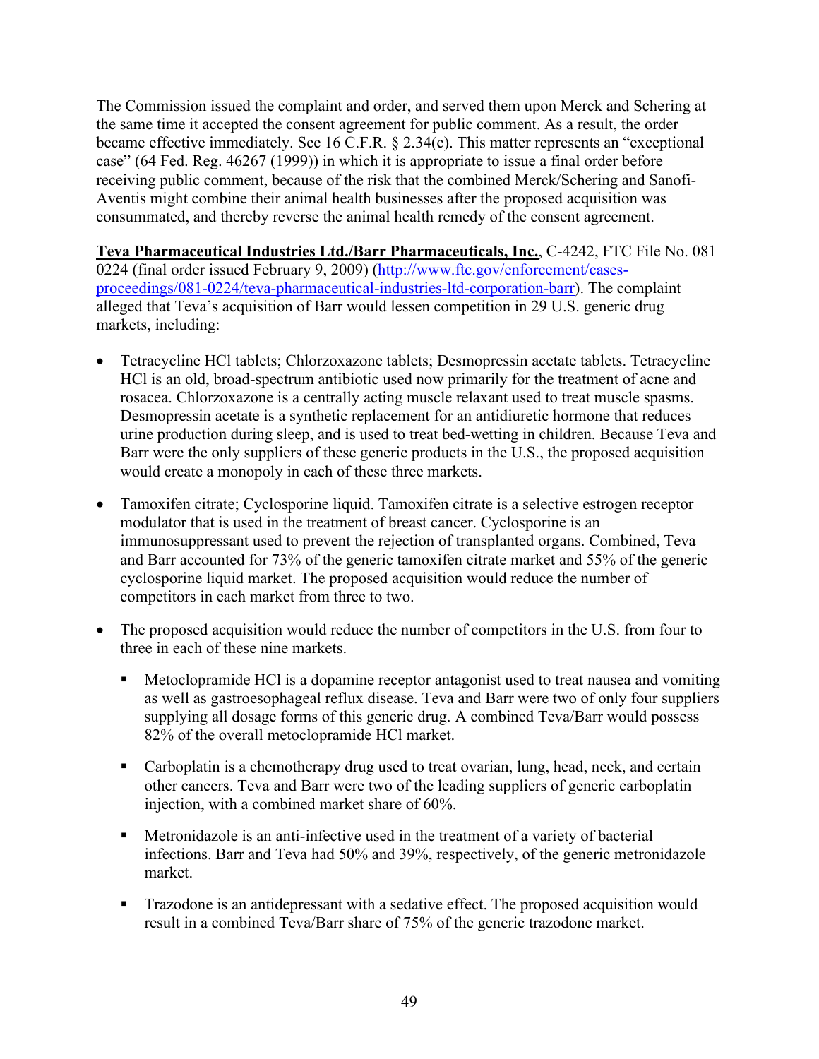The Commission issued the complaint and order, and served them upon Merck and Schering at the same time it accepted the consent agreement for public comment. As a result, the order became effective immediately. See 16 C.F.R. § 2.34(c). This matter represents an "exceptional case" (64 Fed. Reg. 46267 (1999)) in which it is appropriate to issue a final order before receiving public comment, because of the risk that the combined Merck/Schering and Sanofi-Aventis might combine their animal health businesses after the proposed acquisition was consummated, and thereby reverse the animal health remedy of the consent agreement.

**Teva Pharmaceutical Industries Ltd./Barr Pharmaceuticals, Inc.**, C-4242, FTC File No. 081 0224 (final order issued February 9, 2009) (http://www.ftc.gov/enforcement/cases-proceedings/081-0224/teva-pharmaceutical-industries-ltd-corporation-barr). The complaint alleged that Teva's acquisition of Barr would lessen competition in 29 U.S. generic drug markets, including:

- Tetracycline HCl tablets; Chlorzoxazone tablets; Desmopressin acetate tablets. Tetracycline HCl is an old, broad-spectrum antibiotic used now primarily for the treatment of acne and rosacea. Chlorzoxazone is a centrally acting muscle relaxant used to treat muscle spasms. Desmopressin acetate is a synthetic replacement for an antidiuretic hormone that reduces urine production during sleep, and is used to treat bed-wetting in children. Because Teva and Barr were the only suppliers of these generic products in the U.S., the proposed acquisition would create a monopoly in each of these three markets.

- Tamoxifen citrate; Cyclosporine liquid. Tamoxifen citrate is a selective estrogen receptor modulator that is used in the treatment of breast cancer. Cyclosporine is an immunosuppressant used to prevent the rejection of transplanted organs. Combined, Teva and Barr accounted for 73% of the generic tamoxifen citrate market and 55% of the generic cyclosporine liquid market. The proposed acquisition would reduce the number of competitors in each market from three to two.

- The proposed acquisition would reduce the number of competitors in the U.S. from four to three in each of these nine markets.

  - Metoclopramide HCl is a dopamine receptor antagonist used to treat nausea and vomiting as well as gastroesophageal reflux disease. Teva and Barr were two of only four suppliers supplying all dosage forms of this generic drug. A combined Teva/Barr would possess 82% of the overall metoclopramide HCl market.

  - Carboplatin is a chemotherapy drug used to treat ovarian, lung, head, neck, and certain other cancers. Teva and Barr were two of the leading suppliers of generic carboplatin injection, with a combined market share of 60%.

  - Metronidazole is an anti-infective used in the treatment of a variety of bacterial infections. Barr and Teva had 50% and 39%, respectively, of the generic metronidazole market.

  - Trazodone is an antidepressant with a sedative effect. The proposed acquisition would result in a combined Teva/Barr share of 75% of the generic trazodone market.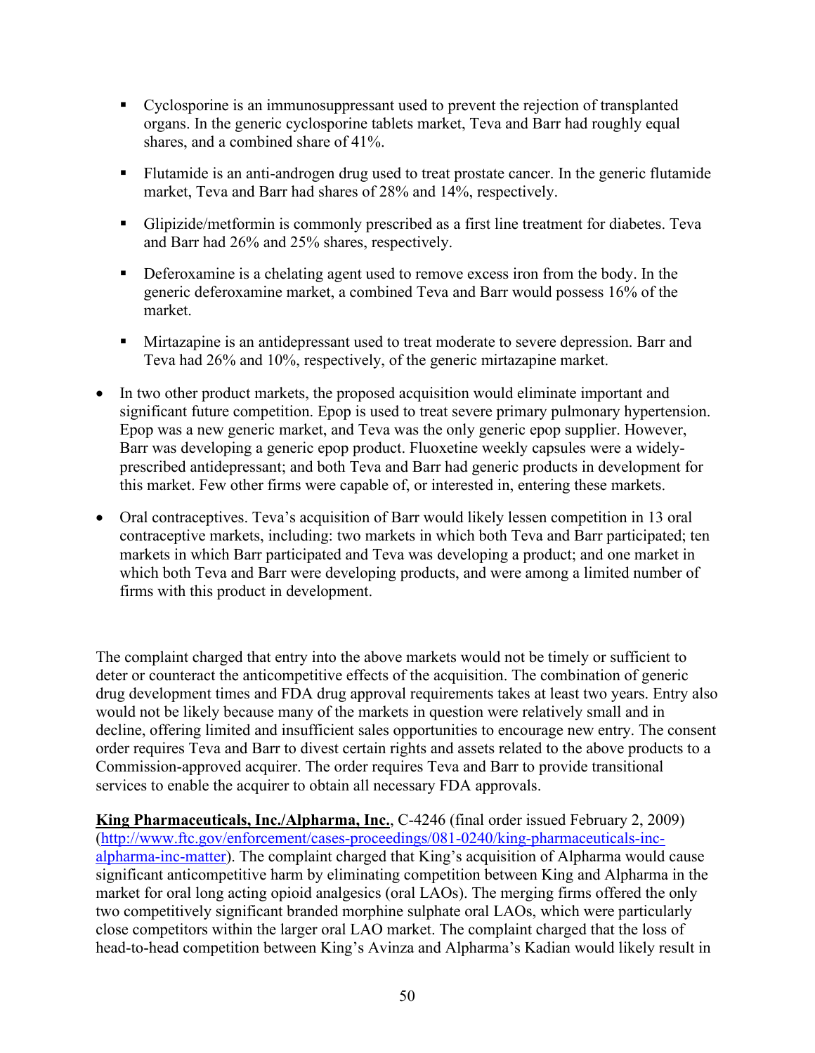- Cyclosporine is an immunosuppressant used to prevent the rejection of transplanted organs. In the generic cyclosporine tablets market, Teva and Barr had roughly equal shares, and a combined share of 41%.

  - Flutamide is an anti-androgen drug used to treat prostate cancer. In the generic flutamide market, Teva and Barr had shares of 28% and 14%, respectively.

  - Glipizide/metformin is commonly prescribed as a first line treatment for diabetes. Teva and Barr had 26% and 25% shares, respectively.

  - Deferoxamine is a chelating agent used to remove excess iron from the body. In the generic deferoxamine market, a combined Teva and Barr would possess 16% of the market.

  - Mirtazapine is an antidepressant used to treat moderate to severe depression. Barr and Teva had 26% and 10%, respectively, of the generic mirtazapine market.

- In two other product markets, the proposed acquisition would eliminate important and significant future competition. Epop is used to treat severe primary pulmonary hypertension. Epop was a new generic market, and Teva was the only generic epop supplier. However, Barr was developing a generic epop product. Fluoxetine weekly capsules were a widely-prescribed antidepressant; and both Teva and Barr had generic products in development for this market. Few other firms were capable of, or interested in, entering these markets.

- Oral contraceptives. Teva's acquisition of Barr would likely lessen competition in 13 oral contraceptive markets, including: two markets in which both Teva and Barr participated; ten markets in which Barr participated and Teva was developing a product; and one market in which both Teva and Barr were developing products, and were among a limited number of firms with this product in development.

The complaint charged that entry into the above markets would not be timely or sufficient to deter or counteract the anticompetitive effects of the acquisition. The combination of generic drug development times and FDA drug approval requirements takes at least two years. Entry also would not be likely because many of the markets in question were relatively small and in decline, offering limited and insufficient sales opportunities to encourage new entry. The consent order requires Teva and Barr to divest certain rights and assets related to the above products to a Commission-approved acquirer. The order requires Teva and Barr to provide transitional services to enable the acquirer to obtain all necessary FDA approvals.

**King Pharmaceuticals, Inc./Alpharma, Inc.**, C-4246 (final order issued February 2, 2009) (http://www.ftc.gov/enforcement/cases-proceedings/081-0240/king-pharmaceuticals-inc-alpharma-inc-matter). The complaint charged that King's acquisition of Alpharma would cause significant anticompetitive harm by eliminating competition between King and Alpharma in the market for oral long acting opioid analgesics (oral LAOs). The merging firms offered the only two competitively significant branded morphine sulphate oral LAOs, which were particularly close competitors within the larger oral LAO market. The complaint charged that the loss of head-to-head competition between King's Avinza and Alpharma's Kadian would likely result in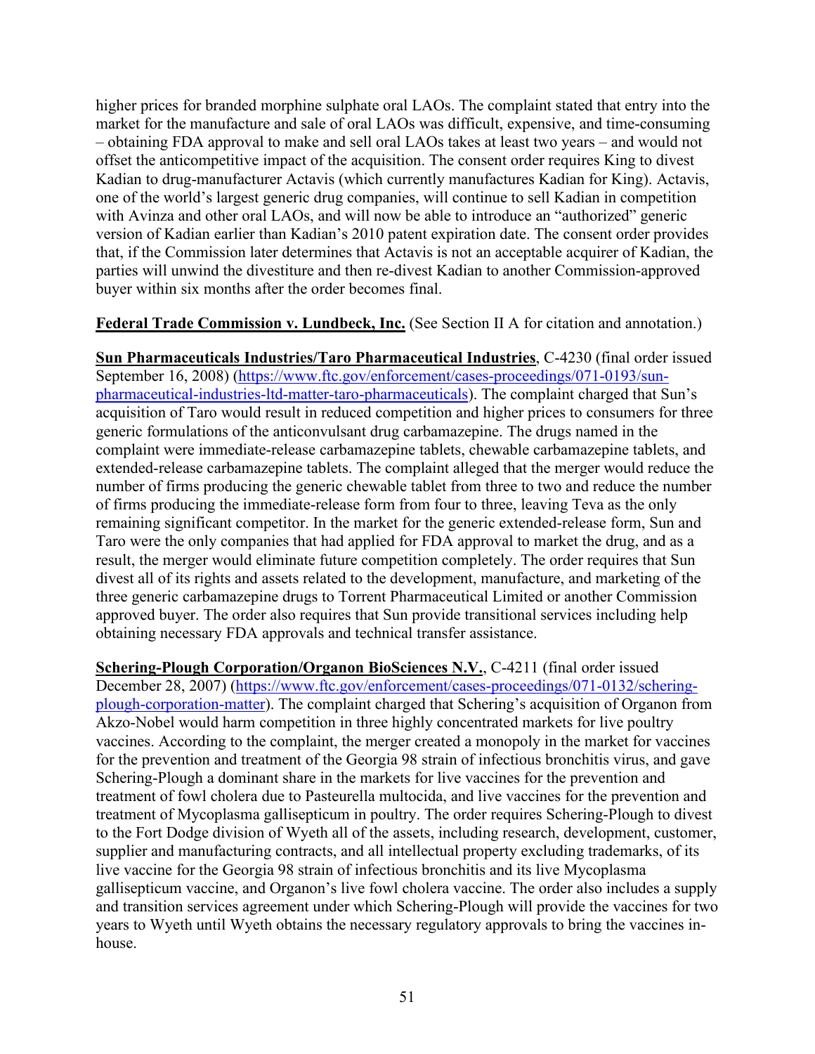higher prices for branded morphine sulphate oral LAOs. The complaint stated that entry into the market for the manufacture and sale of oral LAOs was difficult, expensive, and time-consuming – obtaining FDA approval to make and sell oral LAOs takes at least two years – and would not offset the anticompetitive impact of the acquisition. The consent order requires King to divest Kadian to drug-manufacturer Actavis (which currently manufactures Kadian for King). Actavis, one of the world's largest generic drug companies, will continue to sell Kadian in competition with Avinza and other oral LAOs, and will now be able to introduce an "authorized" generic version of Kadian earlier than Kadian's 2010 patent expiration date. The consent order provides that, if the Commission later determines that Actavis is not an acceptable acquirer of Kadian, the parties will unwind the divestiture and then re-divest Kadian to another Commission-approved buyer within six months after the order becomes final.

**Federal Trade Commission v. Lundbeck, Inc.** (See Section II A for citation and annotation.)

**Sun Pharmaceuticals Industries/Taro Pharmaceutical Industries**, C-4230 (final order issued September 16, 2008) (https://www.ftc.gov/enforcement/cases-proceedings/071-0193/sun-pharmaceutical-industries-ltd-matter-taro-pharmaceuticals). The complaint charged that Sun's acquisition of Taro would result in reduced competition and higher prices to consumers for three generic formulations of the anticonvulsant drug carbamazepine. The drugs named in the complaint were immediate-release carbamazepine tablets, chewable carbamazepine tablets, and extended-release carbamazepine tablets. The complaint alleged that the merger would reduce the number of firms producing the generic chewable tablet from three to two and reduce the number of firms producing the immediate-release form from four to three, leaving Teva as the only remaining significant competitor. In the market for the generic extended-release form, Sun and Taro were the only companies that had applied for FDA approval to market the drug, and as a result, the merger would eliminate future competition completely. The order requires that Sun divest all of its rights and assets related to the development, manufacture, and marketing of the three generic carbamazepine drugs to Torrent Pharmaceutical Limited or another Commission approved buyer. The order also requires that Sun provide transitional services including help obtaining necessary FDA approvals and technical transfer assistance.

**Schering-Plough Corporation/Organon BioSciences N.V.**, C-4211 (final order issued December 28, 2007) (https://www.ftc.gov/enforcement/cases-proceedings/071-0132/schering-plough-corporation-matter). The complaint charged that Schering's acquisition of Organon from Akzo-Nobel would harm competition in three highly concentrated markets for live poultry vaccines. According to the complaint, the merger created a monopoly in the market for vaccines for the prevention and treatment of the Georgia 98 strain of infectious bronchitis virus, and gave Schering-Plough a dominant share in the markets for live vaccines for the prevention and treatment of fowl cholera due to Pasteurella multocida, and live vaccines for the prevention and treatment of Mycoplasma gallisepticum in poultry. The order requires Schering-Plough to divest to the Fort Dodge division of Wyeth all of the assets, including research, development, customer, supplier and manufacturing contracts, and all intellectual property excluding trademarks, of its live vaccine for the Georgia 98 strain of infectious bronchitis and its live Mycoplasma gallisepticum vaccine, and Organon's live fowl cholera vaccine. The order also includes a supply and transition services agreement under which Schering-Plough will provide the vaccines for two years to Wyeth until Wyeth obtains the necessary regulatory approvals to bring the vaccines in-house.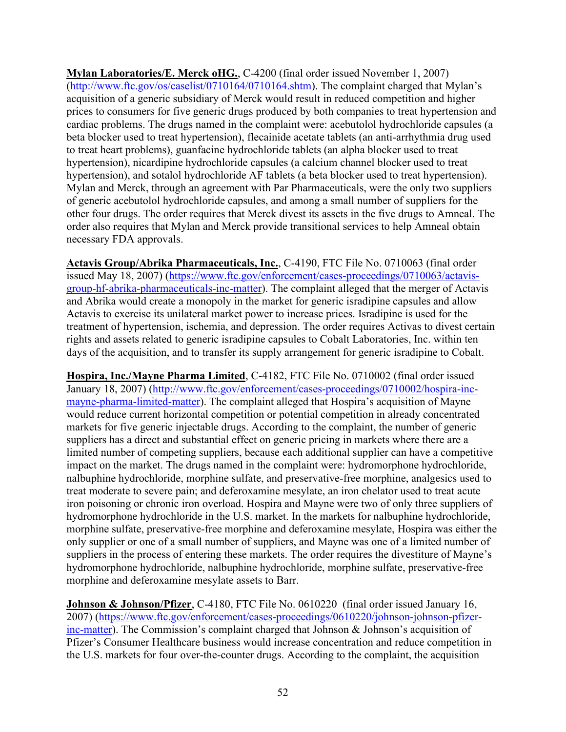**Mylan Laboratories/E. Merck oHG.**, C-4200 (final order issued November 1, 2007) (http://www.ftc.gov/os/caselist/0710164/0710164.shtm). The complaint charged that Mylan's acquisition of a generic subsidiary of Merck would result in reduced competition and higher prices to consumers for five generic drugs produced by both companies to treat hypertension and cardiac problems. The drugs named in the complaint were: acebutolol hydrochloride capsules (a beta blocker used to treat hypertension), flecainide acetate tablets (an anti-arrhythmia drug used to treat heart problems), guanfacine hydrochloride tablets (an alpha blocker used to treat hypertension), nicardipine hydrochloride capsules (a calcium channel blocker used to treat hypertension), and sotalol hydrochloride AF tablets (a beta blocker used to treat hypertension). Mylan and Merck, through an agreement with Par Pharmaceuticals, were the only two suppliers of generic acebutolol hydrochloride capsules, and among a small number of suppliers for the other four drugs. The order requires that Merck divest its assets in the five drugs to Amneal. The order also requires that Mylan and Merck provide transitional services to help Amneal obtain necessary FDA approvals.

**Actavis Group/Abrika Pharmaceuticals, Inc.**, C-4190, FTC File No. 0710063 (final order issued May 18, 2007) (https://www.ftc.gov/enforcement/cases-proceedings/0710063/actavis-group-hf-abrika-pharmaceuticals-inc-matter). The complaint alleged that the merger of Actavis and Abrika would create a monopoly in the market for generic isradipine capsules and allow Actavis to exercise its unilateral market power to increase prices. Isradipine is used for the treatment of hypertension, ischemia, and depression. The order requires Activas to divest certain rights and assets related to generic isradipine capsules to Cobalt Laboratories, Inc. within ten days of the acquisition, and to transfer its supply arrangement for generic isradipine to Cobalt.

**Hospira, Inc./Mayne Pharma Limited**, C-4182, FTC File No. 0710002 (final order issued January 18, 2007) (http://www.ftc.gov/enforcement/cases-proceedings/0710002/hospira-inc-mayne-pharma-limited-matter). The complaint alleged that Hospira's acquisition of Mayne would reduce current horizontal competition or potential competition in already concentrated markets for five generic injectable drugs. According to the complaint, the number of generic suppliers has a direct and substantial effect on generic pricing in markets where there are a limited number of competing suppliers, because each additional supplier can have a competitive impact on the market. The drugs named in the complaint were: hydromorphone hydrochloride, nalbuphine hydrochloride, morphine sulfate, and preservative-free morphine, analgesics used to treat moderate to severe pain; and deferoxamine mesylate, an iron chelator used to treat acute iron poisoning or chronic iron overload. Hospira and Mayne were two of only three suppliers of hydromorphone hydrochloride in the U.S. market. In the markets for nalbuphine hydrochloride, morphine sulfate, preservative-free morphine and deferoxamine mesylate, Hospira was either the only supplier or one of a small number of suppliers, and Mayne was one of a limited number of suppliers in the process of entering these markets. The order requires the divestiture of Mayne's hydromorphone hydrochloride, nalbuphine hydrochloride, morphine sulfate, preservative-free morphine and deferoxamine mesylate assets to Barr.

**Johnson & Johnson/Pfizer**, C-4180, FTC File No. 0610220 (final order issued January 16, 2007) (https://www.ftc.gov/enforcement/cases-proceedings/0610220/johnson-johnson-pfizer-inc-matter). The Commission's complaint charged that Johnson & Johnson's acquisition of Pfizer's Consumer Healthcare business would increase concentration and reduce competition in the U.S. markets for four over-the-counter drugs. According to the complaint, the acquisition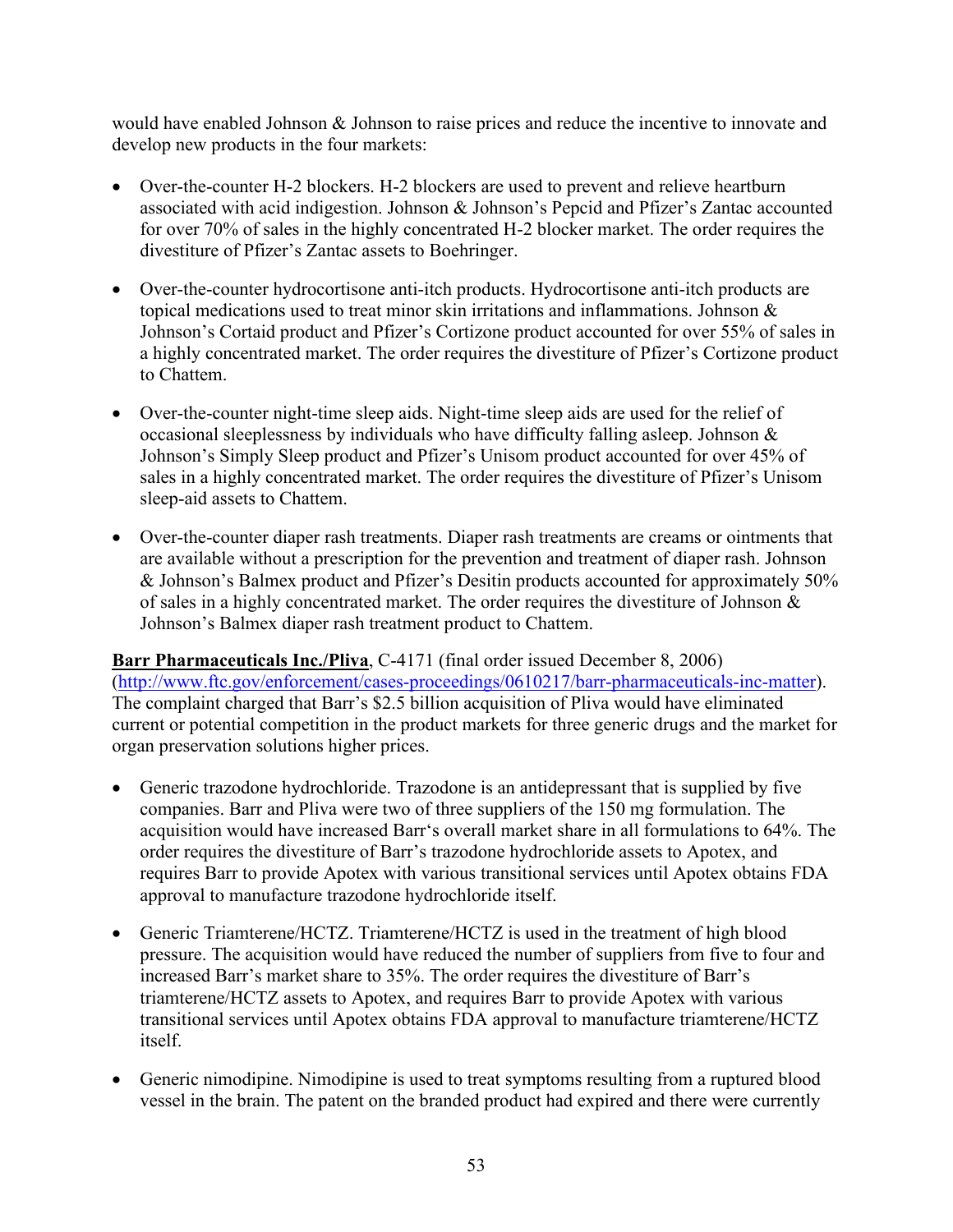would have enabled Johnson & Johnson to raise prices and reduce the incentive to innovate and develop new products in the four markets:

- Over-the-counter H-2 blockers. H-2 blockers are used to prevent and relieve heartburn associated with acid indigestion. Johnson & Johnson's Pepcid and Pfizer's Zantac accounted for over 70% of sales in the highly concentrated H-2 blocker market. The order requires the divestiture of Pfizer's Zantac assets to Boehringer.

- Over-the-counter hydrocortisone anti-itch products. Hydrocortisone anti-itch products are topical medications used to treat minor skin irritations and inflammations. Johnson & Johnson's Cortaid product and Pfizer's Cortizone product accounted for over 55% of sales in a highly concentrated market. The order requires the divestiture of Pfizer's Cortizone product to Chattem.

- Over-the-counter night-time sleep aids. Night-time sleep aids are used for the relief of occasional sleeplessness by individuals who have difficulty falling asleep. Johnson & Johnson's Simply Sleep product and Pfizer's Unisom product accounted for over 45% of sales in a highly concentrated market. The order requires the divestiture of Pfizer's Unisom sleep-aid assets to Chattem.

- Over-the-counter diaper rash treatments. Diaper rash treatments are creams or ointments that are available without a prescription for the prevention and treatment of diaper rash. Johnson & Johnson's Balmex product and Pfizer's Desitin products accounted for approximately 50% of sales in a highly concentrated market. The order requires the divestiture of Johnson & Johnson's Balmex diaper rash treatment product to Chattem.

**Barr Pharmaceuticals Inc./Pliva**, C-4171 (final order issued December 8, 2006) (http://www.ftc.gov/enforcement/cases-proceedings/0610217/barr-pharmaceuticals-inc-matter). The complaint charged that Barr's $2.5 billion acquisition of Pliva would have eliminated current or potential competition in the product markets for three generic drugs and the market for organ preservation solutions higher prices.

- Generic trazodone hydrochloride. Trazodone is an antidepressant that is supplied by five companies. Barr and Pliva were two of three suppliers of the 150 mg formulation. The acquisition would have increased Barr's overall market share in all formulations to 64%. The order requires the divestiture of Barr's trazodone hydrochloride assets to Apotex, and requires Barr to provide Apotex with various transitional services until Apotex obtains FDA approval to manufacture trazodone hydrochloride itself.

- Generic Triamterene/HCTZ. Triamterene/HCTZ is used in the treatment of high blood pressure. The acquisition would have reduced the number of suppliers from five to four and increased Barr's market share to 35%. The order requires the divestiture of Barr's triamterene/HCTZ assets to Apotex, and requires Barr to provide Apotex with various transitional services until Apotex obtains FDA approval to manufacture triamterene/HCTZ itself.

- Generic nimodipine. Nimodipine is used to treat symptoms resulting from a ruptured blood vessel in the brain. The patent on the branded product had expired and there were currently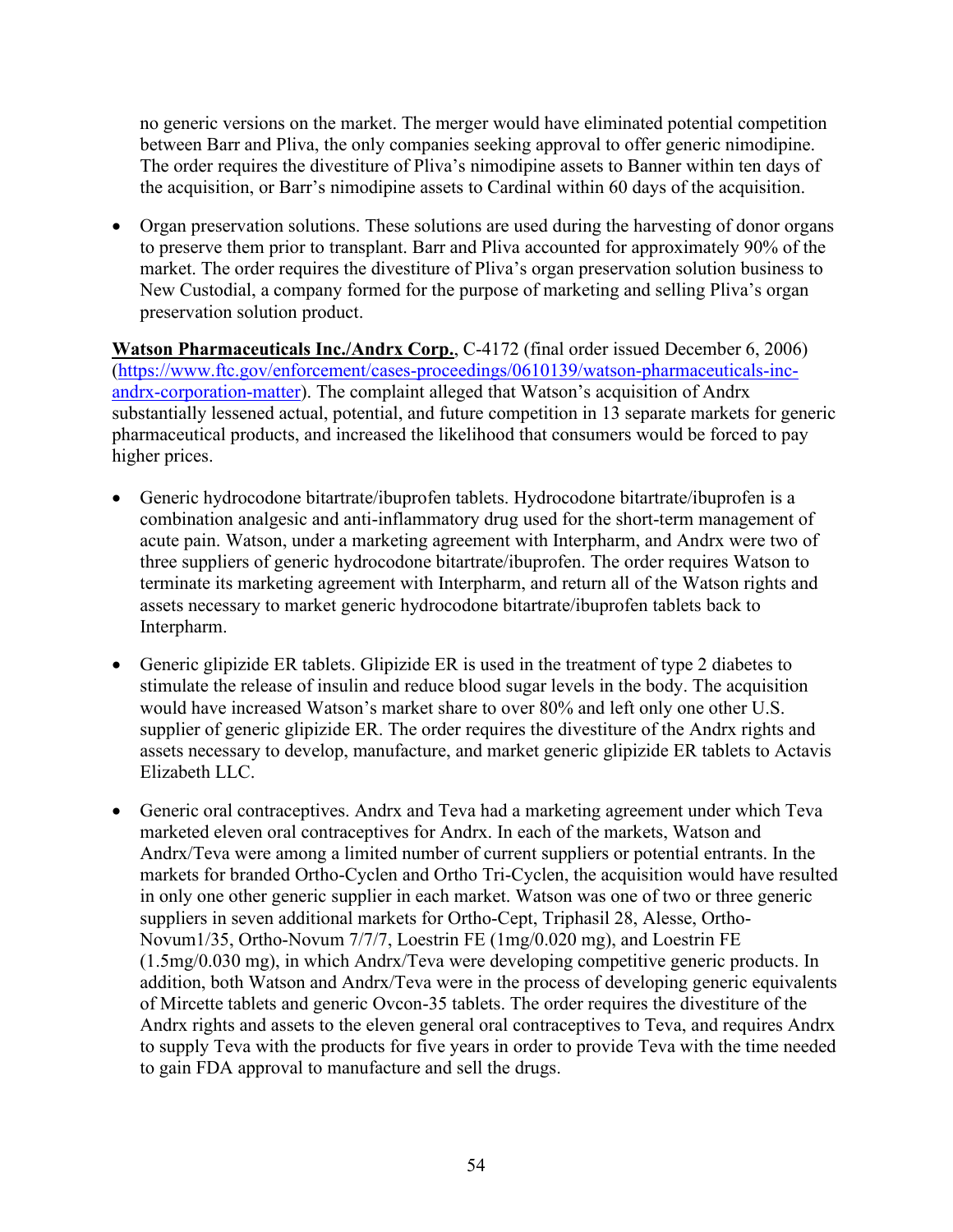no generic versions on the market. The merger would have eliminated potential competition between Barr and Pliva, the only companies seeking approval to offer generic nimodipine. The order requires the divestiture of Pliva's nimodipine assets to Banner within ten days of the acquisition, or Barr's nimodipine assets to Cardinal within 60 days of the acquisition.

- Organ preservation solutions. These solutions are used during the harvesting of donor organs to preserve them prior to transplant. Barr and Pliva accounted for approximately 90% of the market. The order requires the divestiture of Pliva's organ preservation solution business to New Custodial, a company formed for the purpose of marketing and selling Pliva's organ preservation solution product.

**Watson Pharmaceuticals Inc./Andrx Corp.**, C-4172 (final order issued December 6, 2006) (https://www.ftc.gov/enforcement/cases-proceedings/0610139/watson-pharmaceuticals-inc-andrx-corporation-matter). The complaint alleged that Watson's acquisition of Andrx substantially lessened actual, potential, and future competition in 13 separate markets for generic pharmaceutical products, and increased the likelihood that consumers would be forced to pay higher prices.

- Generic hydrocodone bitartrate/ibuprofen tablets. Hydrocodone bitartrate/ibuprofen is a combination analgesic and anti-inflammatory drug used for the short-term management of acute pain. Watson, under a marketing agreement with Interpharm, and Andrx were two of three suppliers of generic hydrocodone bitartrate/ibuprofen. The order requires Watson to terminate its marketing agreement with Interpharm, and return all of the Watson rights and assets necessary to market generic hydrocodone bitartrate/ibuprofen tablets back to Interpharm.

- Generic glipizide ER tablets. Glipizide ER is used in the treatment of type 2 diabetes to stimulate the release of insulin and reduce blood sugar levels in the body. The acquisition would have increased Watson's market share to over 80% and left only one other U.S. supplier of generic glipizide ER. The order requires the divestiture of the Andrx rights and assets necessary to develop, manufacture, and market generic glipizide ER tablets to Actavis Elizabeth LLC.

- Generic oral contraceptives. Andrx and Teva had a marketing agreement under which Teva marketed eleven oral contraceptives for Andrx. In each of the markets, Watson and Andrx/Teva were among a limited number of current suppliers or potential entrants. In the markets for branded Ortho-Cyclen and Ortho Tri-Cyclen, the acquisition would have resulted in only one other generic supplier in each market. Watson was one of two or three generic suppliers in seven additional markets for Ortho-Cept, Triphasil 28, Alesse, Ortho-Novum1/35, Ortho-Novum 7/7/7, Loestrin FE (1mg/0.020 mg), and Loestrin FE (1.5mg/0.030 mg), in which Andrx/Teva were developing competitive generic products. In addition, both Watson and Andrx/Teva were in the process of developing generic equivalents of Mircette tablets and generic Ovcon-35 tablets. The order requires the divestiture of the Andrx rights and assets to the eleven general oral contraceptives to Teva, and requires Andrx to supply Teva with the products for five years in order to provide Teva with the time needed to gain FDA approval to manufacture and sell the drugs.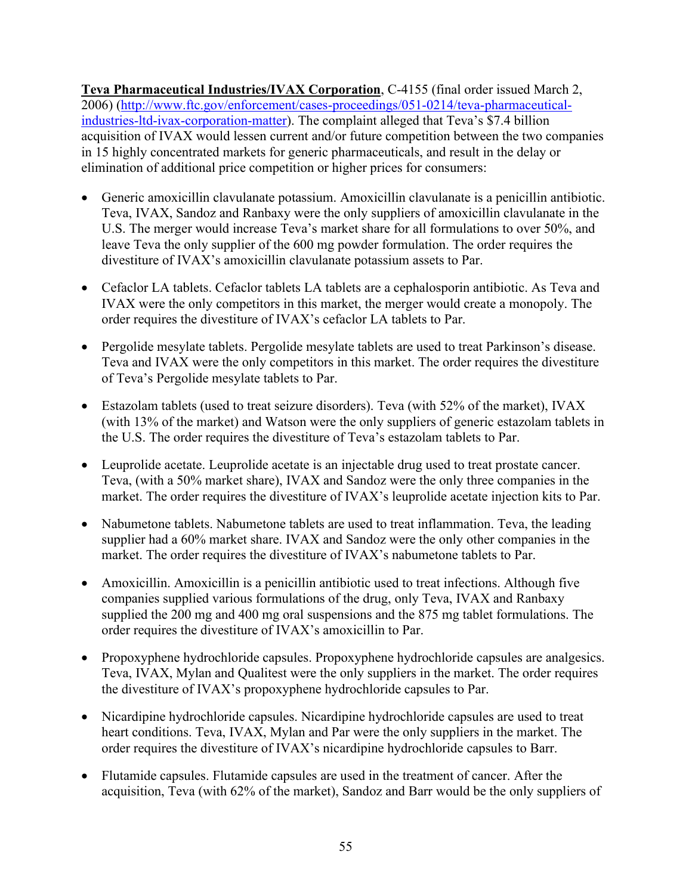**Teva Pharmaceutical Industries/IVAX Corporation**, C-4155 (final order issued March 2, 2006) (http://www.ftc.gov/enforcement/cases-proceedings/051-0214/teva-pharmaceutical-industries-ltd-ivax-corporation-matter). The complaint alleged that Teva's $7.4 billion acquisition of IVAX would lessen current and/or future competition between the two companies in 15 highly concentrated markets for generic pharmaceuticals, and result in the delay or elimination of additional price competition or higher prices for consumers:

- Generic amoxicillin clavulanate potassium. Amoxicillin clavulanate is a penicillin antibiotic. Teva, IVAX, Sandoz and Ranbaxy were the only suppliers of amoxicillin clavulanate in the U.S. The merger would increase Teva's market share for all formulations to over 50%, and leave Teva the only supplier of the 600 mg powder formulation. The order requires the divestiture of IVAX's amoxicillin clavulanate potassium assets to Par.

- Cefaclor LA tablets. Cefaclor tablets LA tablets are a cephalosporin antibiotic. As Teva and IVAX were the only competitors in this market, the merger would create a monopoly. The order requires the divestiture of IVAX's cefaclor LA tablets to Par.

- Pergolide mesylate tablets. Pergolide mesylate tablets are used to treat Parkinson's disease. Teva and IVAX were the only competitors in this market. The order requires the divestiture of Teva's Pergolide mesylate tablets to Par.

- Estazolam tablets (used to treat seizure disorders). Teva (with 52% of the market), IVAX (with 13% of the market) and Watson were the only suppliers of generic estazolam tablets in the U.S. The order requires the divestiture of Teva's estazolam tablets to Par.

- Leuprolide acetate. Leuprolide acetate is an injectable drug used to treat prostate cancer. Teva, (with a 50% market share), IVAX and Sandoz were the only three companies in the market. The order requires the divestiture of IVAX's leuprolide acetate injection kits to Par.

- Nabumetone tablets. Nabumetone tablets are used to treat inflammation. Teva, the leading supplier had a 60% market share. IVAX and Sandoz were the only other companies in the market. The order requires the divestiture of IVAX's nabumetone tablets to Par.

- Amoxicillin. Amoxicillin is a penicillin antibiotic used to treat infections. Although five companies supplied various formulations of the drug, only Teva, IVAX and Ranbaxy supplied the 200 mg and 400 mg oral suspensions and the 875 mg tablet formulations. The order requires the divestiture of IVAX's amoxicillin to Par.

- Propoxyphene hydrochloride capsules. Propoxyphene hydrochloride capsules are analgesics. Teva, IVAX, Mylan and Qualitest were the only suppliers in the market. The order requires the divestiture of IVAX's propoxyphene hydrochloride capsules to Par.

- Nicardipine hydrochloride capsules. Nicardipine hydrochloride capsules are used to treat heart conditions. Teva, IVAX, Mylan and Par were the only suppliers in the market. The order requires the divestiture of IVAX's nicardipine hydrochloride capsules to Barr.

- Flutamide capsules. Flutamide capsules are used in the treatment of cancer. After the acquisition, Teva (with 62% of the market), Sandoz and Barr would be the only suppliers of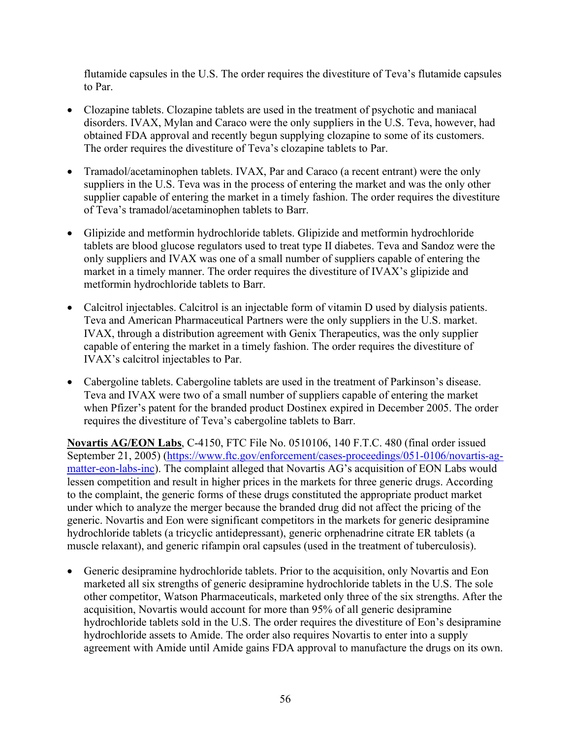flutamide capsules in the U.S. The order requires the divestiture of Teva's flutamide capsules to Par.

- Clozapine tablets. Clozapine tablets are used in the treatment of psychotic and maniacal disorders. IVAX, Mylan and Caraco were the only suppliers in the U.S. Teva, however, had obtained FDA approval and recently begun supplying clozapine to some of its customers. The order requires the divestiture of Teva's clozapine tablets to Par.
- Tramadol/acetaminophen tablets. IVAX, Par and Caraco (a recent entrant) were the only suppliers in the U.S. Teva was in the process of entering the market and was the only other supplier capable of entering the market in a timely fashion. The order requires the divestiture of Teva's tramadol/acetaminophen tablets to Barr.
- Glipizide and metformin hydrochloride tablets. Glipizide and metformin hydrochloride tablets are blood glucose regulators used to treat type II diabetes. Teva and Sandoz were the only suppliers and IVAX was one of a small number of suppliers capable of entering the market in a timely manner. The order requires the divestiture of IVAX's glipizide and metformin hydrochloride tablets to Barr.
- Calcitrol injectables. Calcitrol is an injectable form of vitamin D used by dialysis patients. Teva and American Pharmaceutical Partners were the only suppliers in the U.S. market. IVAX, through a distribution agreement with Genix Therapeutics, was the only supplier capable of entering the market in a timely fashion. The order requires the divestiture of IVAX's calcitrol injectables to Par.
- Cabergoline tablets. Cabergoline tablets are used in the treatment of Parkinson's disease. Teva and IVAX were two of a small number of suppliers capable of entering the market when Pfizer's patent for the branded product Dostinex expired in December 2005. The order requires the divestiture of Teva's cabergoline tablets to Barr.

**Novartis AG/EON Labs**, C-4150, FTC File No. 0510106, 140 F.T.C. 480 (final order issued September 21, 2005) (https://www.ftc.gov/enforcement/cases-proceedings/051-0106/novartis-ag-matter-eon-labs-inc). The complaint alleged that Novartis AG's acquisition of EON Labs would lessen competition and result in higher prices in the markets for three generic drugs. According to the complaint, the generic forms of these drugs constituted the appropriate product market under which to analyze the merger because the branded drug did not affect the pricing of the generic. Novartis and Eon were significant competitors in the markets for generic desipramine hydrochloride tablets (a tricyclic antidepressant), generic orphenadrine citrate ER tablets (a muscle relaxant), and generic rifampin oral capsules (used in the treatment of tuberculosis).

- Generic desipramine hydrochloride tablets. Prior to the acquisition, only Novartis and Eon marketed all six strengths of generic desipramine hydrochloride tablets in the U.S. The sole other competitor, Watson Pharmaceuticals, marketed only three of the six strengths. After the acquisition, Novartis would account for more than 95% of all generic desipramine hydrochloride tablets sold in the U.S. The order requires the divestiture of Eon's desipramine hydrochloride assets to Amide. The order also requires Novartis to enter into a supply agreement with Amide until Amide gains FDA approval to manufacture the drugs on its own.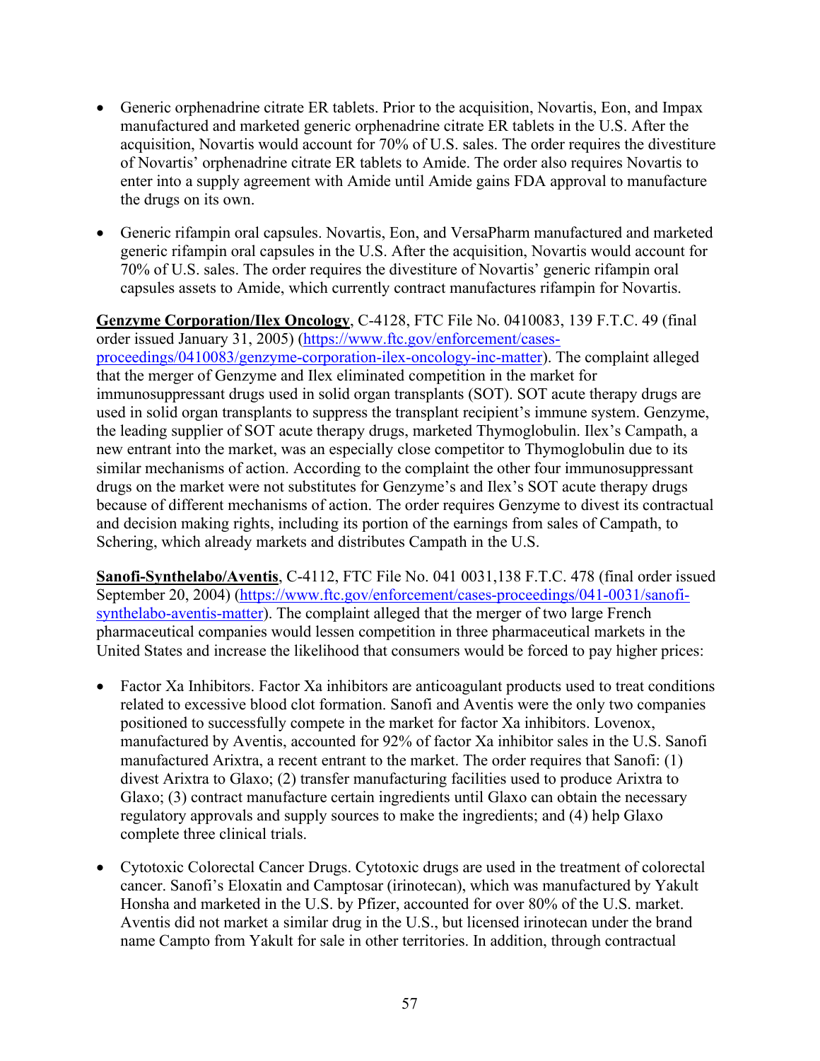- Generic orphenadrine citrate ER tablets. Prior to the acquisition, Novartis, Eon, and Impax manufactured and marketed generic orphenadrine citrate ER tablets in the U.S. After the acquisition, Novartis would account for 70% of U.S. sales. The order requires the divestiture of Novartis' orphenadrine citrate ER tablets to Amide. The order also requires Novartis to enter into a supply agreement with Amide until Amide gains FDA approval to manufacture the drugs on its own.

- Generic rifampin oral capsules. Novartis, Eon, and VersaPharm manufactured and marketed generic rifampin oral capsules in the U.S. After the acquisition, Novartis would account for 70% of U.S. sales. The order requires the divestiture of Novartis' generic rifampin oral capsules assets to Amide, which currently contract manufactures rifampin for Novartis.

**Genzyme Corporation/Ilex Oncology**, C-4128, FTC File No. 0410083, 139 F.T.C. 49 (final order issued January 31, 2005) (https://www.ftc.gov/enforcement/cases-proceedings/0410083/genzyme-corporation-ilex-oncology-inc-matter). The complaint alleged that the merger of Genzyme and Ilex eliminated competition in the market for immunosuppressant drugs used in solid organ transplants (SOT). SOT acute therapy drugs are used in solid organ transplants to suppress the transplant recipient's immune system. Genzyme, the leading supplier of SOT acute therapy drugs, marketed Thymoglobulin. Ilex's Campath, a new entrant into the market, was an especially close competitor to Thymoglobulin due to its similar mechanisms of action. According to the complaint the other four immunosuppressant drugs on the market were not substitutes for Genzyme's and Ilex's SOT acute therapy drugs because of different mechanisms of action. The order requires Genzyme to divest its contractual and decision making rights, including its portion of the earnings from sales of Campath, to Schering, which already markets and distributes Campath in the U.S.

**Sanofi-Synthelabo/Aventis**, C-4112, FTC File No. 041 0031,138 F.T.C. 478 (final order issued September 20, 2004) (https://www.ftc.gov/enforcement/cases-proceedings/041-0031/sanofi-synthelabo-aventis-matter). The complaint alleged that the merger of two large French pharmaceutical companies would lessen competition in three pharmaceutical markets in the United States and increase the likelihood that consumers would be forced to pay higher prices:

- Factor Xa Inhibitors. Factor Xa inhibitors are anticoagulant products used to treat conditions related to excessive blood clot formation. Sanofi and Aventis were the only two companies positioned to successfully compete in the market for factor Xa inhibitors. Lovenox, manufactured by Aventis, accounted for 92% of factor Xa inhibitor sales in the U.S. Sanofi manufactured Arixtra, a recent entrant to the market. The order requires that Sanofi: (1) divest Arixtra to Glaxo; (2) transfer manufacturing facilities used to produce Arixtra to Glaxo; (3) contract manufacture certain ingredients until Glaxo can obtain the necessary regulatory approvals and supply sources to make the ingredients; and (4) help Glaxo complete three clinical trials.

- Cytotoxic Colorectal Cancer Drugs. Cytotoxic drugs are used in the treatment of colorectal cancer. Sanofi's Eloxatin and Camptosar (irinotecan), which was manufactured by Yakult Honsha and marketed in the U.S. by Pfizer, accounted for over 80% of the U.S. market. Aventis did not market a similar drug in the U.S., but licensed irinotecan under the brand name Campto from Yakult for sale in other territories. In addition, through contractual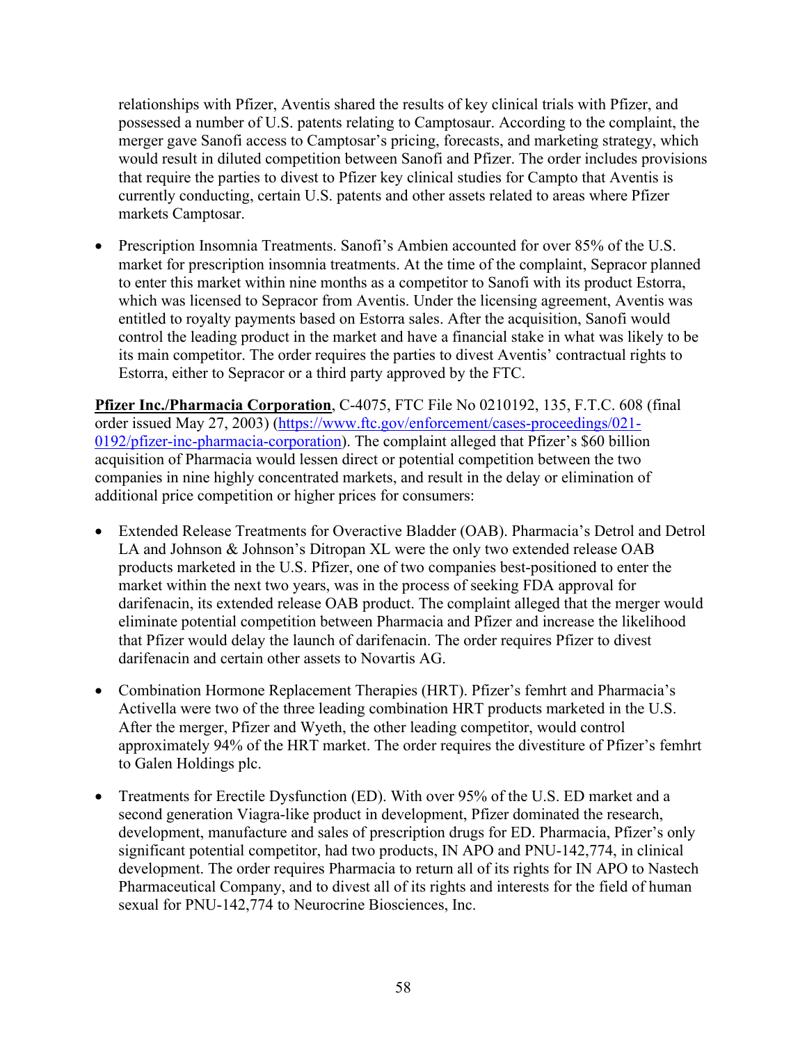relationships with Pfizer, Aventis shared the results of key clinical trials with Pfizer, and possessed a number of U.S. patents relating to Camptosaur. According to the complaint, the merger gave Sanofi access to Camptosar's pricing, forecasts, and marketing strategy, which would result in diluted competition between Sanofi and Pfizer. The order includes provisions that require the parties to divest to Pfizer key clinical studies for Campto that Aventis is currently conducting, certain U.S. patents and other assets related to areas where Pfizer markets Camptosar.

- Prescription Insomnia Treatments. Sanofi's Ambien accounted for over 85% of the U.S. market for prescription insomnia treatments. At the time of the complaint, Sepracor planned to enter this market within nine months as a competitor to Sanofi with its product Estorra, which was licensed to Sepracor from Aventis. Under the licensing agreement, Aventis was entitled to royalty payments based on Estorra sales. After the acquisition, Sanofi would control the leading product in the market and have a financial stake in what was likely to be its main competitor. The order requires the parties to divest Aventis' contractual rights to Estorra, either to Sepracor or a third party approved by the FTC.

**Pfizer Inc./Pharmacia Corporation**, C-4075, FTC File No 0210192, 135, F.T.C. 608 (final order issued May 27, 2003) ([https://www.ftc.gov/enforcement/cases-proceedings/021-0192/pfizer-inc-pharmacia-corporation](https://www.ftc.gov/enforcement/cases-proceedings/021-0192/pfizer-inc-pharmacia-corporation)). The complaint alleged that Pfizer's $60 billion acquisition of Pharmacia would lessen direct or potential competition between the two companies in nine highly concentrated markets, and result in the delay or elimination of additional price competition or higher prices for consumers:

- Extended Release Treatments for Overactive Bladder (OAB). Pharmacia's Detrol and Detrol LA and Johnson & Johnson's Ditropan XL were the only two extended release OAB products marketed in the U.S. Pfizer, one of two companies best-positioned to enter the market within the next two years, was in the process of seeking FDA approval for darifenacin, its extended release OAB product. The complaint alleged that the merger would eliminate potential competition between Pharmacia and Pfizer and increase the likelihood that Pfizer would delay the launch of darifenacin. The order requires Pfizer to divest darifenacin and certain other assets to Novartis AG.

- Combination Hormone Replacement Therapies (HRT). Pfizer's femhrt and Pharmacia's Activella were two of the three leading combination HRT products marketed in the U.S. After the merger, Pfizer and Wyeth, the other leading competitor, would control approximately 94% of the HRT market. The order requires the divestiture of Pfizer's femhrt to Galen Holdings plc.

- Treatments for Erectile Dysfunction (ED). With over 95% of the U.S. ED market and a second generation Viagra-like product in development, Pfizer dominated the research, development, manufacture and sales of prescription drugs for ED. Pharmacia, Pfizer's only significant potential competitor, had two products, IN APO and PNU-142,774, in clinical development. The order requires Pharmacia to return all of its rights for IN APO to Nastech Pharmaceutical Company, and to divest all of its rights and interests for the field of human sexual for PNU-142,774 to Neurocrine Biosciences, Inc.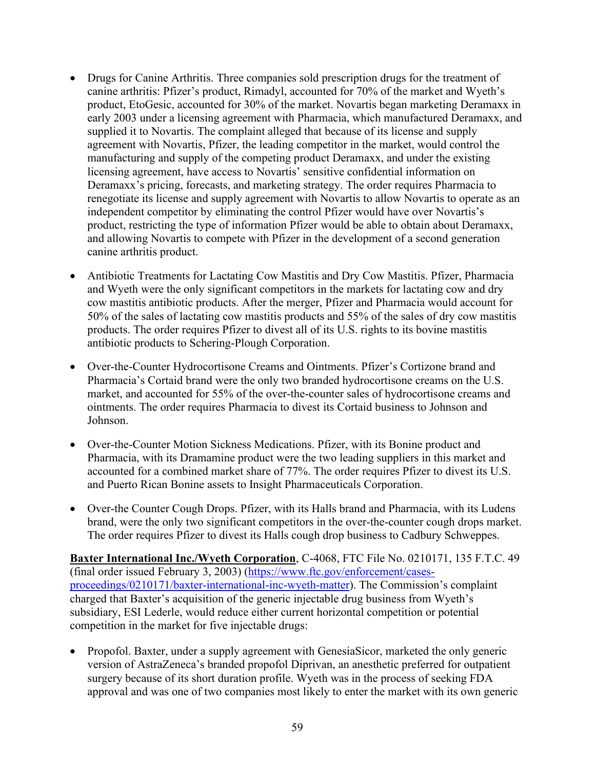- Drugs for Canine Arthritis. Three companies sold prescription drugs for the treatment of canine arthritis: Pfizer's product, Rimadyl, accounted for 70% of the market and Wyeth's product, EtoGesic, accounted for 30% of the market. Novartis began marketing Deramaxx in early 2003 under a licensing agreement with Pharmacia, which manufactured Deramaxx, and supplied it to Novartis. The complaint alleged that because of its license and supply agreement with Novartis, Pfizer, the leading competitor in the market, would control the manufacturing and supply of the competing product Deramaxx, and under the existing licensing agreement, have access to Novartis' sensitive confidential information on Deramaxx's pricing, forecasts, and marketing strategy. The order requires Pharmacia to renegotiate its license and supply agreement with Novartis to allow Novartis to operate as an independent competitor by eliminating the control Pfizer would have over Novartis's product, restricting the type of information Pfizer would be able to obtain about Deramaxx, and allowing Novartis to compete with Pfizer in the development of a second generation canine arthritis product.

- Antibiotic Treatments for Lactating Cow Mastitis and Dry Cow Mastitis. Pfizer, Pharmacia and Wyeth were the only significant competitors in the markets for lactating cow and dry cow mastitis antibiotic products. After the merger, Pfizer and Pharmacia would account for 50% of the sales of lactating cow mastitis products and 55% of the sales of dry cow mastitis products. The order requires Pfizer to divest all of its U.S. rights to its bovine mastitis antibiotic products to Schering-Plough Corporation.

- Over-the-Counter Hydrocortisone Creams and Ointments. Pfizer's Cortizone brand and Pharmacia's Cortaid brand were the only two branded hydrocortisone creams on the U.S. market, and accounted for 55% of the over-the-counter sales of hydrocortisone creams and ointments. The order requires Pharmacia to divest its Cortaid business to Johnson and Johnson.

- Over-the-Counter Motion Sickness Medications. Pfizer, with its Bonine product and Pharmacia, with its Dramamine product were the two leading suppliers in this market and accounted for a combined market share of 77%. The order requires Pfizer to divest its U.S. and Puerto Rican Bonine assets to Insight Pharmaceuticals Corporation.

- Over-the Counter Cough Drops. Pfizer, with its Halls brand and Pharmacia, with its Ludens brand, were the only two significant competitors in the over-the-counter cough drops market. The order requires Pfizer to divest its Halls cough drop business to Cadbury Schweppes.

**Baxter International Inc./Wyeth Corporation**, C-4068, FTC File No. 0210171, 135 F.T.C. 49 (final order issued February 3, 2003) (https://www.ftc.gov/enforcement/cases-proceedings/0210171/baxter-international-inc-wyeth-matter). The Commission's complaint charged that Baxter's acquisition of the generic injectable drug business from Wyeth's subsidiary, ESI Lederle, would reduce either current horizontal competition or potential competition in the market for five injectable drugs:

- Propofol. Baxter, under a supply agreement with GenesiaSicor, marketed the only generic version of AstraZeneca's branded propofol Diprivan, an anesthetic preferred for outpatient surgery because of its short duration profile. Wyeth was in the process of seeking FDA approval and was one of two companies most likely to enter the market with its own generic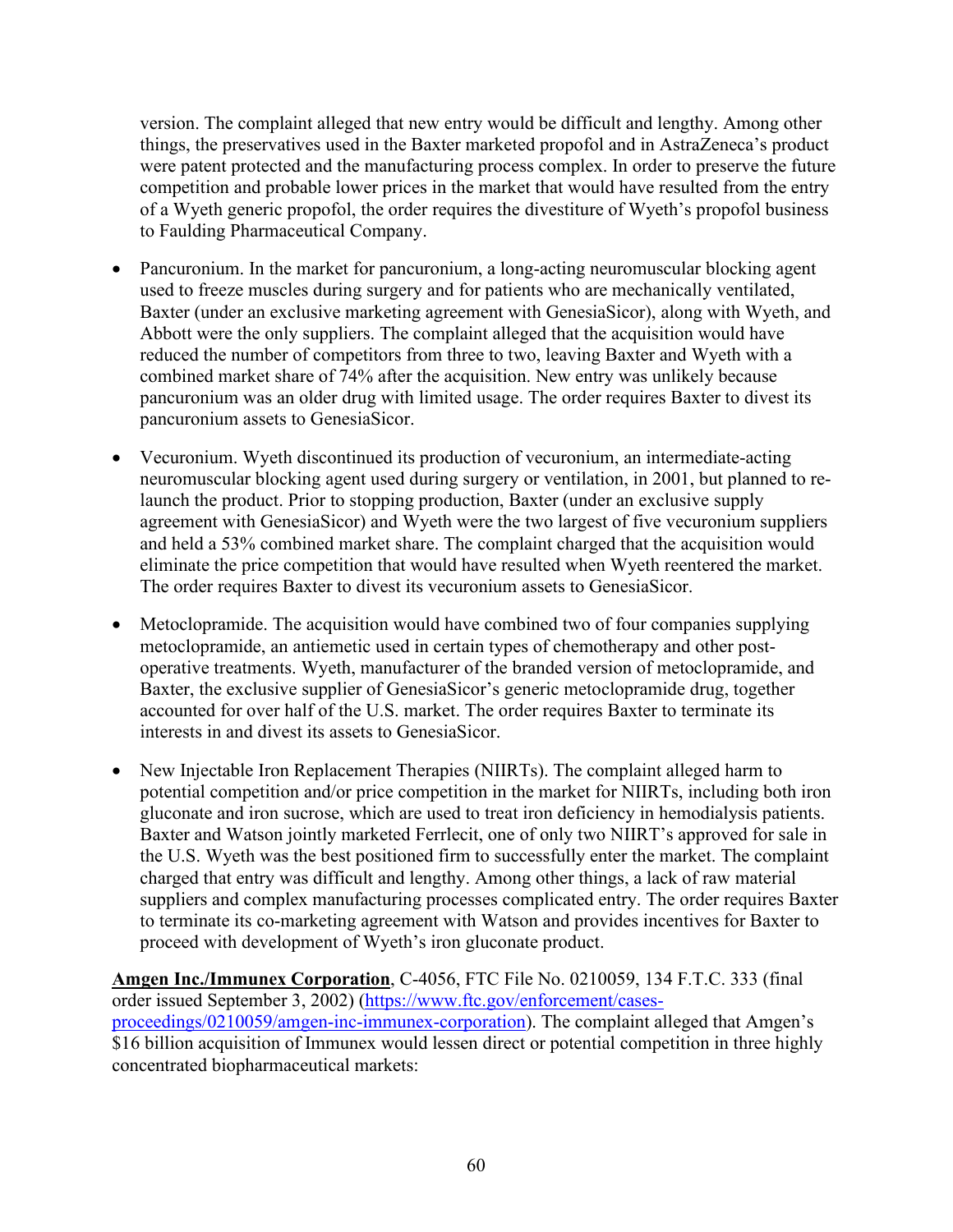version. The complaint alleged that new entry would be difficult and lengthy. Among other things, the preservatives used in the Baxter marketed propofol and in AstraZeneca's product were patent protected and the manufacturing process complex. In order to preserve the future competition and probable lower prices in the market that would have resulted from the entry of a Wyeth generic propofol, the order requires the divestiture of Wyeth's propofol business to Faulding Pharmaceutical Company.

- Pancuronium. In the market for pancuronium, a long-acting neuromuscular blocking agent used to freeze muscles during surgery and for patients who are mechanically ventilated, Baxter (under an exclusive marketing agreement with GenesiaSicor), along with Wyeth, and Abbott were the only suppliers. The complaint alleged that the acquisition would have reduced the number of competitors from three to two, leaving Baxter and Wyeth with a combined market share of 74% after the acquisition. New entry was unlikely because pancuronium was an older drug with limited usage. The order requires Baxter to divest its pancuronium assets to GenesiaSicor.
- Vecuronium. Wyeth discontinued its production of vecuronium, an intermediate-acting neuromuscular blocking agent used during surgery or ventilation, in 2001, but planned to re-launch the product. Prior to stopping production, Baxter (under an exclusive supply agreement with GenesiaSicor) and Wyeth were the two largest of five vecuronium suppliers and held a 53% combined market share. The complaint charged that the acquisition would eliminate the price competition that would have resulted when Wyeth reentered the market. The order requires Baxter to divest its vecuronium assets to GenesiaSicor.
- Metoclopramide. The acquisition would have combined two of four companies supplying metoclopramide, an antiemetic used in certain types of chemotherapy and other post-operative treatments. Wyeth, manufacturer of the branded version of metoclopramide, and Baxter, the exclusive supplier of GenesiaSicor's generic metoclopramide drug, together accounted for over half of the U.S. market. The order requires Baxter to terminate its interests in and divest its assets to GenesiaSicor.
- New Injectable Iron Replacement Therapies (NIIRTs). The complaint alleged harm to potential competition and/or price competition in the market for NIIRTs, including both iron gluconate and iron sucrose, which are used to treat iron deficiency in hemodialysis patients. Baxter and Watson jointly marketed Ferrlecit, one of only two NIIRT's approved for sale in the U.S. Wyeth was the best positioned firm to successfully enter the market. The complaint charged that entry was difficult and lengthy. Among other things, a lack of raw material suppliers and complex manufacturing processes complicated entry. The order requires Baxter to terminate its co-marketing agreement with Watson and provides incentives for Baxter to proceed with development of Wyeth's iron gluconate product.

**Amgen Inc./Immunex Corporation**, C-4056, FTC File No. 0210059, 134 F.T.C. 333 (final order issued September 3, 2002) (https://www.ftc.gov/enforcement/cases-proceedings/0210059/amgen-inc-immunex-corporation). The complaint alleged that Amgen's $16 billion acquisition of Immunex would lessen direct or potential competition in three highly concentrated biopharmaceutical markets: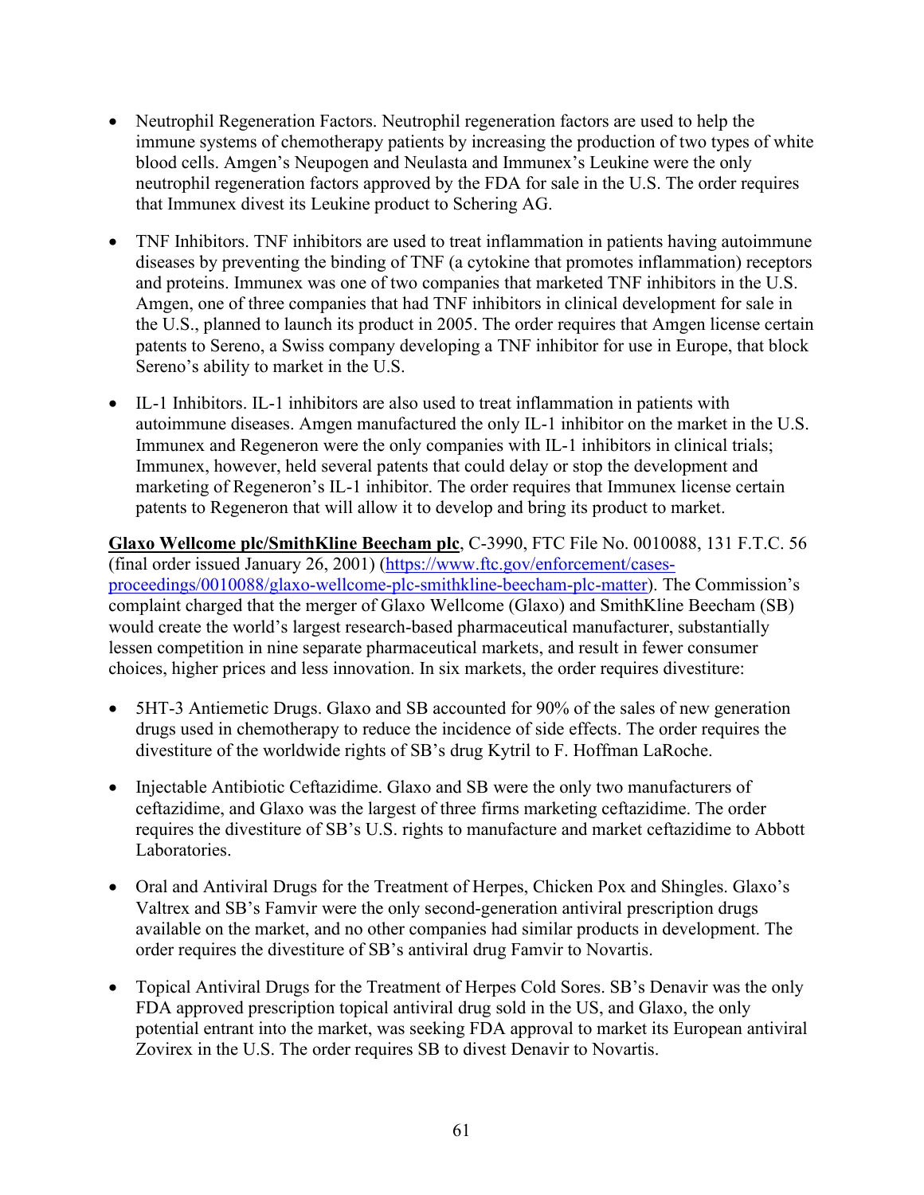- Neutrophil Regeneration Factors. Neutrophil regeneration factors are used to help the immune systems of chemotherapy patients by increasing the production of two types of white blood cells. Amgen's Neupogen and Neulasta and Immunex's Leukine were the only neutrophil regeneration factors approved by the FDA for sale in the U.S. The order requires that Immunex divest its Leukine product to Schering AG.

- TNF Inhibitors. TNF inhibitors are used to treat inflammation in patients having autoimmune diseases by preventing the binding of TNF (a cytokine that promotes inflammation) receptors and proteins. Immunex was one of two companies that marketed TNF inhibitors in the U.S. Amgen, one of three companies that had TNF inhibitors in clinical development for sale in the U.S., planned to launch its product in 2005. The order requires that Amgen license certain patents to Sereno, a Swiss company developing a TNF inhibitor for use in Europe, that block Sereno's ability to market in the U.S.

- IL-1 Inhibitors. IL-1 inhibitors are also used to treat inflammation in patients with autoimmune diseases. Amgen manufactured the only IL-1 inhibitor on the market in the U.S. Immunex and Regeneron were the only companies with IL-1 inhibitors in clinical trials; Immunex, however, held several patents that could delay or stop the development and marketing of Regeneron's IL-1 inhibitor. The order requires that Immunex license certain patents to Regeneron that will allow it to develop and bring its product to market.

**Glaxo Wellcome plc/SmithKline Beecham plc**, C-3990, FTC File No. 0010088, 131 F.T.C. 56 (final order issued January 26, 2001) (https://www.ftc.gov/enforcement/cases-proceedings/0010088/glaxo-wellcome-plc-smithkline-beecham-plc-matter). The Commission's complaint charged that the merger of Glaxo Wellcome (Glaxo) and SmithKline Beecham (SB) would create the world's largest research-based pharmaceutical manufacturer, substantially lessen competition in nine separate pharmaceutical markets, and result in fewer consumer choices, higher prices and less innovation. In six markets, the order requires divestiture:

- 5HT-3 Antiemetic Drugs. Glaxo and SB accounted for 90% of the sales of new generation drugs used in chemotherapy to reduce the incidence of side effects. The order requires the divestiture of the worldwide rights of SB's drug Kytril to F. Hoffman LaRoche.

- Injectable Antibiotic Ceftazidime. Glaxo and SB were the only two manufacturers of ceftazidime, and Glaxo was the largest of three firms marketing ceftazidime. The order requires the divestiture of SB's U.S. rights to manufacture and market ceftazidime to Abbott Laboratories.

- Oral and Antiviral Drugs for the Treatment of Herpes, Chicken Pox and Shingles. Glaxo's Valtrex and SB's Famvir were the only second-generation antiviral prescription drugs available on the market, and no other companies had similar products in development. The order requires the divestiture of SB's antiviral drug Famvir to Novartis.

- Topical Antiviral Drugs for the Treatment of Herpes Cold Sores. SB's Denavir was the only FDA approved prescription topical antiviral drug sold in the US, and Glaxo, the only potential entrant into the market, was seeking FDA approval to market its European antiviral Zovirex in the U.S. The order requires SB to divest Denavir to Novartis.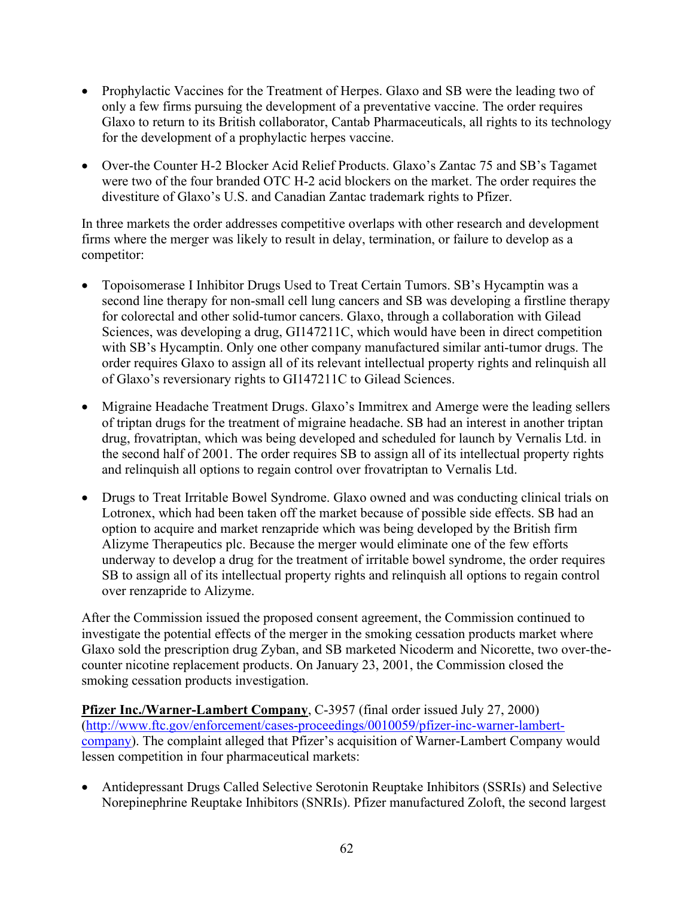- Prophylactic Vaccines for the Treatment of Herpes. Glaxo and SB were the leading two of only a few firms pursuing the development of a preventative vaccine. The order requires Glaxo to return to its British collaborator, Cantab Pharmaceuticals, all rights to its technology for the development of a prophylactic herpes vaccine.

- Over-the Counter H-2 Blocker Acid Relief Products. Glaxo's Zantac 75 and SB's Tagamet were two of the four branded OTC H-2 acid blockers on the market. The order requires the divestiture of Glaxo's U.S. and Canadian Zantac trademark rights to Pfizer.

In three markets the order addresses competitive overlaps with other research and development firms where the merger was likely to result in delay, termination, or failure to develop as a competitor:

- Topoisomerase I Inhibitor Drugs Used to Treat Certain Tumors. SB's Hycamptin was a second line therapy for non-small cell lung cancers and SB was developing a firstline therapy for colorectal and other solid-tumor cancers. Glaxo, through a collaboration with Gilead Sciences, was developing a drug, GI147211C, which would have been in direct competition with SB's Hycamptin. Only one other company manufactured similar anti-tumor drugs. The order requires Glaxo to assign all of its relevant intellectual property rights and relinquish all of Glaxo's reversionary rights to GI147211C to Gilead Sciences.

- Migraine Headache Treatment Drugs. Glaxo's Immitrex and Amerge were the leading sellers of triptan drugs for the treatment of migraine headache. SB had an interest in another triptan drug, frovatriptan, which was being developed and scheduled for launch by Vernalis Ltd. in the second half of 2001. The order requires SB to assign all of its intellectual property rights and relinquish all options to regain control over frovatriptan to Vernalis Ltd.

- Drugs to Treat Irritable Bowel Syndrome. Glaxo owned and was conducting clinical trials on Lotronex, which had been taken off the market because of possible side effects. SB had an option to acquire and market renzapride which was being developed by the British firm Alizyme Therapeutics plc. Because the merger would eliminate one of the few efforts underway to develop a drug for the treatment of irritable bowel syndrome, the order requires SB to assign all of its intellectual property rights and relinquish all options to regain control over renzapride to Alizyme.

After the Commission issued the proposed consent agreement, the Commission continued to investigate the potential effects of the merger in the smoking cessation products market where Glaxo sold the prescription drug Zyban, and SB marketed Nicoderm and Nicorette, two over-the-counter nicotine replacement products. On January 23, 2001, the Commission closed the smoking cessation products investigation.

**Pfizer Inc./Warner-Lambert Company**, C-3957 (final order issued July 27, 2000) (http://www.ftc.gov/enforcement/cases-proceedings/0010059/pfizer-inc-warner-lambert-company). The complaint alleged that Pfizer's acquisition of Warner-Lambert Company would lessen competition in four pharmaceutical markets:

- Antidepressant Drugs Called Selective Serotonin Reuptake Inhibitors (SSRIs) and Selective Norepinephrine Reuptake Inhibitors (SNRIs). Pfizer manufactured Zoloft, the second largest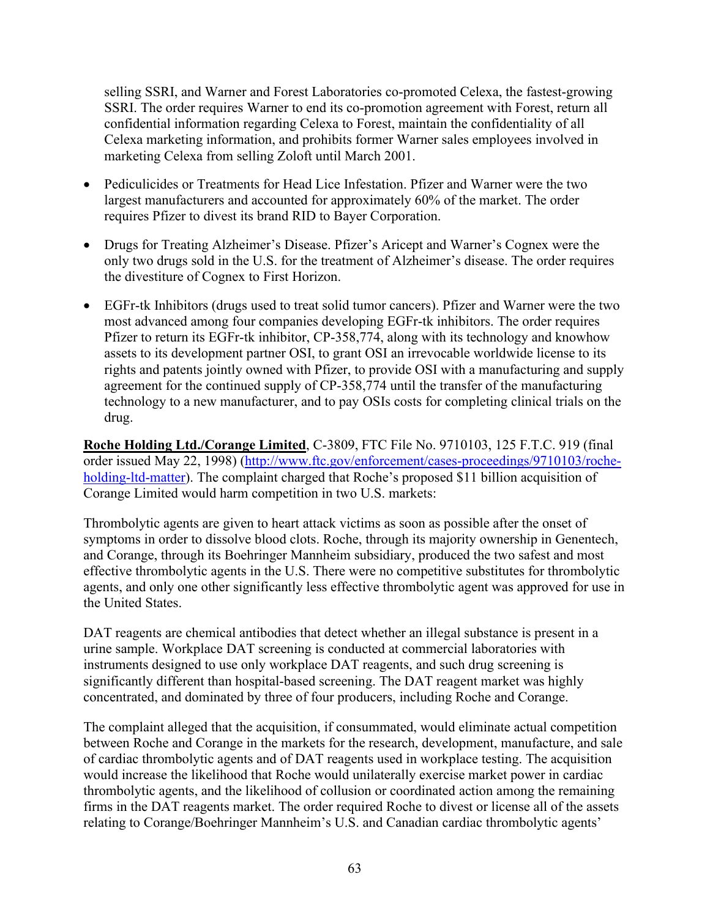selling SSRI, and Warner and Forest Laboratories co-promoted Celexa, the fastest-growing SSRI. The order requires Warner to end its co-promotion agreement with Forest, return all confidential information regarding Celexa to Forest, maintain the confidentiality of all Celexa marketing information, and prohibits former Warner sales employees involved in marketing Celexa from selling Zoloft until March 2001.

- Pediculicides or Treatments for Head Lice Infestation. Pfizer and Warner were the two largest manufacturers and accounted for approximately 60% of the market. The order requires Pfizer to divest its brand RID to Bayer Corporation.
- Drugs for Treating Alzheimer's Disease. Pfizer's Aricept and Warner's Cognex were the only two drugs sold in the U.S. for the treatment of Alzheimer's disease. The order requires the divestiture of Cognex to First Horizon.
- EGFr-tk Inhibitors (drugs used to treat solid tumor cancers). Pfizer and Warner were the two most advanced among four companies developing EGFr-tk inhibitors. The order requires Pfizer to return its EGFr-tk inhibitor, CP-358,774, along with its technology and knowhow assets to its development partner OSI, to grant OSI an irrevocable worldwide license to its rights and patents jointly owned with Pfizer, to provide OSI with a manufacturing and supply agreement for the continued supply of CP-358,774 until the transfer of the manufacturing technology to a new manufacturer, and to pay OSIs costs for completing clinical trials on the drug.

**Roche Holding Ltd./Corange Limited**, C-3809, FTC File No. 9710103, 125 F.T.C. 919 (final order issued May 22, 1998) (http://www.ftc.gov/enforcement/cases-proceedings/9710103/roche-holding-ltd-matter). The complaint charged that Roche's proposed $11 billion acquisition of Corange Limited would harm competition in two U.S. markets:

Thrombolytic agents are given to heart attack victims as soon as possible after the onset of symptoms in order to dissolve blood clots. Roche, through its majority ownership in Genentech, and Corange, through its Boehringer Mannheim subsidiary, produced the two safest and most effective thrombolytic agents in the U.S. There were no competitive substitutes for thrombolytic agents, and only one other significantly less effective thrombolytic agent was approved for use in the United States.

DAT reagents are chemical antibodies that detect whether an illegal substance is present in a urine sample. Workplace DAT screening is conducted at commercial laboratories with instruments designed to use only workplace DAT reagents, and such drug screening is significantly different than hospital-based screening. The DAT reagent market was highly concentrated, and dominated by three of four producers, including Roche and Corange.

The complaint alleged that the acquisition, if consummated, would eliminate actual competition between Roche and Corange in the markets for the research, development, manufacture, and sale of cardiac thrombolytic agents and of DAT reagents used in workplace testing. The acquisition would increase the likelihood that Roche would unilaterally exercise market power in cardiac thrombolytic agents, and the likelihood of collusion or coordinated action among the remaining firms in the DAT reagents market. The order required Roche to divest or license all of the assets relating to Corange/Boehringer Mannheim's U.S. and Canadian cardiac thrombolytic agents'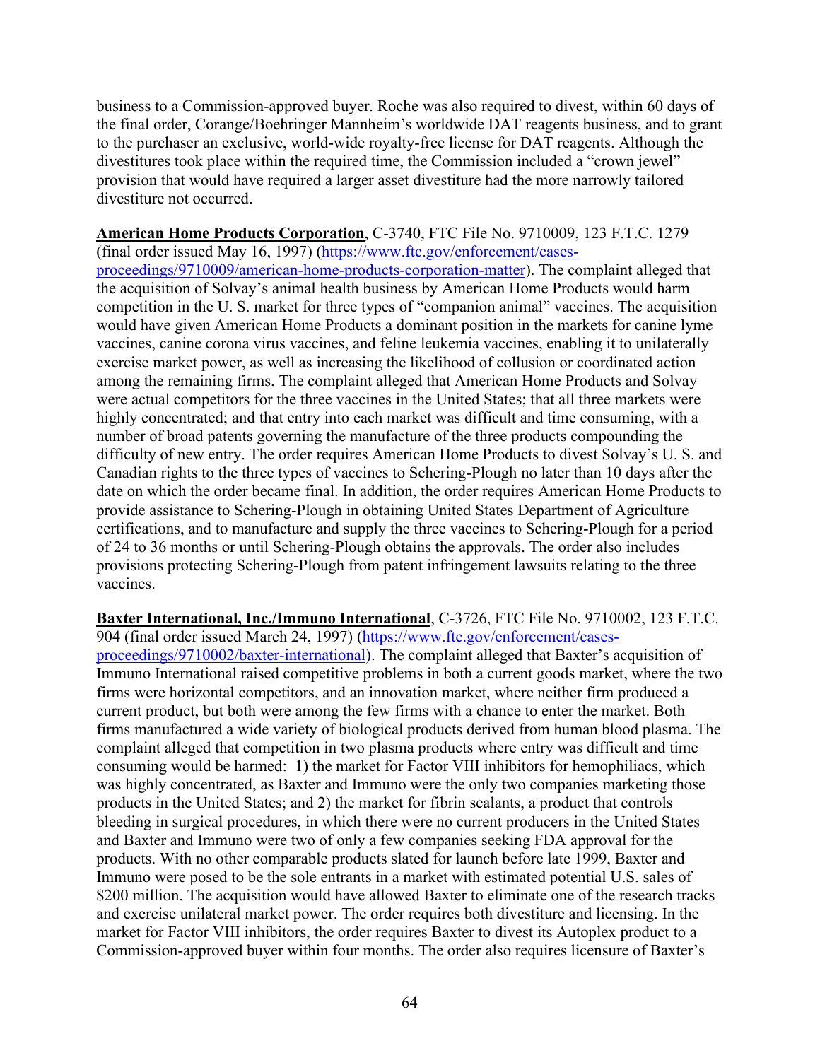business to a Commission-approved buyer. Roche was also required to divest, within 60 days of the final order, Corange/Boehringer Mannheim's worldwide DAT reagents business, and to grant to the purchaser an exclusive, world-wide royalty-free license for DAT reagents. Although the divestitures took place within the required time, the Commission included a "crown jewel" provision that would have required a larger asset divestiture had the more narrowly tailored divestiture not occurred.

**American Home Products Corporation**, C-3740, FTC File No. 9710009, 123 F.T.C. 1279 (final order issued May 16, 1997) (https://www.ftc.gov/enforcement/cases-proceedings/9710009/american-home-products-corporation-matter). The complaint alleged that the acquisition of Solvay's animal health business by American Home Products would harm competition in the U. S. market for three types of "companion animal" vaccines. The acquisition would have given American Home Products a dominant position in the markets for canine lyme vaccines, canine corona virus vaccines, and feline leukemia vaccines, enabling it to unilaterally exercise market power, as well as increasing the likelihood of collusion or coordinated action among the remaining firms. The complaint alleged that American Home Products and Solvay were actual competitors for the three vaccines in the United States; that all three markets were highly concentrated; and that entry into each market was difficult and time consuming, with a number of broad patents governing the manufacture of the three products compounding the difficulty of new entry. The order requires American Home Products to divest Solvay's U. S. and Canadian rights to the three types of vaccines to Schering-Plough no later than 10 days after the date on which the order became final. In addition, the order requires American Home Products to provide assistance to Schering-Plough in obtaining United States Department of Agriculture certifications, and to manufacture and supply the three vaccines to Schering-Plough for a period of 24 to 36 months or until Schering-Plough obtains the approvals. The order also includes provisions protecting Schering-Plough from patent infringement lawsuits relating to the three vaccines.

**Baxter International, Inc./Immuno International**, C-3726, FTC File No. 9710002, 123 F.T.C. 904 (final order issued March 24, 1997) (https://www.ftc.gov/enforcement/cases-proceedings/9710002/baxter-international). The complaint alleged that Baxter's acquisition of Immuno International raised competitive problems in both a current goods market, where the two firms were horizontal competitors, and an innovation market, where neither firm produced a current product, but both were among the few firms with a chance to enter the market. Both firms manufactured a wide variety of biological products derived from human blood plasma. The complaint alleged that competition in two plasma products where entry was difficult and time consuming would be harmed: 1) the market for Factor VIII inhibitors for hemophiliacs, which was highly concentrated, as Baxter and Immuno were the only two companies marketing those products in the United States; and 2) the market for fibrin sealants, a product that controls bleeding in surgical procedures, in which there were no current producers in the United States and Baxter and Immuno were two of only a few companies seeking FDA approval for the products. With no other comparable products slated for launch before late 1999, Baxter and Immuno were posed to be the sole entrants in a market with estimated potential U.S. sales of $200 million. The acquisition would have allowed Baxter to eliminate one of the research tracks and exercise unilateral market power. The order requires both divestiture and licensing. In the market for Factor VIII inhibitors, the order requires Baxter to divest its Autoplex product to a Commission-approved buyer within four months. The order also requires licensure of Baxter's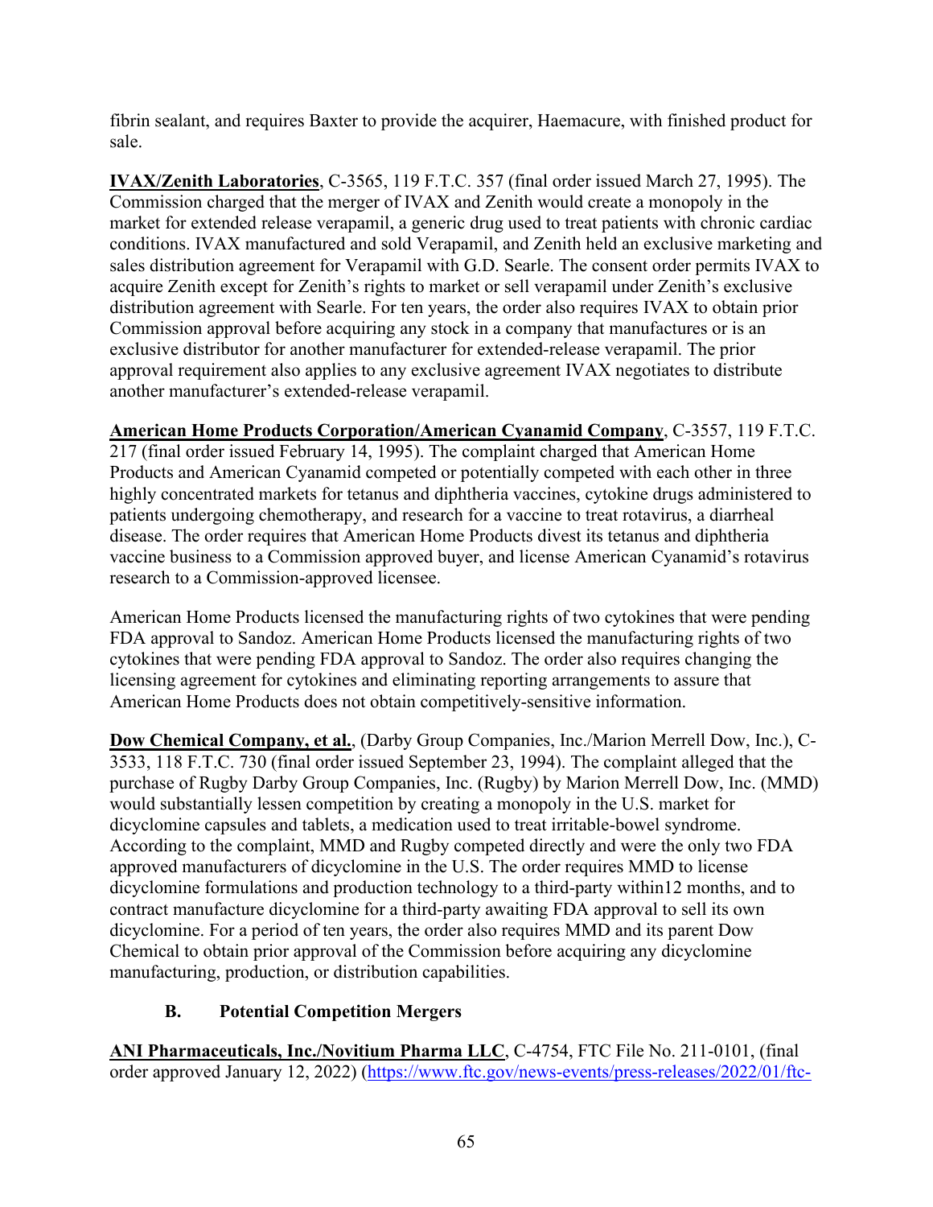fibrin sealant, and requires Baxter to provide the acquirer, Haemacure, with finished product for sale.

**IVAX/Zenith Laboratories**, C-3565, 119 F.T.C. 357 (final order issued March 27, 1995). The Commission charged that the merger of IVAX and Zenith would create a monopoly in the market for extended release verapamil, a generic drug used to treat patients with chronic cardiac conditions. IVAX manufactured and sold Verapamil, and Zenith held an exclusive marketing and sales distribution agreement for Verapamil with G.D. Searle. The consent order permits IVAX to acquire Zenith except for Zenith's rights to market or sell verapamil under Zenith's exclusive distribution agreement with Searle. For ten years, the order also requires IVAX to obtain prior Commission approval before acquiring any stock in a company that manufactures or is an exclusive distributor for another manufacturer for extended-release verapamil. The prior approval requirement also applies to any exclusive agreement IVAX negotiates to distribute another manufacturer's extended-release verapamil.

**American Home Products Corporation/American Cyanamid Company**, C-3557, 119 F.T.C. 217 (final order issued February 14, 1995). The complaint charged that American Home Products and American Cyanamid competed or potentially competed with each other in three highly concentrated markets for tetanus and diphtheria vaccines, cytokine drugs administered to patients undergoing chemotherapy, and research for a vaccine to treat rotavirus, a diarrheal disease. The order requires that American Home Products divest its tetanus and diphtheria vaccine business to a Commission approved buyer, and license American Cyanamid's rotavirus research to a Commission-approved licensee.

American Home Products licensed the manufacturing rights of two cytokines that were pending FDA approval to Sandoz. American Home Products licensed the manufacturing rights of two cytokines that were pending FDA approval to Sandoz. The order also requires changing the licensing agreement for cytokines and eliminating reporting arrangements to assure that American Home Products does not obtain competitively-sensitive information.

**Dow Chemical Company, et al.**, (Darby Group Companies, Inc./Marion Merrell Dow, Inc.), C-3533, 118 F.T.C. 730 (final order issued September 23, 1994). The complaint alleged that the purchase of Rugby Darby Group Companies, Inc. (Rugby) by Marion Merrell Dow, Inc. (MMD) would substantially lessen competition by creating a monopoly in the U.S. market for dicyclomine capsules and tablets, a medication used to treat irritable-bowel syndrome. According to the complaint, MMD and Rugby competed directly and were the only two FDA approved manufacturers of dicyclomine in the U.S. The order requires MMD to license dicyclomine formulations and production technology to a third-party within12 months, and to contract manufacture dicyclomine for a third-party awaiting FDA approval to sell its own dicyclomine. For a period of ten years, the order also requires MMD and its parent Dow Chemical to obtain prior approval of the Commission before acquiring any dicyclomine manufacturing, production, or distribution capabilities.

### B. Potential Competition Mergers

**ANI Pharmaceuticals, Inc./Novitium Pharma LLC**, C-4754, FTC File No. 211-0101, (final order approved January 12, 2022) (https://www.ftc.gov/news-events/press-releases/2022/01/ftc-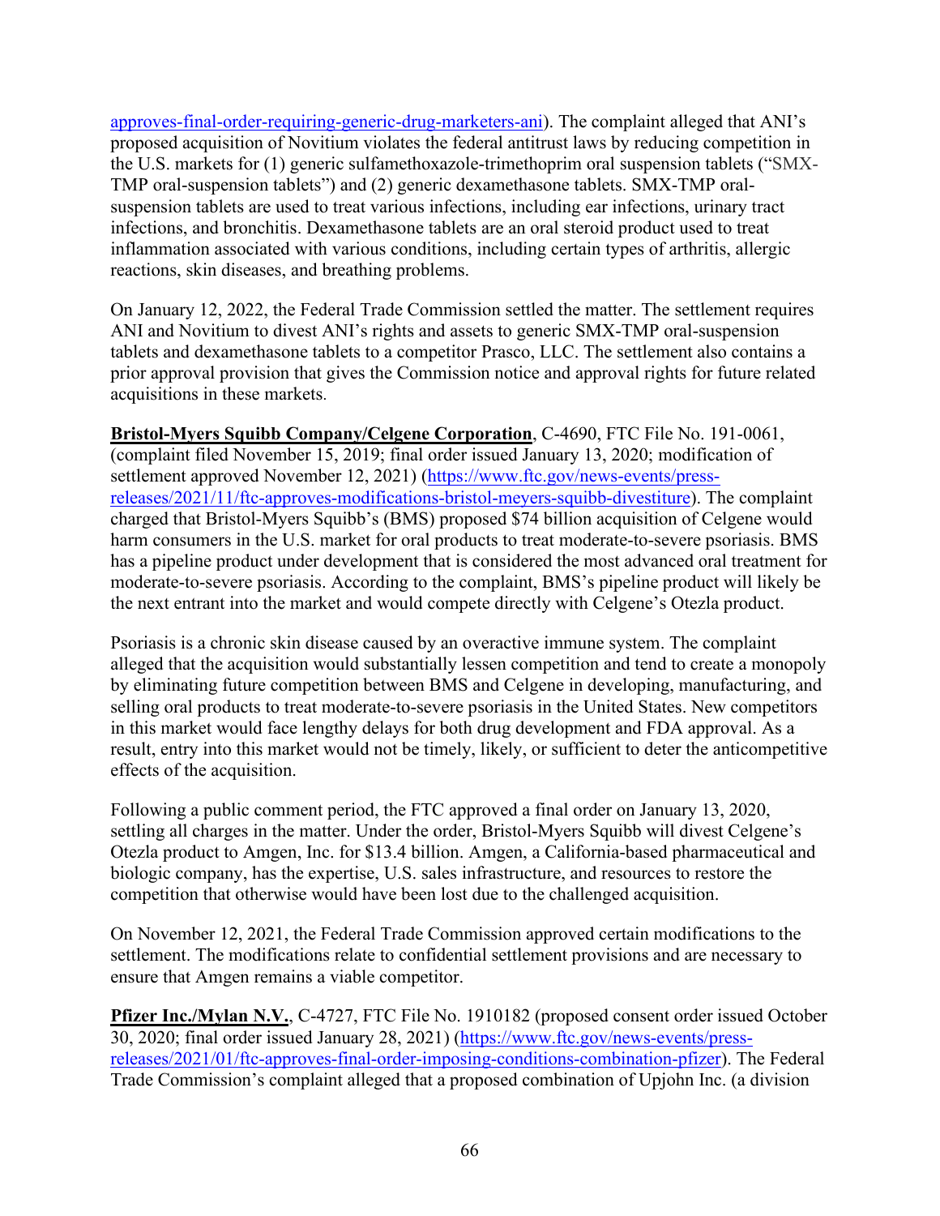approves-final-order-requiring-generic-drug-marketers-ani). The complaint alleged that ANI's proposed acquisition of Novitium violates the federal antitrust laws by reducing competition in the U.S. markets for (1) generic sulfamethoxazole-trimethoprim oral suspension tablets ("SMX-TMP oral-suspension tablets") and (2) generic dexamethasone tablets. SMX-TMP oral-suspension tablets are used to treat various infections, including ear infections, urinary tract infections, and bronchitis. Dexamethasone tablets are an oral steroid product used to treat inflammation associated with various conditions, including certain types of arthritis, allergic reactions, skin diseases, and breathing problems.

On January 12, 2022, the Federal Trade Commission settled the matter. The settlement requires ANI and Novitium to divest ANI's rights and assets to generic SMX-TMP oral-suspension tablets and dexamethasone tablets to a competitor Prasco, LLC. The settlement also contains a prior approval provision that gives the Commission notice and approval rights for future related acquisitions in these markets.

**Bristol-Myers Squibb Company/Celgene Corporation**, C-4690, FTC File No. 191-0061, (complaint filed November 15, 2019; final order issued January 13, 2020; modification of settlement approved November 12, 2021) (https://www.ftc.gov/news-events/press-releases/2021/11/ftc-approves-modifications-bristol-meyers-squibb-divestiture). The complaint charged that Bristol-Myers Squibb's (BMS) proposed $74 billion acquisition of Celgene would harm consumers in the U.S. market for oral products to treat moderate-to-severe psoriasis. BMS has a pipeline product under development that is considered the most advanced oral treatment for moderate-to-severe psoriasis. According to the complaint, BMS's pipeline product will likely be the next entrant into the market and would compete directly with Celgene's Otezla product.

Psoriasis is a chronic skin disease caused by an overactive immune system. The complaint alleged that the acquisition would substantially lessen competition and tend to create a monopoly by eliminating future competition between BMS and Celgene in developing, manufacturing, and selling oral products to treat moderate-to-severe psoriasis in the United States. New competitors in this market would face lengthy delays for both drug development and FDA approval. As a result, entry into this market would not be timely, likely, or sufficient to deter the anticompetitive effects of the acquisition.

Following a public comment period, the FTC approved a final order on January 13, 2020, settling all charges in the matter. Under the order, Bristol-Myers Squibb will divest Celgene's Otezla product to Amgen, Inc. for $13.4 billion. Amgen, a California-based pharmaceutical and biologic company, has the expertise, U.S. sales infrastructure, and resources to restore the competition that otherwise would have been lost due to the challenged acquisition.

On November 12, 2021, the Federal Trade Commission approved certain modifications to the settlement. The modifications relate to confidential settlement provisions and are necessary to ensure that Amgen remains a viable competitor.

**Pfizer Inc./Mylan N.V.**, C-4727, FTC File No. 1910182 (proposed consent order issued October 30, 2020; final order issued January 28, 2021) (https://www.ftc.gov/news-events/press-releases/2021/01/ftc-approves-final-order-imposing-conditions-combination-pfizer). The Federal Trade Commission's complaint alleged that a proposed combination of Upjohn Inc. (a division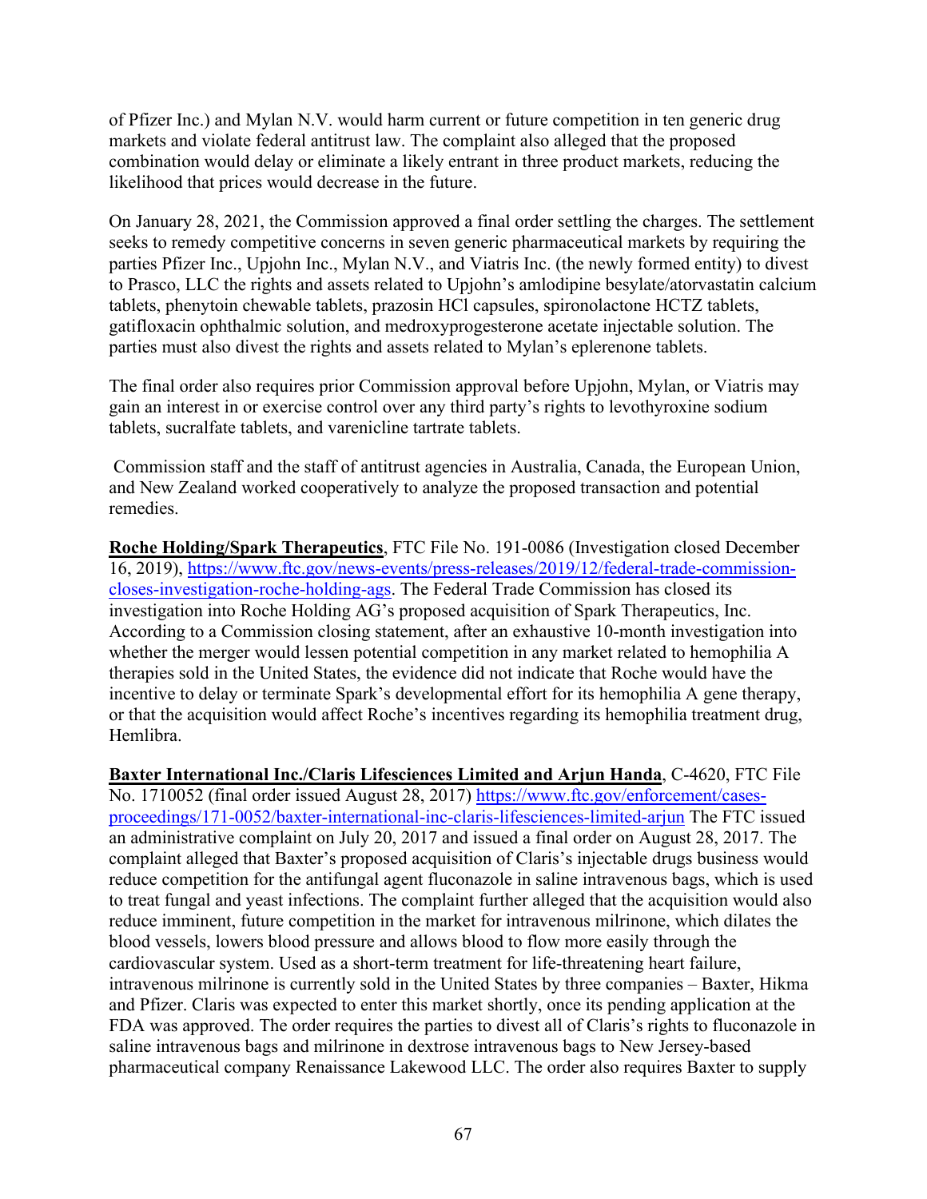of Pfizer Inc.) and Mylan N.V. would harm current or future competition in ten generic drug markets and violate federal antitrust law. The complaint also alleged that the proposed combination would delay or eliminate a likely entrant in three product markets, reducing the likelihood that prices would decrease in the future.

On January 28, 2021, the Commission approved a final order settling the charges. The settlement seeks to remedy competitive concerns in seven generic pharmaceutical markets by requiring the parties Pfizer Inc., Upjohn Inc., Mylan N.V., and Viatris Inc. (the newly formed entity) to divest to Prasco, LLC the rights and assets related to Upjohn's amlodipine besylate/atorvastatin calcium tablets, phenytoin chewable tablets, prazosin HCl capsules, spironolactone HCTZ tablets, gatifloxacin ophthalmic solution, and medroxyprogesterone acetate injectable solution. The parties must also divest the rights and assets related to Mylan's eplerenone tablets.

The final order also requires prior Commission approval before Upjohn, Mylan, or Viatris may gain an interest in or exercise control over any third party's rights to levothyroxine sodium tablets, sucralfate tablets, and varenicline tartrate tablets.

Commission staff and the staff of antitrust agencies in Australia, Canada, the European Union, and New Zealand worked cooperatively to analyze the proposed transaction and potential remedies.

**Roche Holding/Spark Therapeutics**, FTC File No. 191-0086 (Investigation closed December 16, 2019), https://www.ftc.gov/news-events/press-releases/2019/12/federal-trade-commission-closes-investigation-roche-holding-ags. The Federal Trade Commission has closed its investigation into Roche Holding AG's proposed acquisition of Spark Therapeutics, Inc. According to a Commission closing statement, after an exhaustive 10-month investigation into whether the merger would lessen potential competition in any market related to hemophilia A therapies sold in the United States, the evidence did not indicate that Roche would have the incentive to delay or terminate Spark's developmental effort for its hemophilia A gene therapy, or that the acquisition would affect Roche's incentives regarding its hemophilia treatment drug, Hemlibra.

**Baxter International Inc./Claris Lifesciences Limited and Arjun Handa**, C-4620, FTC File No. 1710052 (final order issued August 28, 2017) https://www.ftc.gov/enforcement/cases-proceedings/171-0052/baxter-international-inc-claris-lifesciences-limited-arjun The FTC issued an administrative complaint on July 20, 2017 and issued a final order on August 28, 2017. The complaint alleged that Baxter's proposed acquisition of Claris's injectable drugs business would reduce competition for the antifungal agent fluconazole in saline intravenous bags, which is used to treat fungal and yeast infections. The complaint further alleged that the acquisition would also reduce imminent, future competition in the market for intravenous milrinone, which dilates the blood vessels, lowers blood pressure and allows blood to flow more easily through the cardiovascular system. Used as a short-term treatment for life-threatening heart failure, intravenous milrinone is currently sold in the United States by three companies – Baxter, Hikma and Pfizer. Claris was expected to enter this market shortly, once its pending application at the FDA was approved. The order requires the parties to divest all of Claris's rights to fluconazole in saline intravenous bags and milrinone in dextrose intravenous bags to New Jersey-based pharmaceutical company Renaissance Lakewood LLC. The order also requires Baxter to supply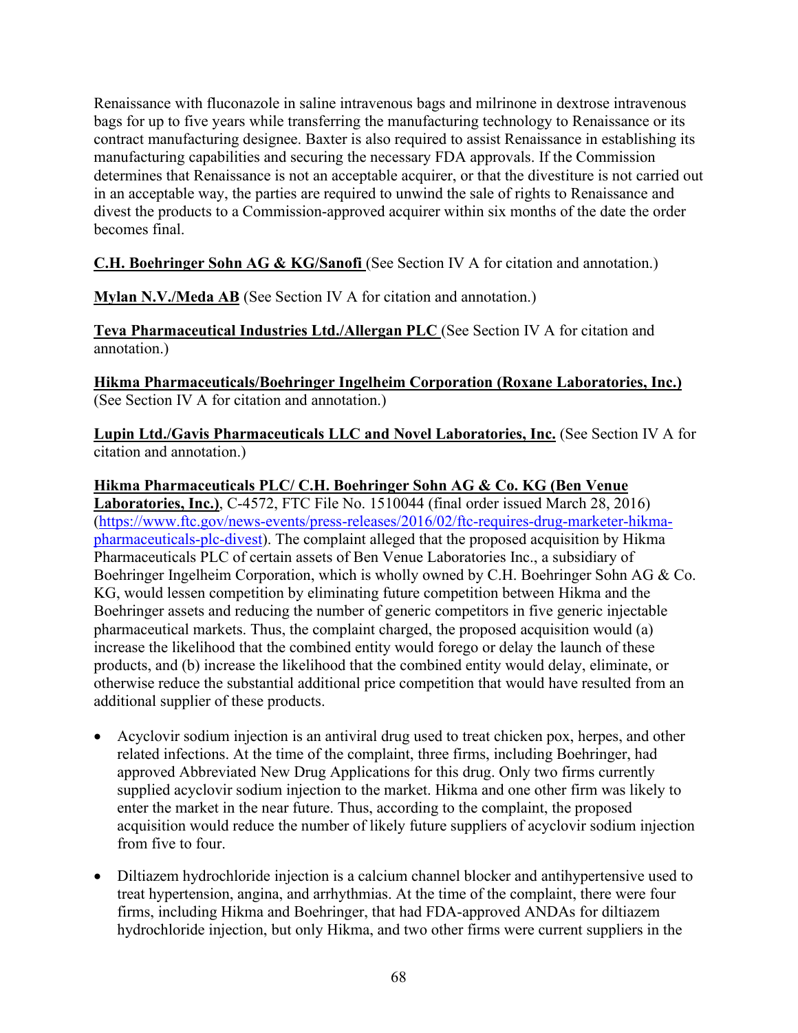Renaissance with fluconazole in saline intravenous bags and milrinone in dextrose intravenous bags for up to five years while transferring the manufacturing technology to Renaissance or its contract manufacturing designee. Baxter is also required to assist Renaissance in establishing its manufacturing capabilities and securing the necessary FDA approvals. If the Commission determines that Renaissance is not an acceptable acquirer, or that the divestiture is not carried out in an acceptable way, the parties are required to unwind the sale of rights to Renaissance and divest the products to a Commission-approved acquirer within six months of the date the order becomes final.

**C.H. Boehringer Sohn AG & KG/Sanofi** (See Section IV A for citation and annotation.)

**Mylan N.V./Meda AB** (See Section IV A for citation and annotation.)

**Teva Pharmaceutical Industries Ltd./Allergan PLC** (See Section IV A for citation and annotation.)

**Hikma Pharmaceuticals/Boehringer Ingelheim Corporation (Roxane Laboratories, Inc.)** (See Section IV A for citation and annotation.)

**Lupin Ltd./Gavis Pharmaceuticals LLC and Novel Laboratories, Inc.** (See Section IV A for citation and annotation.)

**Hikma Pharmaceuticals PLC/ C.H. Boehringer Sohn AG & Co. KG (Ben Venue Laboratories, Inc.)**, C-4572, FTC File No. 1510044 (final order issued March 28, 2016) (https://www.ftc.gov/news-events/press-releases/2016/02/ftc-requires-drug-marketer-hikma-pharmaceuticals-plc-divest). The complaint alleged that the proposed acquisition by Hikma Pharmaceuticals PLC of certain assets of Ben Venue Laboratories Inc., a subsidiary of Boehringer Ingelheim Corporation, which is wholly owned by C.H. Boehringer Sohn AG & Co. KG, would lessen competition by eliminating future competition between Hikma and the Boehringer assets and reducing the number of generic competitors in five generic injectable pharmaceutical markets. Thus, the complaint charged, the proposed acquisition would (a) increase the likelihood that the combined entity would forego or delay the launch of these products, and (b) increase the likelihood that the combined entity would delay, eliminate, or otherwise reduce the substantial additional price competition that would have resulted from an additional supplier of these products.

- Acyclovir sodium injection is an antiviral drug used to treat chicken pox, herpes, and other related infections. At the time of the complaint, three firms, including Boehringer, had approved Abbreviated New Drug Applications for this drug. Only two firms currently supplied acyclovir sodium injection to the market. Hikma and one other firm was likely to enter the market in the near future. Thus, according to the complaint, the proposed acquisition would reduce the number of likely future suppliers of acyclovir sodium injection from five to four.

- Diltiazem hydrochloride injection is a calcium channel blocker and antihypertensive used to treat hypertension, angina, and arrhythmias. At the time of the complaint, there were four firms, including Hikma and Boehringer, that had FDA-approved ANDAs for diltiazem hydrochloride injection, but only Hikma, and two other firms were current suppliers in the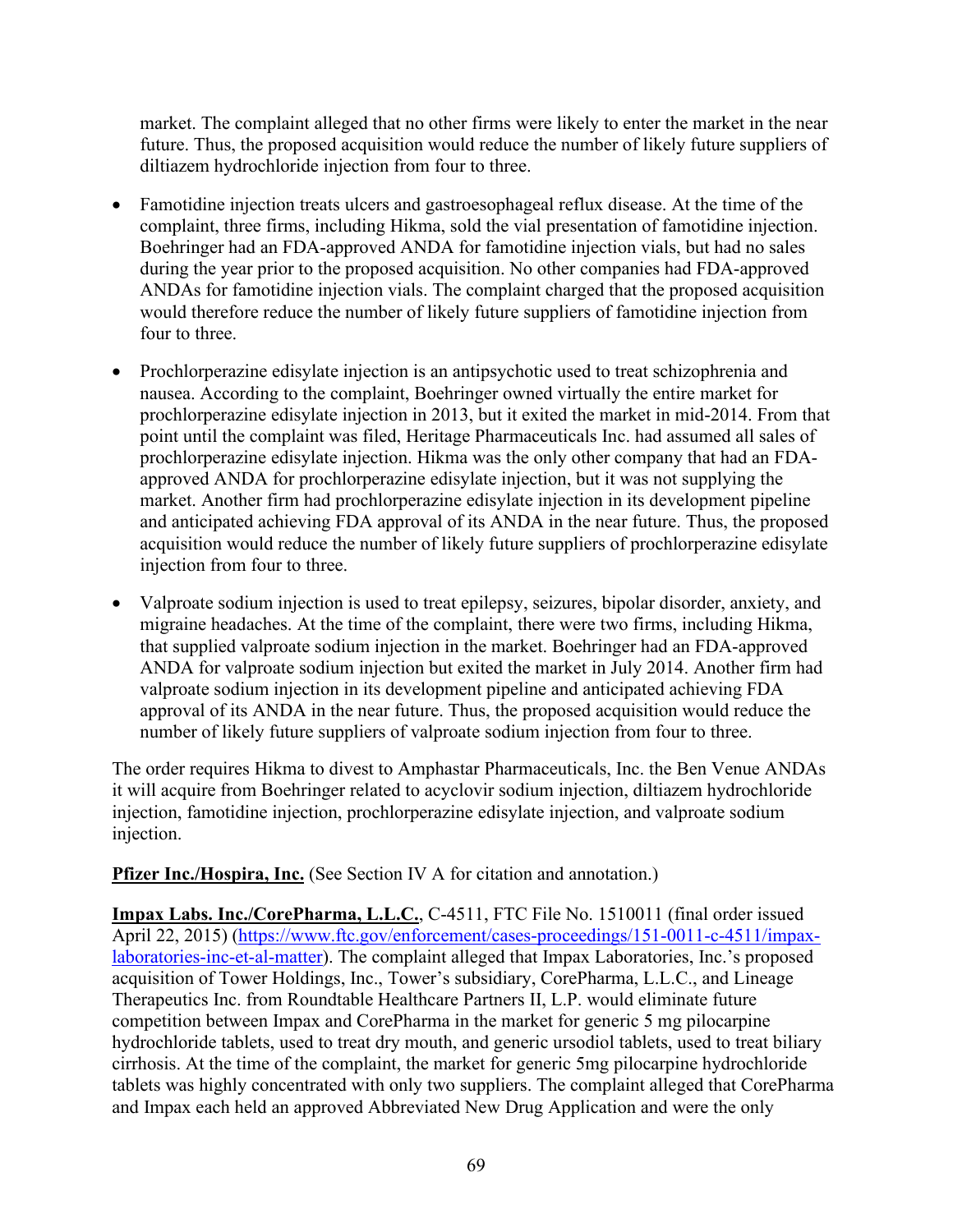market. The complaint alleged that no other firms were likely to enter the market in the near future. Thus, the proposed acquisition would reduce the number of likely future suppliers of diltiazem hydrochloride injection from four to three.

- Famotidine injection treats ulcers and gastroesophageal reflux disease. At the time of the complaint, three firms, including Hikma, sold the vial presentation of famotidine injection. Boehringer had an FDA-approved ANDA for famotidine injection vials, but had no sales during the year prior to the proposed acquisition. No other companies had FDA-approved ANDAs for famotidine injection vials. The complaint charged that the proposed acquisition would therefore reduce the number of likely future suppliers of famotidine injection from four to three.

- Prochlorperazine edisylate injection is an antipsychotic used to treat schizophrenia and nausea. According to the complaint, Boehringer owned virtually the entire market for prochlorperazine edisylate injection in 2013, but it exited the market in mid-2014. From that point until the complaint was filed, Heritage Pharmaceuticals Inc. had assumed all sales of prochlorperazine edisylate injection. Hikma was the only other company that had an FDA-approved ANDA for prochlorperazine edisylate injection, but it was not supplying the market. Another firm had prochlorperazine edisylate injection in its development pipeline and anticipated achieving FDA approval of its ANDA in the near future. Thus, the proposed acquisition would reduce the number of likely future suppliers of prochlorperazine edisylate injection from four to three.

- Valproate sodium injection is used to treat epilepsy, seizures, bipolar disorder, anxiety, and migraine headaches. At the time of the complaint, there were two firms, including Hikma, that supplied valproate sodium injection in the market. Boehringer had an FDA-approved ANDA for valproate sodium injection but exited the market in July 2014. Another firm had valproate sodium injection in its development pipeline and anticipated achieving FDA approval of its ANDA in the near future. Thus, the proposed acquisition would reduce the number of likely future suppliers of valproate sodium injection from four to three.

The order requires Hikma to divest to Amphastar Pharmaceuticals, Inc. the Ben Venue ANDAs it will acquire from Boehringer related to acyclovir sodium injection, diltiazem hydrochloride injection, famotidine injection, prochlorperazine edisylate injection, and valproate sodium injection.

**Pfizer Inc./Hospira, Inc.** (See Section IV A for citation and annotation.)

**Impax Labs. Inc./CorePharma, L.L.C.**, C-4511, FTC File No. 1510011 (final order issued April 22, 2015) (https://www.ftc.gov/enforcement/cases-proceedings/151-0011-c-4511/impax-laboratories-inc-et-al-matter). The complaint alleged that Impax Laboratories, Inc.'s proposed acquisition of Tower Holdings, Inc., Tower's subsidiary, CorePharma, L.L.C., and Lineage Therapeutics Inc. from Roundtable Healthcare Partners II, L.P. would eliminate future competition between Impax and CorePharma in the market for generic 5 mg pilocarpine hydrochloride tablets, used to treat dry mouth, and generic ursodiol tablets, used to treat biliary cirrhosis. At the time of the complaint, the market for generic 5mg pilocarpine hydrochloride tablets was highly concentrated with only two suppliers. The complaint alleged that CorePharma and Impax each held an approved Abbreviated New Drug Application and were the only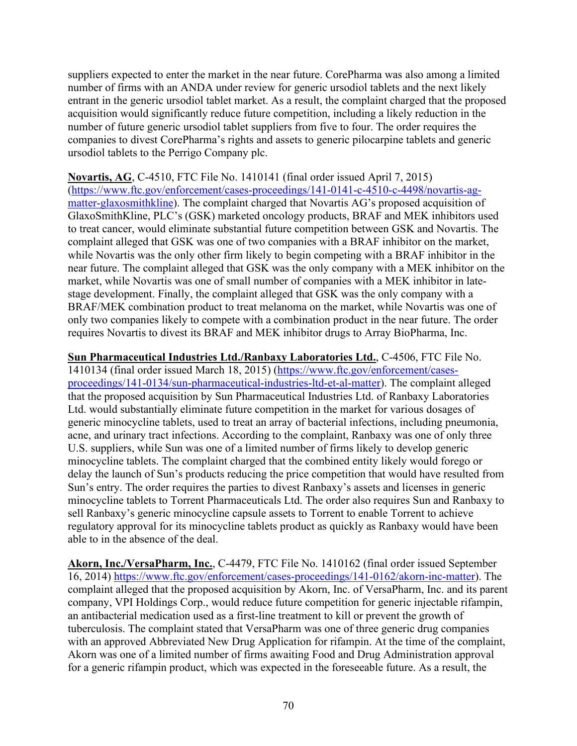suppliers expected to enter the market in the near future. CorePharma was also among a limited number of firms with an ANDA under review for generic ursodiol tablets and the next likely entrant in the generic ursodiol tablet market. As a result, the complaint charged that the proposed acquisition would significantly reduce future competition, including a likely reduction in the number of future generic ursodiol tablet suppliers from five to four. The order requires the companies to divest CorePharma's rights and assets to generic pilocarpine tablets and generic ursodiol tablets to the Perrigo Company plc.

**Novartis, AG**, C-4510, FTC File No. 1410141 (final order issued April 7, 2015) (https://www.ftc.gov/enforcement/cases-proceedings/141-0141-c-4510-c-4498/novartis-ag-matter-glaxosmithkline). The complaint charged that Novartis AG's proposed acquisition of GlaxoSmithKline, PLC's (GSK) marketed oncology products, BRAF and MEK inhibitors used to treat cancer, would eliminate substantial future competition between GSK and Novartis. The complaint alleged that GSK was one of two companies with a BRAF inhibitor on the market, while Novartis was the only other firm likely to begin competing with a BRAF inhibitor in the near future. The complaint alleged that GSK was the only company with a MEK inhibitor on the market, while Novartis was one of small number of companies with a MEK inhibitor in late-stage development. Finally, the complaint alleged that GSK was the only company with a BRAF/MEK combination product to treat melanoma on the market, while Novartis was one of only two companies likely to compete with a combination product in the near future. The order requires Novartis to divest its BRAF and MEK inhibitor drugs to Array BioPharma, Inc.

**Sun Pharmaceutical Industries Ltd./Ranbaxy Laboratories Ltd.**, C-4506, FTC File No. 1410134 (final order issued March 18, 2015) (https://www.ftc.gov/enforcement/cases-proceedings/141-0134/sun-pharmaceutical-industries-ltd-et-al-matter). The complaint alleged that the proposed acquisition by Sun Pharmaceutical Industries Ltd. of Ranbaxy Laboratories Ltd. would substantially eliminate future competition in the market for various dosages of generic minocycline tablets, used to treat an array of bacterial infections, including pneumonia, acne, and urinary tract infections. According to the complaint, Ranbaxy was one of only three U.S. suppliers, while Sun was one of a limited number of firms likely to develop generic minocycline tablets. The complaint charged that the combined entity likely would forego or delay the launch of Sun's products reducing the price competition that would have resulted from Sun's entry. The order requires the parties to divest Ranbaxy's assets and licenses in generic minocycline tablets to Torrent Pharmaceuticals Ltd. The order also requires Sun and Ranbaxy to sell Ranbaxy's generic minocycline capsule assets to Torrent to enable Torrent to achieve regulatory approval for its minocycline tablets product as quickly as Ranbaxy would have been able to in the absence of the deal.

**Akorn, Inc./VersaPharm, Inc.**, C-4479, FTC File No. 1410162 (final order issued September 16, 2014) https://www.ftc.gov/enforcement/cases-proceedings/141-0162/akorn-inc-matter). The complaint alleged that the proposed acquisition by Akorn, Inc. of VersaPharm, Inc. and its parent company, VPI Holdings Corp., would reduce future competition for generic injectable rifampin, an antibacterial medication used as a first-line treatment to kill or prevent the growth of tuberculosis. The complaint stated that VersaPharm was one of three generic drug companies with an approved Abbreviated New Drug Application for rifampin. At the time of the complaint, Akorn was one of a limited number of firms awaiting Food and Drug Administration approval for a generic rifampin product, which was expected in the foreseeable future. As a result, the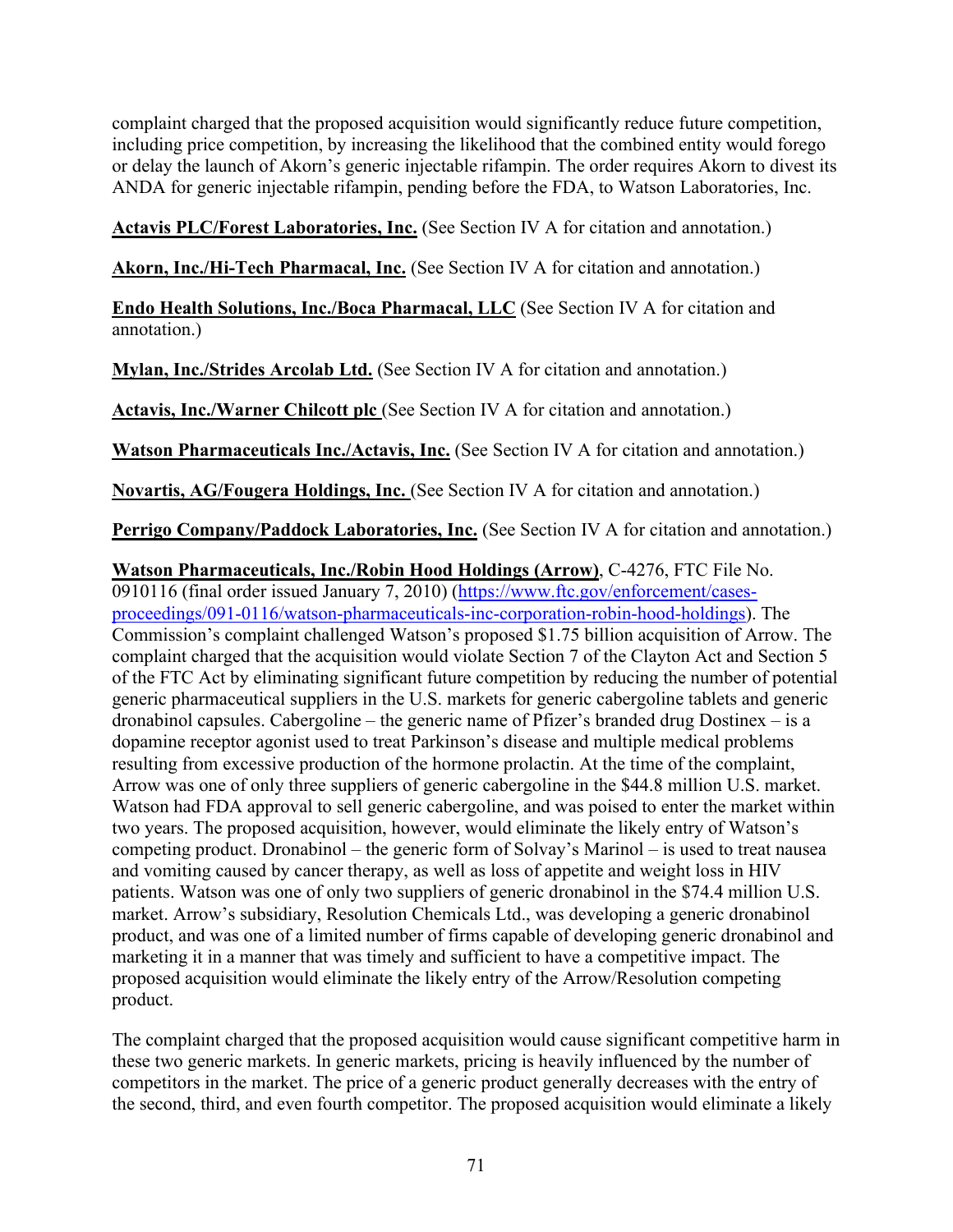complaint charged that the proposed acquisition would significantly reduce future competition, including price competition, by increasing the likelihood that the combined entity would forego or delay the launch of Akorn's generic injectable rifampin. The order requires Akorn to divest its ANDA for generic injectable rifampin, pending before the FDA, to Watson Laboratories, Inc.

**Actavis PLC/Forest Laboratories, Inc.** (See Section IV A for citation and annotation.)

**Akorn, Inc./Hi-Tech Pharmacal, Inc.** (See Section IV A for citation and annotation.)

**Endo Health Solutions, Inc./Boca Pharmacal, LLC** (See Section IV A for citation and annotation.)

**Mylan, Inc./Strides Arcolab Ltd.** (See Section IV A for citation and annotation.)

**Actavis, Inc./Warner Chilcott plc** (See Section IV A for citation and annotation.)

**Watson Pharmaceuticals Inc./Actavis, Inc.** (See Section IV A for citation and annotation.)

**Novartis, AG/Fougera Holdings, Inc.** (See Section IV A for citation and annotation.)

**Perrigo Company/Paddock Laboratories, Inc.** (See Section IV A for citation and annotation.)

**Watson Pharmaceuticals, Inc./Robin Hood Holdings (Arrow)**, C-4276, FTC File No. 0910116 (final order issued January 7, 2010) ([https://www.ftc.gov/enforcement/cases-proceedings/091-0116/watson-pharmaceuticals-inc-corporation-robin-hood-holdings](https://www.ftc.gov/enforcement/cases-proceedings/091-0116/watson-pharmaceuticals-inc-corporation-robin-hood-holdings)). The Commission's complaint challenged Watson's proposed $1.75 billion acquisition of Arrow. The complaint charged that the acquisition would violate Section 7 of the Clayton Act and Section 5 of the FTC Act by eliminating significant future competition by reducing the number of potential generic pharmaceutical suppliers in the U.S. markets for generic cabergoline tablets and generic dronabinol capsules. Cabergoline – the generic name of Pfizer's branded drug Dostinex – is a dopamine receptor agonist used to treat Parkinson's disease and multiple medical problems resulting from excessive production of the hormone prolactin. At the time of the complaint, Arrow was one of only three suppliers of generic cabergoline in the $44.8 million U.S. market. Watson had FDA approval to sell generic cabergoline, and was poised to enter the market within two years. The proposed acquisition, however, would eliminate the likely entry of Watson's competing product. Dronabinol – the generic form of Solvay's Marinol – is used to treat nausea and vomiting caused by cancer therapy, as well as loss of appetite and weight loss in HIV patients. Watson was one of only two suppliers of generic dronabinol in the $74.4 million U.S. market. Arrow's subsidiary, Resolution Chemicals Ltd., was developing a generic dronabinol product, and was one of a limited number of firms capable of developing generic dronabinol and marketing it in a manner that was timely and sufficient to have a competitive impact. The proposed acquisition would eliminate the likely entry of the Arrow/Resolution competing product.

The complaint charged that the proposed acquisition would cause significant competitive harm in these two generic markets. In generic markets, pricing is heavily influenced by the number of competitors in the market. The price of a generic product generally decreases with the entry of the second, third, and even fourth competitor. The proposed acquisition would eliminate a likely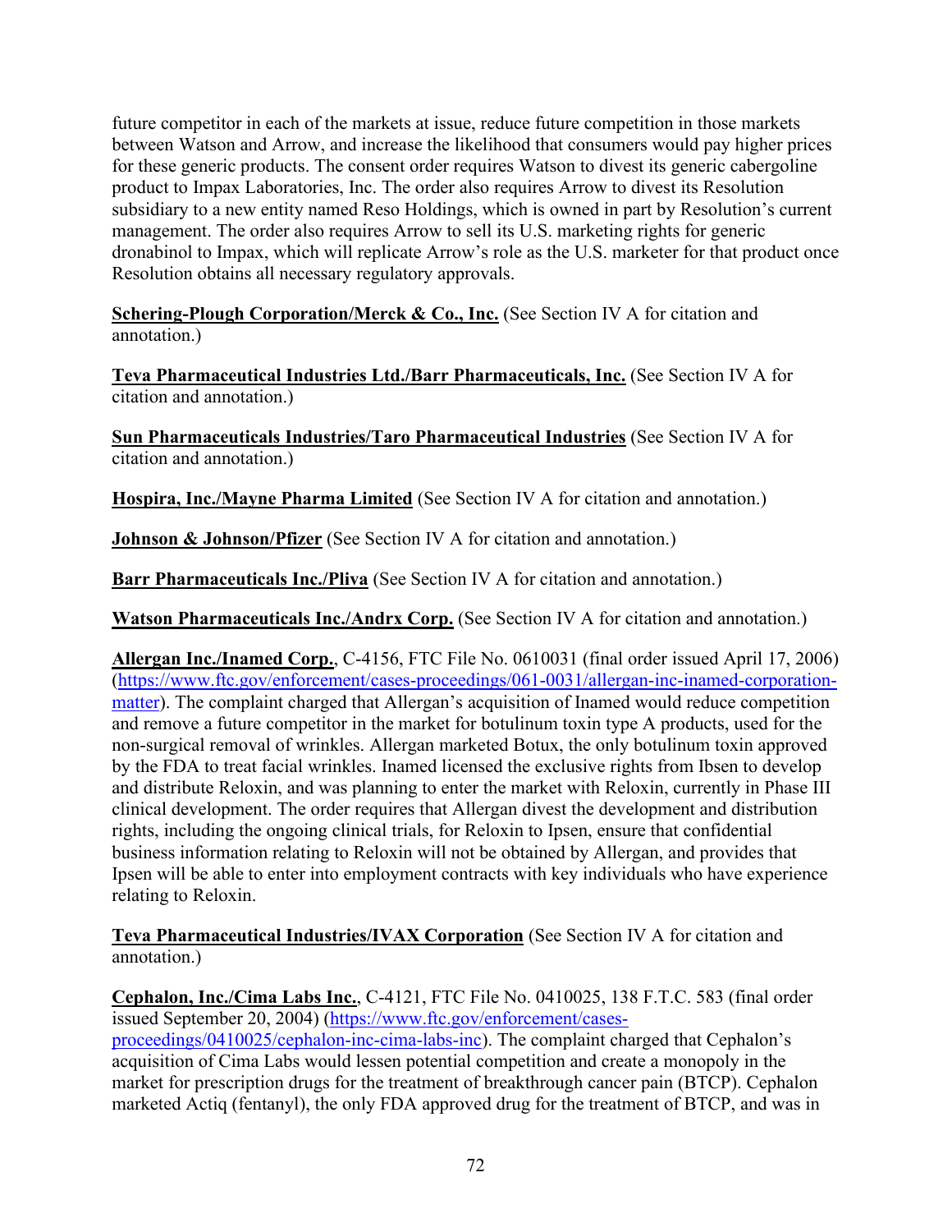future competitor in each of the markets at issue, reduce future competition in those markets between Watson and Arrow, and increase the likelihood that consumers would pay higher prices for these generic products. The consent order requires Watson to divest its generic cabergoline product to Impax Laboratories, Inc. The order also requires Arrow to divest its Resolution subsidiary to a new entity named Reso Holdings, which is owned in part by Resolution's current management. The order also requires Arrow to sell its U.S. marketing rights for generic dronabinol to Impax, which will replicate Arrow's role as the U.S. marketer for that product once Resolution obtains all necessary regulatory approvals.

**Schering-Plough Corporation/Merck & Co., Inc.** (See Section IV A for citation and annotation.)

**Teva Pharmaceutical Industries Ltd./Barr Pharmaceuticals, Inc.** (See Section IV A for citation and annotation.)

**Sun Pharmaceuticals Industries/Taro Pharmaceutical Industries** (See Section IV A for citation and annotation.)

**Hospira, Inc./Mayne Pharma Limited** (See Section IV A for citation and annotation.)

**Johnson & Johnson/Pfizer** (See Section IV A for citation and annotation.)

**Barr Pharmaceuticals Inc./Pliva** (See Section IV A for citation and annotation.)

**Watson Pharmaceuticals Inc./Andrx Corp.** (See Section IV A for citation and annotation.)

**Allergan Inc./Inamed Corp.**, C-4156, FTC File No. 0610031 (final order issued April 17, 2006) (https://www.ftc.gov/enforcement/cases-proceedings/061-0031/allergan-inc-inamed-corporation-matter). The complaint charged that Allergan's acquisition of Inamed would reduce competition and remove a future competitor in the market for botulinum toxin type A products, used for the non-surgical removal of wrinkles. Allergan marketed Botux, the only botulinum toxin approved by the FDA to treat facial wrinkles. Inamed licensed the exclusive rights from Ibsen to develop and distribute Reloxin, and was planning to enter the market with Reloxin, currently in Phase III clinical development. The order requires that Allergan divest the development and distribution rights, including the ongoing clinical trials, for Reloxin to Ipsen, ensure that confidential business information relating to Reloxin will not be obtained by Allergan, and provides that Ipsen will be able to enter into employment contracts with key individuals who have experience relating to Reloxin.

**Teva Pharmaceutical Industries/IVAX Corporation** (See Section IV A for citation and annotation.)

**Cephalon, Inc./Cima Labs Inc.**, C-4121, FTC File No. 0410025, 138 F.T.C. 583 (final order issued September 20, 2004) (https://www.ftc.gov/enforcement/cases-proceedings/0410025/cephalon-inc-cima-labs-inc). The complaint charged that Cephalon's acquisition of Cima Labs would lessen potential competition and create a monopoly in the market for prescription drugs for the treatment of breakthrough cancer pain (BTCP). Cephalon marketed Actiq (fentanyl), the only FDA approved drug for the treatment of BTCP, and was in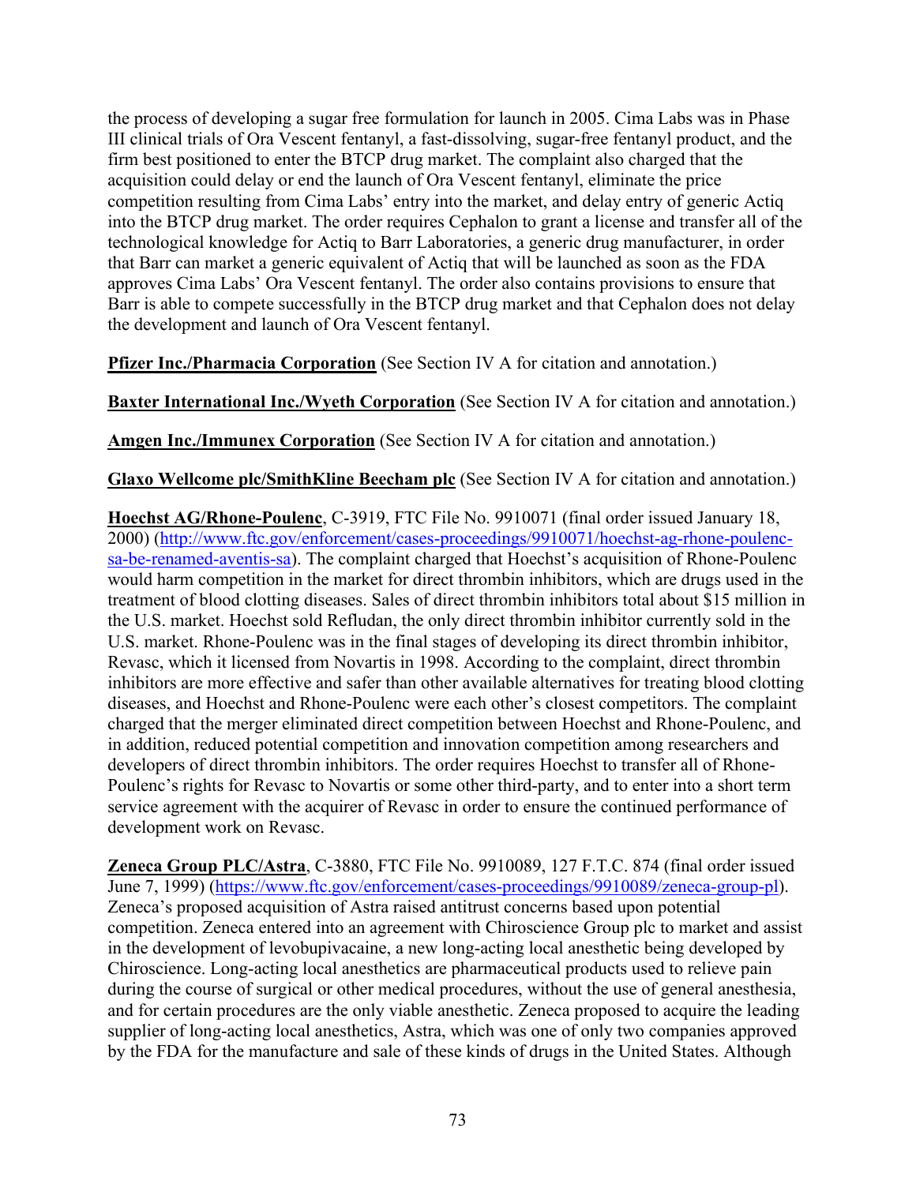the process of developing a sugar free formulation for launch in 2005. Cima Labs was in Phase III clinical trials of Ora Vescent fentanyl, a fast-dissolving, sugar-free fentanyl product, and the firm best positioned to enter the BTCP drug market. The complaint also charged that the acquisition could delay or end the launch of Ora Vescent fentanyl, eliminate the price competition resulting from Cima Labs' entry into the market, and delay entry of generic Actiq into the BTCP drug market. The order requires Cephalon to grant a license and transfer all of the technological knowledge for Actiq to Barr Laboratories, a generic drug manufacturer, in order that Barr can market a generic equivalent of Actiq that will be launched as soon as the FDA approves Cima Labs' Ora Vescent fentanyl. The order also contains provisions to ensure that Barr is able to compete successfully in the BTCP drug market and that Cephalon does not delay the development and launch of Ora Vescent fentanyl.

**Pfizer Inc./Pharmacia Corporation** (See Section IV A for citation and annotation.)

**Baxter International Inc./Wyeth Corporation** (See Section IV A for citation and annotation.)

**Amgen Inc./Immunex Corporation** (See Section IV A for citation and annotation.)

**Glaxo Wellcome plc/SmithKline Beecham plc** (See Section IV A for citation and annotation.)

**Hoechst AG/Rhone-Poulenc**, C-3919, FTC File No. 9910071 (final order issued January 18, 2000) (http://www.ftc.gov/enforcement/cases-proceedings/9910071/hoechst-ag-rhone-poulenc-sa-be-renamed-aventis-sa). The complaint charged that Hoechst's acquisition of Rhone-Poulenc would harm competition in the market for direct thrombin inhibitors, which are drugs used in the treatment of blood clotting diseases. Sales of direct thrombin inhibitors total about $15 million in the U.S. market. Hoechst sold Refludan, the only direct thrombin inhibitor currently sold in the U.S. market. Rhone-Poulenc was in the final stages of developing its direct thrombin inhibitor, Revasc, which it licensed from Novartis in 1998. According to the complaint, direct thrombin inhibitors are more effective and safer than other available alternatives for treating blood clotting diseases, and Hoechst and Rhone-Poulenc were each other's closest competitors. The complaint charged that the merger eliminated direct competition between Hoechst and Rhone-Poulenc, and in addition, reduced potential competition and innovation competition among researchers and developers of direct thrombin inhibitors. The order requires Hoechst to transfer all of Rhone-Poulenc's rights for Revasc to Novartis or some other third-party, and to enter into a short term service agreement with the acquirer of Revasc in order to ensure the continued performance of development work on Revasc.

**Zeneca Group PLC/Astra**, C-3880, FTC File No. 9910089, 127 F.T.C. 874 (final order issued June 7, 1999) (https://www.ftc.gov/enforcement/cases-proceedings/9910089/zeneca-group-pl). Zeneca's proposed acquisition of Astra raised antitrust concerns based upon potential competition. Zeneca entered into an agreement with Chiroscience Group plc to market and assist in the development of levobupivacaine, a new long-acting local anesthetic being developed by Chiroscience. Long-acting local anesthetics are pharmaceutical products used to relieve pain during the course of surgical or other medical procedures, without the use of general anesthesia, and for certain procedures are the only viable anesthetic. Zeneca proposed to acquire the leading supplier of long-acting local anesthetics, Astra, which was one of only two companies approved by the FDA for the manufacture and sale of these kinds of drugs in the United States. Although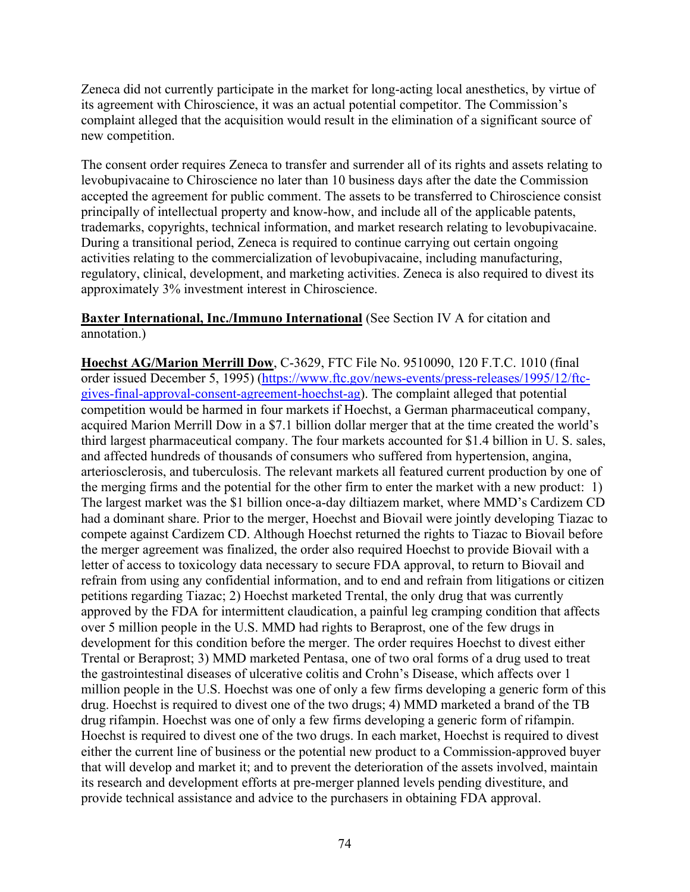Zeneca did not currently participate in the market for long-acting local anesthetics, by virtue of its agreement with Chiroscience, it was an actual potential competitor. The Commission's complaint alleged that the acquisition would result in the elimination of a significant source of new competition.

The consent order requires Zeneca to transfer and surrender all of its rights and assets relating to levobupivacaine to Chiroscience no later than 10 business days after the date the Commission accepted the agreement for public comment. The assets to be transferred to Chiroscience consist principally of intellectual property and know-how, and include all of the applicable patents, trademarks, copyrights, technical information, and market research relating to levobupivacaine. During a transitional period, Zeneca is required to continue carrying out certain ongoing activities relating to the commercialization of levobupivacaine, including manufacturing, regulatory, clinical, development, and marketing activities. Zeneca is also required to divest its approximately 3% investment interest in Chiroscience.

**Baxter International, Inc./Immuno International** (See Section IV A for citation and annotation.)

**Hoechst AG/Marion Merrill Dow**, C-3629, FTC File No. 9510090, 120 F.T.C. 1010 (final order issued December 5, 1995) (https://www.ftc.gov/news-events/press-releases/1995/12/ftc-gives-final-approval-consent-agreement-hoechst-ag). The complaint alleged that potential competition would be harmed in four markets if Hoechst, a German pharmaceutical company, acquired Marion Merrill Dow in a $7.1 billion dollar merger that at the time created the world's third largest pharmaceutical company. The four markets accounted for $1.4 billion in U. S. sales, and affected hundreds of thousands of consumers who suffered from hypertension, angina, arteriosclerosis, and tuberculosis. The relevant markets all featured current production by one of the merging firms and the potential for the other firm to enter the market with a new product: 1) The largest market was the $1 billion once-a-day diltiazem market, where MMD's Cardizem CD had a dominant share. Prior to the merger, Hoechst and Biovail were jointly developing Tiazac to compete against Cardizem CD. Although Hoechst returned the rights to Tiazac to Biovail before the merger agreement was finalized, the order also required Hoechst to provide Biovail with a letter of access to toxicology data necessary to secure FDA approval, to return to Biovail and refrain from using any confidential information, and to end and refrain from litigations or citizen petitions regarding Tiazac; 2) Hoechst marketed Trental, the only drug that was currently approved by the FDA for intermittent claudication, a painful leg cramping condition that affects over 5 million people in the U.S. MMD had rights to Beraprost, one of the few drugs in development for this condition before the merger. The order requires Hoechst to divest either Trental or Beraprost; 3) MMD marketed Pentasa, one of two oral forms of a drug used to treat the gastrointestinal diseases of ulcerative colitis and Crohn's Disease, which affects over 1 million people in the U.S. Hoechst was one of only a few firms developing a generic form of this drug. Hoechst is required to divest one of the two drugs; 4) MMD marketed a brand of the TB drug rifampin. Hoechst was one of only a few firms developing a generic form of rifampin. Hoechst is required to divest one of the two drugs. In each market, Hoechst is required to divest either the current line of business or the potential new product to a Commission-approved buyer that will develop and market it; and to prevent the deterioration of the assets involved, maintain its research and development efforts at pre-merger planned levels pending divestiture, and provide technical assistance and advice to the purchasers in obtaining FDA approval.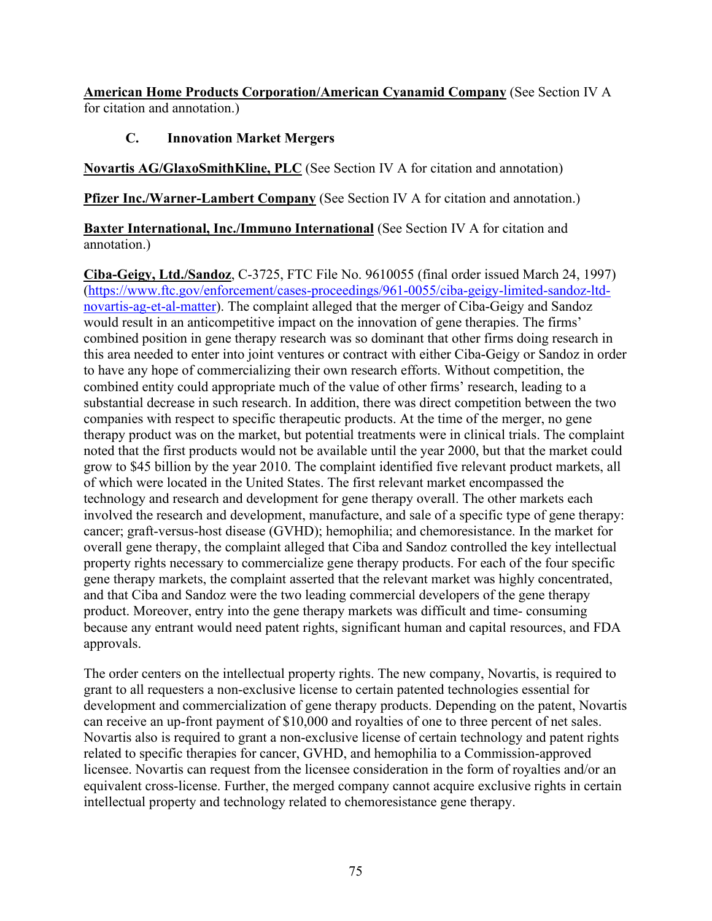**American Home Products Corporation/American Cyanamid Company** (See Section IV A for citation and annotation.)

### C. Innovation Market Mergers

**Novartis AG/GlaxoSmithKline, PLC** (See Section IV A for citation and annotation)

**Pfizer Inc./Warner-Lambert Company** (See Section IV A for citation and annotation.)

**Baxter International, Inc./Immuno International** (See Section IV A for citation and annotation.)

**Ciba-Geigy, Ltd./Sandoz**, C-3725, FTC File No. 9610055 (final order issued March 24, 1997) (https://www.ftc.gov/enforcement/cases-proceedings/961-0055/ciba-geigy-limited-sandoz-ltd-novartis-ag-et-al-matter). The complaint alleged that the merger of Ciba-Geigy and Sandoz would result in an anticompetitive impact on the innovation of gene therapies. The firms' combined position in gene therapy research was so dominant that other firms doing research in this area needed to enter into joint ventures or contract with either Ciba-Geigy or Sandoz in order to have any hope of commercializing their own research efforts. Without competition, the combined entity could appropriate much of the value of other firms' research, leading to a substantial decrease in such research. In addition, there was direct competition between the two companies with respect to specific therapeutic products. At the time of the merger, no gene therapy product was on the market, but potential treatments were in clinical trials. The complaint noted that the first products would not be available until the year 2000, but that the market could grow to $45 billion by the year 2010. The complaint identified five relevant product markets, all of which were located in the United States. The first relevant market encompassed the technology and research and development for gene therapy overall. The other markets each involved the research and development, manufacture, and sale of a specific type of gene therapy: cancer; graft-versus-host disease (GVHD); hemophilia; and chemoresistance. In the market for overall gene therapy, the complaint alleged that Ciba and Sandoz controlled the key intellectual property rights necessary to commercialize gene therapy products. For each of the four specific gene therapy markets, the complaint asserted that the relevant market was highly concentrated, and that Ciba and Sandoz were the two leading commercial developers of the gene therapy product. Moreover, entry into the gene therapy markets was difficult and time- consuming because any entrant would need patent rights, significant human and capital resources, and FDA approvals.

The order centers on the intellectual property rights. The new company, Novartis, is required to grant to all requesters a non-exclusive license to certain patented technologies essential for development and commercialization of gene therapy products. Depending on the patent, Novartis can receive an up-front payment of $10,000 and royalties of one to three percent of net sales. Novartis also is required to grant a non-exclusive license of certain technology and patent rights related to specific therapies for cancer, GVHD, and hemophilia to a Commission-approved licensee. Novartis can request from the licensee consideration in the form of royalties and/or an equivalent cross-license. Further, the merged company cannot acquire exclusive rights in certain intellectual property and technology related to chemoresistance gene therapy.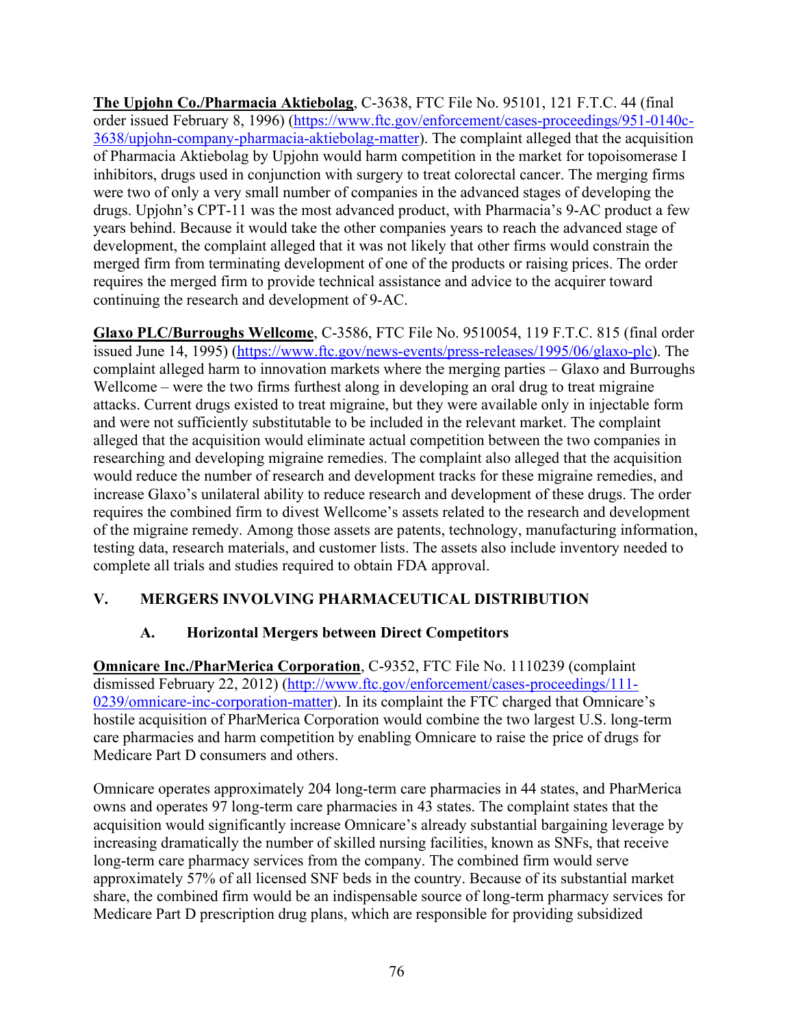**The Upjohn Co./Pharmacia Aktiebolag**, C-3638, FTC File No. 95101, 121 F.T.C. 44 (final order issued February 8, 1996) (https://www.ftc.gov/enforcement/cases-proceedings/951-0140c-3638/upjohn-company-pharmacia-aktiebolag-matter). The complaint alleged that the acquisition of Pharmacia Aktiebolag by Upjohn would harm competition in the market for topoisomerase I inhibitors, drugs used in conjunction with surgery to treat colorectal cancer. The merging firms were two of only a very small number of companies in the advanced stages of developing the drugs. Upjohn's CPT-11 was the most advanced product, with Pharmacia's 9-AC product a few years behind. Because it would take the other companies years to reach the advanced stage of development, the complaint alleged that it was not likely that other firms would constrain the merged firm from terminating development of one of the products or raising prices. The order requires the merged firm to provide technical assistance and advice to the acquirer toward continuing the research and development of 9-AC.

**Glaxo PLC/Burroughs Wellcome**, C-3586, FTC File No. 9510054, 119 F.T.C. 815 (final order issued June 14, 1995) (https://www.ftc.gov/news-events/press-releases/1995/06/glaxo-plc). The complaint alleged harm to innovation markets where the merging parties – Glaxo and Burroughs Wellcome – were the two firms furthest along in developing an oral drug to treat migraine attacks. Current drugs existed to treat migraine, but they were available only in injectable form and were not sufficiently substitutable to be included in the relevant market. The complaint alleged that the acquisition would eliminate actual competition between the two companies in researching and developing migraine remedies. The complaint also alleged that the acquisition would reduce the number of research and development tracks for these migraine remedies, and increase Glaxo's unilateral ability to reduce research and development of these drugs. The order requires the combined firm to divest Wellcome's assets related to the research and development of the migraine remedy. Among those assets are patents, technology, manufacturing information, testing data, research materials, and customer lists. The assets also include inventory needed to complete all trials and studies required to obtain FDA approval.

## V. MERGERS INVOLVING PHARMACEUTICAL DISTRIBUTION

### A. Horizontal Mergers between Direct Competitors

**Omnicare Inc./PharMerica Corporation**, C-9352, FTC File No. 1110239 (complaint dismissed February 22, 2012) (http://www.ftc.gov/enforcement/cases-proceedings/111-0239/omnicare-inc-corporation-matter). In its complaint the FTC charged that Omnicare's hostile acquisition of PharMerica Corporation would combine the two largest U.S. long-term care pharmacies and harm competition by enabling Omnicare to raise the price of drugs for Medicare Part D consumers and others.

Omnicare operates approximately 204 long-term care pharmacies in 44 states, and PharMerica owns and operates 97 long-term care pharmacies in 43 states. The complaint states that the acquisition would significantly increase Omnicare's already substantial bargaining leverage by increasing dramatically the number of skilled nursing facilities, known as SNFs, that receive long-term care pharmacy services from the company. The combined firm would serve approximately 57% of all licensed SNF beds in the country. Because of its substantial market share, the combined firm would be an indispensable source of long-term pharmacy services for Medicare Part D prescription drug plans, which are responsible for providing subsidized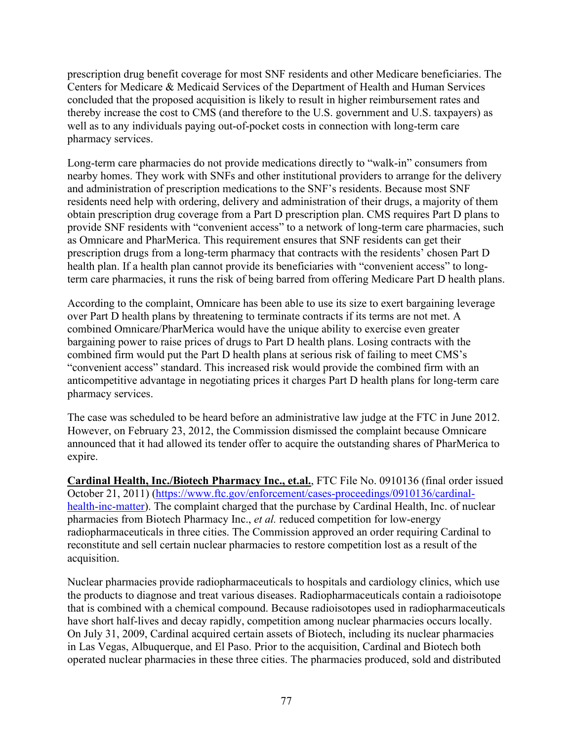prescription drug benefit coverage for most SNF residents and other Medicare beneficiaries. The Centers for Medicare & Medicaid Services of the Department of Health and Human Services concluded that the proposed acquisition is likely to result in higher reimbursement rates and thereby increase the cost to CMS (and therefore to the U.S. government and U.S. taxpayers) as well as to any individuals paying out-of-pocket costs in connection with long-term care pharmacy services.

Long-term care pharmacies do not provide medications directly to "walk-in" consumers from nearby homes. They work with SNFs and other institutional providers to arrange for the delivery and administration of prescription medications to the SNF's residents. Because most SNF residents need help with ordering, delivery and administration of their drugs, a majority of them obtain prescription drug coverage from a Part D prescription plan. CMS requires Part D plans to provide SNF residents with "convenient access" to a network of long-term care pharmacies, such as Omnicare and PharMerica. This requirement ensures that SNF residents can get their prescription drugs from a long-term pharmacy that contracts with the residents' chosen Part D health plan. If a health plan cannot provide its beneficiaries with "convenient access" to long-term care pharmacies, it runs the risk of being barred from offering Medicare Part D health plans.

According to the complaint, Omnicare has been able to use its size to exert bargaining leverage over Part D health plans by threatening to terminate contracts if its terms are not met. A combined Omnicare/PharMerica would have the unique ability to exercise even greater bargaining power to raise prices of drugs to Part D health plans. Losing contracts with the combined firm would put the Part D health plans at serious risk of failing to meet CMS's "convenient access" standard. This increased risk would provide the combined firm with an anticompetitive advantage in negotiating prices it charges Part D health plans for long-term care pharmacy services.

The case was scheduled to be heard before an administrative law judge at the FTC in June 2012. However, on February 23, 2012, the Commission dismissed the complaint because Omnicare announced that it had allowed its tender offer to acquire the outstanding shares of PharMerica to expire.

**Cardinal Health, Inc./Biotech Pharmacy Inc., et.al.**, FTC File No. 0910136 (final order issued October 21, 2011) (https://www.ftc.gov/enforcement/cases-proceedings/0910136/cardinal-health-inc-matter). The complaint charged that the purchase by Cardinal Health, Inc. of nuclear pharmacies from Biotech Pharmacy Inc., *et al.* reduced competition for low-energy radiopharmaceuticals in three cities. The Commission approved an order requiring Cardinal to reconstitute and sell certain nuclear pharmacies to restore competition lost as a result of the acquisition.

Nuclear pharmacies provide radiopharmaceuticals to hospitals and cardiology clinics, which use the products to diagnose and treat various diseases. Radiopharmaceuticals contain a radioisotope that is combined with a chemical compound. Because radioisotopes used in radiopharmaceuticals have short half-lives and decay rapidly, competition among nuclear pharmacies occurs locally. On July 31, 2009, Cardinal acquired certain assets of Biotech, including its nuclear pharmacies in Las Vegas, Albuquerque, and El Paso. Prior to the acquisition, Cardinal and Biotech both operated nuclear pharmacies in these three cities. The pharmacies produced, sold and distributed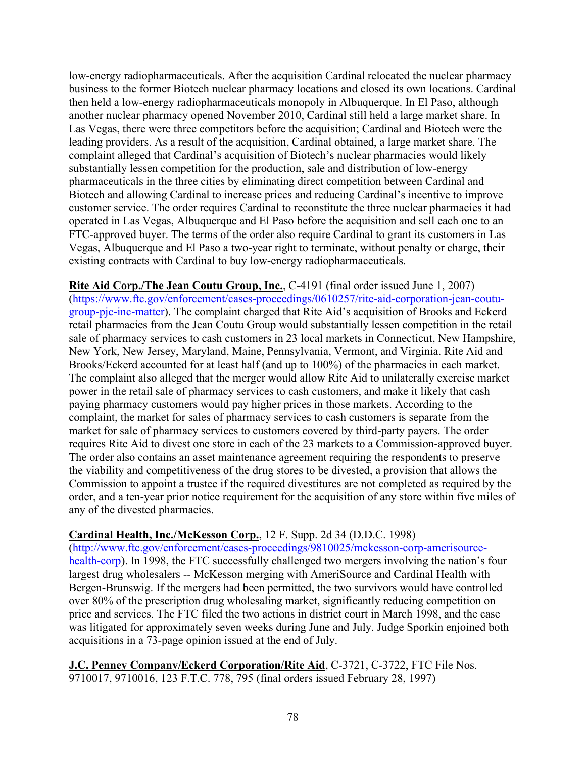low-energy radiopharmaceuticals. After the acquisition Cardinal relocated the nuclear pharmacy business to the former Biotech nuclear pharmacy locations and closed its own locations. Cardinal then held a low-energy radiopharmaceuticals monopoly in Albuquerque. In El Paso, although another nuclear pharmacy opened November 2010, Cardinal still held a large market share. In Las Vegas, there were three competitors before the acquisition; Cardinal and Biotech were the leading providers. As a result of the acquisition, Cardinal obtained, a large market share. The complaint alleged that Cardinal's acquisition of Biotech's nuclear pharmacies would likely substantially lessen competition for the production, sale and distribution of low-energy pharmaceuticals in the three cities by eliminating direct competition between Cardinal and Biotech and allowing Cardinal to increase prices and reducing Cardinal's incentive to improve customer service. The order requires Cardinal to reconstitute the three nuclear pharmacies it had operated in Las Vegas, Albuquerque and El Paso before the acquisition and sell each one to an FTC-approved buyer. The terms of the order also require Cardinal to grant its customers in Las Vegas, Albuquerque and El Paso a two-year right to terminate, without penalty or charge, their existing contracts with Cardinal to buy low-energy radiopharmaceuticals.

**Rite Aid Corp./The Jean Coutu Group, Inc.**, C-4191 (final order issued June 1, 2007) (https://www.ftc.gov/enforcement/cases-proceedings/0610257/rite-aid-corporation-jean-coutu-group-pjc-inc-matter). The complaint charged that Rite Aid's acquisition of Brooks and Eckerd retail pharmacies from the Jean Coutu Group would substantially lessen competition in the retail sale of pharmacy services to cash customers in 23 local markets in Connecticut, New Hampshire, New York, New Jersey, Maryland, Maine, Pennsylvania, Vermont, and Virginia. Rite Aid and Brooks/Eckerd accounted for at least half (and up to 100%) of the pharmacies in each market. The complaint also alleged that the merger would allow Rite Aid to unilaterally exercise market power in the retail sale of pharmacy services to cash customers, and make it likely that cash paying pharmacy customers would pay higher prices in those markets. According to the complaint, the market for sales of pharmacy services to cash customers is separate from the market for sale of pharmacy services to customers covered by third-party payers. The order requires Rite Aid to divest one store in each of the 23 markets to a Commission-approved buyer. The order also contains an asset maintenance agreement requiring the respondents to preserve the viability and competitiveness of the drug stores to be divested, a provision that allows the Commission to appoint a trustee if the required divestitures are not completed as required by the order, and a ten-year prior notice requirement for the acquisition of any store within five miles of any of the divested pharmacies.

**Cardinal Health, Inc./McKesson Corp.**, 12 F. Supp. 2d 34 (D.D.C. 1998) (http://www.ftc.gov/enforcement/cases-proceedings/9810025/mckesson-corp-amerisource-health-corp). In 1998, the FTC successfully challenged two mergers involving the nation's four largest drug wholesalers -- McKesson merging with AmeriSource and Cardinal Health with Bergen-Brunswig. If the mergers had been permitted, the two survivors would have controlled over 80% of the prescription drug wholesaling market, significantly reducing competition on price and services. The FTC filed the two actions in district court in March 1998, and the case was litigated for approximately seven weeks during June and July. Judge Sporkin enjoined both acquisitions in a 73-page opinion issued at the end of July.

**J.C. Penney Company/Eckerd Corporation/Rite Aid**, C-3721, C-3722, FTC File Nos. 9710017, 9710016, 123 F.T.C. 778, 795 (final orders issued February 28, 1997)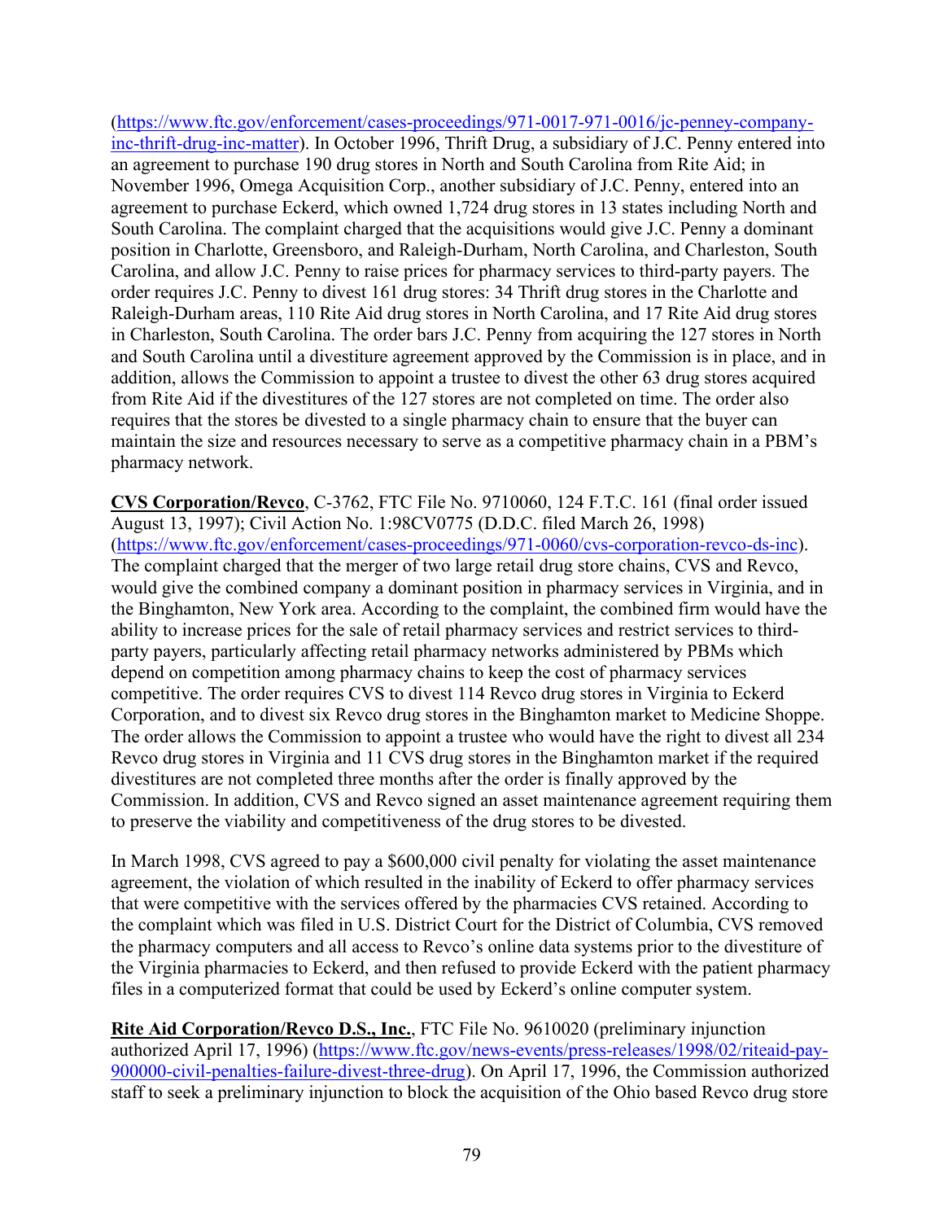(https://www.ftc.gov/enforcement/cases-proceedings/971-0017-971-0016/jc-penney-company-inc-thrift-drug-inc-matter). In October 1996, Thrift Drug, a subsidiary of J.C. Penny entered into an agreement to purchase 190 drug stores in North and South Carolina from Rite Aid; in November 1996, Omega Acquisition Corp., another subsidiary of J.C. Penny, entered into an agreement to purchase Eckerd, which owned 1,724 drug stores in 13 states including North and South Carolina. The complaint charged that the acquisitions would give J.C. Penny a dominant position in Charlotte, Greensboro, and Raleigh-Durham, North Carolina, and Charleston, South Carolina, and allow J.C. Penny to raise prices for pharmacy services to third-party payers. The order requires J.C. Penny to divest 161 drug stores: 34 Thrift drug stores in the Charlotte and Raleigh-Durham areas, 110 Rite Aid drug stores in North Carolina, and 17 Rite Aid drug stores in Charleston, South Carolina. The order bars J.C. Penny from acquiring the 127 stores in North and South Carolina until a divestiture agreement approved by the Commission is in place, and in addition, allows the Commission to appoint a trustee to divest the other 63 drug stores acquired from Rite Aid if the divestitures of the 127 stores are not completed on time. The order also requires that the stores be divested to a single pharmacy chain to ensure that the buyer can maintain the size and resources necessary to serve as a competitive pharmacy chain in a PBM's pharmacy network.

**CVS Corporation/Revco**, C-3762, FTC File No. 9710060, 124 F.T.C. 161 (final order issued August 13, 1997); Civil Action No. 1:98CV0775 (D.D.C. filed March 26, 1998) (https://www.ftc.gov/enforcement/cases-proceedings/971-0060/cvs-corporation-revco-ds-inc). The complaint charged that the merger of two large retail drug store chains, CVS and Revco, would give the combined company a dominant position in pharmacy services in Virginia, and in the Binghamton, New York area. According to the complaint, the combined firm would have the ability to increase prices for the sale of retail pharmacy services and restrict services to third-party payers, particularly affecting retail pharmacy networks administered by PBMs which depend on competition among pharmacy chains to keep the cost of pharmacy services competitive. The order requires CVS to divest 114 Revco drug stores in Virginia to Eckerd Corporation, and to divest six Revco drug stores in the Binghamton market to Medicine Shoppe. The order allows the Commission to appoint a trustee who would have the right to divest all 234 Revco drug stores in Virginia and 11 CVS drug stores in the Binghamton market if the required divestitures are not completed three months after the order is finally approved by the Commission. In addition, CVS and Revco signed an asset maintenance agreement requiring them to preserve the viability and competitiveness of the drug stores to be divested.

In March 1998, CVS agreed to pay a $600,000 civil penalty for violating the asset maintenance agreement, the violation of which resulted in the inability of Eckerd to offer pharmacy services that were competitive with the services offered by the pharmacies CVS retained. According to the complaint which was filed in U.S. District Court for the District of Columbia, CVS removed the pharmacy computers and all access to Revco's online data systems prior to the divestiture of the Virginia pharmacies to Eckerd, and then refused to provide Eckerd with the patient pharmacy files in a computerized format that could be used by Eckerd's online computer system.

**Rite Aid Corporation/Revco D.S., Inc.**, FTC File No. 9610020 (preliminary injunction authorized April 17, 1996) (https://www.ftc.gov/news-events/press-releases/1998/02/riteaid-pay-900000-civil-penalties-failure-divest-three-drug). On April 17, 1996, the Commission authorized staff to seek a preliminary injunction to block the acquisition of the Ohio based Revco drug store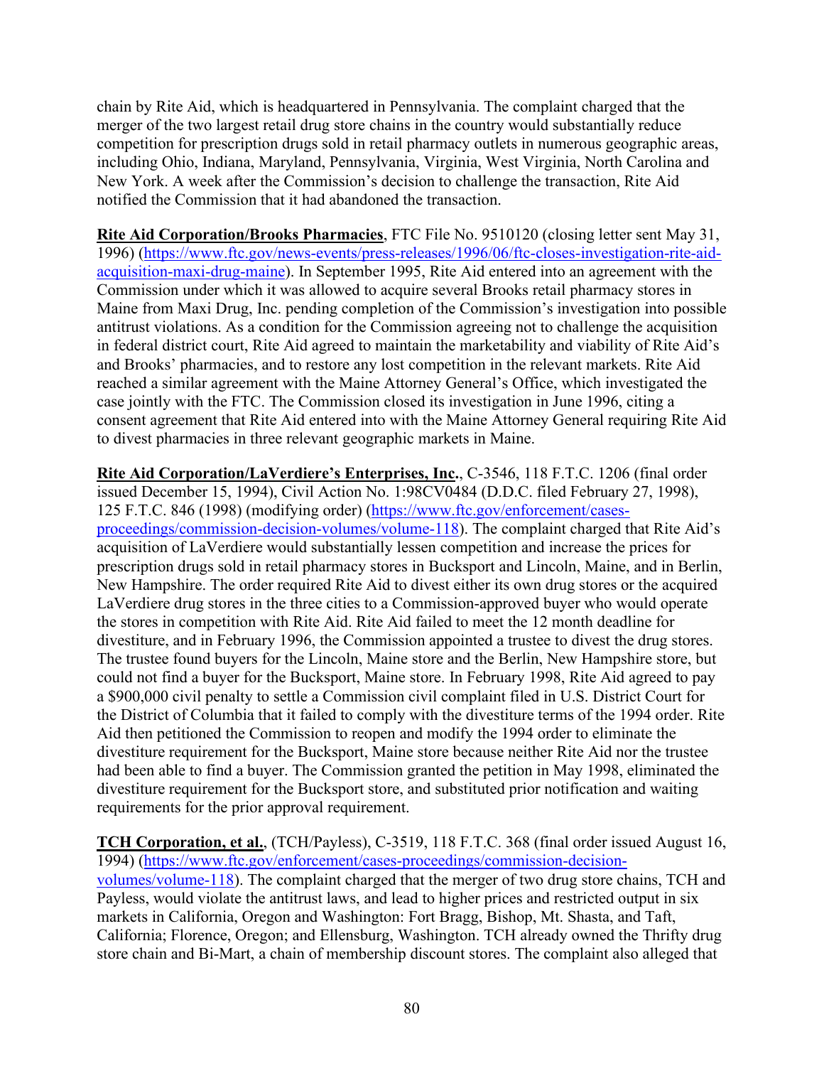chain by Rite Aid, which is headquartered in Pennsylvania. The complaint charged that the merger of the two largest retail drug store chains in the country would substantially reduce competition for prescription drugs sold in retail pharmacy outlets in numerous geographic areas, including Ohio, Indiana, Maryland, Pennsylvania, Virginia, West Virginia, North Carolina and New York. A week after the Commission's decision to challenge the transaction, Rite Aid notified the Commission that it had abandoned the transaction.

**Rite Aid Corporation/Brooks Pharmacies**, FTC File No. 9510120 (closing letter sent May 31, 1996) (https://www.ftc.gov/news-events/press-releases/1996/06/ftc-closes-investigation-rite-aid-acquisition-maxi-drug-maine). In September 1995, Rite Aid entered into an agreement with the Commission under which it was allowed to acquire several Brooks retail pharmacy stores in Maine from Maxi Drug, Inc. pending completion of the Commission's investigation into possible antitrust violations. As a condition for the Commission agreeing not to challenge the acquisition in federal district court, Rite Aid agreed to maintain the marketability and viability of Rite Aid's and Brooks' pharmacies, and to restore any lost competition in the relevant markets. Rite Aid reached a similar agreement with the Maine Attorney General's Office, which investigated the case jointly with the FTC. The Commission closed its investigation in June 1996, citing a consent agreement that Rite Aid entered into with the Maine Attorney General requiring Rite Aid to divest pharmacies in three relevant geographic markets in Maine.

**Rite Aid Corporation/LaVerdiere's Enterprises, Inc.**, C-3546, 118 F.T.C. 1206 (final order issued December 15, 1994), Civil Action No. 1:98CV0484 (D.D.C. filed February 27, 1998), 125 F.T.C. 846 (1998) (modifying order) (https://www.ftc.gov/enforcement/cases-proceedings/commission-decision-volumes/volume-118). The complaint charged that Rite Aid's acquisition of LaVerdiere would substantially lessen competition and increase the prices for prescription drugs sold in retail pharmacy stores in Bucksport and Lincoln, Maine, and in Berlin, New Hampshire. The order required Rite Aid to divest either its own drug stores or the acquired LaVerdiere drug stores in the three cities to a Commission-approved buyer who would operate the stores in competition with Rite Aid. Rite Aid failed to meet the 12 month deadline for divestiture, and in February 1996, the Commission appointed a trustee to divest the drug stores. The trustee found buyers for the Lincoln, Maine store and the Berlin, New Hampshire store, but could not find a buyer for the Bucksport, Maine store. In February 1998, Rite Aid agreed to pay a $900,000 civil penalty to settle a Commission civil complaint filed in U.S. District Court for the District of Columbia that it failed to comply with the divestiture terms of the 1994 order. Rite Aid then petitioned the Commission to reopen and modify the 1994 order to eliminate the divestiture requirement for the Bucksport, Maine store because neither Rite Aid nor the trustee had been able to find a buyer. The Commission granted the petition in May 1998, eliminated the divestiture requirement for the Bucksport store, and substituted prior notification and waiting requirements for the prior approval requirement.

**TCH Corporation, et al.**, (TCH/Payless), C-3519, 118 F.T.C. 368 (final order issued August 16, 1994) (https://www.ftc.gov/enforcement/cases-proceedings/commission-decision-volumes/volume-118). The complaint charged that the merger of two drug store chains, TCH and Payless, would violate the antitrust laws, and lead to higher prices and restricted output in six markets in California, Oregon and Washington: Fort Bragg, Bishop, Mt. Shasta, and Taft, California; Florence, Oregon; and Ellensburg, Washington. TCH already owned the Thrifty drug store chain and Bi-Mart, a chain of membership discount stores. The complaint also alleged that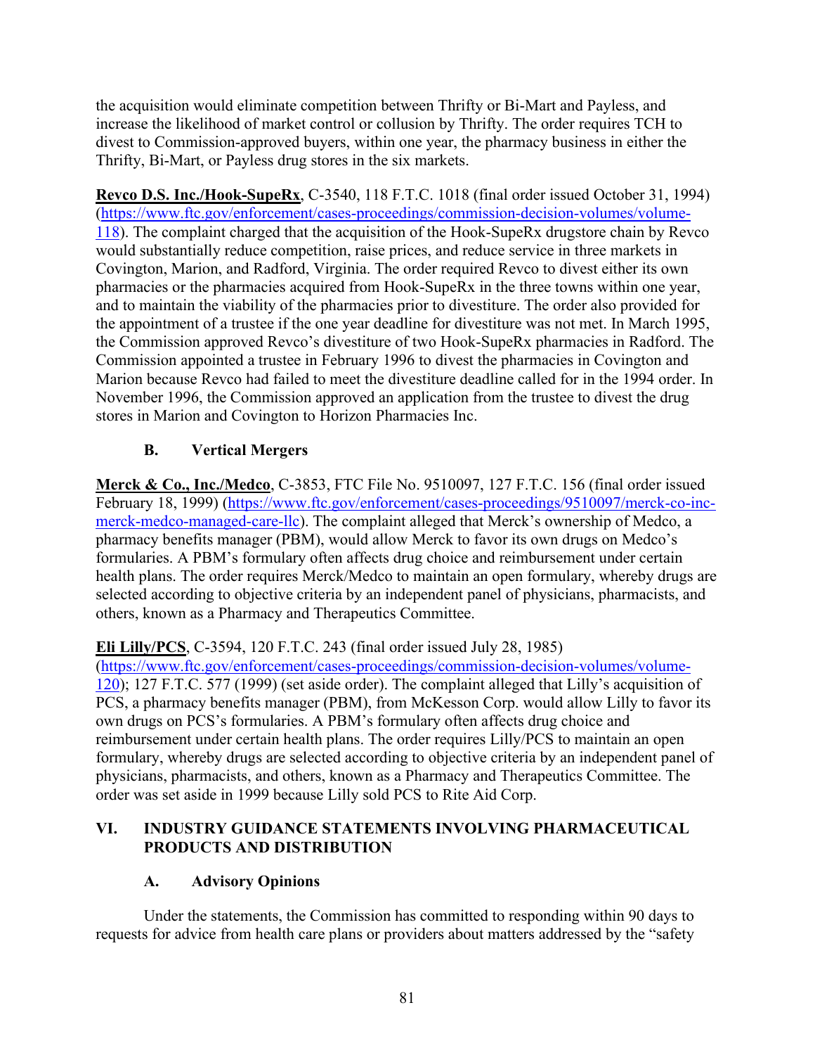the acquisition would eliminate competition between Thrifty or Bi-Mart and Payless, and increase the likelihood of market control or collusion by Thrifty. The order requires TCH to divest to Commission-approved buyers, within one year, the pharmacy business in either the Thrifty, Bi-Mart, or Payless drug stores in the six markets.

**Revco D.S. Inc./Hook-SupeRx**, C-3540, 118 F.T.C. 1018 (final order issued October 31, 1994) (https://www.ftc.gov/enforcement/cases-proceedings/commission-decision-volumes/volume-118). The complaint charged that the acquisition of the Hook-SupeRx drugstore chain by Revco would substantially reduce competition, raise prices, and reduce service in three markets in Covington, Marion, and Radford, Virginia. The order required Revco to divest either its own pharmacies or the pharmacies acquired from Hook-SupeRx in the three towns within one year, and to maintain the viability of the pharmacies prior to divestiture. The order also provided for the appointment of a trustee if the one year deadline for divestiture was not met. In March 1995, the Commission approved Revco's divestiture of two Hook-SupeRx pharmacies in Radford. The Commission appointed a trustee in February 1996 to divest the pharmacies in Covington and Marion because Revco had failed to meet the divestiture deadline called for in the 1994 order. In November 1996, the Commission approved an application from the trustee to divest the drug stores in Marion and Covington to Horizon Pharmacies Inc.

### B. Vertical Mergers

**Merck & Co., Inc./Medco**, C-3853, FTC File No. 9510097, 127 F.T.C. 156 (final order issued February 18, 1999) (https://www.ftc.gov/enforcement/cases-proceedings/9510097/merck-co-inc-merck-medco-managed-care-llc). The complaint alleged that Merck's ownership of Medco, a pharmacy benefits manager (PBM), would allow Merck to favor its own drugs on Medco's formularies. A PBM's formulary often affects drug choice and reimbursement under certain health plans. The order requires Merck/Medco to maintain an open formulary, whereby drugs are selected according to objective criteria by an independent panel of physicians, pharmacists, and others, known as a Pharmacy and Therapeutics Committee.

**Eli Lilly/PCS**, C-3594, 120 F.T.C. 243 (final order issued July 28, 1985) (https://www.ftc.gov/enforcement/cases-proceedings/commission-decision-volumes/volume-120); 127 F.T.C. 577 (1999) (set aside order). The complaint alleged that Lilly's acquisition of PCS, a pharmacy benefits manager (PBM), from McKesson Corp. would allow Lilly to favor its own drugs on PCS's formularies. A PBM's formulary often affects drug choice and reimbursement under certain health plans. The order requires Lilly/PCS to maintain an open formulary, whereby drugs are selected according to objective criteria by an independent panel of physicians, pharmacists, and others, known as a Pharmacy and Therapeutics Committee. The order was set aside in 1999 because Lilly sold PCS to Rite Aid Corp.

## VI. INDUSTRY GUIDANCE STATEMENTS INVOLVING PHARMACEUTICAL PRODUCTS AND DISTRIBUTION

### A. Advisory Opinions

Under the statements, the Commission has committed to responding within 90 days to requests for advice from health care plans or providers about matters addressed by the "safety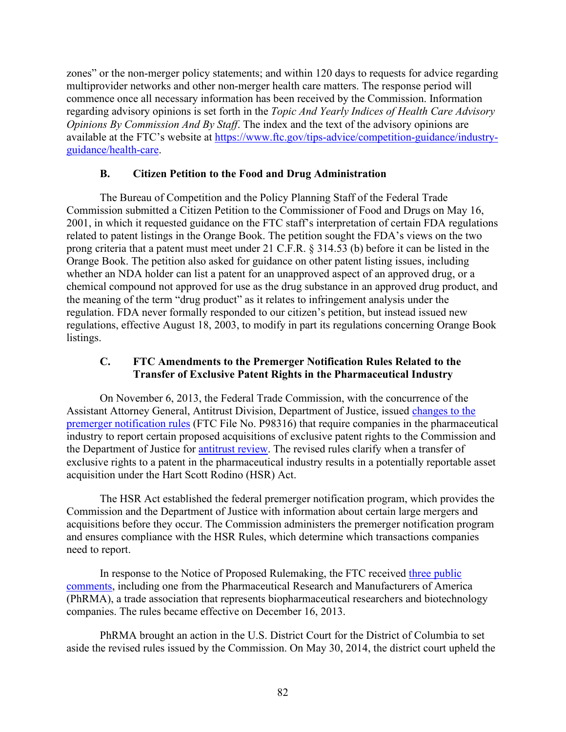zones" or the non-merger policy statements; and within 120 days to requests for advice regarding multiprovider networks and other non-merger health care matters. The response period will commence once all necessary information has been received by the Commission. Information regarding advisory opinions is set forth in the *Topic And Yearly Indices of Health Care Advisory Opinions By Commission And By Staff*. The index and the text of the advisory opinions are available at the FTC's website at https://www.ftc.gov/tips-advice/competition-guidance/industry-guidance/health-care.

### B. Citizen Petition to the Food and Drug Administration

The Bureau of Competition and the Policy Planning Staff of the Federal Trade Commission submitted a Citizen Petition to the Commissioner of Food and Drugs on May 16, 2001, in which it requested guidance on the FTC staff's interpretation of certain FDA regulations related to patent listings in the Orange Book. The petition sought the FDA's views on the two prong criteria that a patent must meet under 21 C.F.R. § 314.53 (b) before it can be listed in the Orange Book. The petition also asked for guidance on other patent listing issues, including whether an NDA holder can list a patent for an unapproved aspect of an approved drug, or a chemical compound not approved for use as the drug substance in an approved drug product, and the meaning of the term "drug product" as it relates to infringement analysis under the regulation. FDA never formally responded to our citizen's petition, but instead issued new regulations, effective August 18, 2003, to modify in part its regulations concerning Orange Book listings.

### C. FTC Amendments to the Premerger Notification Rules Related to the Transfer of Exclusive Patent Rights in the Pharmaceutical Industry

On November 6, 2013, the Federal Trade Commission, with the concurrence of the Assistant Attorney General, Antitrust Division, Department of Justice, issued changes to the premerger notification rules (FTC File No. P98316) that require companies in the pharmaceutical industry to report certain proposed acquisitions of exclusive patent rights to the Commission and the Department of Justice for antitrust review. The revised rules clarify when a transfer of exclusive rights to a patent in the pharmaceutical industry results in a potentially reportable asset acquisition under the Hart Scott Rodino (HSR) Act.

The HSR Act established the federal premerger notification program, which provides the Commission and the Department of Justice with information about certain large mergers and acquisitions before they occur. The Commission administers the premerger notification program and ensures compliance with the HSR Rules, which determine which transactions companies need to report.

In response to the Notice of Proposed Rulemaking, the FTC received three public comments, including one from the Pharmaceutical Research and Manufacturers of America (PhRMA), a trade association that represents biopharmaceutical researchers and biotechnology companies. The rules became effective on December 16, 2013.

PhRMA brought an action in the U.S. District Court for the District of Columbia to set aside the revised rules issued by the Commission. On May 30, 2014, the district court upheld the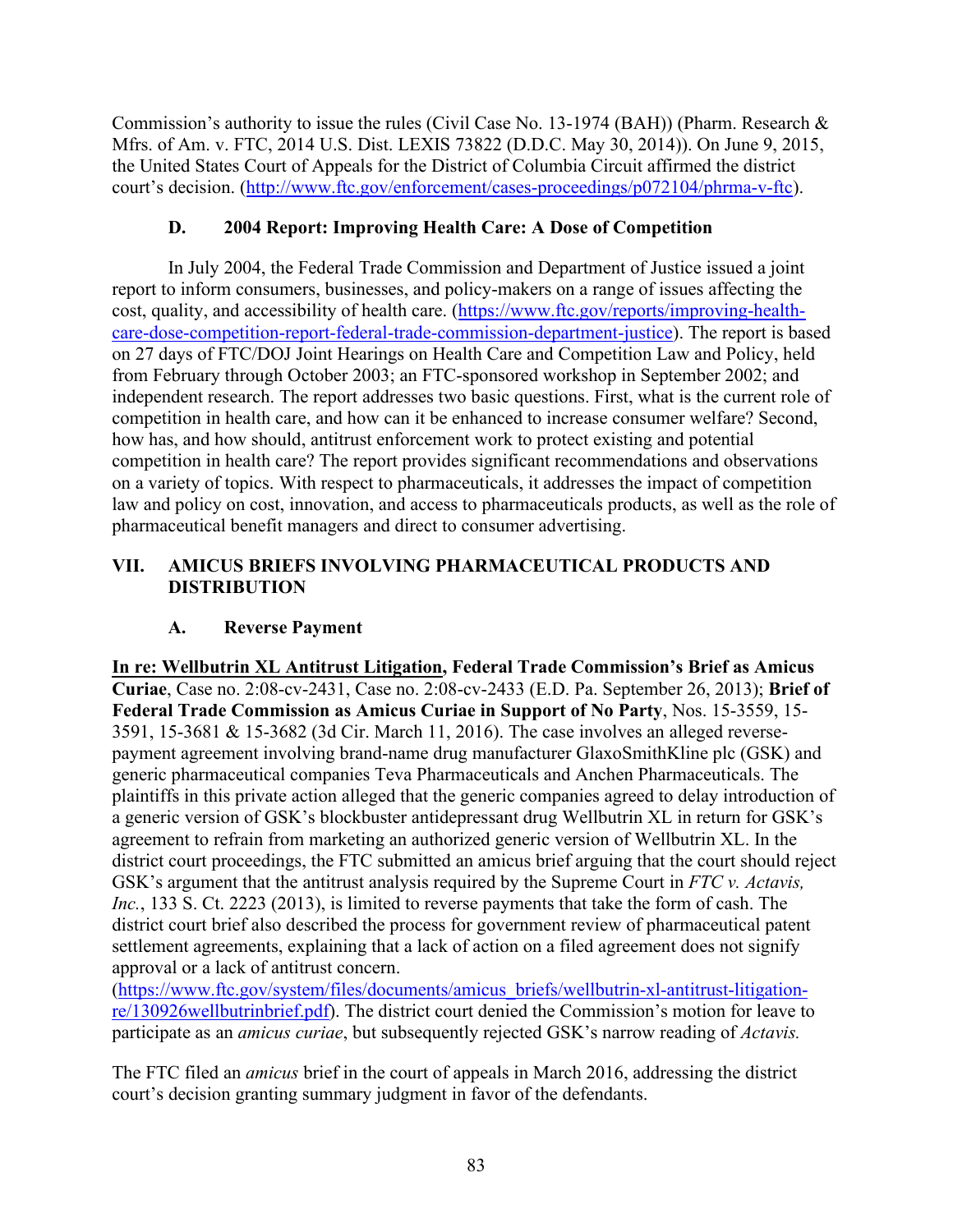Commission's authority to issue the rules (Civil Case No. 13-1974 (BAH)) (Pharm. Research & Mfrs. of Am. v. FTC, 2014 U.S. Dist. LEXIS 73822 (D.D.C. May 30, 2014)). On June 9, 2015, the United States Court of Appeals for the District of Columbia Circuit affirmed the district court's decision. (http://www.ftc.gov/enforcement/cases-proceedings/p072104/phrma-v-ftc).

### D. 2004 Report: Improving Health Care: A Dose of Competition

In July 2004, the Federal Trade Commission and Department of Justice issued a joint report to inform consumers, businesses, and policy-makers on a range of issues affecting the cost, quality, and accessibility of health care. (https://www.ftc.gov/reports/improving-health-care-dose-competition-report-federal-trade-commission-department-justice). The report is based on 27 days of FTC/DOJ Joint Hearings on Health Care and Competition Law and Policy, held from February through October 2003; an FTC-sponsored workshop in September 2002; and independent research. The report addresses two basic questions. First, what is the current role of competition in health care, and how can it be enhanced to increase consumer welfare? Second, how has, and how should, antitrust enforcement work to protect existing and potential competition in health care? The report provides significant recommendations and observations on a variety of topics. With respect to pharmaceuticals, it addresses the impact of competition law and policy on cost, innovation, and access to pharmaceuticals products, as well as the role of pharmaceutical benefit managers and direct to consumer advertising.

## VII. AMICUS BRIEFS INVOLVING PHARMACEUTICAL PRODUCTS AND DISTRIBUTION

### A. Reverse Payment

**<u>In re: Wellbutrin XL Antitrust Litigation</u>, Federal Trade Commission's Brief as Amicus Curiae**, Case no. 2:08-cv-2431, Case no. 2:08-cv-2433 (E.D. Pa. September 26, 2013); **Brief of Federal Trade Commission as Amicus Curiae in Support of No Party**, Nos. 15-3559, 15-3591, 15-3681 & 15-3682 (3d Cir. March 11, 2016). The case involves an alleged reverse-payment agreement involving brand-name drug manufacturer GlaxoSmithKline plc (GSK) and generic pharmaceutical companies Teva Pharmaceuticals and Anchen Pharmaceuticals. The plaintiffs in this private action alleged that the generic companies agreed to delay introduction of a generic version of GSK's blockbuster antidepressant drug Wellbutrin XL in return for GSK's agreement to refrain from marketing an authorized generic version of Wellbutrin XL. In the district court proceedings, the FTC submitted an amicus brief arguing that the court should reject GSK's argument that the antitrust analysis required by the Supreme Court in *FTC v. Actavis, Inc.*, 133 S. Ct. 2223 (2013), is limited to reverse payments that take the form of cash. The district court brief also described the process for government review of pharmaceutical patent settlement agreements, explaining that a lack of action on a filed agreement does not signify approval or a lack of antitrust concern. (https://www.ftc.gov/system/files/documents/amicus_briefs/wellbutrin-xl-antitrust-litigation-re/130926wellbutrinbrief.pdf). The district court denied the Commission's motion for leave to participate as an *amicus curiae*, but subsequently rejected GSK's narrow reading of *Actavis.*

The FTC filed an *amicus* brief in the court of appeals in March 2016, addressing the district court's decision granting summary judgment in favor of the defendants.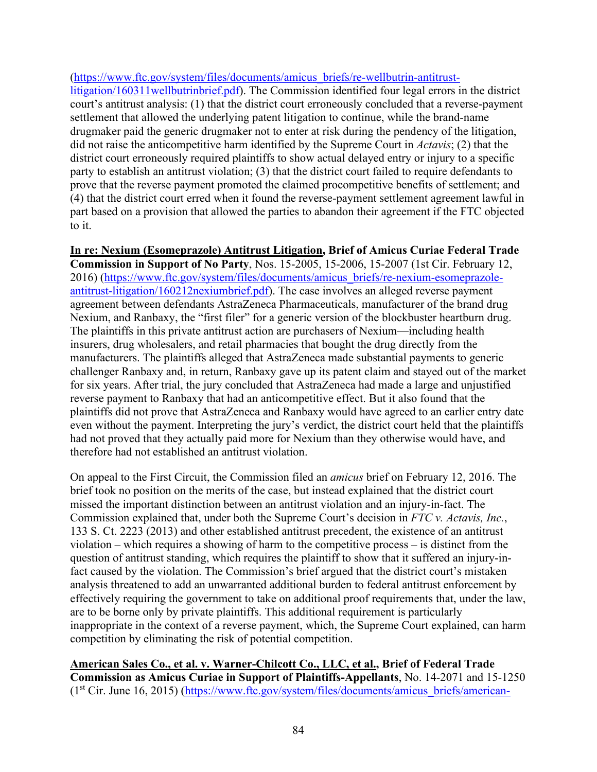(https://www.ftc.gov/system/files/documents/amicus_briefs/re-wellbutrin-antitrust-litigation/160311wellbutrinbrief.pdf). The Commission identified four legal errors in the district court's antitrust analysis: (1) that the district court erroneously concluded that a reverse-payment settlement that allowed the underlying patent litigation to continue, while the brand-name drugmaker paid the generic drugmaker not to enter at risk during the pendency of the litigation, did not raise the anticompetitive harm identified by the Supreme Court in *Actavis*; (2) that the district court erroneously required plaintiffs to show actual delayed entry or injury to a specific party to establish an antitrust violation; (3) that the district court failed to require defendants to prove that the reverse payment promoted the claimed procompetitive benefits of settlement; and (4) that the district court erred when it found the reverse-payment settlement agreement lawful in part based on a provision that allowed the parties to abandon their agreement if the FTC objected to it.

**<u>In re: Nexium (Esomeprazole) Antitrust Litigation</u>, Brief of Amicus Curiae Federal Trade Commission in Support of No Party**, Nos. 15-2005, 15-2006, 15-2007 (1st Cir. February 12, 2016) (https://www.ftc.gov/system/files/documents/amicus_briefs/re-nexium-esomeprazole-antitrust-litigation/160212nexiumbrief.pdf). The case involves an alleged reverse payment agreement between defendants AstraZeneca Pharmaceuticals, manufacturer of the brand drug Nexium, and Ranbaxy, the "first filer" for a generic version of the blockbuster heartburn drug. The plaintiffs in this private antitrust action are purchasers of Nexium—including health insurers, drug wholesalers, and retail pharmacies that bought the drug directly from the manufacturers. The plaintiffs alleged that AstraZeneca made substantial payments to generic challenger Ranbaxy and, in return, Ranbaxy gave up its patent claim and stayed out of the market for six years. After trial, the jury concluded that AstraZeneca had made a large and unjustified reverse payment to Ranbaxy that had an anticompetitive effect. But it also found that the plaintiffs did not prove that AstraZeneca and Ranbaxy would have agreed to an earlier entry date even without the payment. Interpreting the jury's verdict, the district court held that the plaintiffs had not proved that they actually paid more for Nexium than they otherwise would have, and therefore had not established an antitrust violation.

On appeal to the First Circuit, the Commission filed an *amicus* brief on February 12, 2016. The brief took no position on the merits of the case, but instead explained that the district court missed the important distinction between an antitrust violation and an injury-in-fact. The Commission explained that, under both the Supreme Court's decision in *FTC v. Actavis, Inc.*, 133 S. Ct. 2223 (2013) and other established antitrust precedent, the existence of an antitrust violation – which requires a showing of harm to the competitive process – is distinct from the question of antitrust standing, which requires the plaintiff to show that it suffered an injury-in-fact caused by the violation. The Commission's brief argued that the district court's mistaken analysis threatened to add an unwarranted additional burden to federal antitrust enforcement by effectively requiring the government to take on additional proof requirements that, under the law, are to be borne only by private plaintiffs. This additional requirement is particularly inappropriate in the context of a reverse payment, which, the Supreme Court explained, can harm competition by eliminating the risk of potential competition.

**<u>American Sales Co., et al. v. Warner-Chilcott Co., LLC, et al.</u>, Brief of Federal Trade Commission as Amicus Curiae in Support of Plaintiffs-Appellants**, No. 14-2071 and 15-1250 (1st Cir. June 16, 2015) (https://www.ftc.gov/system/files/documents/amicus_briefs/american-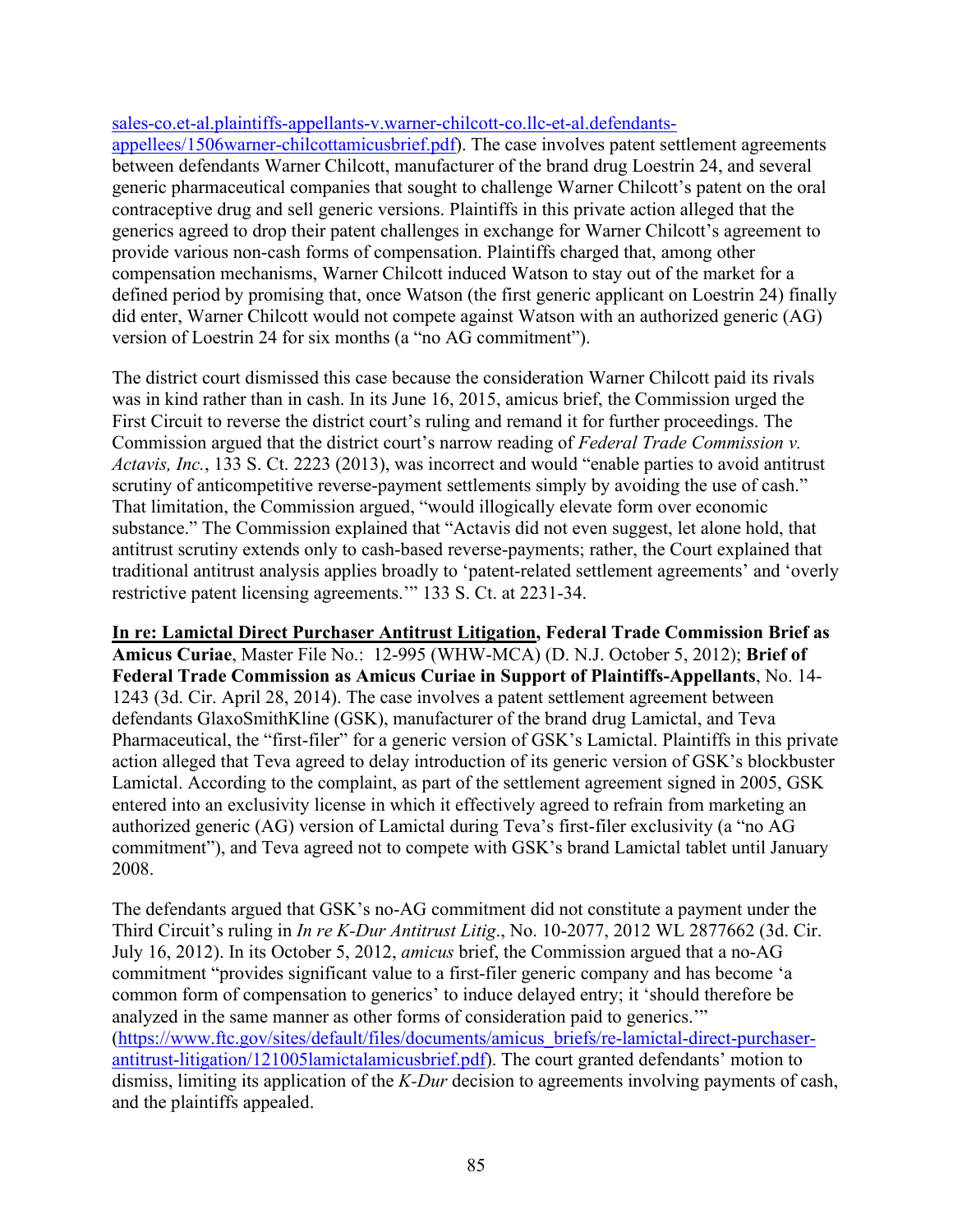sales-co.et-al.plaintiffs-appellants-v.warner-chilcott-co.llc-et-al.defendants-appellees/1506warner-chilcottamicusbrief.pdf). The case involves patent settlement agreements between defendants Warner Chilcott, manufacturer of the brand drug Loestrin 24, and several generic pharmaceutical companies that sought to challenge Warner Chilcott's patent on the oral contraceptive drug and sell generic versions. Plaintiffs in this private action alleged that the generics agreed to drop their patent challenges in exchange for Warner Chilcott's agreement to provide various non-cash forms of compensation. Plaintiffs charged that, among other compensation mechanisms, Warner Chilcott induced Watson to stay out of the market for a defined period by promising that, once Watson (the first generic applicant on Loestrin 24) finally did enter, Warner Chilcott would not compete against Watson with an authorized generic (AG) version of Loestrin 24 for six months (a "no AG commitment").

The district court dismissed this case because the consideration Warner Chilcott paid its rivals was in kind rather than in cash. In its June 16, 2015, amicus brief, the Commission urged the First Circuit to reverse the district court's ruling and remand it for further proceedings. The Commission argued that the district court's narrow reading of *Federal Trade Commission v. Actavis, Inc.*, 133 S. Ct. 2223 (2013), was incorrect and would "enable parties to avoid antitrust scrutiny of anticompetitive reverse-payment settlements simply by avoiding the use of cash." That limitation, the Commission argued, "would illogically elevate form over economic substance." The Commission explained that "Actavis did not even suggest, let alone hold, that antitrust scrutiny extends only to cash-based reverse-payments; rather, the Court explained that traditional antitrust analysis applies broadly to 'patent-related settlement agreements' and 'overly restrictive patent licensing agreements.'" 133 S. Ct. at 2231-34.

**<u>In re: Lamictal Direct Purchaser Antitrust Litigation</u>, Federal Trade Commission Brief as Amicus Curiae**, Master File No.: 12-995 (WHW-MCA) (D. N.J. October 5, 2012); **Brief of Federal Trade Commission as Amicus Curiae in Support of Plaintiffs-Appellants**, No. 14-1243 (3d. Cir. April 28, 2014). The case involves a patent settlement agreement between defendants GlaxoSmithKline (GSK), manufacturer of the brand drug Lamictal, and Teva Pharmaceutical, the "first-filer" for a generic version of GSK's Lamictal. Plaintiffs in this private action alleged that Teva agreed to delay introduction of its generic version of GSK's blockbuster Lamictal. According to the complaint, as part of the settlement agreement signed in 2005, GSK entered into an exclusivity license in which it effectively agreed to refrain from marketing an authorized generic (AG) version of Lamictal during Teva's first-filer exclusivity (a "no AG commitment"), and Teva agreed not to compete with GSK's brand Lamictal tablet until January 2008.

The defendants argued that GSK's no-AG commitment did not constitute a payment under the Third Circuit's ruling in *In re K-Dur Antitrust Litig*., No. 10-2077, 2012 WL 2877662 (3d. Cir. July 16, 2012). In its October 5, 2012, *amicus* brief, the Commission argued that a no-AG commitment "provides significant value to a first-filer generic company and has become 'a common form of compensation to generics' to induce delayed entry; it 'should therefore be analyzed in the same manner as other forms of consideration paid to generics.'" (https://www.ftc.gov/sites/default/files/documents/amicus_briefs/re-lamictal-direct-purchaser-antitrust-litigation/121005lamictalamicusbrief.pdf). The court granted defendants' motion to dismiss, limiting its application of the *K-Dur* decision to agreements involving payments of cash, and the plaintiffs appealed.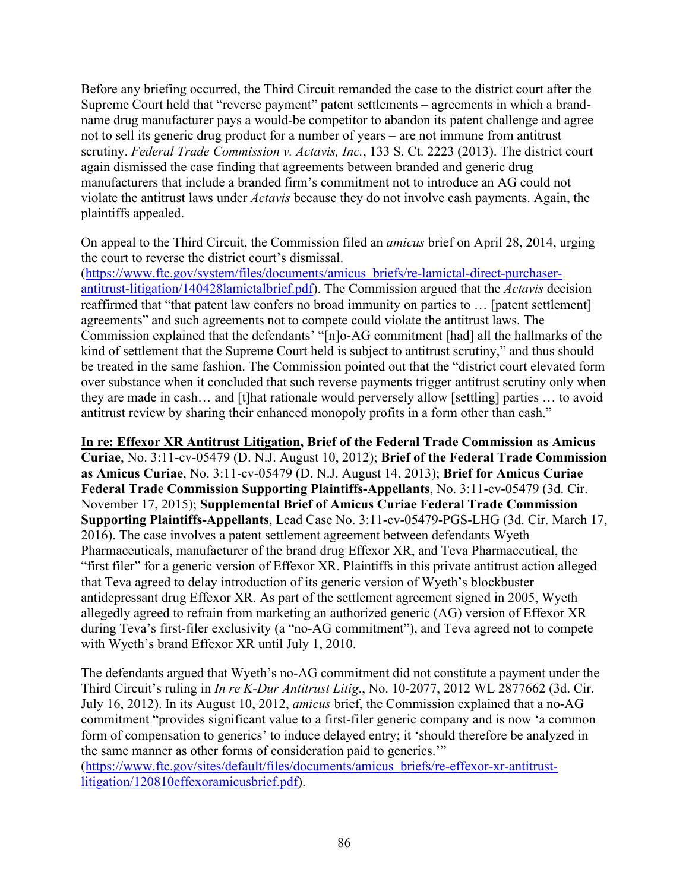Before any briefing occurred, the Third Circuit remanded the case to the district court after the Supreme Court held that "reverse payment" patent settlements – agreements in which a brand-name drug manufacturer pays a would-be competitor to abandon its patent challenge and agree not to sell its generic drug product for a number of years – are not immune from antitrust scrutiny. *Federal Trade Commission v. Actavis, Inc.*, 133 S. Ct. 2223 (2013). The district court again dismissed the case finding that agreements between branded and generic drug manufacturers that include a branded firm's commitment not to introduce an AG could not violate the antitrust laws under *Actavis* because they do not involve cash payments. Again, the plaintiffs appealed.

On appeal to the Third Circuit, the Commission filed an *amicus* brief on April 28, 2014, urging the court to reverse the district court's dismissal. (https://www.ftc.gov/system/files/documents/amicus_briefs/re-lamictal-direct-purchaser-antitrust-litigation/140428lamictalbrief.pdf). The Commission argued that the *Actavis* decision reaffirmed that "that patent law confers no broad immunity on parties to … [patent settlement] agreements" and such agreements not to compete could violate the antitrust laws. The Commission explained that the defendants' "[n]o-AG commitment [had] all the hallmarks of the kind of settlement that the Supreme Court held is subject to antitrust scrutiny," and thus should be treated in the same fashion. The Commission pointed out that the "district court elevated form over substance when it concluded that such reverse payments trigger antitrust scrutiny only when they are made in cash… and [t]hat rationale would perversely allow [settling] parties … to avoid antitrust review by sharing their enhanced monopoly profits in a form other than cash."

**<u>In re: Effexor XR Antitrust Litigation</u>, Brief of the Federal Trade Commission as Amicus Curiae**, No. 3:11-cv-05479 (D. N.J. August 10, 2012); **Brief of the Federal Trade Commission as Amicus Curiae**, No. 3:11-cv-05479 (D. N.J. August 14, 2013); **Brief for Amicus Curiae Federal Trade Commission Supporting Plaintiffs-Appellants**, No. 3:11-cv-05479 (3d. Cir. November 17, 2015); **Supplemental Brief of Amicus Curiae Federal Trade Commission Supporting Plaintiffs-Appellants**, Lead Case No. 3:11-cv-05479-PGS-LHG (3d. Cir. March 17, 2016). The case involves a patent settlement agreement between defendants Wyeth Pharmaceuticals, manufacturer of the brand drug Effexor XR, and Teva Pharmaceutical, the "first filer" for a generic version of Effexor XR. Plaintiffs in this private antitrust action alleged that Teva agreed to delay introduction of its generic version of Wyeth's blockbuster antidepressant drug Effexor XR. As part of the settlement agreement signed in 2005, Wyeth allegedly agreed to refrain from marketing an authorized generic (AG) version of Effexor XR during Teva's first-filer exclusivity (a "no-AG commitment"), and Teva agreed not to compete with Wyeth's brand Effexor XR until July 1, 2010.

The defendants argued that Wyeth's no-AG commitment did not constitute a payment under the Third Circuit's ruling in *In re K-Dur Antitrust Litig*., No. 10-2077, 2012 WL 2877662 (3d. Cir. July 16, 2012). In its August 10, 2012, *amicus* brief, the Commission explained that a no-AG commitment "provides significant value to a first-filer generic company and is now 'a common form of compensation to generics' to induce delayed entry; it 'should therefore be analyzed in the same manner as other forms of consideration paid to generics.'" (https://www.ftc.gov/sites/default/files/documents/amicus_briefs/re-effexor-xr-antitrust-litigation/120810effexoramicusbrief.pdf).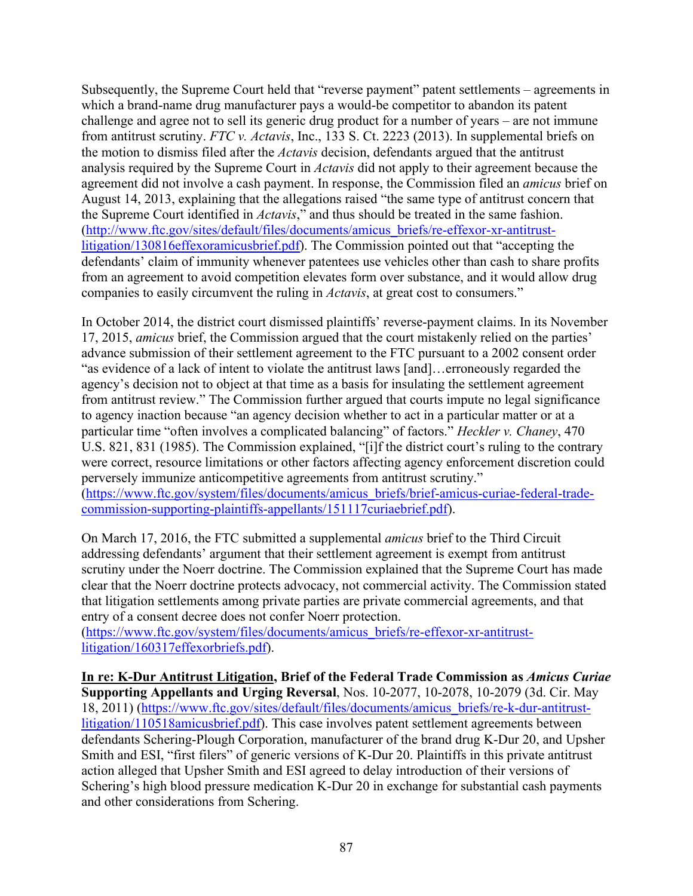Subsequently, the Supreme Court held that "reverse payment" patent settlements – agreements in which a brand-name drug manufacturer pays a would-be competitor to abandon its patent challenge and agree not to sell its generic drug product for a number of years – are not immune from antitrust scrutiny. *FTC v. Actavis*, Inc., 133 S. Ct. 2223 (2013). In supplemental briefs on the motion to dismiss filed after the *Actavis* decision, defendants argued that the antitrust analysis required by the Supreme Court in *Actavis* did not apply to their agreement because the agreement did not involve a cash payment. In response, the Commission filed an *amicus* brief on August 14, 2013, explaining that the allegations raised "the same type of antitrust concern that the Supreme Court identified in *Actavis*," and thus should be treated in the same fashion. (http://www.ftc.gov/sites/default/files/documents/amicus_briefs/re-effexor-xr-antitrust-litigation/130816effexoramicusbrief.pdf). The Commission pointed out that "accepting the defendants' claim of immunity whenever patentees use vehicles other than cash to share profits from an agreement to avoid competition elevates form over substance, and it would allow drug companies to easily circumvent the ruling in *Actavis*, at great cost to consumers."

In October 2014, the district court dismissed plaintiffs' reverse-payment claims. In its November 17, 2015, *amicus* brief, the Commission argued that the court mistakenly relied on the parties' advance submission of their settlement agreement to the FTC pursuant to a 2002 consent order "as evidence of a lack of intent to violate the antitrust laws [and]…erroneously regarded the agency's decision not to object at that time as a basis for insulating the settlement agreement from antitrust review." The Commission further argued that courts impute no legal significance to agency inaction because "an agency decision whether to act in a particular matter or at a particular time "often involves a complicated balancing" of factors." *Heckler v. Chaney*, 470 U.S. 821, 831 (1985). The Commission explained, "[i]f the district court's ruling to the contrary were correct, resource limitations or other factors affecting agency enforcement discretion could perversely immunize anticompetitive agreements from antitrust scrutiny." (https://www.ftc.gov/system/files/documents/amicus_briefs/brief-amicus-curiae-federal-trade-commission-supporting-plaintiffs-appellants/151117curiaebrief.pdf).

On March 17, 2016, the FTC submitted a supplemental *amicus* brief to the Third Circuit addressing defendants' argument that their settlement agreement is exempt from antitrust scrutiny under the Noerr doctrine. The Commission explained that the Supreme Court has made clear that the Noerr doctrine protects advocacy, not commercial activity. The Commission stated that litigation settlements among private parties are private commercial agreements, and that entry of a consent decree does not confer Noerr protection. (https://www.ftc.gov/system/files/documents/amicus_briefs/re-effexor-xr-antitrust-litigation/160317effexorbriefs.pdf).

**In re: K-Dur Antitrust Litigation, Brief of the Federal Trade Commission as *Amicus Curiae* Supporting Appellants and Urging Reversal**, Nos. 10-2077, 10-2078, 10-2079 (3d. Cir. May 18, 2011) (https://www.ftc.gov/sites/default/files/documents/amicus_briefs/re-k-dur-antitrust-litigation/110518amicusbrief.pdf). This case involves patent settlement agreements between defendants Schering-Plough Corporation, manufacturer of the brand drug K-Dur 20, and Upsher Smith and ESI, "first filers" of generic versions of K-Dur 20. Plaintiffs in this private antitrust action alleged that Upsher Smith and ESI agreed to delay introduction of their versions of Schering's high blood pressure medication K-Dur 20 in exchange for substantial cash payments and other considerations from Schering.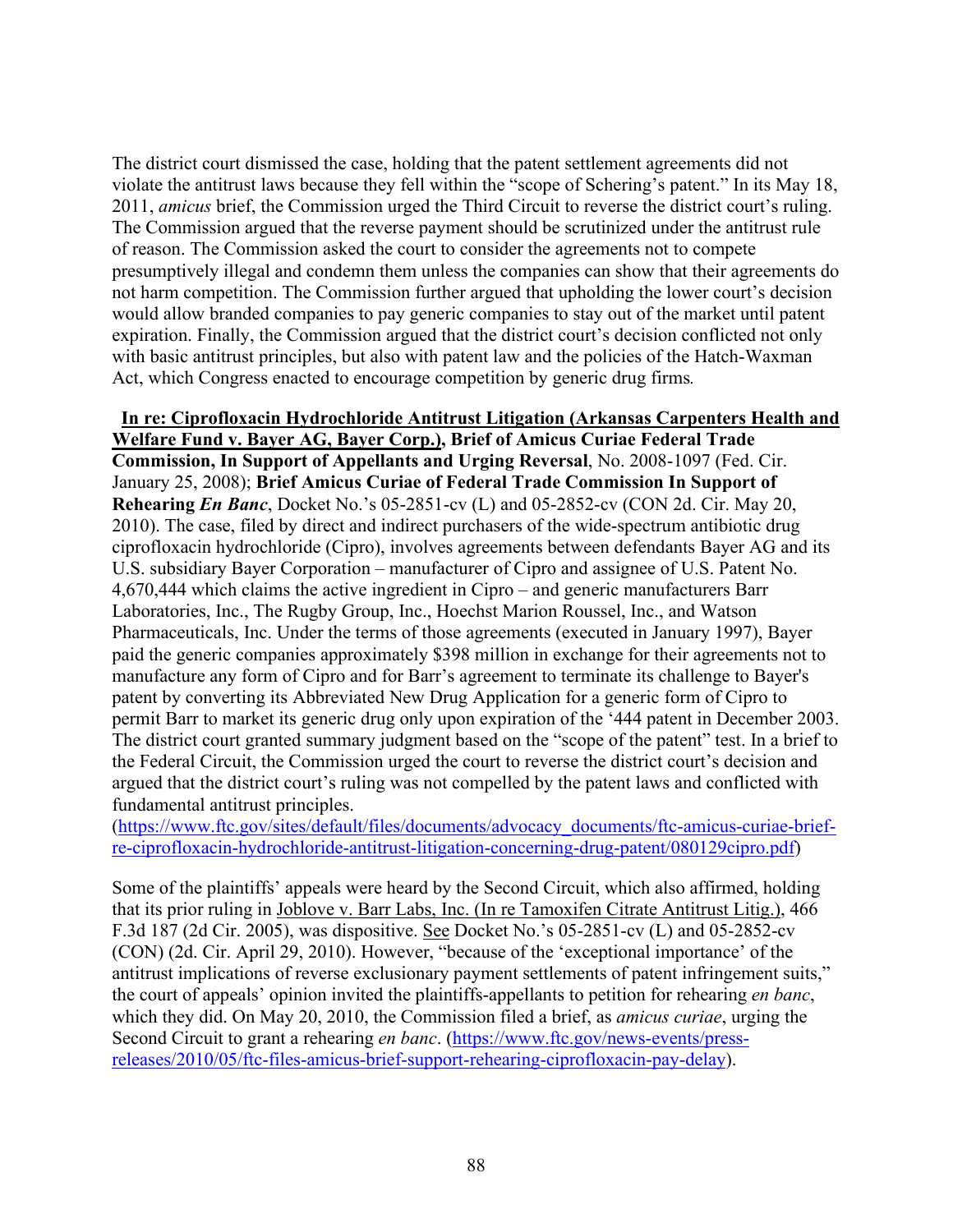The district court dismissed the case, holding that the patent settlement agreements did not violate the antitrust laws because they fell within the "scope of Schering's patent." In its May 18, 2011, *amicus* brief, the Commission urged the Third Circuit to reverse the district court's ruling. The Commission argued that the reverse payment should be scrutinized under the antitrust rule of reason. The Commission asked the court to consider the agreements not to compete presumptively illegal and condemn them unless the companies can show that their agreements do not harm competition. The Commission further argued that upholding the lower court's decision would allow branded companies to pay generic companies to stay out of the market until patent expiration. Finally, the Commission argued that the district court's decision conflicted not only with basic antitrust principles, but also with patent law and the policies of the Hatch-Waxman Act, which Congress enacted to encourage competition by generic drug firms.

**In re: Ciprofloxacin Hydrochloride Antitrust Litigation (Arkansas Carpenters Health and Welfare Fund v. Bayer AG, Bayer Corp.), Brief of Amicus Curiae Federal Trade Commission, In Support of Appellants and Urging Reversal**, No. 2008-1097 (Fed. Cir. January 25, 2008); **Brief Amicus Curiae of Federal Trade Commission In Support of Rehearing *En Banc***, Docket No.'s 05-2851-cv (L) and 05-2852-cv (CON 2d. Cir. May 20, 2010). The case, filed by direct and indirect purchasers of the wide-spectrum antibiotic drug ciprofloxacin hydrochloride (Cipro), involves agreements between defendants Bayer AG and its U.S. subsidiary Bayer Corporation – manufacturer of Cipro and assignee of U.S. Patent No. 4,670,444 which claims the active ingredient in Cipro – and generic manufacturers Barr Laboratories, Inc., The Rugby Group, Inc., Hoechst Marion Roussel, Inc., and Watson Pharmaceuticals, Inc. Under the terms of those agreements (executed in January 1997), Bayer paid the generic companies approximately $398 million in exchange for their agreements not to manufacture any form of Cipro and for Barr's agreement to terminate its challenge to Bayer's patent by converting its Abbreviated New Drug Application for a generic form of Cipro to permit Barr to market its generic drug only upon expiration of the '444 patent in December 2003. The district court granted summary judgment based on the "scope of the patent" test. In a brief to the Federal Circuit, the Commission urged the court to reverse the district court's decision and argued that the district court's ruling was not compelled by the patent laws and conflicted with fundamental antitrust principles.
(https://www.ftc.gov/sites/default/files/documents/advocacy_documents/ftc-amicus-curiae-brief-re-ciprofloxacin-hydrochloride-antitrust-litigation-concerning-drug-patent/080129cipro.pdf)

Some of the plaintiffs' appeals were heard by the Second Circuit, which also affirmed, holding that its prior ruling in Joblove v. Barr Labs, Inc. (In re Tamoxifen Citrate Antitrust Litig.), 466 F.3d 187 (2d Cir. 2005), was dispositive. See Docket No.'s 05-2851-cv (L) and 05-2852-cv (CON) (2d. Cir. April 29, 2010). However, "because of the 'exceptional importance' of the antitrust implications of reverse exclusionary payment settlements of patent infringement suits," the court of appeals' opinion invited the plaintiffs-appellants to petition for rehearing *en banc*, which they did. On May 20, 2010, the Commission filed a brief, as *amicus curiae*, urging the Second Circuit to grant a rehearing *en banc*. (https://www.ftc.gov/news-events/press-releases/2010/05/ftc-files-amicus-brief-support-rehearing-ciprofloxacin-pay-delay).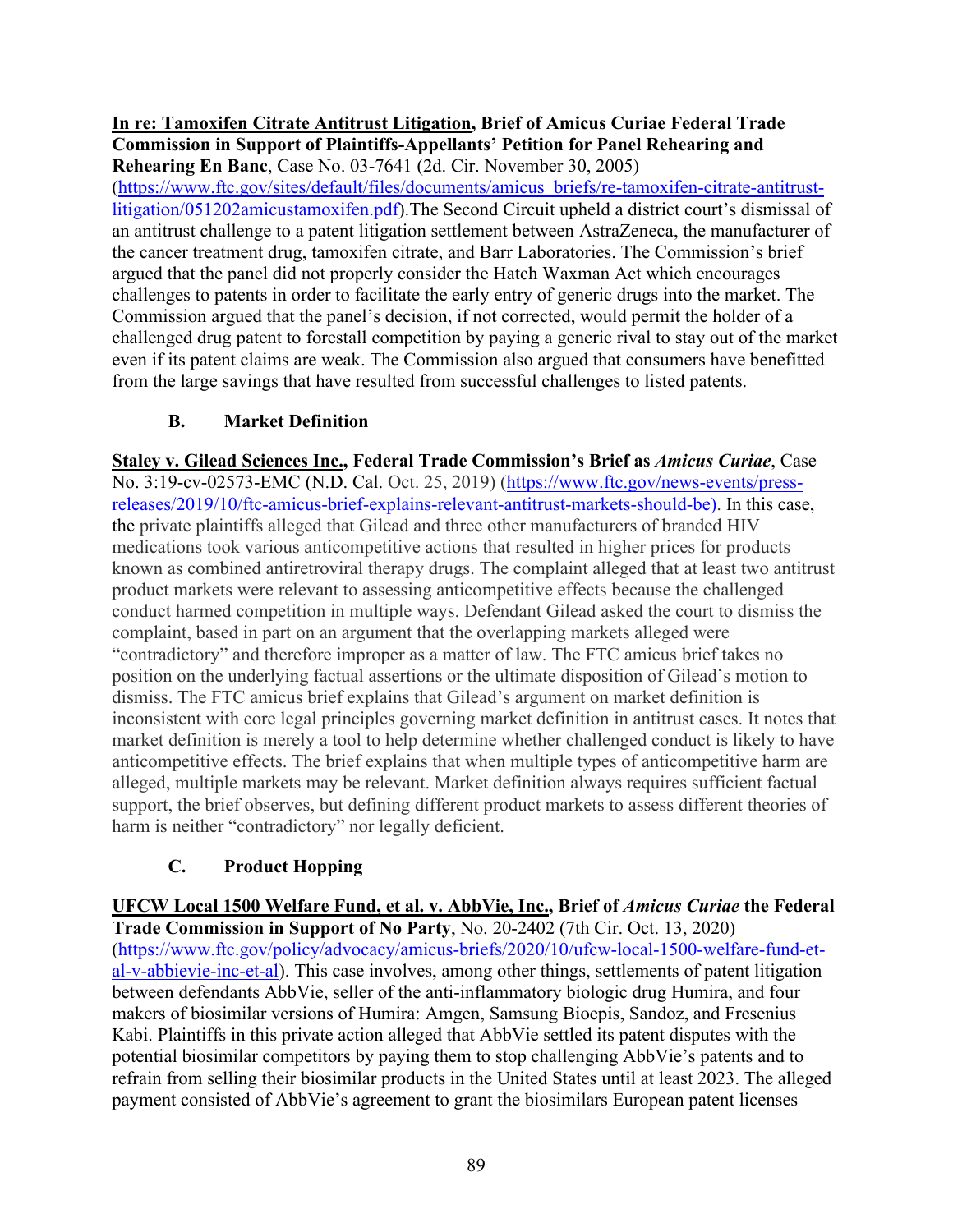**In re: Tamoxifen Citrate Antitrust Litigation, Brief of Amicus Curiae Federal Trade Commission in Support of Plaintiffs-Appellants' Petition for Panel Rehearing and Rehearing En Banc**, Case No. 03-7641 (2d. Cir. November 30, 2005) (https://www.ftc.gov/sites/default/files/documents/amicus_briefs/re-tamoxifen-citrate-antitrust-litigation/051202amicustamoxifen.pdf).The Second Circuit upheld a district court's dismissal of an antitrust challenge to a patent litigation settlement between AstraZeneca, the manufacturer of the cancer treatment drug, tamoxifen citrate, and Barr Laboratories. The Commission's brief argued that the panel did not properly consider the Hatch Waxman Act which encourages challenges to patents in order to facilitate the early entry of generic drugs into the market. The Commission argued that the panel's decision, if not corrected, would permit the holder of a challenged drug patent to forestall competition by paying a generic rival to stay out of the market even if its patent claims are weak. The Commission also argued that consumers have benefitted from the large savings that have resulted from successful challenges to listed patents.

### B. Market Definition

**Staley v. Gilead Sciences Inc., Federal Trade Commission's Brief as *Amicus Curiae***, Case No. 3:19-cv-02573-EMC (N.D. Cal. Oct. 25, 2019) (https://www.ftc.gov/news-events/press-releases/2019/10/ftc-amicus-brief-explains-relevant-antitrust-markets-should-be). In this case, the private plaintiffs alleged that Gilead and three other manufacturers of branded HIV medications took various anticompetitive actions that resulted in higher prices for products known as combined antiretroviral therapy drugs. The complaint alleged that at least two antitrust product markets were relevant to assessing anticompetitive effects because the challenged conduct harmed competition in multiple ways. Defendant Gilead asked the court to dismiss the complaint, based in part on an argument that the overlapping markets alleged were "contradictory" and therefore improper as a matter of law. The FTC amicus brief takes no position on the underlying factual assertions or the ultimate disposition of Gilead's motion to dismiss. The FTC amicus brief explains that Gilead's argument on market definition is inconsistent with core legal principles governing market definition in antitrust cases. It notes that market definition is merely a tool to help determine whether challenged conduct is likely to have anticompetitive effects. The brief explains that when multiple types of anticompetitive harm are alleged, multiple markets may be relevant. Market definition always requires sufficient factual support, the brief observes, but defining different product markets to assess different theories of harm is neither "contradictory" nor legally deficient.

### C. Product Hopping

**UFCW Local 1500 Welfare Fund, et al. v. AbbVie, Inc., Brief of *Amicus Curiae* the Federal Trade Commission in Support of No Party**, No. 20-2402 (7th Cir. Oct. 13, 2020) (https://www.ftc.gov/policy/advocacy/amicus-briefs/2020/10/ufcw-local-1500-welfare-fund-et-al-v-abbievie-inc-et-al). This case involves, among other things, settlements of patent litigation between defendants AbbVie, seller of the anti-inflammatory biologic drug Humira, and four makers of biosimilar versions of Humira: Amgen, Samsung Bioepis, Sandoz, and Fresenius Kabi. Plaintiffs in this private action alleged that AbbVie settled its patent disputes with the potential biosimilar competitors by paying them to stop challenging AbbVie's patents and to refrain from selling their biosimilar products in the United States until at least 2023. The alleged payment consisted of AbbVie's agreement to grant the biosimilars European patent licenses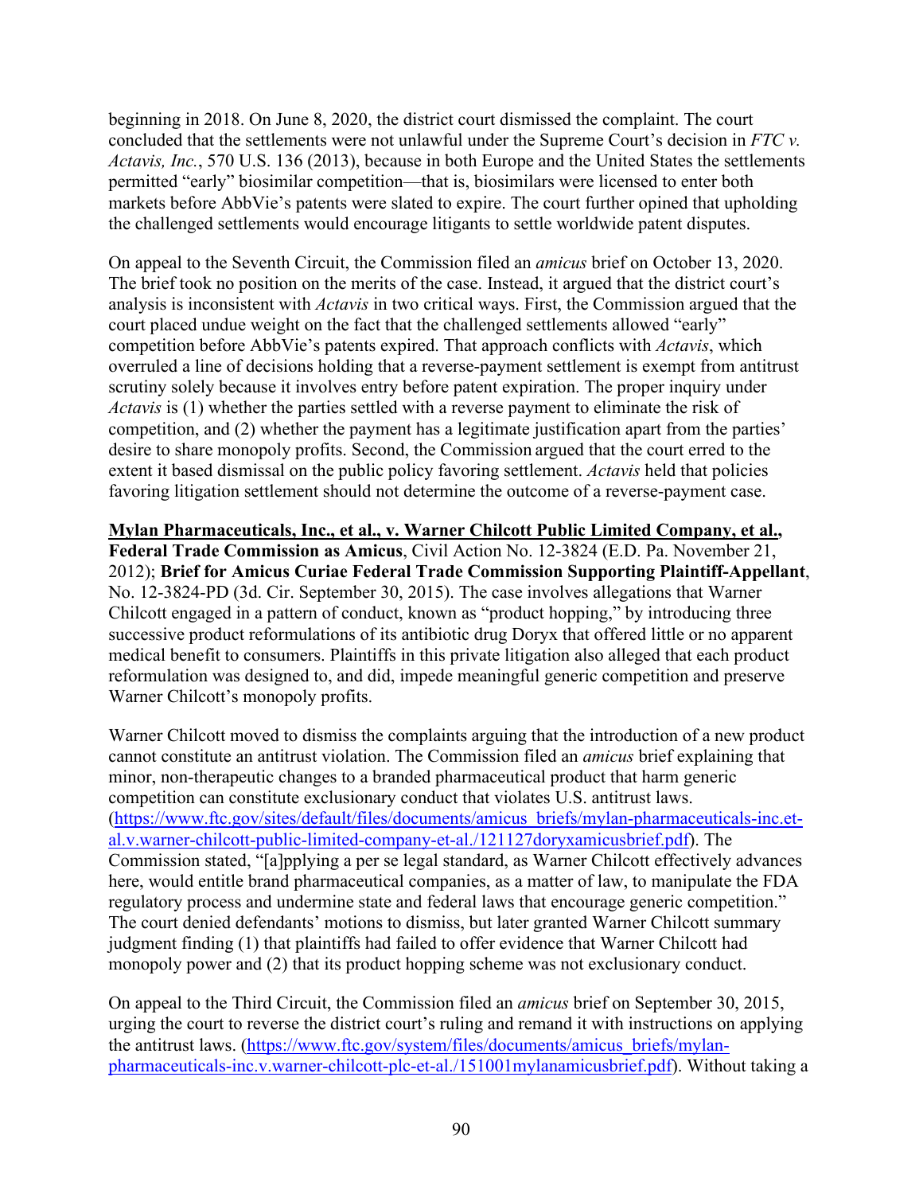beginning in 2018. On June 8, 2020, the district court dismissed the complaint. The court concluded that the settlements were not unlawful under the Supreme Court's decision in *FTC v. Actavis, Inc.*, 570 U.S. 136 (2013), because in both Europe and the United States the settlements permitted "early" biosimilar competition—that is, biosimilars were licensed to enter both markets before AbbVie's patents were slated to expire. The court further opined that upholding the challenged settlements would encourage litigants to settle worldwide patent disputes.

On appeal to the Seventh Circuit, the Commission filed an *amicus* brief on October 13, 2020. The brief took no position on the merits of the case. Instead, it argued that the district court's analysis is inconsistent with *Actavis* in two critical ways. First, the Commission argued that the court placed undue weight on the fact that the challenged settlements allowed "early" competition before AbbVie's patents expired. That approach conflicts with *Actavis*, which overruled a line of decisions holding that a reverse-payment settlement is exempt from antitrust scrutiny solely because it involves entry before patent expiration. The proper inquiry under *Actavis* is (1) whether the parties settled with a reverse payment to eliminate the risk of competition, and (2) whether the payment has a legitimate justification apart from the parties' desire to share monopoly profits. Second, the Commission argued that the court erred to the extent it based dismissal on the public policy favoring settlement. *Actavis* held that policies favoring litigation settlement should not determine the outcome of a reverse-payment case.

**<u>Mylan Pharmaceuticals, Inc., et al., v. Warner Chilcott Public Limited Company, et al.</u>, Federal Trade Commission as Amicus**, Civil Action No. 12-3824 (E.D. Pa. November 21, 2012); **Brief for Amicus Curiae Federal Trade Commission Supporting Plaintiff-Appellant**, No. 12-3824-PD (3d. Cir. September 30, 2015). The case involves allegations that Warner Chilcott engaged in a pattern of conduct, known as "product hopping," by introducing three successive product reformulations of its antibiotic drug Doryx that offered little or no apparent medical benefit to consumers. Plaintiffs in this private litigation also alleged that each product reformulation was designed to, and did, impede meaningful generic competition and preserve Warner Chilcott's monopoly profits.

Warner Chilcott moved to dismiss the complaints arguing that the introduction of a new product cannot constitute an antitrust violation. The Commission filed an *amicus* brief explaining that minor, non-therapeutic changes to a branded pharmaceutical product that harm generic competition can constitute exclusionary conduct that violates U.S. antitrust laws. (https://www.ftc.gov/sites/default/files/documents/amicus_briefs/mylan-pharmaceuticals-inc.et-al.v.warner-chilcott-public-limited-company-et-al./121127doryxamicusbrief.pdf). The Commission stated, "[a]pplying a per se legal standard, as Warner Chilcott effectively advances here, would entitle brand pharmaceutical companies, as a matter of law, to manipulate the FDA regulatory process and undermine state and federal laws that encourage generic competition." The court denied defendants' motions to dismiss, but later granted Warner Chilcott summary judgment finding (1) that plaintiffs had failed to offer evidence that Warner Chilcott had monopoly power and (2) that its product hopping scheme was not exclusionary conduct.

On appeal to the Third Circuit, the Commission filed an *amicus* brief on September 30, 2015, urging the court to reverse the district court's ruling and remand it with instructions on applying the antitrust laws. (https://www.ftc.gov/system/files/documents/amicus_briefs/mylan-pharmaceuticals-inc.v.warner-chilcott-plc-et-al./151001mylanamicusbrief.pdf). Without taking a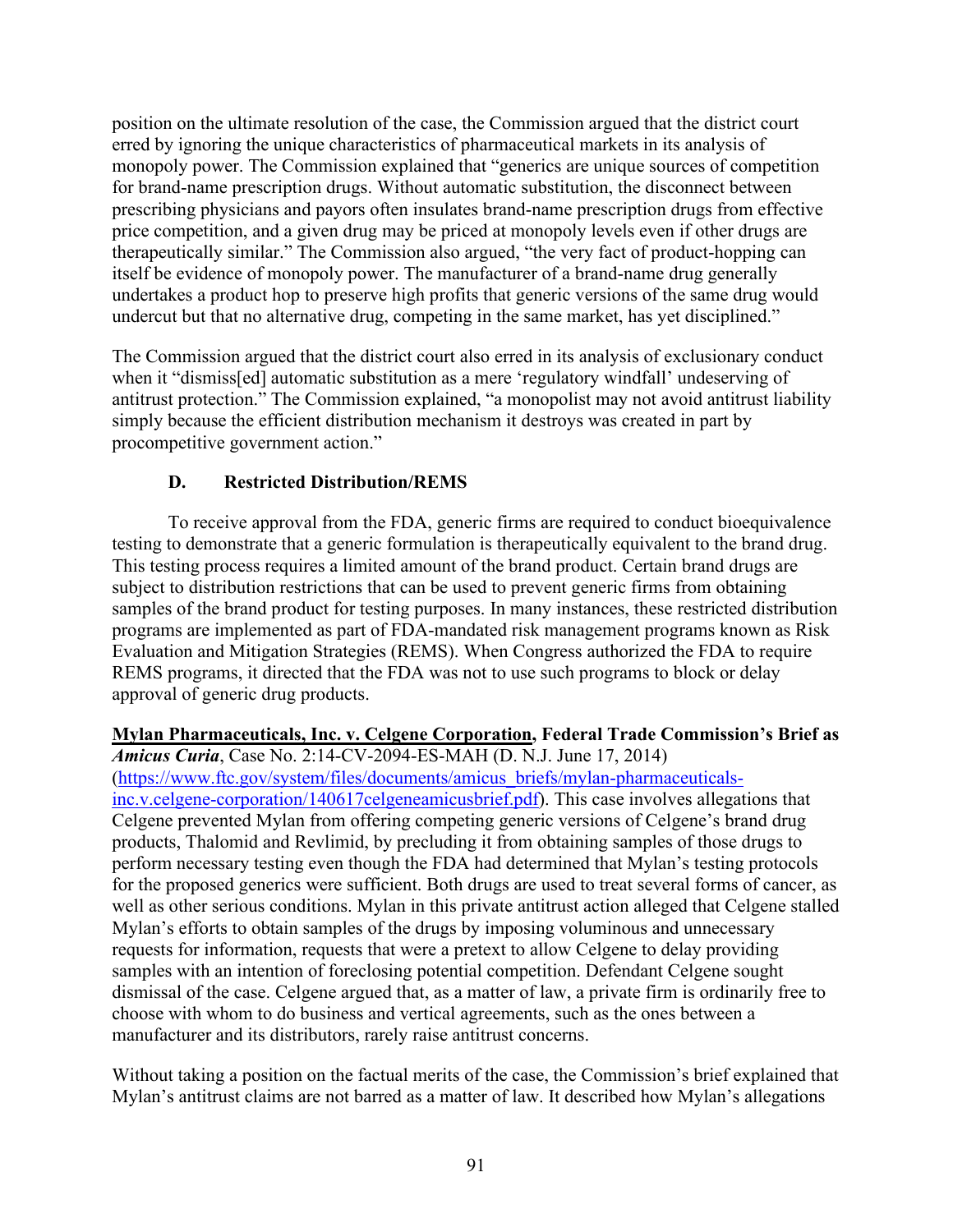position on the ultimate resolution of the case, the Commission argued that the district court erred by ignoring the unique characteristics of pharmaceutical markets in its analysis of monopoly power. The Commission explained that "generics are unique sources of competition for brand-name prescription drugs. Without automatic substitution, the disconnect between prescribing physicians and payors often insulates brand-name prescription drugs from effective price competition, and a given drug may be priced at monopoly levels even if other drugs are therapeutically similar." The Commission also argued, "the very fact of product-hopping can itself be evidence of monopoly power. The manufacturer of a brand-name drug generally undertakes a product hop to preserve high profits that generic versions of the same drug would undercut but that no alternative drug, competing in the same market, has yet disciplined."

The Commission argued that the district court also erred in its analysis of exclusionary conduct when it "dismiss[ed] automatic substitution as a mere 'regulatory windfall' undeserving of antitrust protection." The Commission explained, "a monopolist may not avoid antitrust liability simply because the efficient distribution mechanism it destroys was created in part by procompetitive government action."

### D. Restricted Distribution/REMS

To receive approval from the FDA, generic firms are required to conduct bioequivalence testing to demonstrate that a generic formulation is therapeutically equivalent to the brand drug. This testing process requires a limited amount of the brand product. Certain brand drugs are subject to distribution restrictions that can be used to prevent generic firms from obtaining samples of the brand product for testing purposes. In many instances, these restricted distribution programs are implemented as part of FDA-mandated risk management programs known as Risk Evaluation and Mitigation Strategies (REMS). When Congress authorized the FDA to require REMS programs, it directed that the FDA was not to use such programs to block or delay approval of generic drug products.

**Mylan Pharmaceuticals, Inc. v. Celgene Corporation, Federal Trade Commission's Brief as *Amicus Curia***, Case No. 2:14-CV-2094-ES-MAH (D. N.J. June 17, 2014) (https://www.ftc.gov/system/files/documents/amicus_briefs/mylan-pharmaceuticals-inc.v.celgene-corporation/140617celgeneamicusbrief.pdf). This case involves allegations that Celgene prevented Mylan from offering competing generic versions of Celgene's brand drug products, Thalomid and Revlimid, by precluding it from obtaining samples of those drugs to perform necessary testing even though the FDA had determined that Mylan's testing protocols for the proposed generics were sufficient. Both drugs are used to treat several forms of cancer, as well as other serious conditions. Mylan in this private antitrust action alleged that Celgene stalled Mylan's efforts to obtain samples of the drugs by imposing voluminous and unnecessary requests for information, requests that were a pretext to allow Celgene to delay providing samples with an intention of foreclosing potential competition. Defendant Celgene sought dismissal of the case. Celgene argued that, as a matter of law, a private firm is ordinarily free to choose with whom to do business and vertical agreements, such as the ones between a manufacturer and its distributors, rarely raise antitrust concerns.

Without taking a position on the factual merits of the case, the Commission's brief explained that Mylan's antitrust claims are not barred as a matter of law. It described how Mylan's allegations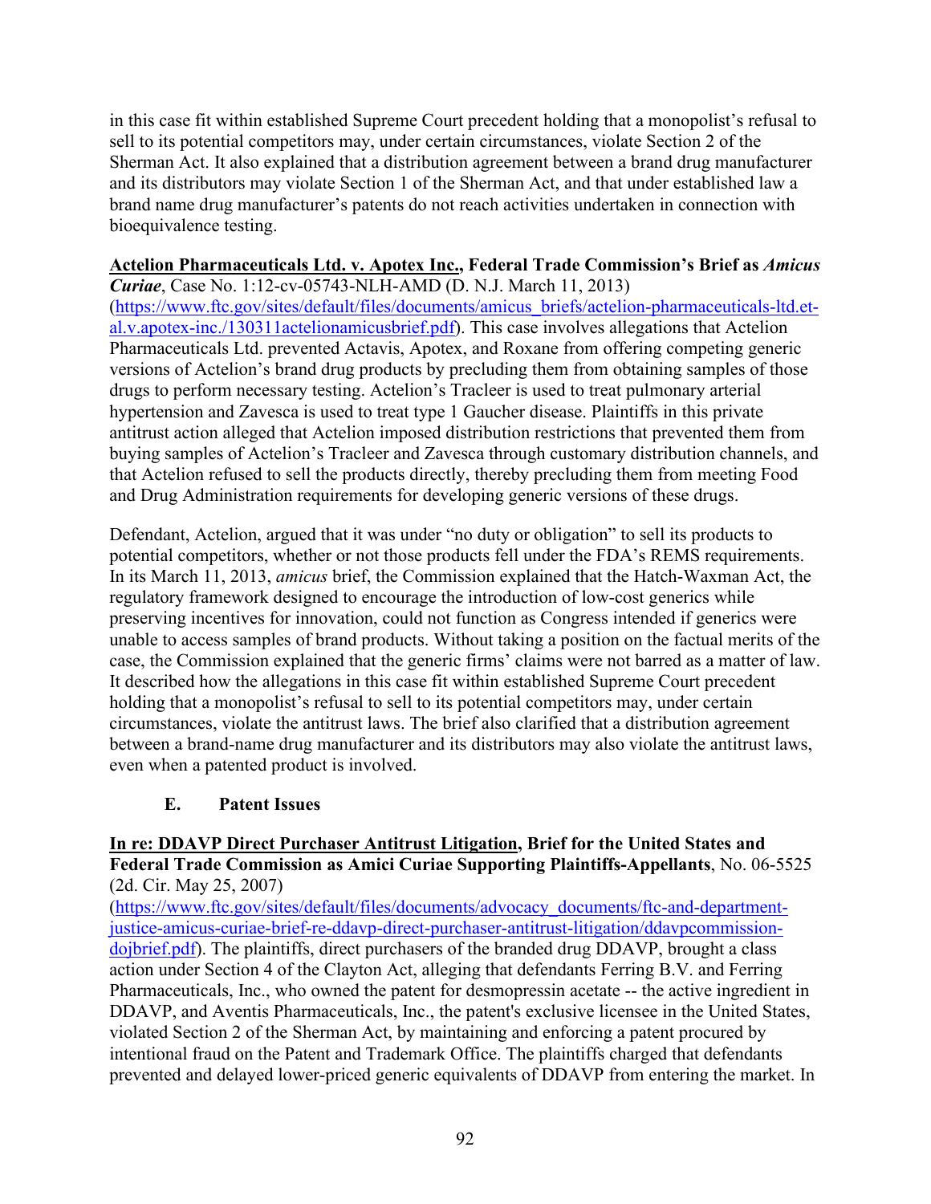in this case fit within established Supreme Court precedent holding that a monopolist's refusal to sell to its potential competitors may, under certain circumstances, violate Section 2 of the Sherman Act. It also explained that a distribution agreement between a brand drug manufacturer and its distributors may violate Section 1 of the Sherman Act, and that under established law a brand name drug manufacturer's patents do not reach activities undertaken in connection with bioequivalence testing.

**Actelion Pharmaceuticals Ltd. v. Apotex Inc., Federal Trade Commission's Brief as *Amicus Curiae***, Case No. 1:12-cv-05743-NLH-AMD (D. N.J. March 11, 2013) (https://www.ftc.gov/sites/default/files/documents/amicus_briefs/actelion-pharmaceuticals-ltd.et-al.v.apotex-inc./130311actelionamicusbrief.pdf). This case involves allegations that Actelion Pharmaceuticals Ltd. prevented Actavis, Apotex, and Roxane from offering competing generic versions of Actelion's brand drug products by precluding them from obtaining samples of those drugs to perform necessary testing. Actelion's Tracleer is used to treat pulmonary arterial hypertension and Zavesca is used to treat type 1 Gaucher disease. Plaintiffs in this private antitrust action alleged that Actelion imposed distribution restrictions that prevented them from buying samples of Actelion's Tracleer and Zavesca through customary distribution channels, and that Actelion refused to sell the products directly, thereby precluding them from meeting Food and Drug Administration requirements for developing generic versions of these drugs.

Defendant, Actelion, argued that it was under "no duty or obligation" to sell its products to potential competitors, whether or not those products fell under the FDA's REMS requirements. In its March 11, 2013, *amicus* brief, the Commission explained that the Hatch-Waxman Act, the regulatory framework designed to encourage the introduction of low-cost generics while preserving incentives for innovation, could not function as Congress intended if generics were unable to access samples of brand products. Without taking a position on the factual merits of the case, the Commission explained that the generic firms' claims were not barred as a matter of law. It described how the allegations in this case fit within established Supreme Court precedent holding that a monopolist's refusal to sell to its potential competitors may, under certain circumstances, violate the antitrust laws. The brief also clarified that a distribution agreement between a brand-name drug manufacturer and its distributors may also violate the antitrust laws, even when a patented product is involved.

### E. Patent Issues

**In re: DDAVP Direct Purchaser Antitrust Litigation, Brief for the United States and Federal Trade Commission as Amici Curiae Supporting Plaintiffs-Appellants**, No. 06-5525 (2d. Cir. May 25, 2007) (https://www.ftc.gov/sites/default/files/documents/advocacy_documents/ftc-and-department-justice-amicus-curiae-brief-re-ddavp-direct-purchaser-antitrust-litigation/ddavpcommission-dojbrief.pdf). The plaintiffs, direct purchasers of the branded drug DDAVP, brought a class action under Section 4 of the Clayton Act, alleging that defendants Ferring B.V. and Ferring Pharmaceuticals, Inc., who owned the patent for desmopressin acetate -- the active ingredient in DDAVP, and Aventis Pharmaceuticals, Inc., the patent's exclusive licensee in the United States, violated Section 2 of the Sherman Act, by maintaining and enforcing a patent procured by intentional fraud on the Patent and Trademark Office. The plaintiffs charged that defendants prevented and delayed lower-priced generic equivalents of DDAVP from entering the market. In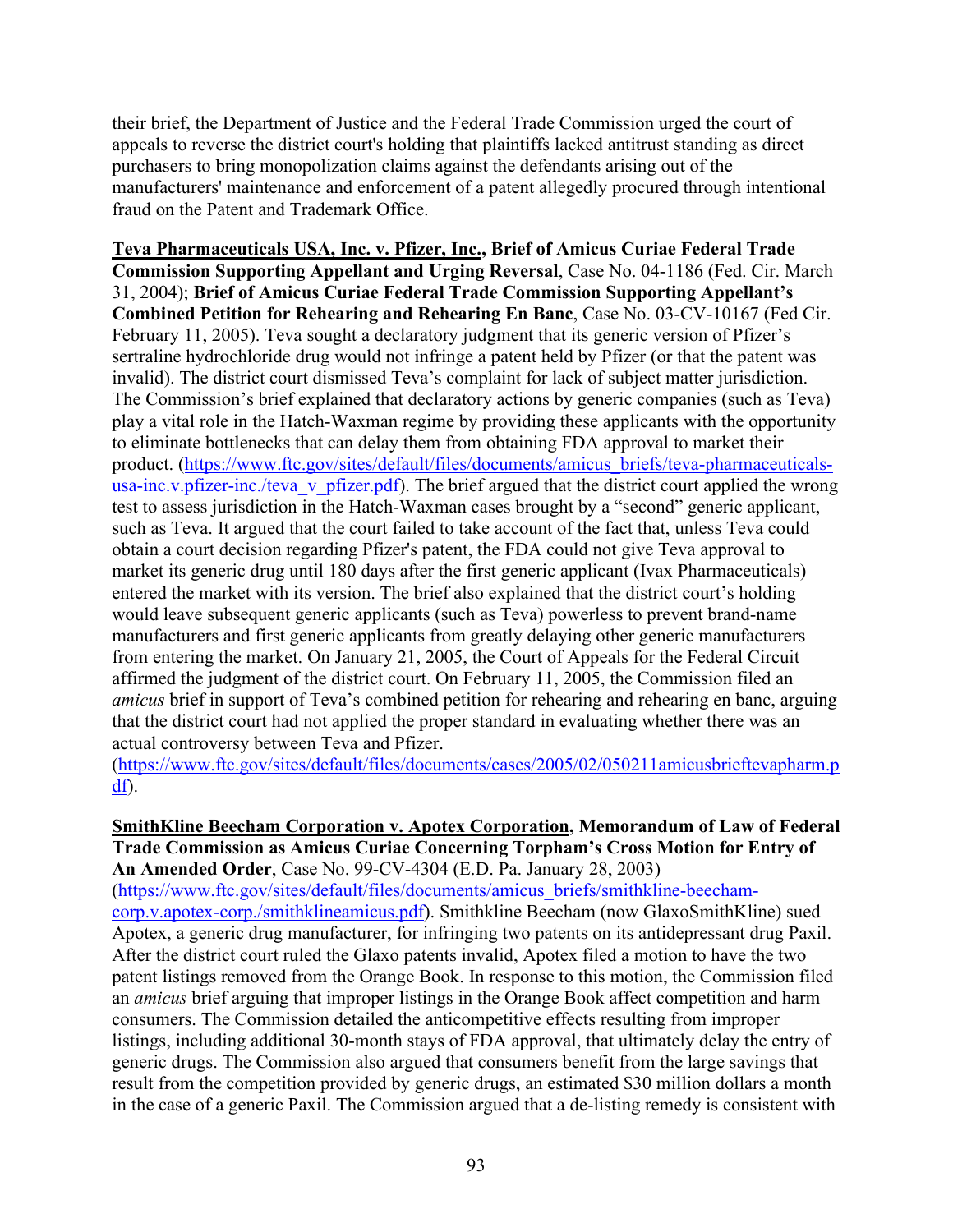their brief, the Department of Justice and the Federal Trade Commission urged the court of appeals to reverse the district court's holding that plaintiffs lacked antitrust standing as direct purchasers to bring monopolization claims against the defendants arising out of the manufacturers' maintenance and enforcement of a patent allegedly procured through intentional fraud on the Patent and Trademark Office.

**Teva Pharmaceuticals USA, Inc. v. Pfizer, Inc., Brief of Amicus Curiae Federal Trade Commission Supporting Appellant and Urging Reversal**, Case No. 04-1186 (Fed. Cir. March 31, 2004); **Brief of Amicus Curiae Federal Trade Commission Supporting Appellant's Combined Petition for Rehearing and Rehearing En Banc**, Case No. 03-CV-10167 (Fed Cir. February 11, 2005). Teva sought a declaratory judgment that its generic version of Pfizer's sertraline hydrochloride drug would not infringe a patent held by Pfizer (or that the patent was invalid). The district court dismissed Teva's complaint for lack of subject matter jurisdiction. The Commission's brief explained that declaratory actions by generic companies (such as Teva) play a vital role in the Hatch-Waxman regime by providing these applicants with the opportunity to eliminate bottlenecks that can delay them from obtaining FDA approval to market their product. (https://www.ftc.gov/sites/default/files/documents/amicus_briefs/teva-pharmaceuticals-usa-inc.v.pfizer-inc./teva_v_pfizer.pdf). The brief argued that the district court applied the wrong test to assess jurisdiction in the Hatch-Waxman cases brought by a "second" generic applicant, such as Teva. It argued that the court failed to take account of the fact that, unless Teva could obtain a court decision regarding Pfizer's patent, the FDA could not give Teva approval to market its generic drug until 180 days after the first generic applicant (Ivax Pharmaceuticals) entered the market with its version. The brief also explained that the district court's holding would leave subsequent generic applicants (such as Teva) powerless to prevent brand-name manufacturers and first generic applicants from greatly delaying other generic manufacturers from entering the market. On January 21, 2005, the Court of Appeals for the Federal Circuit affirmed the judgment of the district court. On February 11, 2005, the Commission filed an *amicus* brief in support of Teva's combined petition for rehearing and rehearing en banc, arguing that the district court had not applied the proper standard in evaluating whether there was an actual controversy between Teva and Pfizer. (https://www.ftc.gov/sites/default/files/documents/cases/2005/02/050211amicusbrieftevapharm.pdf).

**SmithKline Beecham Corporation v. Apotex Corporation, Memorandum of Law of Federal Trade Commission as Amicus Curiae Concerning Torpham's Cross Motion for Entry of An Amended Order**, Case No. 99-CV-4304 (E.D. Pa. January 28, 2003) (https://www.ftc.gov/sites/default/files/documents/amicus_briefs/smithkline-beecham-corp.v.apotex-corp./smithklineamicus.pdf). Smithkline Beecham (now GlaxoSmithKline) sued Apotex, a generic drug manufacturer, for infringing two patents on its antidepressant drug Paxil. After the district court ruled the Glaxo patents invalid, Apotex filed a motion to have the two patent listings removed from the Orange Book. In response to this motion, the Commission filed an *amicus* brief arguing that improper listings in the Orange Book affect competition and harm consumers. The Commission detailed the anticompetitive effects resulting from improper listings, including additional 30-month stays of FDA approval, that ultimately delay the entry of generic drugs. The Commission also argued that consumers benefit from the large savings that result from the competition provided by generic drugs, an estimated $30 million dollars a month in the case of a generic Paxil. The Commission argued that a de-listing remedy is consistent with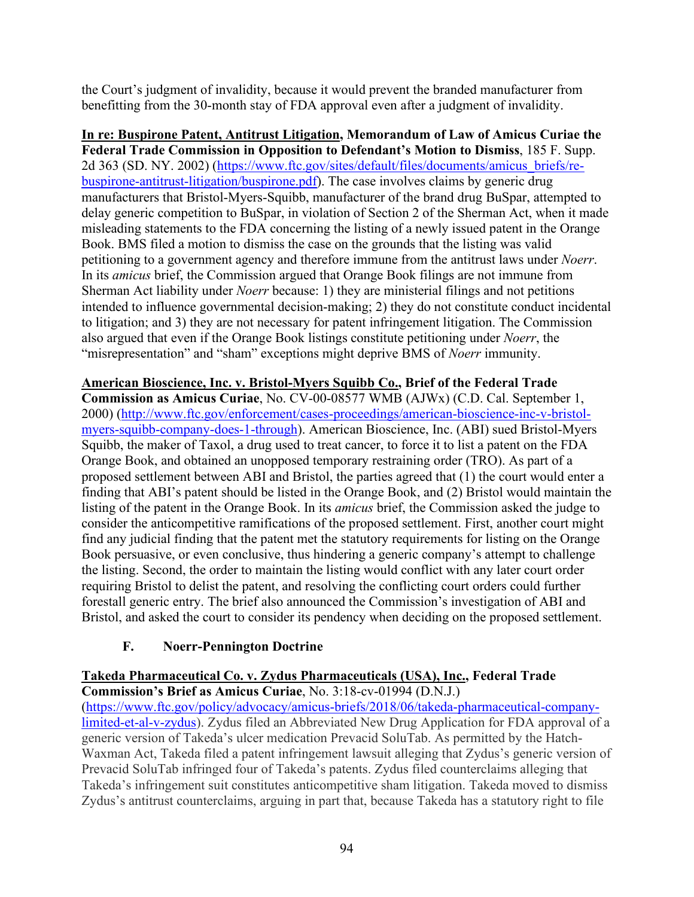the Court's judgment of invalidity, because it would prevent the branded manufacturer from benefitting from the 30-month stay of FDA approval even after a judgment of invalidity.

**<u>In re: Buspirone Patent, Antitrust Litigation</u>, Memorandum of Law of Amicus Curiae the Federal Trade Commission in Opposition to Defendant's Motion to Dismiss**, 185 F. Supp. 2d 363 (SD. NY. 2002) (https://www.ftc.gov/sites/default/files/documents/amicus_briefs/re-buspirone-antitrust-litigation/buspirone.pdf). The case involves claims by generic drug manufacturers that Bristol-Myers-Squibb, manufacturer of the brand drug BuSpar, attempted to delay generic competition to BuSpar, in violation of Section 2 of the Sherman Act, when it made misleading statements to the FDA concerning the listing of a newly issued patent in the Orange Book. BMS filed a motion to dismiss the case on the grounds that the listing was valid petitioning to a government agency and therefore immune from the antitrust laws under *Noerr*. In its *amicus* brief, the Commission argued that Orange Book filings are not immune from Sherman Act liability under *Noerr* because: 1) they are ministerial filings and not petitions intended to influence governmental decision-making; 2) they do not constitute conduct incidental to litigation; and 3) they are not necessary for patent infringement litigation. The Commission also argued that even if the Orange Book listings constitute petitioning under *Noerr*, the "misrepresentation" and "sham" exceptions might deprive BMS of *Noerr* immunity.

**<u>American Bioscience, Inc. v. Bristol-Myers Squibb Co.</u>, Brief of the Federal Trade Commission as Amicus Curiae**, No. CV-00-08577 WMB (AJWx) (C.D. Cal. September 1, 2000) (http://www.ftc.gov/enforcement/cases-proceedings/american-bioscience-inc-v-bristol-myers-squibb-company-does-1-through). American Bioscience, Inc. (ABI) sued Bristol-Myers Squibb, the maker of Taxol, a drug used to treat cancer, to force it to list a patent on the FDA Orange Book, and obtained an unopposed temporary restraining order (TRO). As part of a proposed settlement between ABI and Bristol, the parties agreed that (1) the court would enter a finding that ABI's patent should be listed in the Orange Book, and (2) Bristol would maintain the listing of the patent in the Orange Book. In its *amicus* brief, the Commission asked the judge to consider the anticompetitive ramifications of the proposed settlement. First, another court might find any judicial finding that the patent met the statutory requirements for listing on the Orange Book persuasive, or even conclusive, thus hindering a generic company's attempt to challenge the listing. Second, the order to maintain the listing would conflict with any later court order requiring Bristol to delist the patent, and resolving the conflicting court orders could further forestall generic entry. The brief also announced the Commission's investigation of ABI and Bristol, and asked the court to consider its pendency when deciding on the proposed settlement.

### F. Noerr-Pennington Doctrine

**<u>Takeda Pharmaceutical Co. v. Zydus Pharmaceuticals (USA), Inc.</u>, Federal Trade Commission's Brief as Amicus Curiae**, No. 3:18-cv-01994 (D.N.J.) (https://www.ftc.gov/policy/advocacy/amicus-briefs/2018/06/takeda-pharmaceutical-company-limited-et-al-v-zydus). Zydus filed an Abbreviated New Drug Application for FDA approval of a generic version of Takeda's ulcer medication Prevacid SoluTab. As permitted by the Hatch-Waxman Act, Takeda filed a patent infringement lawsuit alleging that Zydus's generic version of Prevacid SoluTab infringed four of Takeda's patents. Zydus filed counterclaims alleging that Takeda's infringement suit constitutes anticompetitive sham litigation. Takeda moved to dismiss Zydus's antitrust counterclaims, arguing in part that, because Takeda has a statutory right to file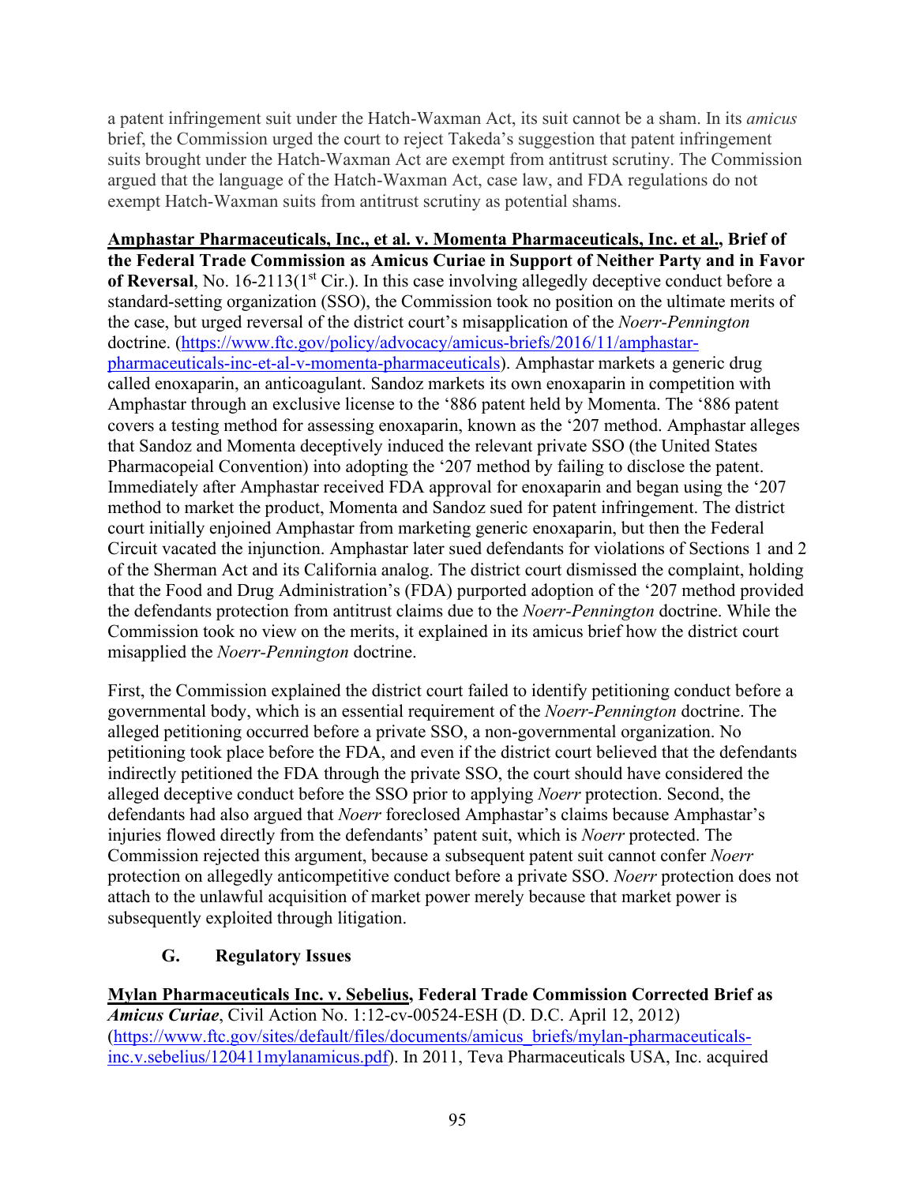a patent infringement suit under the Hatch-Waxman Act, its suit cannot be a sham. In its *amicus* brief, the Commission urged the court to reject Takeda's suggestion that patent infringement suits brought under the Hatch-Waxman Act are exempt from antitrust scrutiny. The Commission argued that the language of the Hatch-Waxman Act, case law, and FDA regulations do not exempt Hatch-Waxman suits from antitrust scrutiny as potential shams.

**Amphastar Pharmaceuticals, Inc., et al. v. Momenta Pharmaceuticals, Inc. et al., Brief of the Federal Trade Commission as Amicus Curiae in Support of Neither Party and in Favor of Reversal**, No. 16-2113(1st Cir.). In this case involving allegedly deceptive conduct before a standard-setting organization (SSO), the Commission took no position on the ultimate merits of the case, but urged reversal of the district court's misapplication of the *Noerr-Pennington* doctrine. (https://www.ftc.gov/policy/advocacy/amicus-briefs/2016/11/amphastar-pharmaceuticals-inc-et-al-v-momenta-pharmaceuticals). Amphastar markets a generic drug called enoxaparin, an anticoagulant. Sandoz markets its own enoxaparin in competition with Amphastar through an exclusive license to the '886 patent held by Momenta. The '886 patent covers a testing method for assessing enoxaparin, known as the '207 method. Amphastar alleges that Sandoz and Momenta deceptively induced the relevant private SSO (the United States Pharmacopeial Convention) into adopting the '207 method by failing to disclose the patent. Immediately after Amphastar received FDA approval for enoxaparin and began using the '207 method to market the product, Momenta and Sandoz sued for patent infringement. The district court initially enjoined Amphastar from marketing generic enoxaparin, but then the Federal Circuit vacated the injunction. Amphastar later sued defendants for violations of Sections 1 and 2 of the Sherman Act and its California analog. The district court dismissed the complaint, holding that the Food and Drug Administration's (FDA) purported adoption of the '207 method provided the defendants protection from antitrust claims due to the *Noerr-Pennington* doctrine. While the Commission took no view on the merits, it explained in its amicus brief how the district court misapplied the *Noerr-Pennington* doctrine.

First, the Commission explained the district court failed to identify petitioning conduct before a governmental body, which is an essential requirement of the *Noerr-Pennington* doctrine. The alleged petitioning occurred before a private SSO, a non-governmental organization. No petitioning took place before the FDA, and even if the district court believed that the defendants indirectly petitioned the FDA through the private SSO, the court should have considered the alleged deceptive conduct before the SSO prior to applying *Noerr* protection. Second, the defendants had also argued that *Noerr* foreclosed Amphastar's claims because Amphastar's injuries flowed directly from the defendants' patent suit, which is *Noerr* protected. The Commission rejected this argument, because a subsequent patent suit cannot confer *Noerr* protection on allegedly anticompetitive conduct before a private SSO. *Noerr* protection does not attach to the unlawful acquisition of market power merely because that market power is subsequently exploited through litigation.

### G. Regulatory Issues

**Mylan Pharmaceuticals Inc. v. Sebelius, Federal Trade Commission Corrected Brief as *Amicus Curiae***, Civil Action No. 1:12-cv-00524-ESH (D. D.C. April 12, 2012) (https://www.ftc.gov/sites/default/files/documents/amicus_briefs/mylan-pharmaceuticals-inc.v.sebelius/120411mylanamicus.pdf). In 2011, Teva Pharmaceuticals USA, Inc. acquired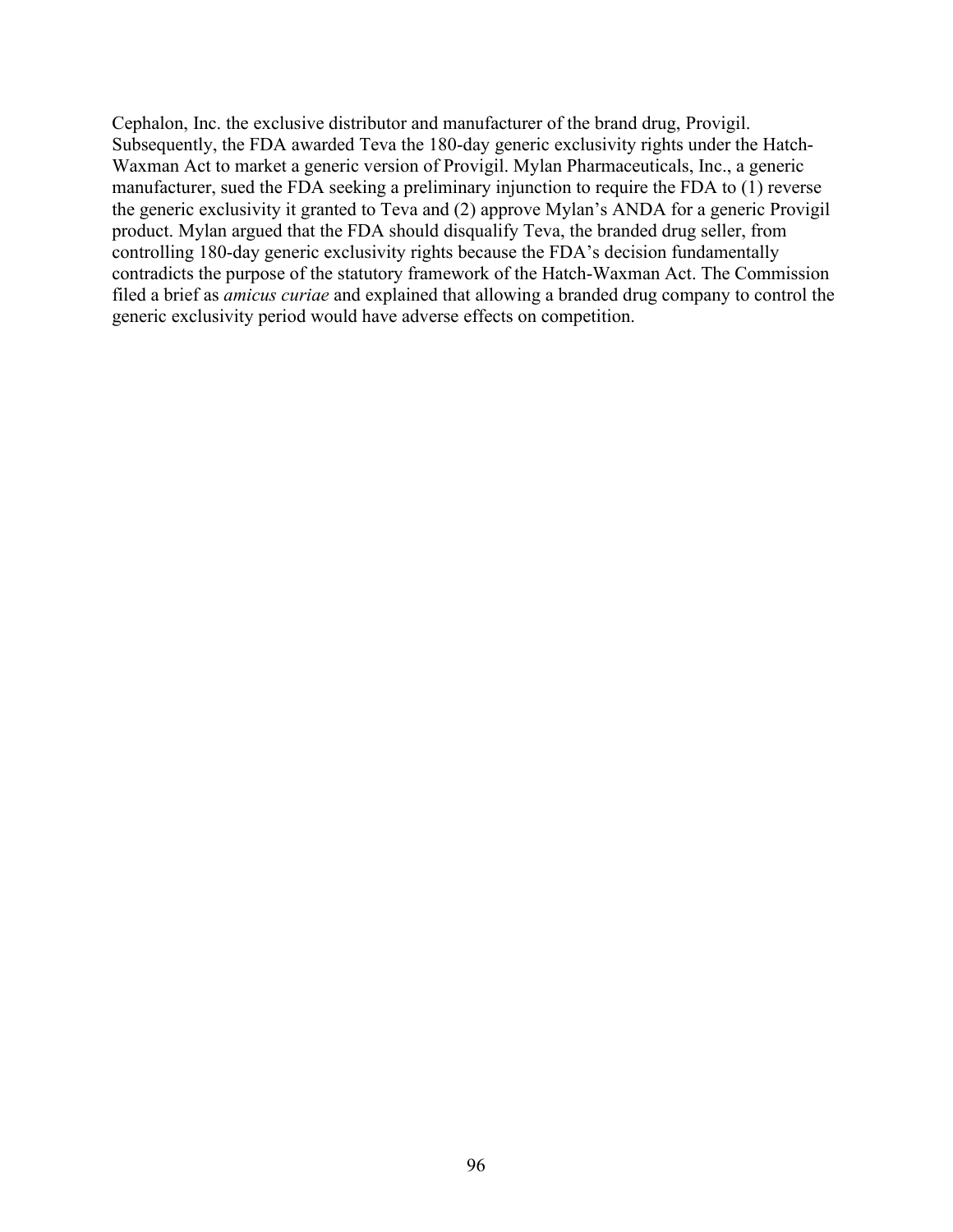Cephalon, Inc. the exclusive distributor and manufacturer of the brand drug, Provigil. Subsequently, the FDA awarded Teva the 180-day generic exclusivity rights under the Hatch-Waxman Act to market a generic version of Provigil. Mylan Pharmaceuticals, Inc., a generic manufacturer, sued the FDA seeking a preliminary injunction to require the FDA to (1) reverse the generic exclusivity it granted to Teva and (2) approve Mylan's ANDA for a generic Provigil product. Mylan argued that the FDA should disqualify Teva, the branded drug seller, from controlling 180-day generic exclusivity rights because the FDA's decision fundamentally contradicts the purpose of the statutory framework of the Hatch-Waxman Act. The Commission filed a brief as *amicus curiae* and explained that allowing a branded drug company to control the generic exclusivity period would have adverse effects on competition.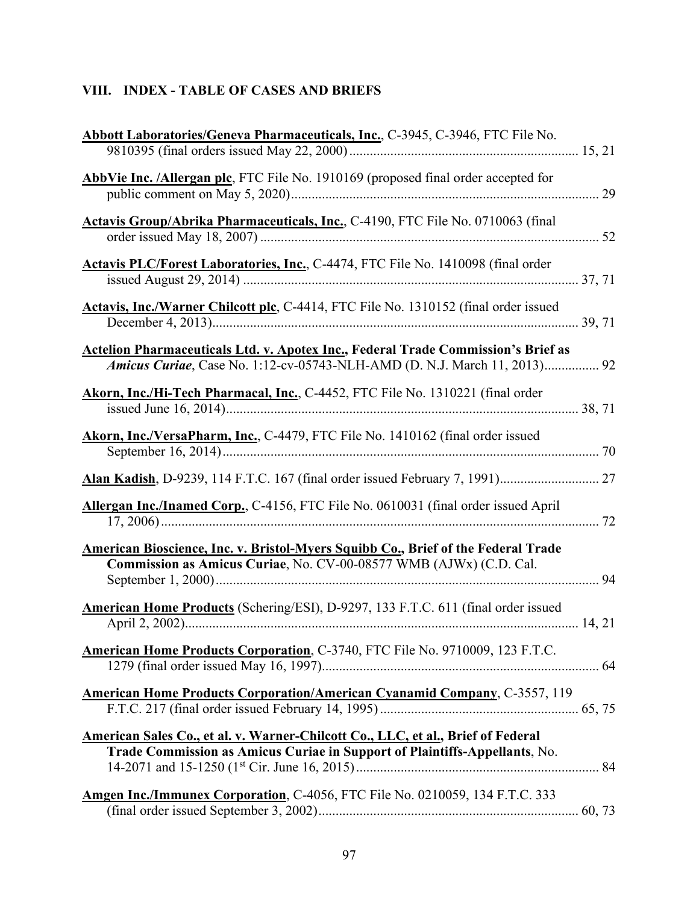## VIII. INDEX - TABLE OF CASES AND BRIEFS

**Abbott Laboratories/Geneva Pharmaceuticals, Inc.**, C-3945, C-3946, FTC File No. 9810395 (final orders issued May 22, 2000) ........ 15, 21

**AbbVie Inc. /Allergan plc**, FTC File No. 1910169 (proposed final order accepted for public comment on May 5, 2020) ........ 29

**Actavis Group/Abrika Pharmaceuticals, Inc.**, C-4190, FTC File No. 0710063 (final order issued May 18, 2007) ........ 52

**Actavis PLC/Forest Laboratories, Inc.**, C-4474, FTC File No. 1410098 (final order issued August 29, 2014) ........ 37, 71

**Actavis, Inc./Warner Chilcott plc**, C-4414, FTC File No. 1310152 (final order issued December 4, 2013) ........ 39, 71

**Actelion Pharmaceuticals Ltd. v. Apotex Inc., Federal Trade Commission's Brief as *Amicus Curiae***, Case No. 1:12-cv-05743-NLH-AMD (D. N.J. March 11, 2013) ........ 92

**Akorn, Inc./Hi-Tech Pharmacal, Inc.**, C-4452, FTC File No. 1310221 (final order issued June 16, 2014) ........ 38, 71

**Akorn, Inc./VersaPharm, Inc.**, C-4479, FTC File No. 1410162 (final order issued September 16, 2014) ........ 70

**Alan Kadish**, D-9239, 114 F.T.C. 167 (final order issued February 7, 1991) ........ 27

**Allergan Inc./Inamed Corp.**, C-4156, FTC File No. 0610031 (final order issued April 17, 2006) ........ 72

**American Bioscience, Inc. v. Bristol-Myers Squibb Co., Brief of the Federal Trade Commission as Amicus Curiae**, No. CV-00-08577 WMB (AJWx) (C.D. Cal. September 1, 2000) ........ 94

**American Home Products** (Schering/ESI), D-9297, 133 F.T.C. 611 (final order issued April 2, 2002) ........ 14, 21

**American Home Products Corporation**, C-3740, FTC File No. 9710009, 123 F.T.C. 1279 (final order issued May 16, 1997) ........ 64

**American Home Products Corporation/American Cyanamid Company**, C-3557, 119 F.T.C. 217 (final order issued February 14, 1995) ........ 65, 75

**American Sales Co., et al. v. Warner-Chilcott Co., LLC, et al., Brief of Federal Trade Commission as Amicus Curiae in Support of Plaintiffs-Appellants**, No. 14-2071 and 15-1250 (1st Cir. June 16, 2015) ........ 84

**Amgen Inc./Immunex Corporation**, C-4056, FTC File No. 0210059, 134 F.T.C. 333 (final order issued September 3, 2002) ........ 60, 73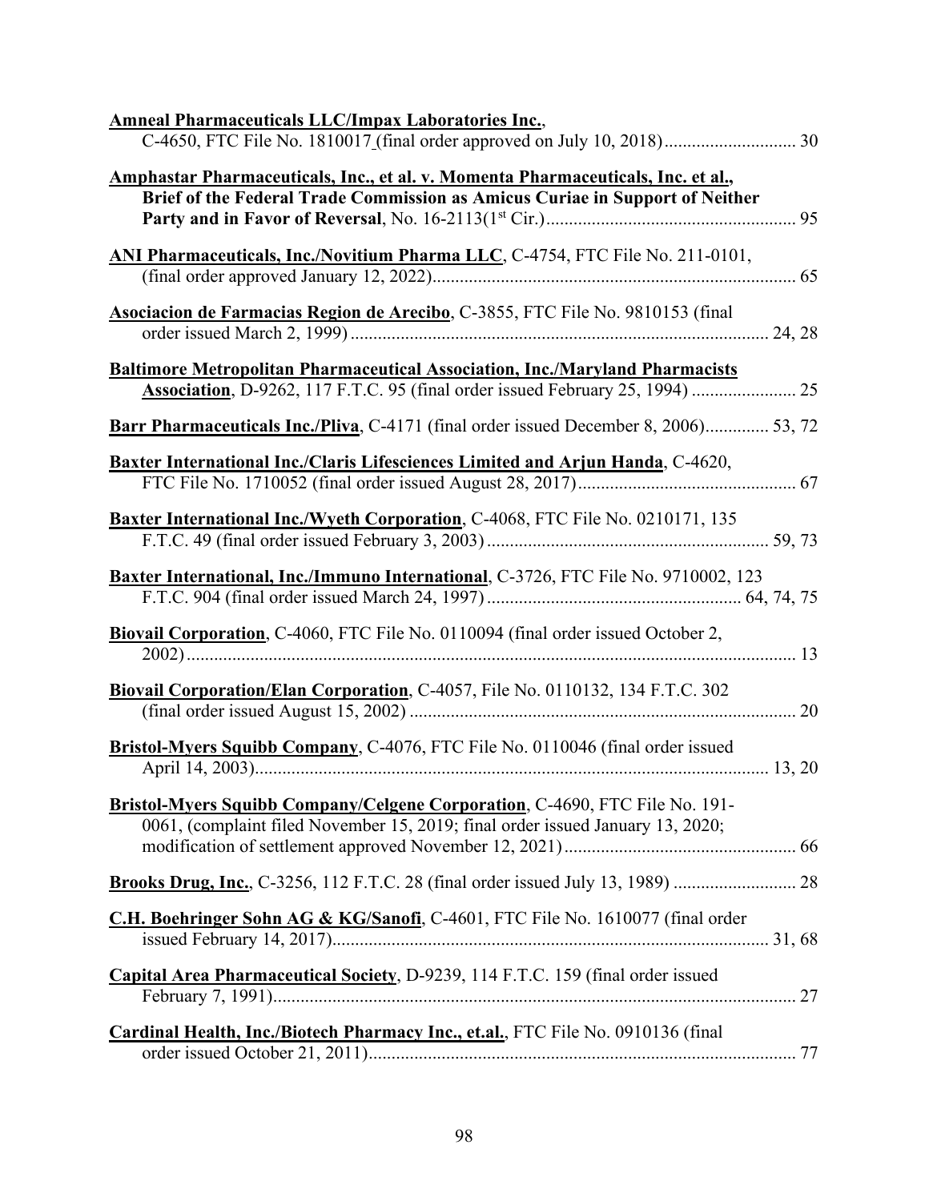**Amneal Pharmaceuticals LLC/Impax Laboratories Inc.**, C-4650, FTC File No. 1810017 (final order approved on July 10, 2018) ............................ 30

**Amphastar Pharmaceuticals, Inc., et al. v. Momenta Pharmaceuticals, Inc. et al., Brief of the Federal Trade Commission as Amicus Curiae in Support of Neither Party and in Favor of Reversal**, No. 16-2113(1st Cir.) ....................................................... 95

**ANI Pharmaceuticals, Inc./Novitium Pharma LLC**, C-4754, FTC File No. 211-0101, (final order approved January 12, 2022) ................................................................................ 65

**Asociacion de Farmacias Region de Arecibo**, C-3855, FTC File No. 9810153 (final order issued March 2, 1999) ........................................................................................... 24, 28

**Baltimore Metropolitan Pharmaceutical Association, Inc./Maryland Pharmacists Association**, D-9262, 117 F.T.C. 95 (final order issued February 25, 1994) ....................... 25

**Barr Pharmaceuticals Inc./Pliva**, C-4171 (final order issued December 8, 2006).............. 53, 72

**Baxter International Inc./Claris Lifesciences Limited and Arjun Handa**, C-4620, FTC File No. 1710052 (final order issued August 28, 2017) ................................................ 67

**Baxter International Inc./Wyeth Corporation**, C-4068, FTC File No. 0210171, 135 F.T.C. 49 (final order issued February 3, 2003) ............................................................. 59, 73

**Baxter International, Inc./Immuno International**, C-3726, FTC File No. 9710002, 123 F.T.C. 904 (final order issued March 24, 1997) ........................................................ 64, 74, 75

**Biovail Corporation**, C-4060, FTC File No. 0110094 (final order issued October 2, 2002) ...................................................................................................................... 13

**Biovail Corporation/Elan Corporation**, C-4057, File No. 0110132, 134 F.T.C. 302 (final order issued August 15, 2002) ..................................................................... 20

**Bristol-Myers Squibb Company**, C-4076, FTC File No. 0110046 (final order issued April 14, 2003)................................................................................................................ 13, 20

**Bristol-Myers Squibb Company/Celgene Corporation**, C-4690, FTC File No. 191-0061, (complaint filed November 15, 2019; final order issued January 13, 2020; modification of settlement approved November 12, 2021) ................................................... 66

**Brooks Drug, Inc.**, C-3256, 112 F.T.C. 28 (final order issued July 13, 1989) ........................... 28

**C.H. Boehringer Sohn AG & KG/Sanofi**, C-4601, FTC File No. 1610077 (final order issued February 14, 2017)............................................................................................... 31, 68

**Capital Area Pharmaceutical Society**, D-9239, 114 F.T.C. 159 (final order issued February 7, 1991).................................................................................................................. 27

**Cardinal Health, Inc./Biotech Pharmacy Inc., et.al.**, FTC File No. 0910136 (final order issued October 21, 2011)............................................................................................. 77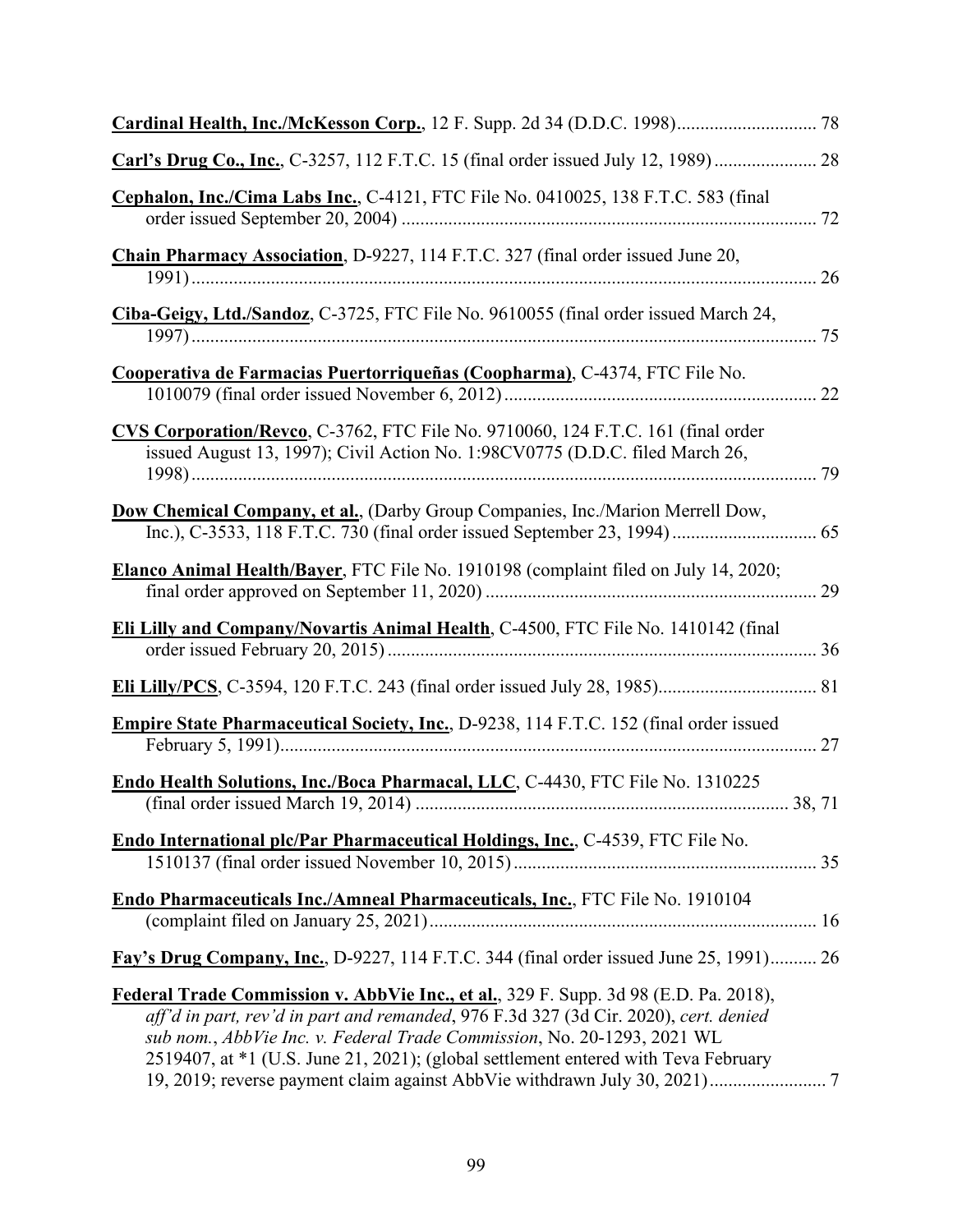**Cardinal Health, Inc./McKesson Corp.**, 12 F. Supp. 2d 34 (D.D.C. 1998).............................. 78

**Carl's Drug Co., Inc.**, C-3257, 112 F.T.C. 15 (final order issued July 12, 1989)...................... 28

**Cephalon, Inc./Cima Labs Inc.**, C-4121, FTC File No. 0410025, 138 F.T.C. 583 (final order issued September 20, 2004) ......................................................................................... 72

**Chain Pharmacy Association**, D-9227, 114 F.T.C. 327 (final order issued June 20, 1991)...................................................................................................................... 26

**Ciba-Geigy, Ltd./Sandoz**, C-3725, FTC File No. 9610055 (final order issued March 24, 1997)...................................................................................................................... 75

**Cooperativa de Farmacias Puertorriqueñas (Coopharma)**, C-4374, FTC File No. 1010079 (final order issued November 6, 2012)................................................................... 22

**CVS Corporation/Revco**, C-3762, FTC File No. 9710060, 124 F.T.C. 161 (final order issued August 13, 1997); Civil Action No. 1:98CV0775 (D.D.C. filed March 26, 1998)...................................................................................................................... 79

**Dow Chemical Company, et al.**, (Darby Group Companies, Inc./Marion Merrell Dow, Inc.), C-3533, 118 F.T.C. 730 (final order issued September 23, 1994)............................... 65

**Elanco Animal Health/Bayer**, FTC File No. 1910198 (complaint filed on July 14, 2020; final order approved on September 11, 2020) ....................................................................... 29

**Eli Lilly and Company/Novartis Animal Health**, C-4500, FTC File No. 1410142 (final order issued February 20, 2015) ............................................................................................ 36

**Eli Lilly/PCS**, C-3594, 120 F.T.C. 243 (final order issued July 28, 1985).................................. 81

**Empire State Pharmaceutical Society, Inc.**, D-9238, 114 F.T.C. 152 (final order issued February 5, 1991).................................................................................................................. 27

**Endo Health Solutions, Inc./Boca Pharmacal, LLC**, C-4430, FTC File No. 1310225 (final order issued March 19, 2014) ................................................................................ 38, 71

**Endo International plc/Par Pharmaceutical Holdings, Inc.**, C-4539, FTC File No. 1510137 (final order issued November 10, 2015)................................................................. 35

**Endo Pharmaceuticals Inc./Amneal Pharmaceuticals, Inc.**, FTC File No. 1910104 (complaint filed on January 25, 2021).................................................................................. 16

**Fay's Drug Company, Inc.**, D-9227, 114 F.T.C. 344 (final order issued June 25, 1991).......... 26

**Federal Trade Commission v. AbbVie Inc., et al.**, 329 F. Supp. 3d 98 (E.D. Pa. 2018), *aff'd in part, rev'd in part and remanded*, 976 F.3d 327 (3d Cir. 2020), *cert. denied sub nom.*, *AbbVie Inc. v. Federal Trade Commission*, No. 20-1293, 2021 WL 2519407, at *1 (U.S. June 21, 2021); (global settlement entered with Teva February 19, 2019; reverse payment claim against AbbVie withdrawn July 30, 2021)......................... 7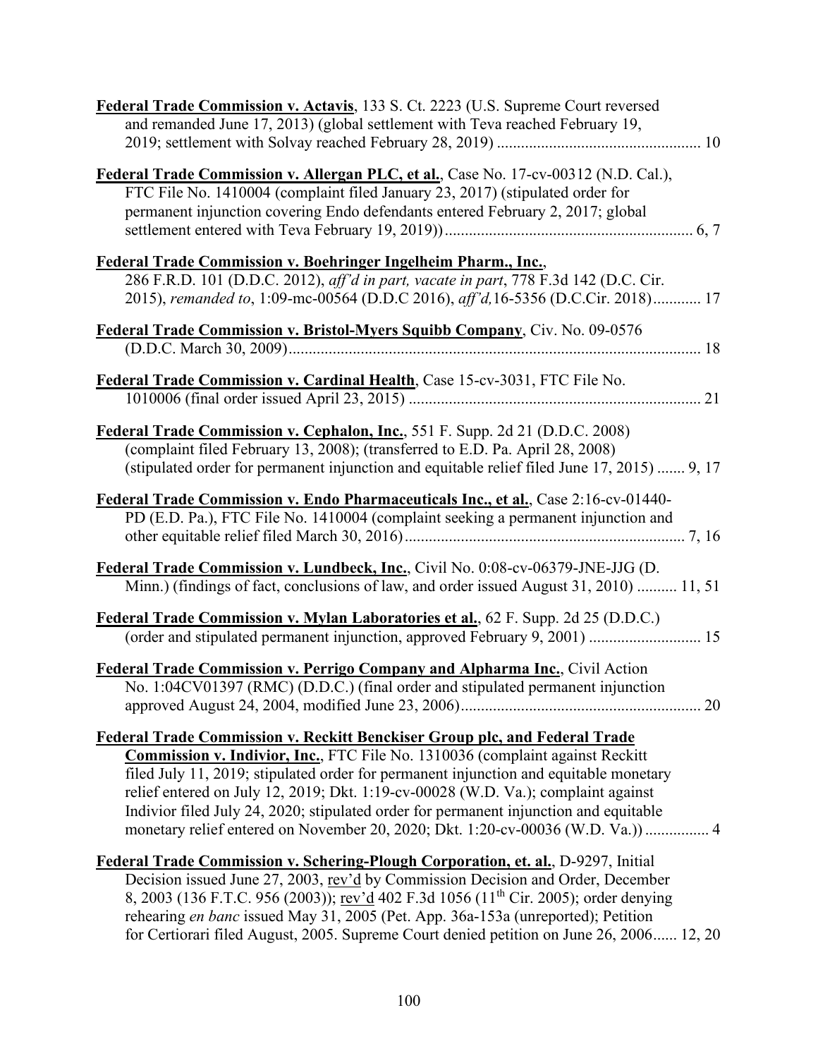**Federal Trade Commission v. Actavis**, 133 S. Ct. 2223 (U.S. Supreme Court reversed and remanded June 17, 2013) (global settlement with Teva reached February 19, 2019; settlement with Solvay reached February 28, 2019) .................................................. 10

**Federal Trade Commission v. Allergan PLC, et al.**, Case No. 17-cv-00312 (N.D. Cal.), FTC File No. 1410004 (complaint filed January 23, 2017) (stipulated order for permanent injunction covering Endo defendants entered February 2, 2017; global settlement entered with Teva February 19, 2019)) ............................................................. 6, 7

**Federal Trade Commission v. Boehringer Ingelheim Pharm., Inc.**, 286 F.R.D. 101 (D.D.C. 2012), *aff'd in part, vacate in part*, 778 F.3d 142 (D.C. Cir. 2015), *remanded to*, 1:09-mc-00564 (D.D.C 2016), *aff'd,*16-5356 (D.C.Cir. 2018)............ 17

**Federal Trade Commission v. Bristol-Myers Squibb Company**, Civ. No. 09-0576 (D.D.C. March 30, 2009)....................................................................................................... 18

**Federal Trade Commission v. Cardinal Health**, Case 15-cv-3031, FTC File No. 1010006 (final order issued April 23, 2015) ......................................................................... 21

**Federal Trade Commission v. Cephalon, Inc.**, 551 F. Supp. 2d 21 (D.D.C. 2008) (complaint filed February 13, 2008); (transferred to E.D. Pa. April 28, 2008) (stipulated order for permanent injunction and equitable relief filed June 17, 2015) ....... 9, 17

**Federal Trade Commission v. Endo Pharmaceuticals Inc., et al.**, Case 2:16-cv-01440-PD (E.D. Pa.), FTC File No. 1410004 (complaint seeking a permanent injunction and other equitable relief filed March 30, 2016)...................................................................... 7, 16

**Federal Trade Commission v. Lundbeck, Inc.**, Civil No. 0:08-cv-06379-JNE-JJG (D. Minn.) (findings of fact, conclusions of law, and order issued August 31, 2010) .......... 11, 51

**Federal Trade Commission v. Mylan Laboratories et al.**, 62 F. Supp. 2d 25 (D.D.C.) (order and stipulated permanent injunction, approved February 9, 2001) ........................... 15

**Federal Trade Commission v. Perrigo Company and Alpharma Inc.**, Civil Action No. 1:04CV01397 (RMC) (D.D.C.) (final order and stipulated permanent injunction approved August 24, 2004, modified June 23, 2006)........................................................... 20

**Federal Trade Commission v. Reckitt Benckiser Group plc, and Federal Trade Commission v. Indivior, Inc.**, FTC File No. 1310036 (complaint against Reckitt filed July 11, 2019; stipulated order for permanent injunction and equitable monetary relief entered on July 12, 2019; Dkt. 1:19-cv-00028 (W.D. Va.); complaint against Indivior filed July 24, 2020; stipulated order for permanent injunction and equitable monetary relief entered on November 20, 2020; Dkt. 1:20-cv-00036 (W.D. Va.)) ................ 4

**Federal Trade Commission v. Schering-Plough Corporation, et. al.**, D-9297, Initial Decision issued June 27, 2003, rev'd by Commission Decision and Order, December 8, 2003 (136 F.T.C. 956 (2003)); rev'd 402 F.3d 1056 (11th Cir. 2005); order denying rehearing *en banc* issued May 31, 2005 (Pet. App. 36a-153a (unreported); Petition for Certiorari filed August, 2005. Supreme Court denied petition on June 26, 2006...... 12, 20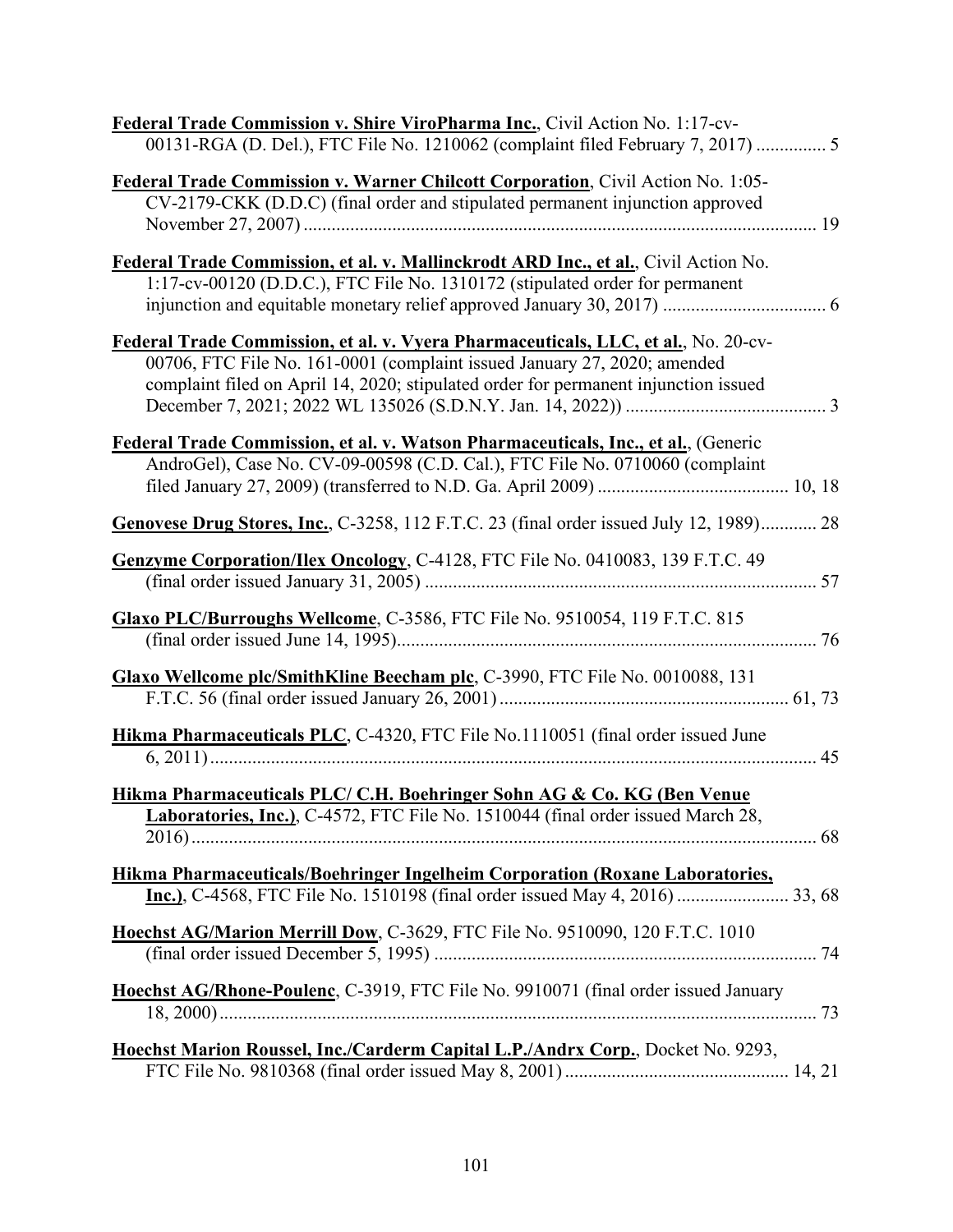**Federal Trade Commission v. Shire ViroPharma Inc.**, Civil Action No. 1:17-cv-00131-RGA (D. Del.), FTC File No. 1210062 (complaint filed February 7, 2017) ............... 5

**Federal Trade Commission v. Warner Chilcott Corporation**, Civil Action No. 1:05-CV-2179-CKK (D.D.C) (final order and stipulated permanent injunction approved November 27, 2007) ............................................................................................................ 19

**Federal Trade Commission, et al. v. Mallinckrodt ARD Inc., et al.**, Civil Action No. 1:17-cv-00120 (D.D.C.), FTC File No. 1310172 (stipulated order for permanent injunction and equitable monetary relief approved January 30, 2017) .................................. 6

**Federal Trade Commission, et al. v. Vyera Pharmaceuticals, LLC, et al.**, No. 20-cv-00706, FTC File No. 161-0001 (complaint issued January 27, 2020; amended complaint filed on April 14, 2020; stipulated order for permanent injunction issued December 7, 2021; 2022 WL 135026 (S.D.N.Y. Jan. 14, 2022)) .......................................... 3

**Federal Trade Commission, et al. v. Watson Pharmaceuticals, Inc., et al.**, (Generic AndroGel), Case No. CV-09-00598 (C.D. Cal.), FTC File No. 0710060 (complaint filed January 27, 2009) (transferred to N.D. Ga. April 2009) ........................................ 10, 18

**Genovese Drug Stores, Inc.**, C-3258, 112 F.T.C. 23 (final order issued July 12, 1989)............ 28

**Genzyme Corporation/Ilex Oncology**, C-4128, FTC File No. 0410083, 139 F.T.C. 49 (final order issued January 31, 2005) .................................................................................... 57

**Glaxo PLC/Burroughs Wellcome**, C-3586, FTC File No. 9510054, 119 F.T.C. 815 (final order issued June 14, 1995).......................................................................................... 76

**Glaxo Wellcome plc/SmithKline Beecham plc**, C-3990, FTC File No. 0010088, 131 F.T.C. 56 (final order issued January 26, 2001)............................................................. 61, 73

**Hikma Pharmaceuticals PLC**, C-4320, FTC File No.1110051 (final order issued June 6, 2011)................................................................................................................................. 45

**Hikma Pharmaceuticals PLC/ C.H. Boehringer Sohn AG & Co. KG (Ben Venue Laboratories, Inc.)**, C-4572, FTC File No. 1510044 (final order issued March 28, 2016)..................................................................................................................................... 68

**Hikma Pharmaceuticals/Boehringer Ingelheim Corporation (Roxane Laboratories, Inc.)**, C-4568, FTC File No. 1510198 (final order issued May 4, 2016) ........................ 33, 68

**Hoechst AG/Marion Merrill Dow**, C-3629, FTC File No. 9510090, 120 F.T.C. 1010 (final order issued December 5, 1995) .................................................................................. 74

**Hoechst AG/Rhone-Poulenc**, C-3919, FTC File No. 9910071 (final order issued January 18, 2000)............................................................................................................................... 73

**Hoechst Marion Roussel, Inc./Carderm Capital L.P./Andrx Corp.**, Docket No. 9293, FTC File No. 9810368 (final order issued May 8, 2001)................................................ 14, 21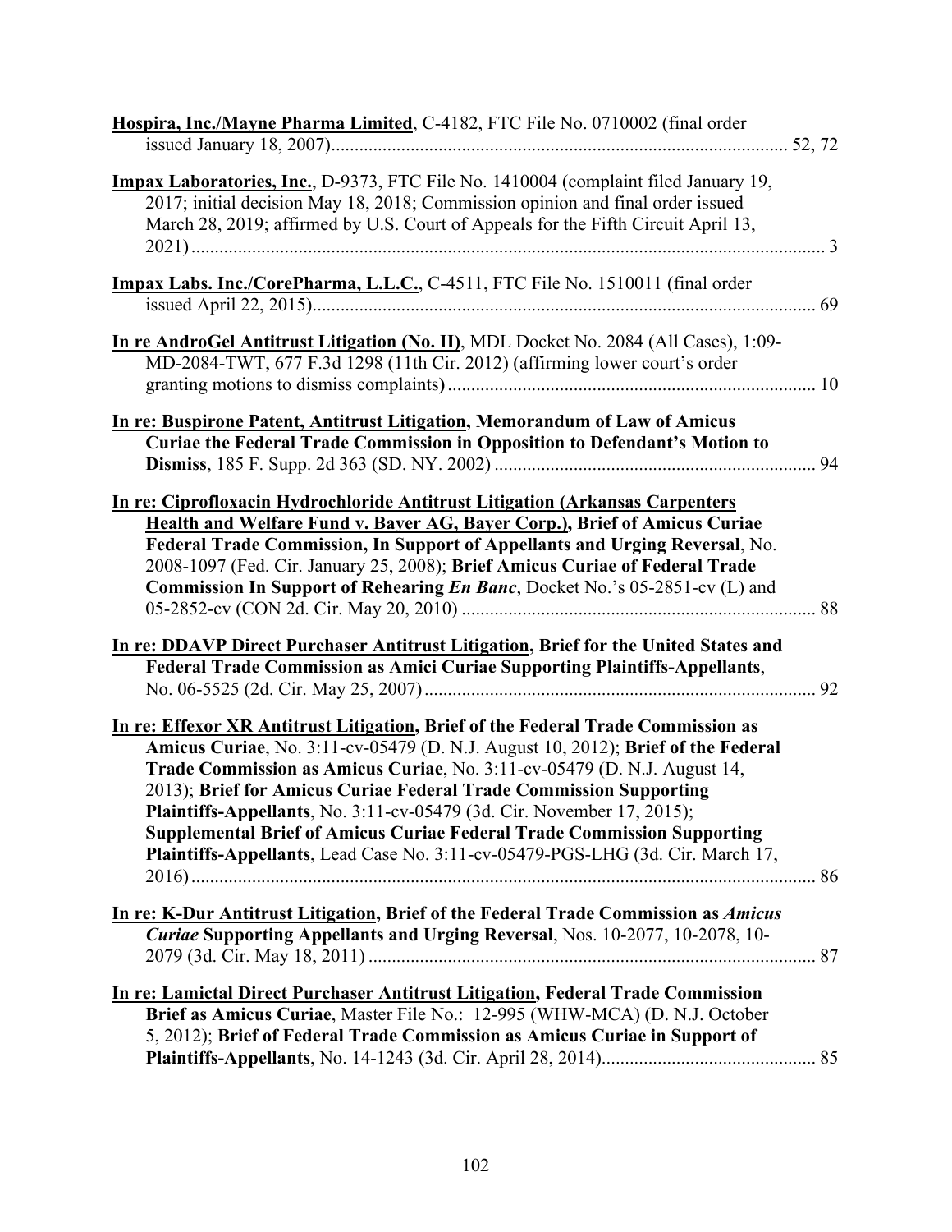**Hospira, Inc./Mayne Pharma Limited**, C-4182, FTC File No. 0710002 (final order issued January 18, 2007).......................................................................................................... 52, 72

**Impax Laboratories, Inc.**, D-9373, FTC File No. 1410004 (complaint filed January 19, 2017; initial decision May 18, 2018; Commission opinion and final order issued March 28, 2019; affirmed by U.S. Court of Appeals for the Fifth Circuit April 13, 2021)........................................................................................................................................ 3

**Impax Labs. Inc./CorePharma, L.L.C.**, C-4511, FTC File No. 1510011 (final order issued April 22, 2015)........................................................................................................... 69

**In re AndroGel Antitrust Litigation (No. II)**, MDL Docket No. 2084 (All Cases), 1:09-MD-2084-TWT, 677 F.3d 1298 (11th Cir. 2012) (affirming lower court's order granting motions to dismiss complaints**)**.............................................................................. 10

**In re: Buspirone Patent, Antitrust Litigation, Memorandum of Law of Amicus Curiae the Federal Trade Commission in Opposition to Defendant's Motion to Dismiss**, 185 F. Supp. 2d 363 (SD. NY. 2002)..................................................................... 94

**In re: Ciprofloxacin Hydrochloride Antitrust Litigation (Arkansas Carpenters Health and Welfare Fund v. Bayer AG, Bayer Corp.), Brief of Amicus Curiae Federal Trade Commission, In Support of Appellants and Urging Reversal**, No. 2008-1097 (Fed. Cir. January 25, 2008); **Brief Amicus Curiae of Federal Trade Commission In Support of Rehearing *En Banc***, Docket No.'s 05-2851-cv (L) and 05-2852-cv (CON 2d. Cir. May 20, 2010)............................................................................ 88

**In re: DDAVP Direct Purchaser Antitrust Litigation, Brief for the United States and Federal Trade Commission as Amici Curiae Supporting Plaintiffs-Appellants**, No. 06-5525 (2d. Cir. May 25, 2007).................................................................................... 92

**In re: Effexor XR Antitrust Litigation, Brief of the Federal Trade Commission as Amicus Curiae**, No. 3:11-cv-05479 (D. N.J. August 10, 2012); **Brief of the Federal Trade Commission as Amicus Curiae**, No. 3:11-cv-05479 (D. N.J. August 14, 2013); **Brief for Amicus Curiae Federal Trade Commission Supporting Plaintiffs-Appellants**, No. 3:11-cv-05479 (3d. Cir. November 17, 2015); **Supplemental Brief of Amicus Curiae Federal Trade Commission Supporting Plaintiffs-Appellants**, Lead Case No. 3:11-cv-05479-PGS-LHG (3d. Cir. March 17, 2016)...................................................................................................................................... 86

**In re: K-Dur Antitrust Litigation, Brief of the Federal Trade Commission as *Amicus Curiae* Supporting Appellants and Urging Reversal**, Nos. 10-2077, 10-2078, 10-2079 (3d. Cir. May 18, 2011)................................................................................................ 87

**In re: Lamictal Direct Purchaser Antitrust Litigation, Federal Trade Commission Brief as Amicus Curiae**, Master File No.: 12-995 (WHW-MCA) (D. N.J. October 5, 2012); **Brief of Federal Trade Commission as Amicus Curiae in Support of Plaintiffs-Appellants**, No. 14-1243 (3d. Cir. April 28, 2014)............................................. 85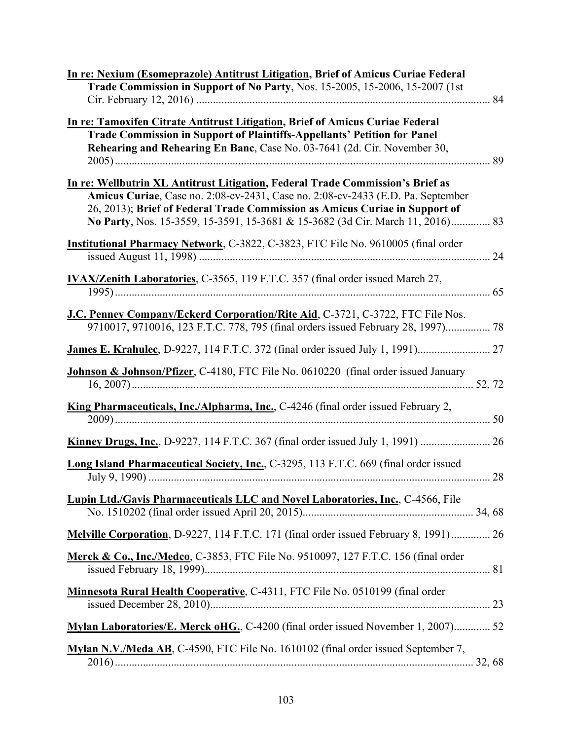**In re: Nexium (Esomeprazole) Antitrust Litigation, Brief of Amicus Curiae Federal Trade Commission in Support of No Party**, Nos. 15-2005, 15-2006, 15-2007 (1st Cir. February 12, 2016) ........................................................................................................ 84

**In re: Tamoxifen Citrate Antitrust Litigation, Brief of Amicus Curiae Federal Trade Commission in Support of Plaintiffs-Appellants' Petition for Panel Rehearing and Rehearing En Banc**, Case No. 03-7641 (2d. Cir. November 30, 2005) ...................................................................................................................... 89

**In re: Wellbutrin XL Antitrust Litigation, Federal Trade Commission's Brief as Amicus Curiae**, Case no. 2:08-cv-2431, Case no. 2:08-cv-2433 (E.D. Pa. September 26, 2013); **Brief of Federal Trade Commission as Amicus Curiae in Support of No Party**, Nos. 15-3559, 15-3591, 15-3681 & 15-3682 (3d Cir. March 11, 2016).............. 83

**Institutional Pharmacy Network**, C-3822, C-3823, FTC File No. 9610005 (final order issued August 11, 1998) ........................................................................................................ 24

**IVAX/Zenith Laboratories**, C-3565, 119 F.T.C. 357 (final order issued March 27, 1995) ...................................................................................................................... 65

**J.C. Penney Company/Eckerd Corporation/Rite Aid**, C-3721, C-3722, FTC File Nos. 9710017, 9710016, 123 F.T.C. 778, 795 (final orders issued February 28, 1997)................ 78

**James E. Krahulec**, D-9227, 114 F.T.C. 372 (final order issued July 1, 1991).......................... 27

**Johnson & Johnson/Pfizer**, C-4180, FTC File No. 0610220 (final order issued January 16, 2007) .......................................................................................................... 52, 72

**King Pharmaceuticals, Inc./Alpharma, Inc.**, C-4246 (final order issued February 2, 2009) ...................................................................................................................... 50

**Kinney Drugs, Inc.**, D-9227, 114 F.T.C. 367 (final order issued July 1, 1991) ......................... 26

**Long Island Pharmaceutical Society, Inc.**, C-3295, 113 F.T.C. 669 (final order issued July 9, 1990) ........................................................................................................... 28

**Lupin Ltd./Gavis Pharmaceuticals LLC and Novel Laboratories, Inc.**, C-4566, File No. 1510202 (final order issued April 20, 2015)............................................................. 34, 68

**Melville Corporation**, D-9227, 114 F.T.C. 171 (final order issued February 8, 1991).............. 26

**Merck & Co., Inc./Medco**, C-3853, FTC File No. 9510097, 127 F.T.C. 156 (final order issued February 18, 1999)...................................................................................... 81

**Minnesota Rural Health Cooperative**, C-4311, FTC File No. 0510199 (final order issued December 28, 2010).................................................................................... 23

**Mylan Laboratories/E. Merck oHG.**, C-4200 (final order issued November 1, 2007)............. 52

**Mylan N.V./Meda AB**, C-4590, FTC File No. 1610102 (final order issued September 7, 2016) ................................................................................................................ 32, 68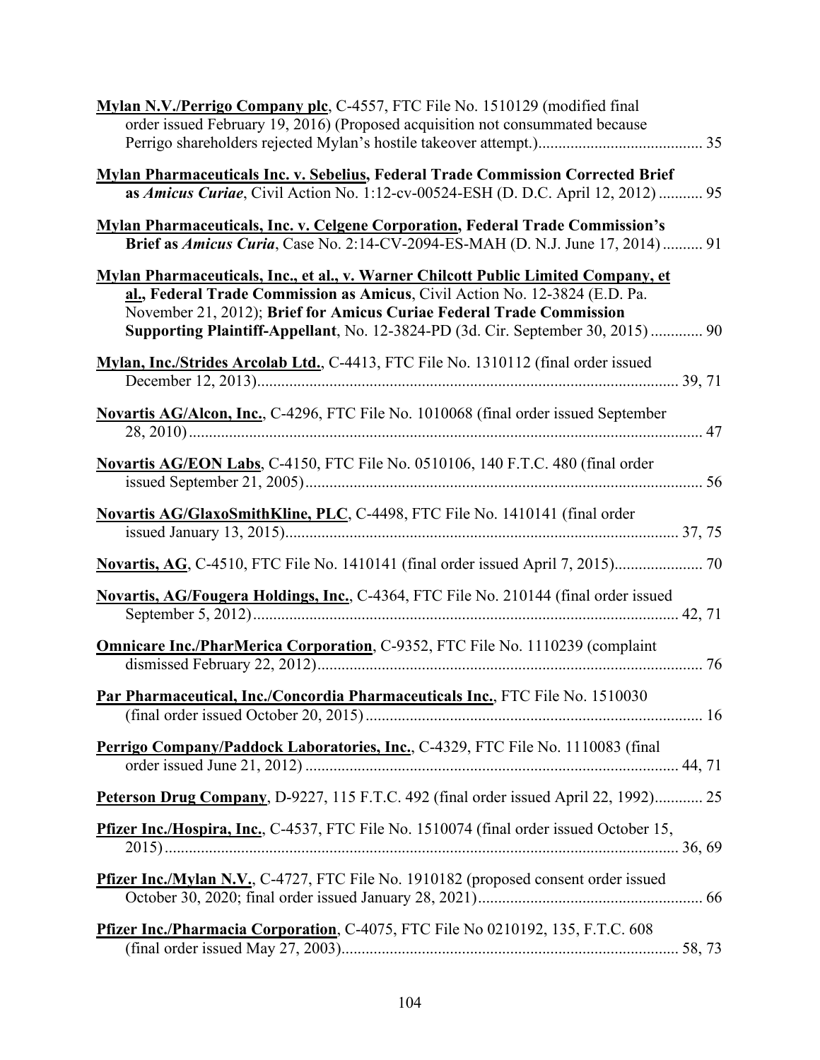**Mylan N.V./Perrigo Company plc**, C-4557, FTC File No. 1510129 (modified final order issued February 19, 2016) (Proposed acquisition not consummated because Perrigo shareholders rejected Mylan's hostile takeover attempt.)........................................ 35

**Mylan Pharmaceuticals Inc. v. Sebelius, Federal Trade Commission Corrected Brief as *Amicus Curiae***, Civil Action No. 1:12-cv-00524-ESH (D. D.C. April 12, 2012) ........... 95

**Mylan Pharmaceuticals, Inc. v. Celgene Corporation, Federal Trade Commission's Brief as *Amicus Curia***, Case No. 2:14-CV-2094-ES-MAH (D. N.J. June 17, 2014) .......... 91

**Mylan Pharmaceuticals, Inc., et al., v. Warner Chilcott Public Limited Company, et al., Federal Trade Commission as Amicus**, Civil Action No. 12-3824 (E.D. Pa. November 21, 2012); **Brief for Amicus Curiae Federal Trade Commission Supporting Plaintiff-Appellant**, No. 12-3824-PD (3d. Cir. September 30, 2015) ............. 90

**Mylan, Inc./Strides Arcolab Ltd.**, C-4413, FTC File No. 1310112 (final order issued December 12, 2013)........................................................................................................ 39, 71

**Novartis AG/Alcon, Inc.**, C-4296, FTC File No. 1010068 (final order issued September 28, 2010)............................................................................................................................... 47

**Novartis AG/EON Labs**, C-4150, FTC File No. 0510106, 140 F.T.C. 480 (final order issued September 21, 2005)................................................................................................. 56

**Novartis AG/GlaxoSmithKline, PLC**, C-4498, FTC File No. 1410141 (final order issued January 13, 2015)................................................................................................. 37, 75

**Novartis, AG**, C-4510, FTC File No. 1410141 (final order issued April 7, 2015)...................... 70

**Novartis, AG/Fougera Holdings, Inc.**, C-4364, FTC File No. 210144 (final order issued September 5, 2012)......................................................................................................... 42, 71

**Omnicare Inc./PharMerica Corporation**, C-9352, FTC File No. 1110239 (complaint dismissed February 22, 2012)............................................................................................... 76

**Par Pharmaceutical, Inc./Concordia Pharmaceuticals Inc.**, FTC File No. 1510030 (final order issued October 20, 2015)................................................................................... 16

**Perrigo Company/Paddock Laboratories, Inc.**, C-4329, FTC File No. 1110083 (final order issued June 21, 2012) ............................................................................................ 44, 71

**Peterson Drug Company**, D-9227, 115 F.T.C. 492 (final order issued April 22, 1992)............ 25

**Pfizer Inc./Hospira, Inc.**, C-4537, FTC File No. 1510074 (final order issued October 15, 2015)............................................................................................................................... 36, 69

**Pfizer Inc./Mylan N.V.**, C-4727, FTC File No. 1910182 (proposed consent order issued October 30, 2020; final order issued January 28, 2021)....................................................... 66

**Pfizer Inc./Pharmacia Corporation**, C-4075, FTC File No 0210192, 135, F.T.C. 608 (final order issued May 27, 2003)................................................................................... 58, 73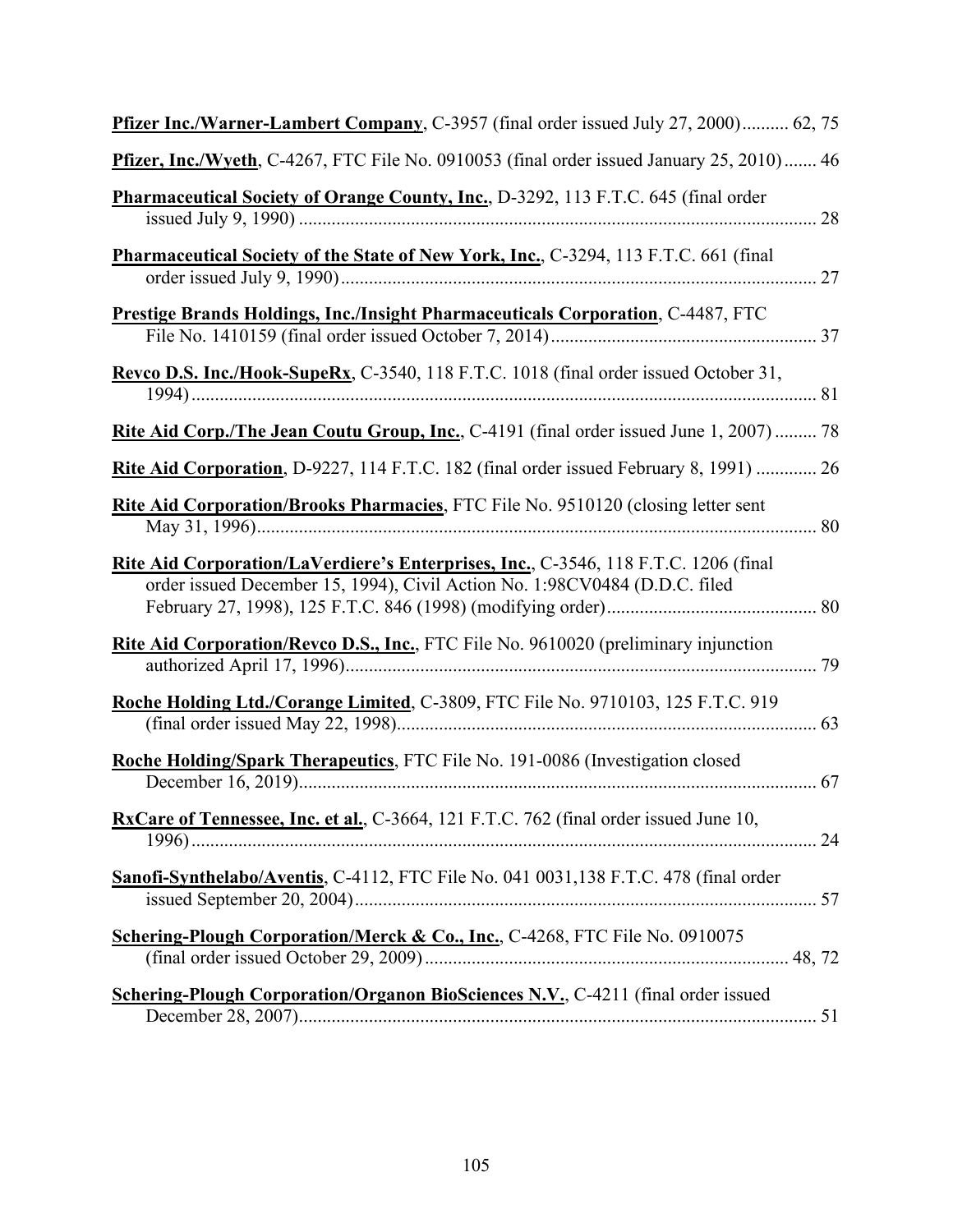**Pfizer Inc./Warner-Lambert Company**, C-3957 (final order issued July 27, 2000).......... 62, 75

**Pfizer, Inc./Wyeth**, C-4267, FTC File No. 0910053 (final order issued January 25, 2010)....... 46

**Pharmaceutical Society of Orange County, Inc.**, D-3292, 113 F.T.C. 645 (final order issued July 9, 1990) ............................................................................................................... 28

**Pharmaceutical Society of the State of New York, Inc.**, C-3294, 113 F.T.C. 661 (final order issued July 9, 1990)...................................................................................................... 27

**Prestige Brands Holdings, Inc./Insight Pharmaceuticals Corporation**, C-4487, FTC File No. 1410159 (final order issued October 7, 2014)......................................................... 37

**Revco D.S. Inc./Hook-SupeRx**, C-3540, 118 F.T.C. 1018 (final order issued October 31, 1994)...................................................................................................................... 81

**Rite Aid Corp./The Jean Coutu Group, Inc.**, C-4191 (final order issued June 1, 2007)......... 78

**Rite Aid Corporation**, D-9227, 114 F.T.C. 182 (final order issued February 8, 1991) ............. 26

**Rite Aid Corporation/Brooks Pharmacies**, FTC File No. 9510120 (closing letter sent May 31, 1996)....................................................................................................................... 80

**Rite Aid Corporation/LaVerdiere's Enterprises, Inc.**, C-3546, 118 F.T.C. 1206 (final order issued December 15, 1994), Civil Action No. 1:98CV0484 (D.D.C. filed February 27, 1998), 125 F.T.C. 846 (1998) (modifying order)............................................ 80

**Rite Aid Corporation/Revco D.S., Inc.**, FTC File No. 9610020 (preliminary injunction authorized April 17, 1996)..................................................................................................... 79

**Roche Holding Ltd./Corange Limited**, C-3809, FTC File No. 9710103, 125 F.T.C. 919 (final order issued May 22, 1998).......................................................................................... 63

**Roche Holding/Spark Therapeutics**, FTC File No. 191-0086 (Investigation closed December 16, 2019)............................................................................................................... 67

**RxCare of Tennessee, Inc. et al.**, C-3664, 121 F.T.C. 762 (final order issued June 10, 1996)...................................................................................................................... 24

**Sanofi-Synthelabo/Aventis**, C-4112, FTC File No. 041 0031,138 F.T.C. 478 (final order issued September 20, 2004).................................................................................................. 57

**Schering-Plough Corporation/Merck & Co., Inc.**, C-4268, FTC File No. 0910075 (final order issued October 29, 2009)............................................................................. 48, 72

**Schering-Plough Corporation/Organon BioSciences N.V.**, C-4211 (final order issued December 28, 2007)............................................................................................................... 51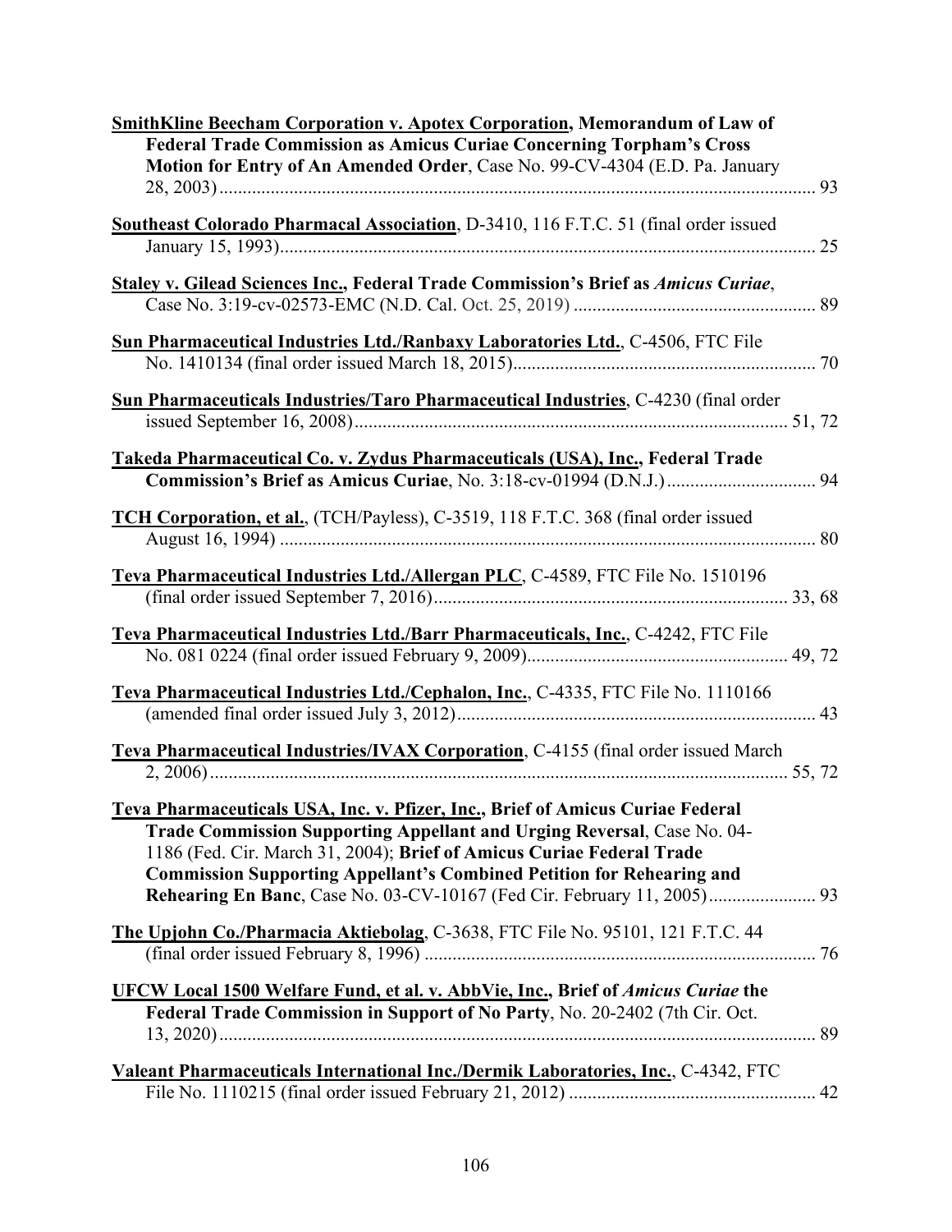**SmithKline Beecham Corporation v. Apotex Corporation, Memorandum of Law of Federal Trade Commission as Amicus Curiae Concerning Torpham's Cross Motion for Entry of An Amended Order**, Case No. 99-CV-4304 (E.D. Pa. January 28, 2003) ............ 93

**Southeast Colorado Pharmacal Association**, D-3410, 116 F.T.C. 51 (final order issued January 15, 1993) ............ 25

**Staley v. Gilead Sciences Inc., Federal Trade Commission's Brief as *Amicus Curiae***, Case No. 3:19-cv-02573-EMC (N.D. Cal. Oct. 25, 2019) ............ 89

**Sun Pharmaceutical Industries Ltd./Ranbaxy Laboratories Ltd.**, C-4506, FTC File No. 1410134 (final order issued March 18, 2015) ............ 70

**Sun Pharmaceuticals Industries/Taro Pharmaceutical Industries**, C-4230 (final order issued September 16, 2008) ............ 51, 72

**Takeda Pharmaceutical Co. v. Zydus Pharmaceuticals (USA), Inc., Federal Trade Commission's Brief as Amicus Curiae**, No. 3:18-cv-01994 (D.N.J.) ............ 94

**TCH Corporation, et al.**, (TCH/Payless), C-3519, 118 F.T.C. 368 (final order issued August 16, 1994) ............ 80

**Teva Pharmaceutical Industries Ltd./Allergan PLC**, C-4589, FTC File No. 1510196 (final order issued September 7, 2016) ............ 33, 68

**Teva Pharmaceutical Industries Ltd./Barr Pharmaceuticals, Inc.**, C-4242, FTC File No. 081 0224 (final order issued February 9, 2009) ............ 49, 72

**Teva Pharmaceutical Industries Ltd./Cephalon, Inc.**, C-4335, FTC File No. 1110166 (amended final order issued July 3, 2012) ............ 43

**Teva Pharmaceutical Industries/IVAX Corporation**, C-4155 (final order issued March 2, 2006) ............ 55, 72

**Teva Pharmaceuticals USA, Inc. v. Pfizer, Inc., Brief of Amicus Curiae Federal Trade Commission Supporting Appellant and Urging Reversal**, Case No. 04-1186 (Fed. Cir. March 31, 2004); **Brief of Amicus Curiae Federal Trade Commission Supporting Appellant's Combined Petition for Rehearing and Rehearing En Banc**, Case No. 03-CV-10167 (Fed Cir. February 11, 2005) ............ 93

**The Upjohn Co./Pharmacia Aktiebolag**, C-3638, FTC File No. 95101, 121 F.T.C. 44 (final order issued February 8, 1996) ............ 76

**UFCW Local 1500 Welfare Fund, et al. v. AbbVie, Inc., Brief of *Amicus Curiae* the Federal Trade Commission in Support of No Party**, No. 20-2402 (7th Cir. Oct. 13, 2020) ............ 89

**Valeant Pharmaceuticals International Inc./Dermik Laboratories, Inc.**, C-4342, FTC File No. 1110215 (final order issued February 21, 2012) ............ 42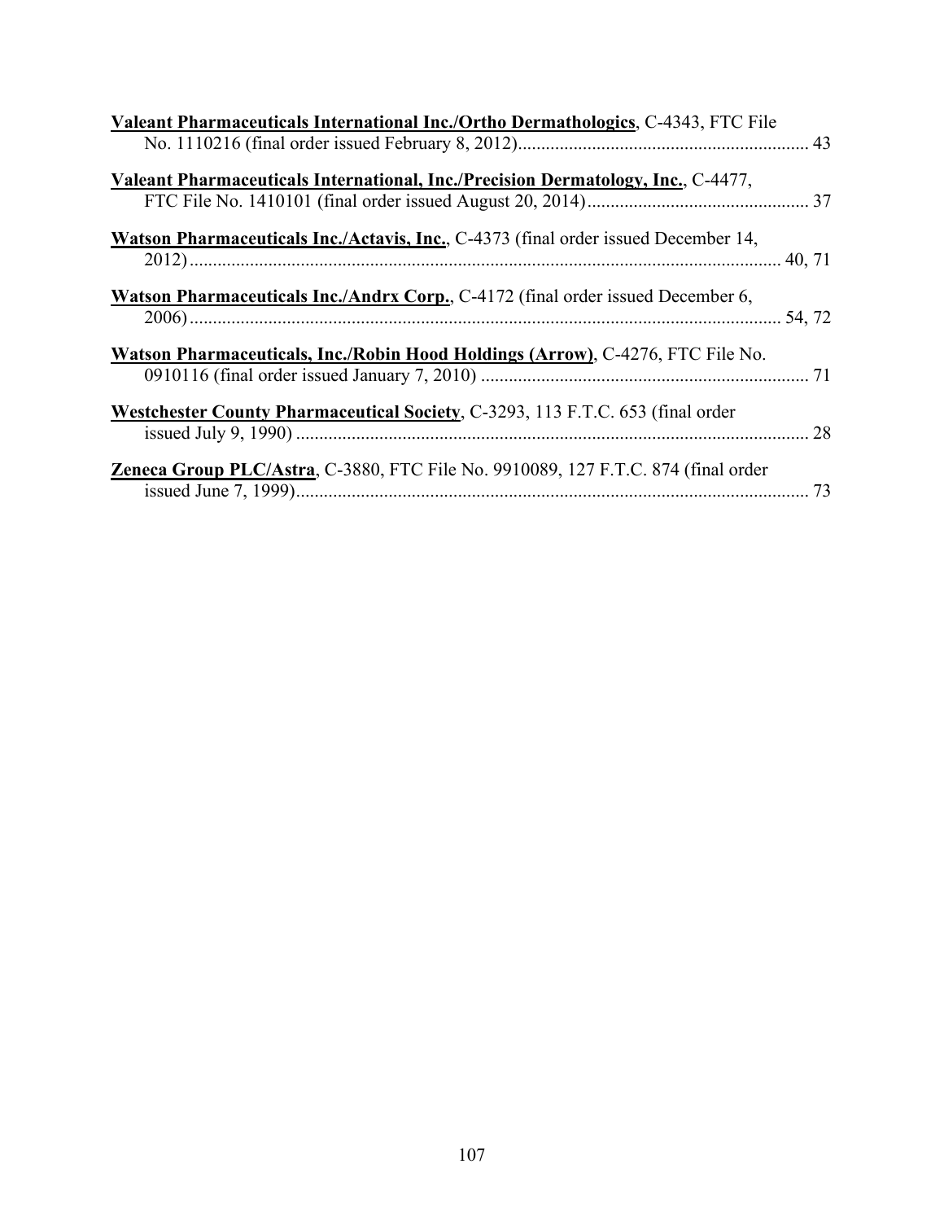**Valeant Pharmaceuticals International Inc./Ortho Dermathologics**, C-4343, FTC File No. 1110216 (final order issued February 8, 2012)............................................................... 43

**Valeant Pharmaceuticals International, Inc./Precision Dermatology, Inc.**, C-4477, FTC File No. 1410101 (final order issued August 20, 2014)................................................ 37

**Watson Pharmaceuticals Inc./Actavis, Inc.**, C-4373 (final order issued December 14, 2012)............................................................................................................... 40, 71

**Watson Pharmaceuticals Inc./Andrx Corp.**, C-4172 (final order issued December 6, 2006)............................................................................................................... 54, 72

**Watson Pharmaceuticals, Inc./Robin Hood Holdings (Arrow)**, C-4276, FTC File No. 0910116 (final order issued January 7, 2010) ....................................................................... 71

**Westchester County Pharmaceutical Society**, C-3293, 113 F.T.C. 653 (final order issued July 9, 1990) ............................................................................................................... 28

**Zeneca Group PLC/Astra**, C-3880, FTC File No. 9910089, 127 F.T.C. 874 (final order issued June 7, 1999)............................................................................................................... 73